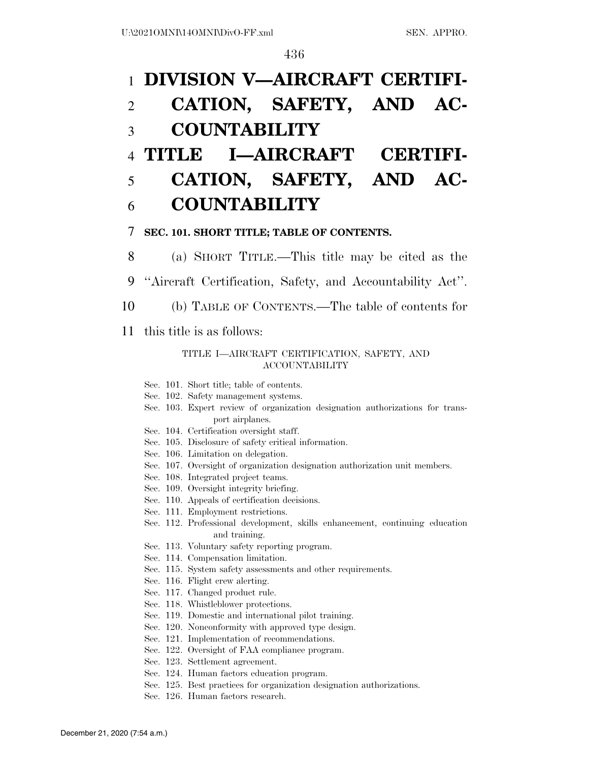# DIVISION V—AIRCRAFT CERTIFICATION, SAFETY, AND ACCOUNTABILITY

# TITLE I—AIRCRAFT CERTIFICATION, SAFETY, AND ACCOUNTABILITY

### SEC. 101. SHORT TITLE; TABLE OF CONTENTS.

(a) SHORT TITLE.—This title may be cited as the ''Aircraft Certification, Safety, and Accountability Act''.

(b) TABLE OF CONTENTS.—The table of contents for this title is as follows:

TITLE I—AIRCRAFT CERTIFICATION, SAFETY, AND ACCOUNTABILITY

Sec. 101. Short title; table of contents.
Sec. 102. Safety management systems.
Sec. 103. Expert review of organization designation authorizations for transport airplanes.
Sec. 104. Certification oversight staff.
Sec. 105. Disclosure of safety critical information.
Sec. 106. Limitation on delegation.
Sec. 107. Oversight of organization designation authorization unit members.
Sec. 108. Integrated project teams.
Sec. 109. Oversight integrity briefing.
Sec. 110. Appeals of certification decisions.
Sec. 111. Employment restrictions.
Sec. 112. Professional development, skills enhancement, continuing education and training.
Sec. 113. Voluntary safety reporting program.
Sec. 114. Compensation limitation.
Sec. 115. System safety assessments and other requirements.
Sec. 116. Flight crew alerting.
Sec. 117. Changed product rule.
Sec. 118. Whistleblower protections.
Sec. 119. Domestic and international pilot training.
Sec. 120. Nonconformity with approved type design.
Sec. 121. Implementation of recommendations.
Sec. 122. Oversight of FAA compliance program.
Sec. 123. Settlement agreement.
Sec. 124. Human factors education program.
Sec. 125. Best practices for organization designation authorizations.
Sec. 126. Human factors research.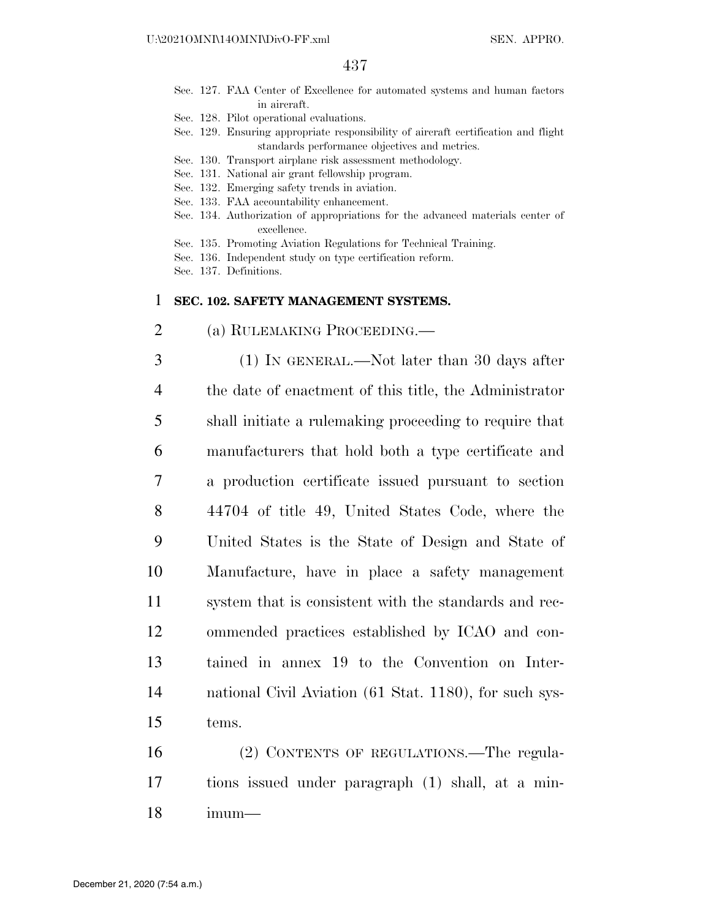Sec. 127. FAA Center of Excellence for automated systems and human factors in aircraft.
Sec. 128. Pilot operational evaluations.
Sec. 129. Ensuring appropriate responsibility of aircraft certification and flight standards performance objectives and metrics.
Sec. 130. Transport airplane risk assessment methodology.
Sec. 131. National air grant fellowship program.
Sec. 132. Emerging safety trends in aviation.
Sec. 133. FAA accountability enhancement.
Sec. 134. Authorization of appropriations for the advanced materials center of excellence.
Sec. 135. Promoting Aviation Regulations for Technical Training.
Sec. 136. Independent study on type certification reform.
Sec. 137. Definitions.

**SEC. 102. SAFETY MANAGEMENT SYSTEMS.**

(a) RULEMAKING PROCEEDING.—

(1) IN GENERAL.—Not later than 30 days after the date of enactment of this title, the Administrator shall initiate a rulemaking proceeding to require that manufacturers that hold both a type certificate and a production certificate issued pursuant to section 44704 of title 49, United States Code, where the United States is the State of Design and State of Manufacture, have in place a safety management system that is consistent with the standards and recommended practices established by ICAO and contained in annex 19 to the Convention on International Civil Aviation (61 Stat. 1180), for such systems.

(2) CONTENTS OF REGULATIONS.—The regulations issued under paragraph (1) shall, at a minimum—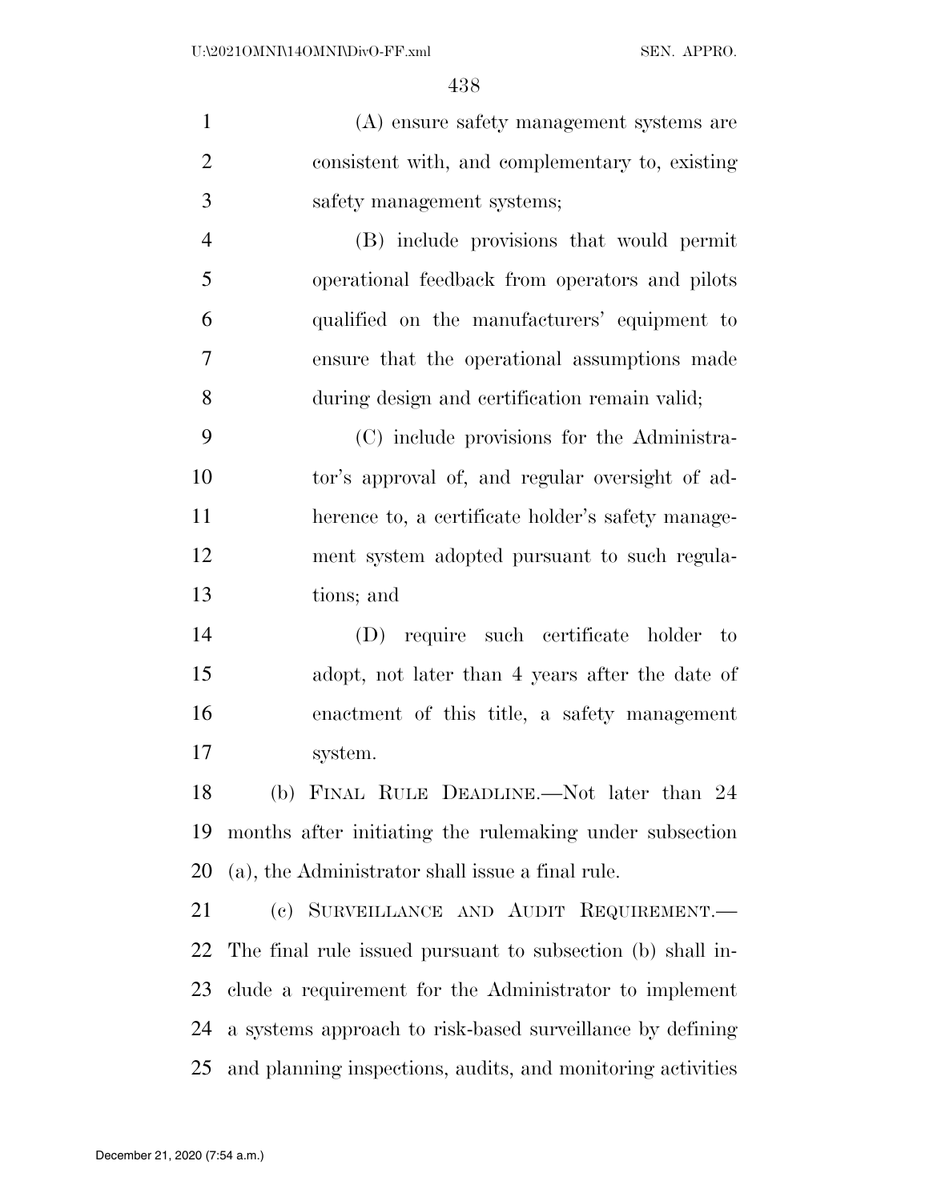(A) ensure safety management systems are consistent with, and complementary to, existing safety management systems;

(B) include provisions that would permit operational feedback from operators and pilots qualified on the manufacturers' equipment to ensure that the operational assumptions made during design and certification remain valid;

(C) include provisions for the Administrator's approval of, and regular oversight of adherence to, a certificate holder's safety management system adopted pursuant to such regulations; and

(D) require such certificate holder to adopt, not later than 4 years after the date of enactment of this title, a safety management system.

(b) FINAL RULE DEADLINE.—Not later than 24 months after initiating the rulemaking under subsection (a), the Administrator shall issue a final rule.

(c) SURVEILLANCE AND AUDIT REQUIREMENT.—The final rule issued pursuant to subsection (b) shall include a requirement for the Administrator to implement a systems approach to risk-based surveillance by defining and planning inspections, audits, and monitoring activities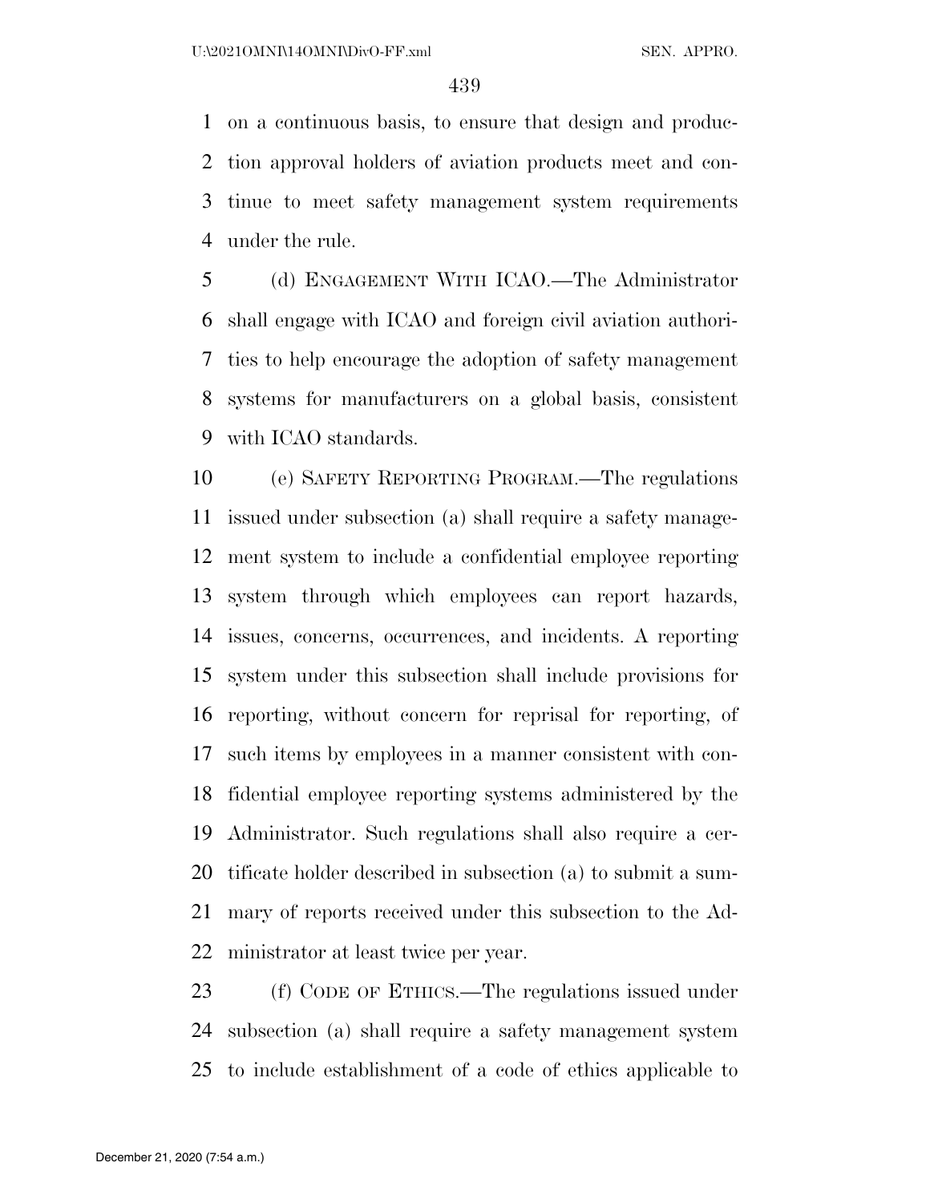on a continuous basis, to ensure that design and production approval holders of aviation products meet and continue to meet safety management system requirements under the rule.

(d) ENGAGEMENT WITH ICAO.—The Administrator shall engage with ICAO and foreign civil aviation authorities to help encourage the adoption of safety management systems for manufacturers on a global basis, consistent with ICAO standards.

(e) SAFETY REPORTING PROGRAM.—The regulations issued under subsection (a) shall require a safety management system to include a confidential employee reporting system through which employees can report hazards, issues, concerns, occurrences, and incidents. A reporting system under this subsection shall include provisions for reporting, without concern for reprisal for reporting, of such items by employees in a manner consistent with confidential employee reporting systems administered by the Administrator. Such regulations shall also require a certificate holder described in subsection (a) to submit a summary of reports received under this subsection to the Administrator at least twice per year.

(f) CODE OF ETHICS.—The regulations issued under subsection (a) shall require a safety management system to include establishment of a code of ethics applicable to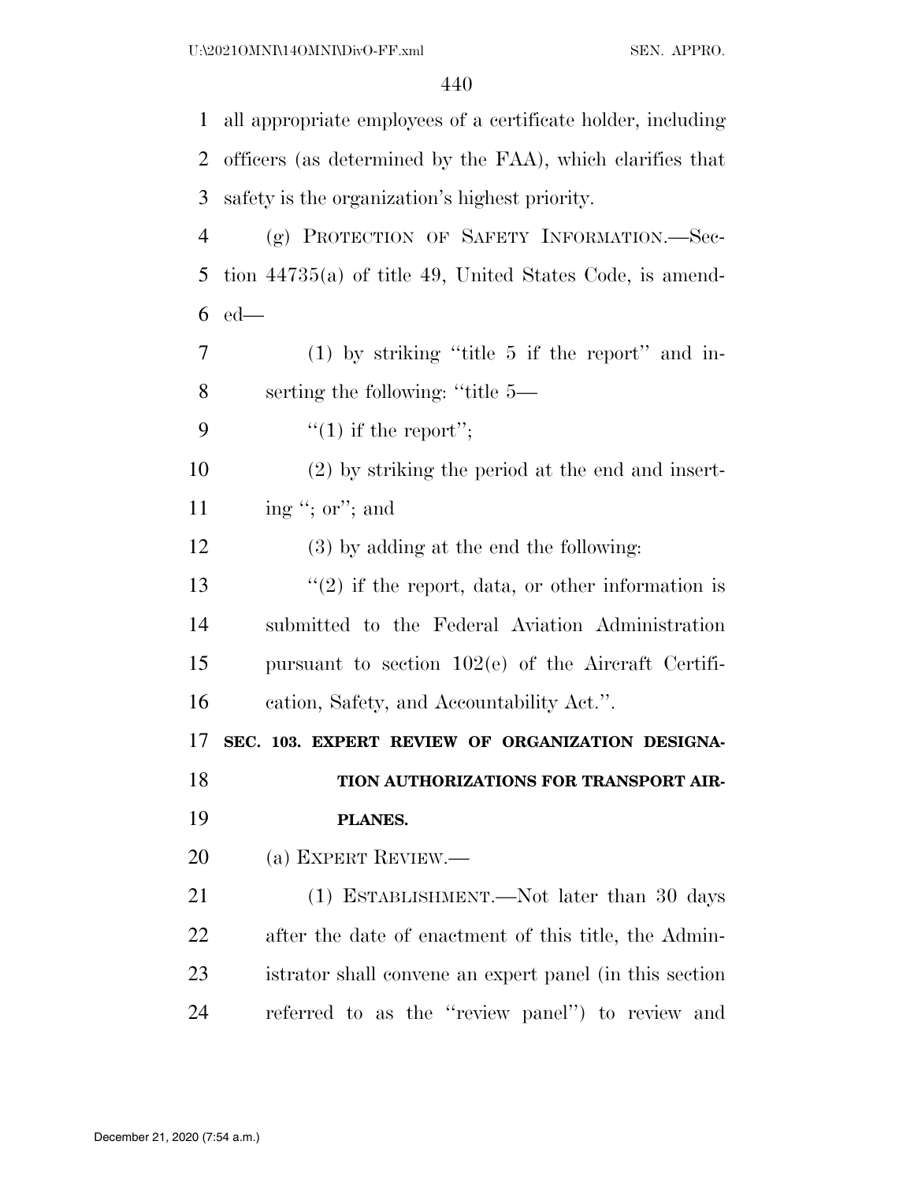all appropriate employees of a certificate holder, including officers (as determined by the FAA), which clarifies that safety is the organization's highest priority.

(g) PROTECTION OF SAFETY INFORMATION.—Section 44735(a) of title 49, United States Code, is amended—

(1) by striking "title 5 if the report" and inserting the following: "title 5—

"(1) if the report";

(2) by striking the period at the end and inserting "; or"; and

(3) by adding at the end the following:

"(2) if the report, data, or other information is submitted to the Federal Aviation Administration pursuant to section 102(e) of the Aircraft Certification, Safety, and Accountability Act.".

**SEC. 103. EXPERT REVIEW OF ORGANIZATION DESIGNATION AUTHORIZATIONS FOR TRANSPORT AIRPLANES.**

(a) EXPERT REVIEW.—

(1) ESTABLISHMENT.—Not later than 30 days after the date of enactment of this title, the Administrator shall convene an expert panel (in this section referred to as the "review panel") to review and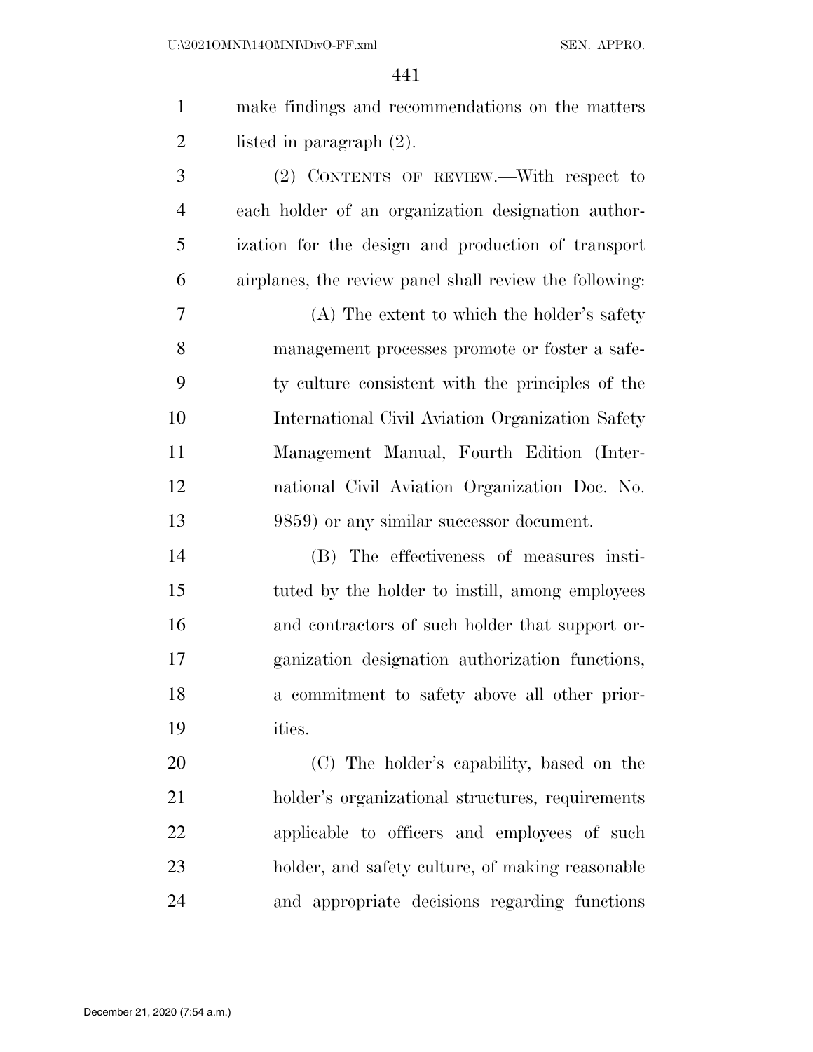make findings and recommendations on the matters listed in paragraph (2).

(2) CONTENTS OF REVIEW.—With respect to each holder of an organization designation authorization for the design and production of transport airplanes, the review panel shall review the following:

(A) The extent to which the holder's safety management processes promote or foster a safety culture consistent with the principles of the International Civil Aviation Organization Safety Management Manual, Fourth Edition (International Civil Aviation Organization Doc. No. 9859) or any similar successor document.

(B) The effectiveness of measures instituted by the holder to instill, among employees and contractors of such holder that support organization designation authorization functions, a commitment to safety above all other priorities.

(C) The holder's capability, based on the holder's organizational structures, requirements applicable to officers and employees of such holder, and safety culture, of making reasonable and appropriate decisions regarding functions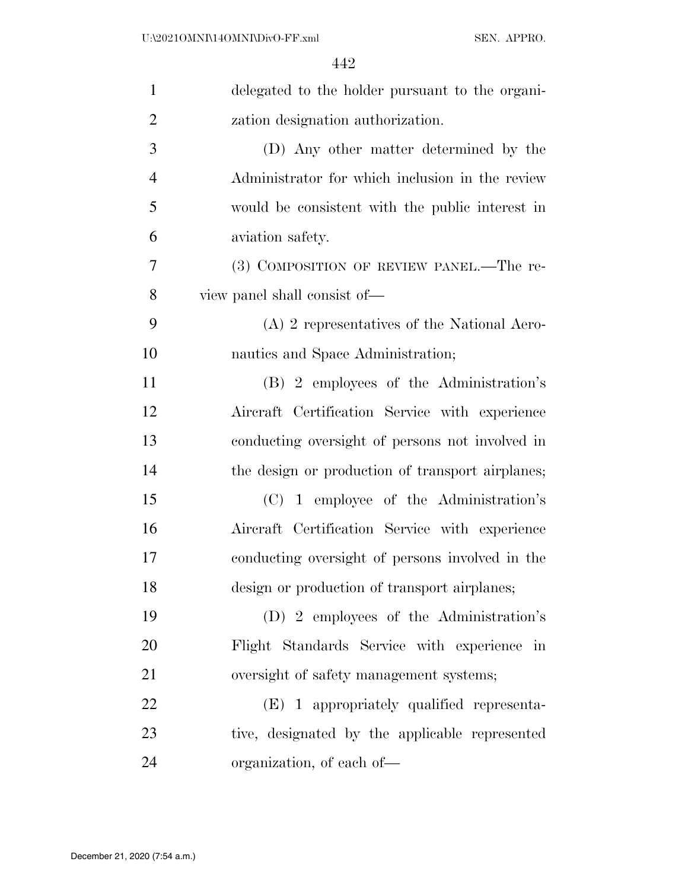delegated to the holder pursuant to the organization designation authorization.

(D) Any other matter determined by the Administrator for which inclusion in the review would be consistent with the public interest in aviation safety.

(3) COMPOSITION OF REVIEW PANEL.—The review panel shall consist of—

(A) 2 representatives of the National Aeronautics and Space Administration;

(B) 2 employees of the Administration's Aircraft Certification Service with experience conducting oversight of persons not involved in the design or production of transport airplanes;

(C) 1 employee of the Administration's Aircraft Certification Service with experience conducting oversight of persons involved in the design or production of transport airplanes;

(D) 2 employees of the Administration's Flight Standards Service with experience in oversight of safety management systems;

(E) 1 appropriately qualified representative, designated by the applicable represented organization, of each of—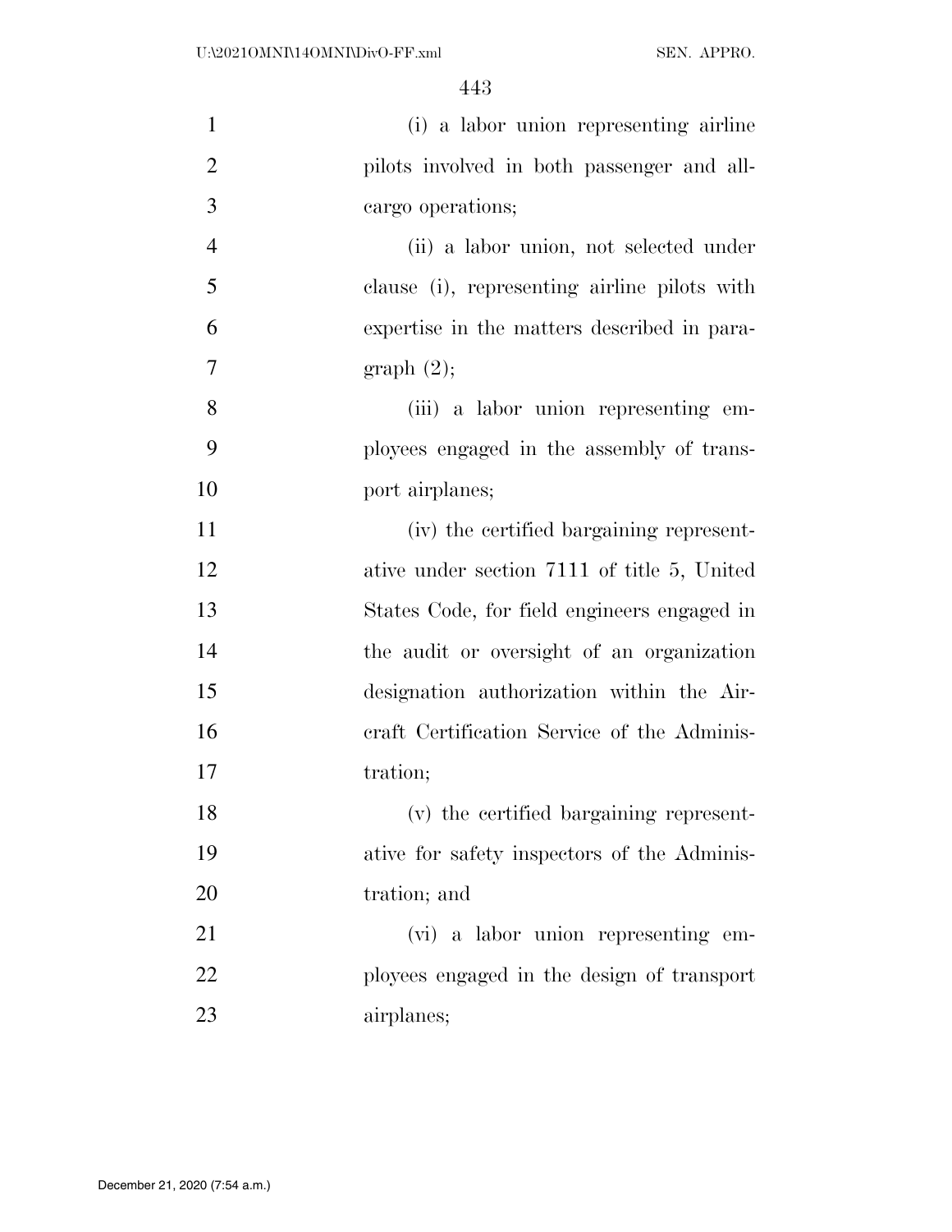(i) a labor union representing airline pilots involved in both passenger and all-cargo operations;

(ii) a labor union, not selected under clause (i), representing airline pilots with expertise in the matters described in paragraph (2);

(iii) a labor union representing employees engaged in the assembly of transport airplanes;

(iv) the certified bargaining representative under section 7111 of title 5, United States Code, for field engineers engaged in the audit or oversight of an organization designation authorization within the Aircraft Certification Service of the Administration;

(v) the certified bargaining representative for safety inspectors of the Administration; and

(vi) a labor union representing employees engaged in the design of transport airplanes;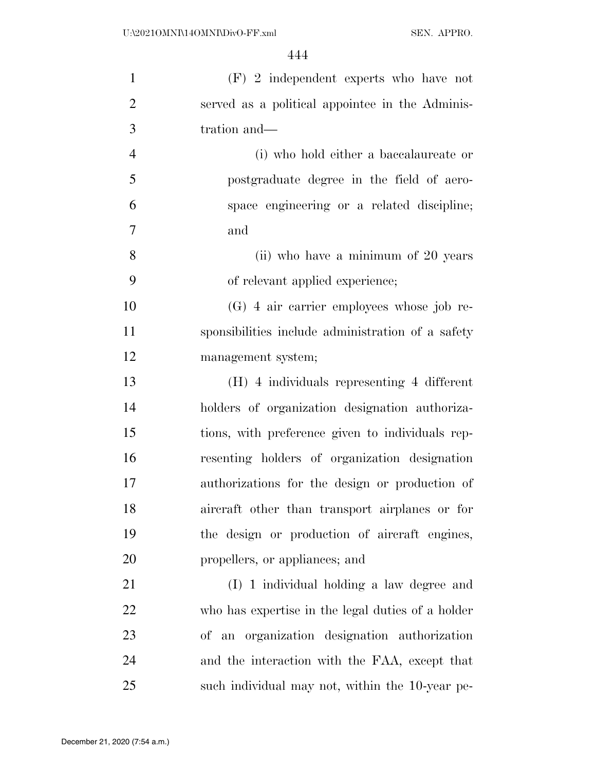(F) 2 independent experts who have not served as a political appointee in the Administration and—

(i) who hold either a baccalaureate or postgraduate degree in the field of aerospace engineering or a related discipline; and

(ii) who have a minimum of 20 years of relevant applied experience;

(G) 4 air carrier employees whose job responsibilities include administration of a safety management system;

(H) 4 individuals representing 4 different holders of organization designation authorizations, with preference given to individuals representing holders of organization designation authorizations for the design or production of aircraft other than transport airplanes or for the design or production of aircraft engines, propellers, or appliances; and

(I) 1 individual holding a law degree and who has expertise in the legal duties of a holder of an organization designation authorization and the interaction with the FAA, except that such individual may not, within the 10-year pe-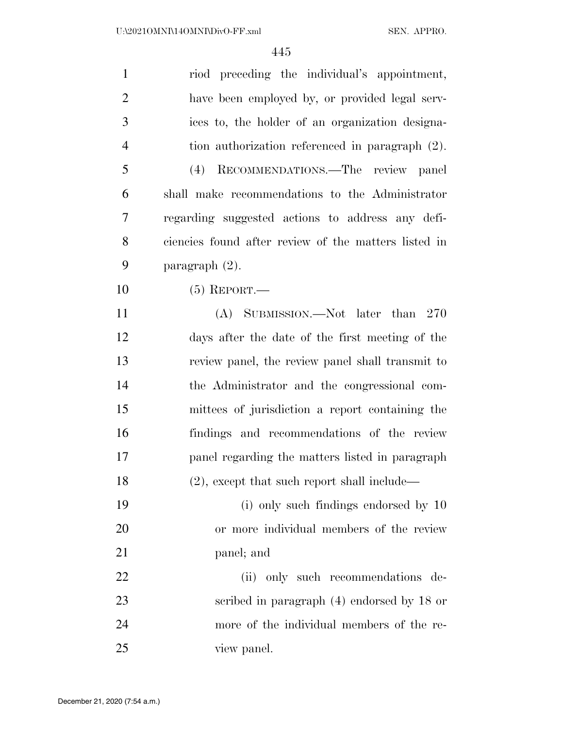riod preceding the individual's appointment, have been employed by, or provided legal services to, the holder of an organization designation authorization referenced in paragraph (2).

(4) RECOMMENDATIONS.—The review panel shall make recommendations to the Administrator regarding suggested actions to address any deficiencies found after review of the matters listed in paragraph (2).

(5) REPORT.—

(A) SUBMISSION.—Not later than 270 days after the date of the first meeting of the review panel, the review panel shall transmit to the Administrator and the congressional committees of jurisdiction a report containing the findings and recommendations of the review panel regarding the matters listed in paragraph (2), except that such report shall include—

(i) only such findings endorsed by 10 or more individual members of the review panel; and

(ii) only such recommendations described in paragraph (4) endorsed by 18 or more of the individual members of the review panel.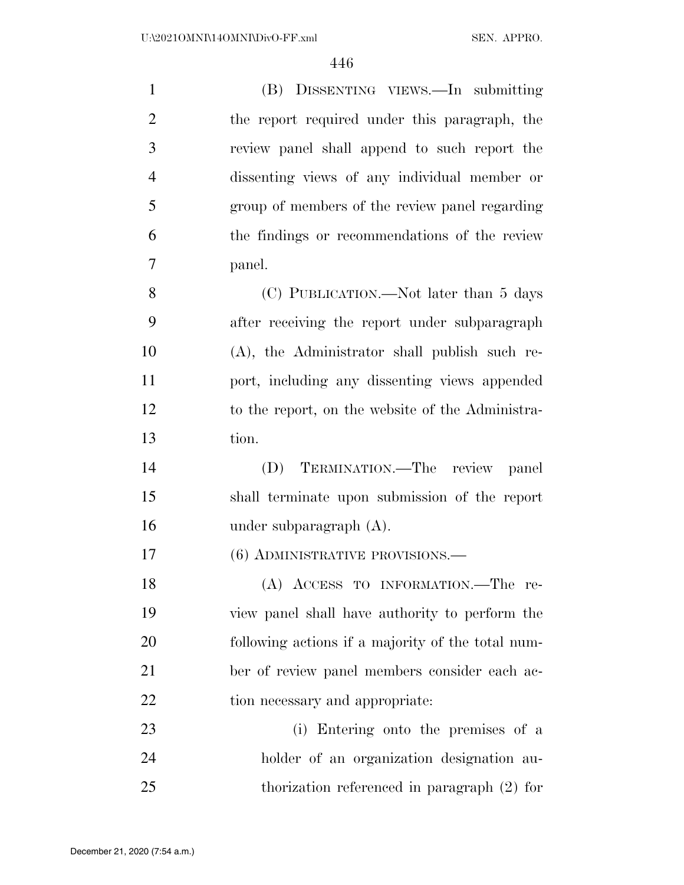(B) DISSENTING VIEWS.—In submitting the report required under this paragraph, the review panel shall append to such report the dissenting views of any individual member or group of members of the review panel regarding the findings or recommendations of the review panel.

(C) PUBLICATION.—Not later than 5 days after receiving the report under subparagraph (A), the Administrator shall publish such report, including any dissenting views appended to the report, on the website of the Administration.

(D) TERMINATION.—The review panel shall terminate upon submission of the report under subparagraph (A).

(6) ADMINISTRATIVE PROVISIONS.—

(A) ACCESS TO INFORMATION.—The review panel shall have authority to perform the following actions if a majority of the total number of review panel members consider each action necessary and appropriate:

(i) Entering onto the premises of a holder of an organization designation authorization referenced in paragraph (2) for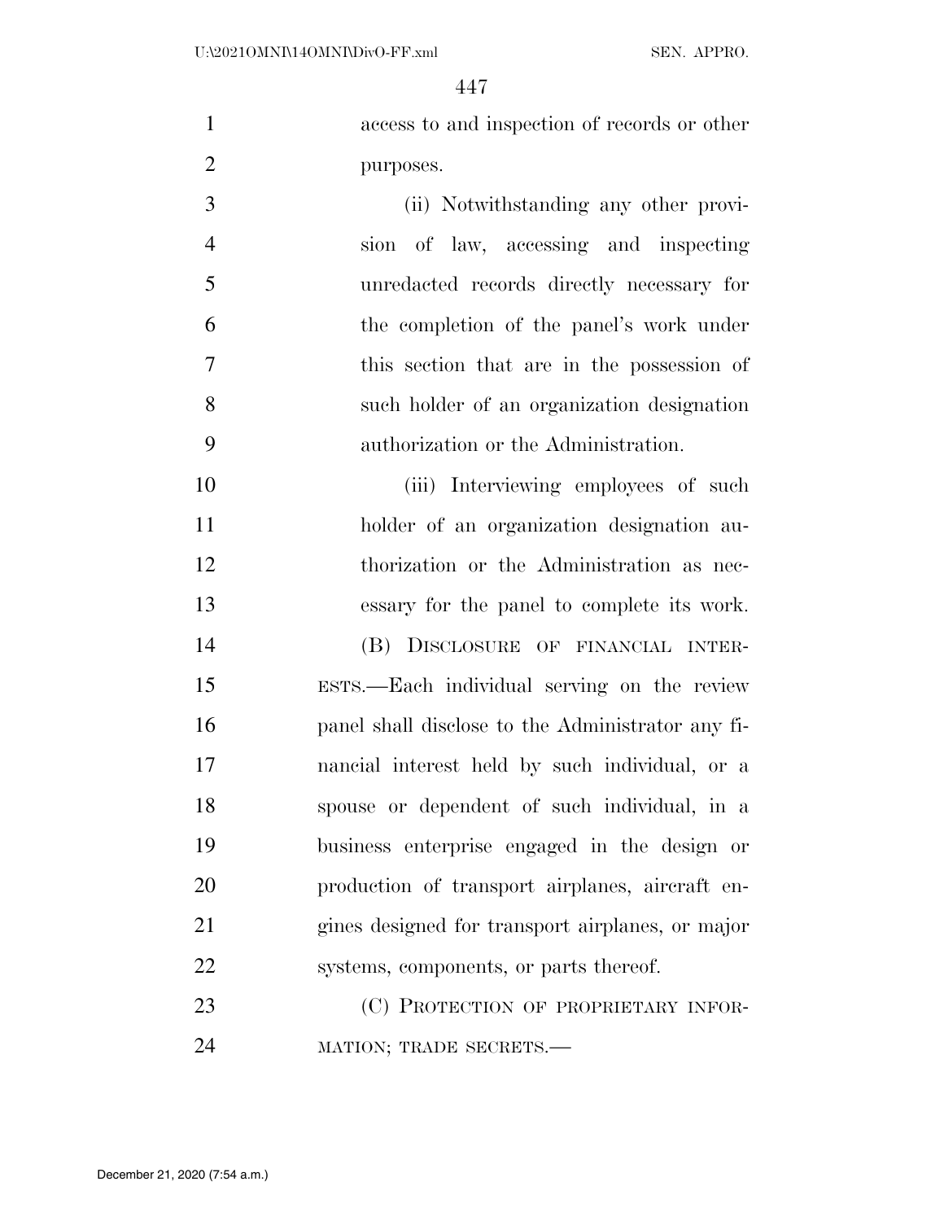access to and inspection of records or other purposes.

(ii) Notwithstanding any other provision of law, accessing and inspecting unredacted records directly necessary for the completion of the panel's work under this section that are in the possession of such holder of an organization designation authorization or the Administration.

(iii) Interviewing employees of such holder of an organization designation authorization or the Administration as necessary for the panel to complete its work.

(B) DISCLOSURE OF FINANCIAL INTERESTS.—Each individual serving on the review panel shall disclose to the Administrator any financial interest held by such individual, or a spouse or dependent of such individual, in a business enterprise engaged in the design or production of transport airplanes, aircraft engines designed for transport airplanes, or major systems, components, or parts thereof.

(C) PROTECTION OF PROPRIETARY INFORMATION; TRADE SECRETS.—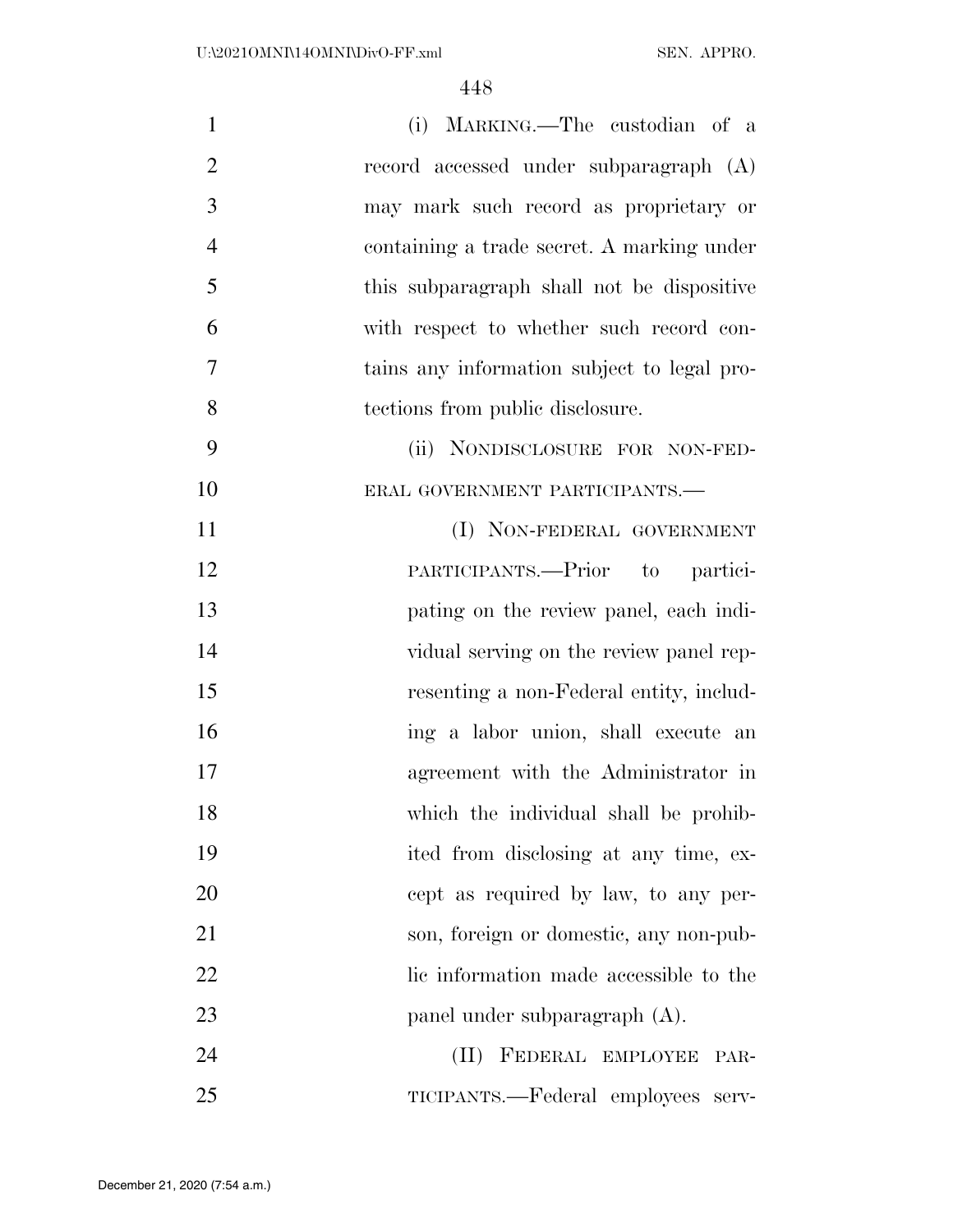(i) MARKING.—The custodian of a record accessed under subparagraph (A) may mark such record as proprietary or containing a trade secret. A marking under this subparagraph shall not be dispositive with respect to whether such record contains any information subject to legal protections from public disclosure.

(ii) NONDISCLOSURE FOR NON-FEDERAL GOVERNMENT PARTICIPANTS.—

(I) NON-FEDERAL GOVERNMENT PARTICIPANTS.—Prior to participating on the review panel, each individual serving on the review panel representing a non-Federal entity, including a labor union, shall execute an agreement with the Administrator in which the individual shall be prohibited from disclosing at any time, except as required by law, to any person, foreign or domestic, any non-public information made accessible to the panel under subparagraph (A).

(II) FEDERAL EMPLOYEE PARTICIPANTS.—Federal employees serv-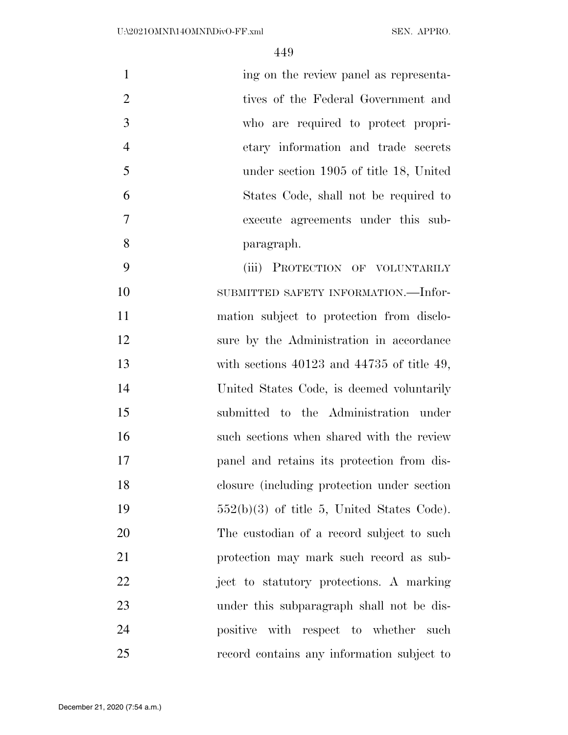ing on the review panel as representatives of the Federal Government and who are required to protect proprietary information and trade secrets under section 1905 of title 18, United States Code, shall not be required to execute agreements under this subparagraph.

(iii) PROTECTION OF VOLUNTARILY SUBMITTED SAFETY INFORMATION.—Information subject to protection from disclosure by the Administration in accordance with sections 40123 and 44735 of title 49, United States Code, is deemed voluntarily submitted to the Administration under such sections when shared with the review panel and retains its protection from disclosure (including protection under section 552(b)(3) of title 5, United States Code). The custodian of a record subject to such protection may mark such record as subject to statutory protections. A marking under this subparagraph shall not be dispositive with respect to whether such record contains any information subject to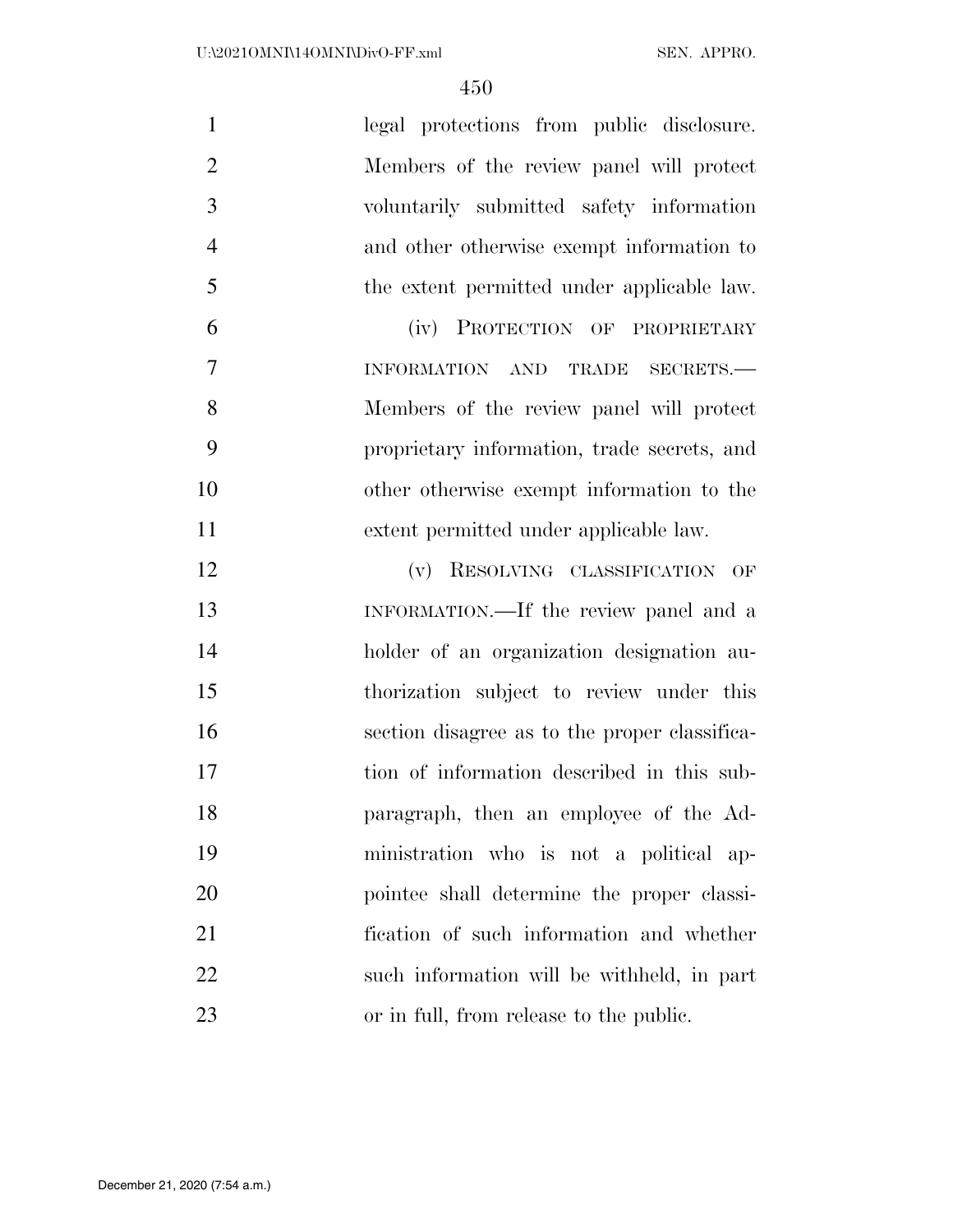legal protections from public disclosure. Members of the review panel will protect voluntarily submitted safety information and other otherwise exempt information to the extent permitted under applicable law.

(iv) PROTECTION OF PROPRIETARY INFORMATION AND TRADE SECRETS.—Members of the review panel will protect proprietary information, trade secrets, and other otherwise exempt information to the extent permitted under applicable law.

(v) RESOLVING CLASSIFICATION OF INFORMATION.—If the review panel and a holder of an organization designation authorization subject to review under this section disagree as to the proper classification of information described in this subparagraph, then an employee of the Administration who is not a political appointee shall determine the proper classification of such information and whether such information will be withheld, in part or in full, from release to the public.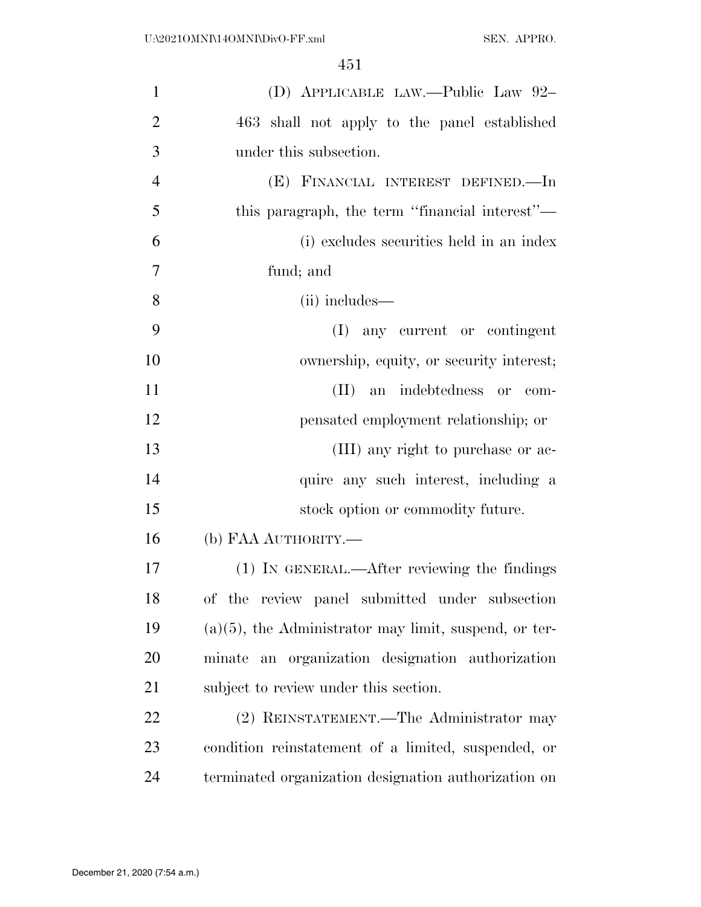(D) APPLICABLE LAW.—Public Law 92–463 shall not apply to the panel established under this subsection.

(E) FINANCIAL INTEREST DEFINED.—In this paragraph, the term "financial interest"—

(i) excludes securities held in an index fund; and

(ii) includes—

(I) any current or contingent ownership, equity, or security interest;

(II) an indebtedness or compensated employment relationship; or

(III) any right to purchase or acquire any such interest, including a stock option or commodity future.

(b) FAA AUTHORITY.—

(1) IN GENERAL.—After reviewing the findings of the review panel submitted under subsection (a)(5), the Administrator may limit, suspend, or terminate an organization designation authorization subject to review under this section.

(2) REINSTATEMENT.—The Administrator may condition reinstatement of a limited, suspended, or terminated organization designation authorization on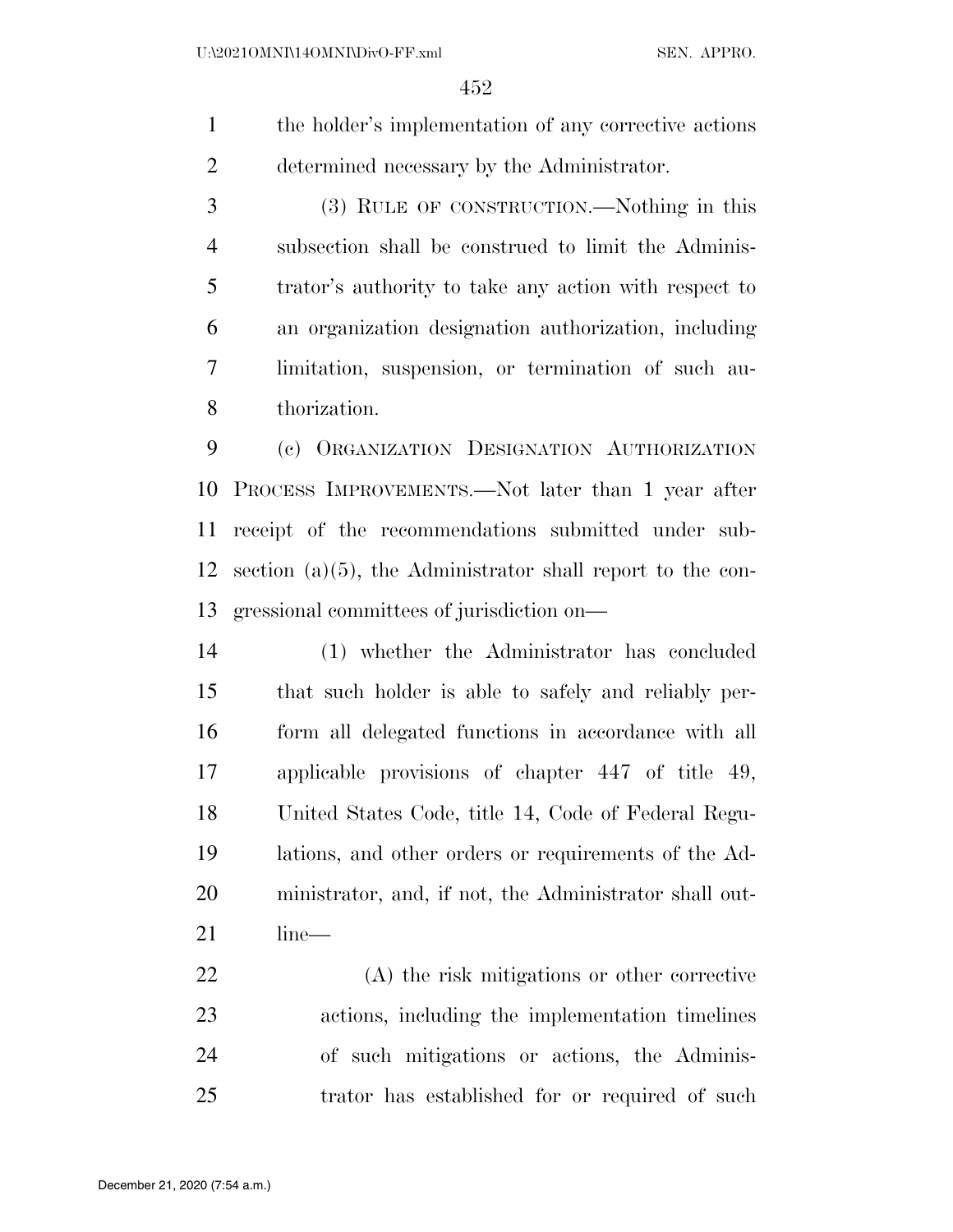the holder's implementation of any corrective actions determined necessary by the Administrator.

(3) RULE OF CONSTRUCTION.—Nothing in this subsection shall be construed to limit the Administrator's authority to take any action with respect to an organization designation authorization, including limitation, suspension, or termination of such authorization.

(c) ORGANIZATION DESIGNATION AUTHORIZATION PROCESS IMPROVEMENTS.—Not later than 1 year after receipt of the recommendations submitted under subsection (a)(5), the Administrator shall report to the congressional committees of jurisdiction on—

(1) whether the Administrator has concluded that such holder is able to safely and reliably perform all delegated functions in accordance with all applicable provisions of chapter 447 of title 49, United States Code, title 14, Code of Federal Regulations, and other orders or requirements of the Administrator, and, if not, the Administrator shall outline—

(A) the risk mitigations or other corrective actions, including the implementation timelines of such mitigations or actions, the Administrator has established for or required of such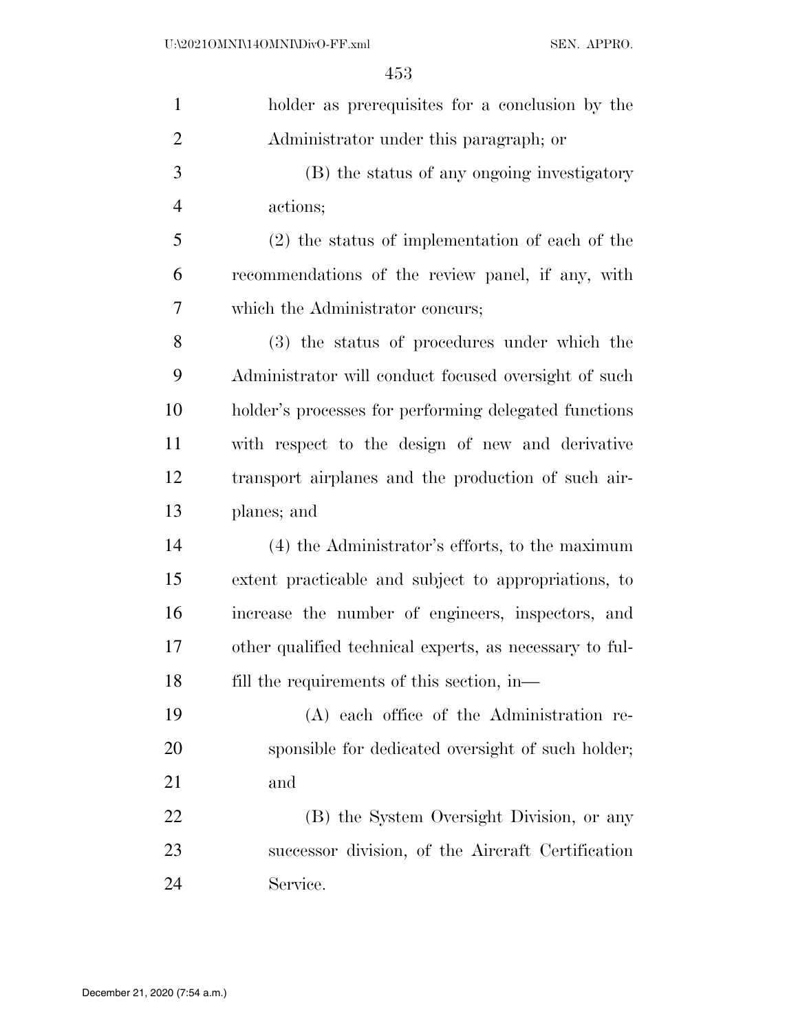holder as prerequisites for a conclusion by the Administrator under this paragraph; or

(B) the status of any ongoing investigatory actions;

(2) the status of implementation of each of the recommendations of the review panel, if any, with which the Administrator concurs;

(3) the status of procedures under which the Administrator will conduct focused oversight of such holder's processes for performing delegated functions with respect to the design of new and derivative transport airplanes and the production of such airplanes; and

(4) the Administrator's efforts, to the maximum extent practicable and subject to appropriations, to increase the number of engineers, inspectors, and other qualified technical experts, as necessary to fulfill the requirements of this section, in—

(A) each office of the Administration responsible for dedicated oversight of such holder; and

(B) the System Oversight Division, or any successor division, of the Aircraft Certification Service.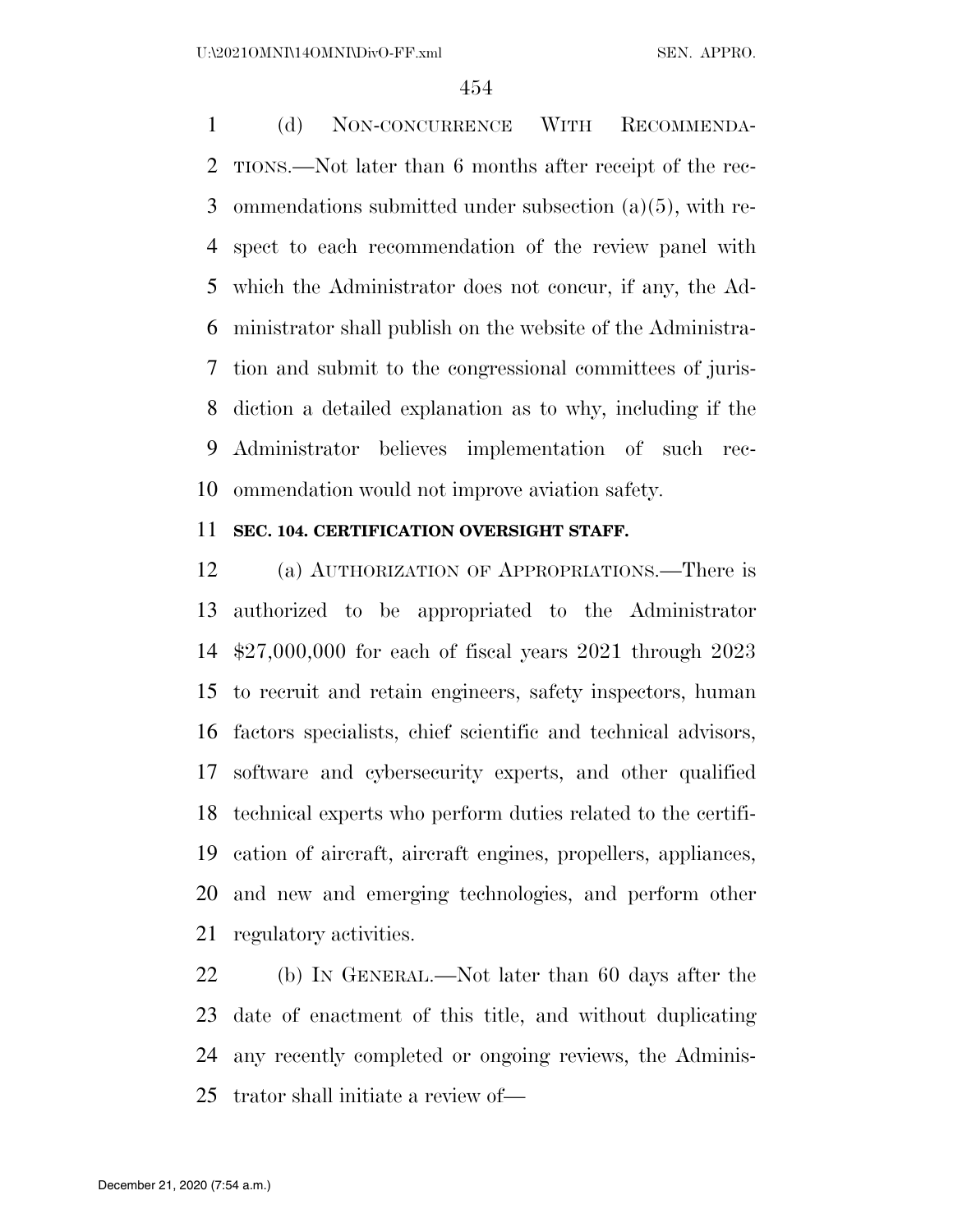(d) NON-CONCURRENCE WITH RECOMMENDATIONS.—Not later than 6 months after receipt of the recommendations submitted under subsection (a)(5), with respect to each recommendation of the review panel with which the Administrator does not concur, if any, the Administrator shall publish on the website of the Administration and submit to the congressional committees of jurisdiction a detailed explanation as to why, including if the Administrator believes implementation of such recommendation would not improve aviation safety.

**SEC. 104. CERTIFICATION OVERSIGHT STAFF.**

(a) AUTHORIZATION OF APPROPRIATIONS.—There is authorized to be appropriated to the Administrator $27,000,000 for each of fiscal years 2021 through 2023 to recruit and retain engineers, safety inspectors, human factors specialists, chief scientific and technical advisors, software and cybersecurity experts, and other qualified technical experts who perform duties related to the certification of aircraft, aircraft engines, propellers, appliances, and new and emerging technologies, and perform other regulatory activities.

(b) IN GENERAL.—Not later than 60 days after the date of enactment of this title, and without duplicating any recently completed or ongoing reviews, the Administrator shall initiate a review of—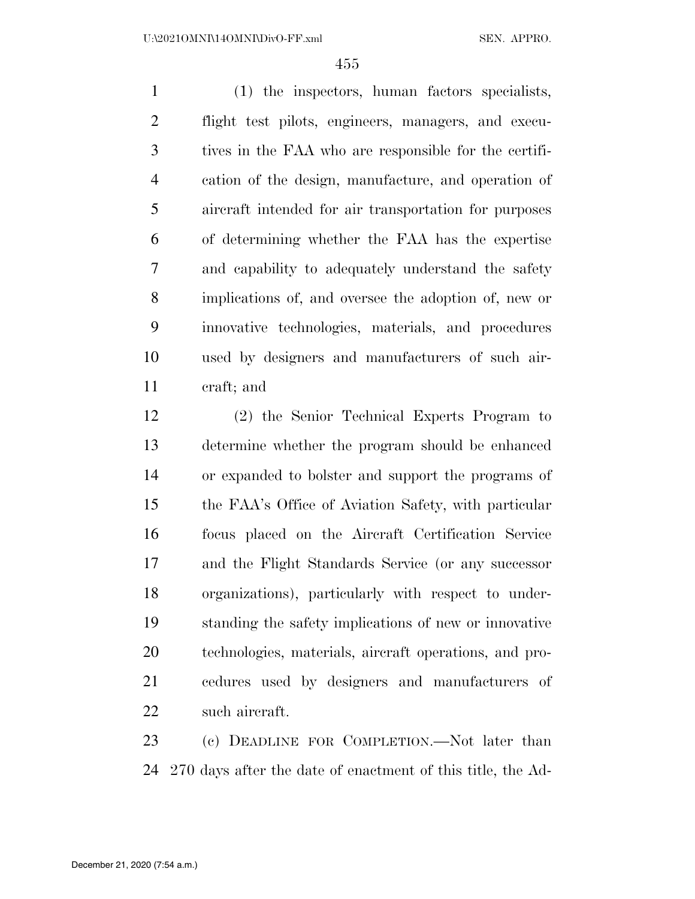(1) the inspectors, human factors specialists, flight test pilots, engineers, managers, and executives in the FAA who are responsible for the certification of the design, manufacture, and operation of aircraft intended for air transportation for purposes of determining whether the FAA has the expertise and capability to adequately understand the safety implications of, and oversee the adoption of, new or innovative technologies, materials, and procedures used by designers and manufacturers of such aircraft; and

(2) the Senior Technical Experts Program to determine whether the program should be enhanced or expanded to bolster and support the programs of the FAA's Office of Aviation Safety, with particular focus placed on the Aircraft Certification Service and the Flight Standards Service (or any successor organizations), particularly with respect to understanding the safety implications of new or innovative technologies, materials, aircraft operations, and procedures used by designers and manufacturers of such aircraft.

(c) DEADLINE FOR COMPLETION.—Not later than 270 days after the date of enactment of this title, the Ad-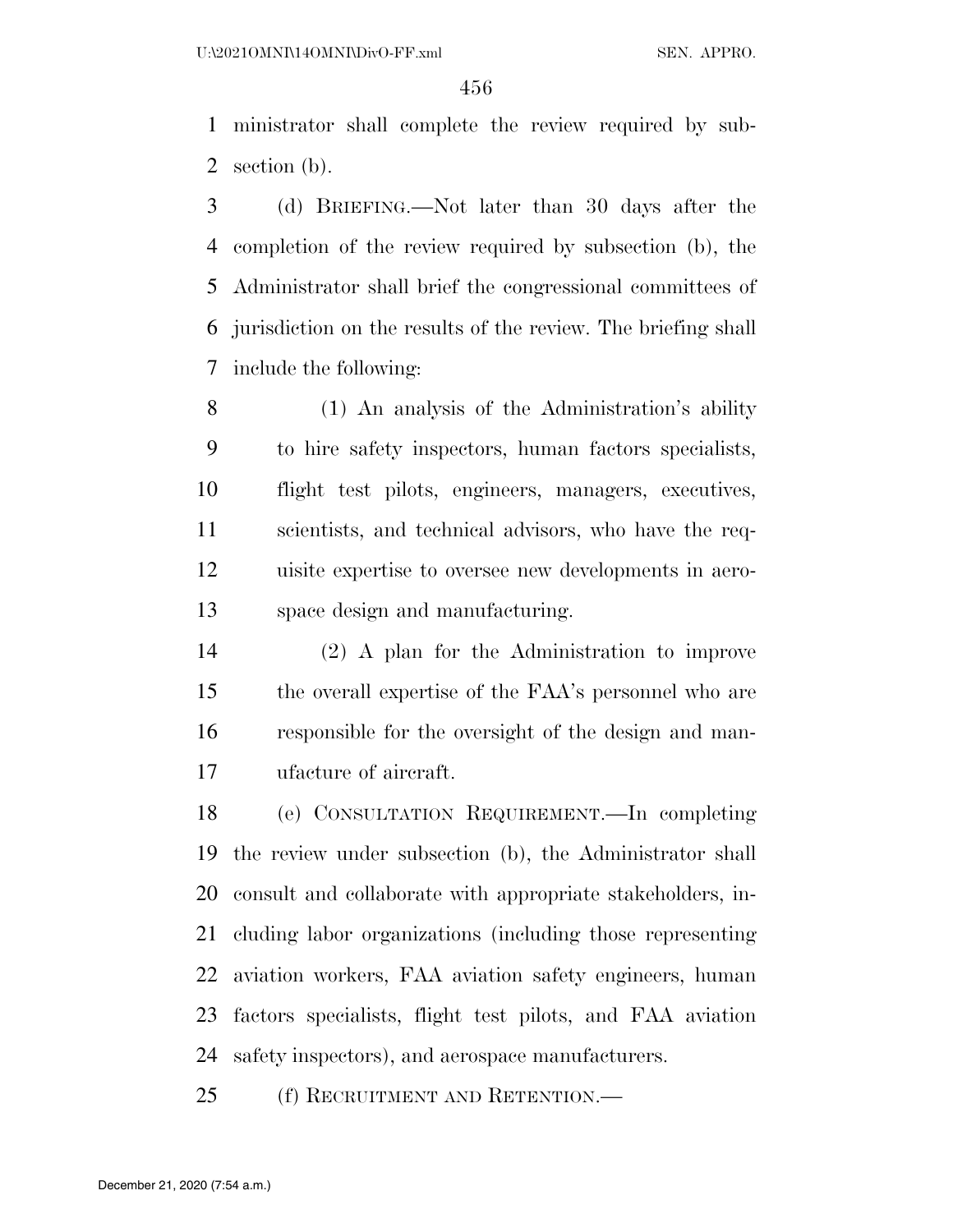ministrator shall complete the review required by subsection (b).

(d) BRIEFING.—Not later than 30 days after the completion of the review required by subsection (b), the Administrator shall brief the congressional committees of jurisdiction on the results of the review. The briefing shall include the following:

(1) An analysis of the Administration's ability to hire safety inspectors, human factors specialists, flight test pilots, engineers, managers, executives, scientists, and technical advisors, who have the requisite expertise to oversee new developments in aerospace design and manufacturing.

(2) A plan for the Administration to improve the overall expertise of the FAA's personnel who are responsible for the oversight of the design and manufacture of aircraft.

(e) CONSULTATION REQUIREMENT.—In completing the review under subsection (b), the Administrator shall consult and collaborate with appropriate stakeholders, including labor organizations (including those representing aviation workers, FAA aviation safety engineers, human factors specialists, flight test pilots, and FAA aviation safety inspectors), and aerospace manufacturers.

(f) RECRUITMENT AND RETENTION.—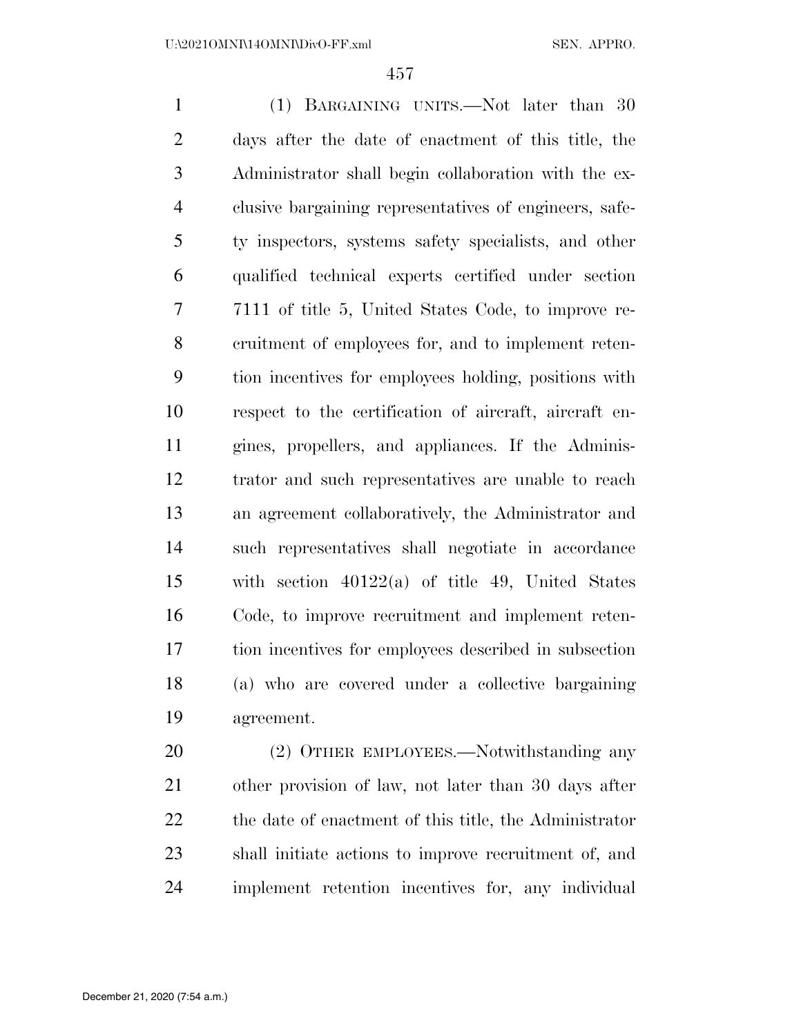(1) BARGAINING UNITS.—Not later than 30 days after the date of enactment of this title, the Administrator shall begin collaboration with the exclusive bargaining representatives of engineers, safety inspectors, systems safety specialists, and other qualified technical experts certified under section 7111 of title 5, United States Code, to improve recruitment of employees for, and to implement retention incentives for employees holding, positions with respect to the certification of aircraft, aircraft engines, propellers, and appliances. If the Administrator and such representatives are unable to reach an agreement collaboratively, the Administrator and such representatives shall negotiate in accordance with section 40122(a) of title 49, United States Code, to improve recruitment and implement retention incentives for employees described in subsection (a) who are covered under a collective bargaining agreement.

(2) OTHER EMPLOYEES.—Notwithstanding any other provision of law, not later than 30 days after the date of enactment of this title, the Administrator shall initiate actions to improve recruitment of, and implement retention incentives for, any individual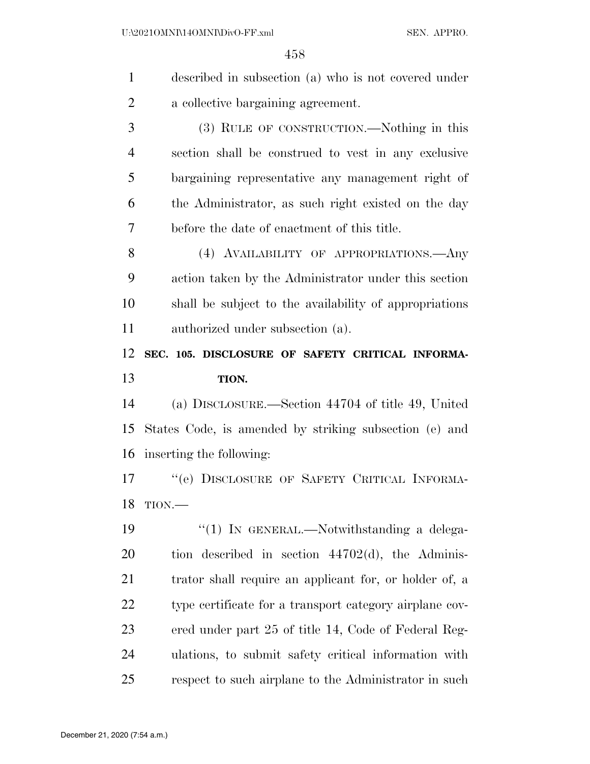described in subsection (a) who is not covered under a collective bargaining agreement.

(3) RULE OF CONSTRUCTION.—Nothing in this section shall be construed to vest in any exclusive bargaining representative any management right of the Administrator, as such right existed on the day before the date of enactment of this title.

(4) AVAILABILITY OF APPROPRIATIONS.—Any action taken by the Administrator under this section shall be subject to the availability of appropriations authorized under subsection (a).

**SEC. 105. DISCLOSURE OF SAFETY CRITICAL INFORMATION.**

(a) DISCLOSURE.—Section 44704 of title 49, United States Code, is amended by striking subsection (e) and inserting the following:

"(e) DISCLOSURE OF SAFETY CRITICAL INFORMATION.—

"(1) IN GENERAL.—Notwithstanding a delegation described in section 44702(d), the Administrator shall require an applicant for, or holder of, a type certificate for a transport category airplane covered under part 25 of title 14, Code of Federal Regulations, to submit safety critical information with respect to such airplane to the Administrator in such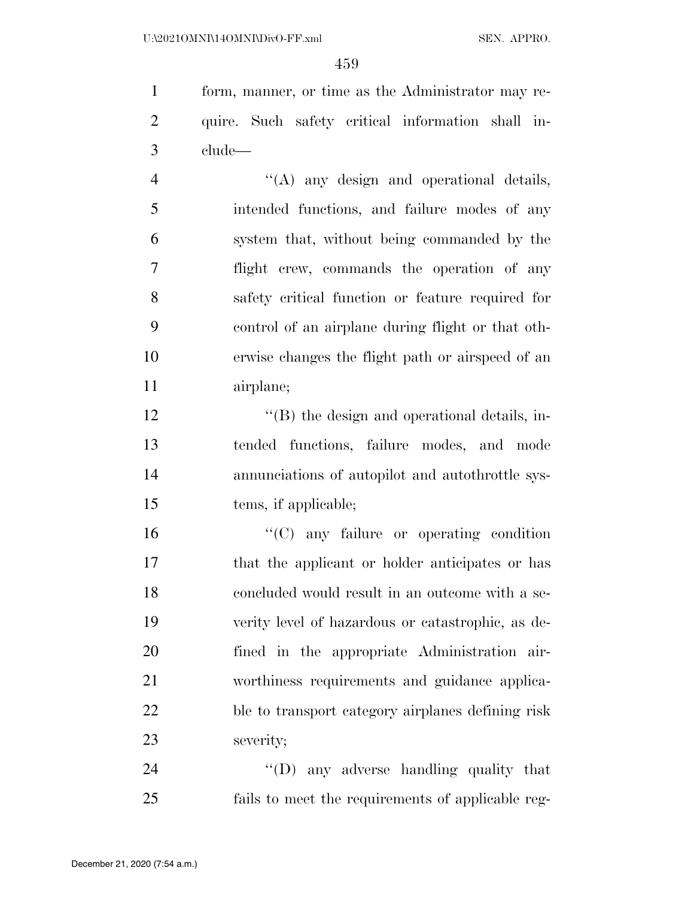form, manner, or time as the Administrator may require. Such safety critical information shall include—

"(A) any design and operational details, intended functions, and failure modes of any system that, without being commanded by the flight crew, commands the operation of any safety critical function or feature required for control of an airplane during flight or that otherwise changes the flight path or airspeed of an airplane;

"(B) the design and operational details, intended functions, failure modes, and mode annunciations of autopilot and autothrottle systems, if applicable;

"(C) any failure or operating condition that the applicant or holder anticipates or has concluded would result in an outcome with a severity level of hazardous or catastrophic, as defined in the appropriate Administration airworthiness requirements and guidance applicable to transport category airplanes defining risk severity;

"(D) any adverse handling quality that fails to meet the requirements of applicable reg-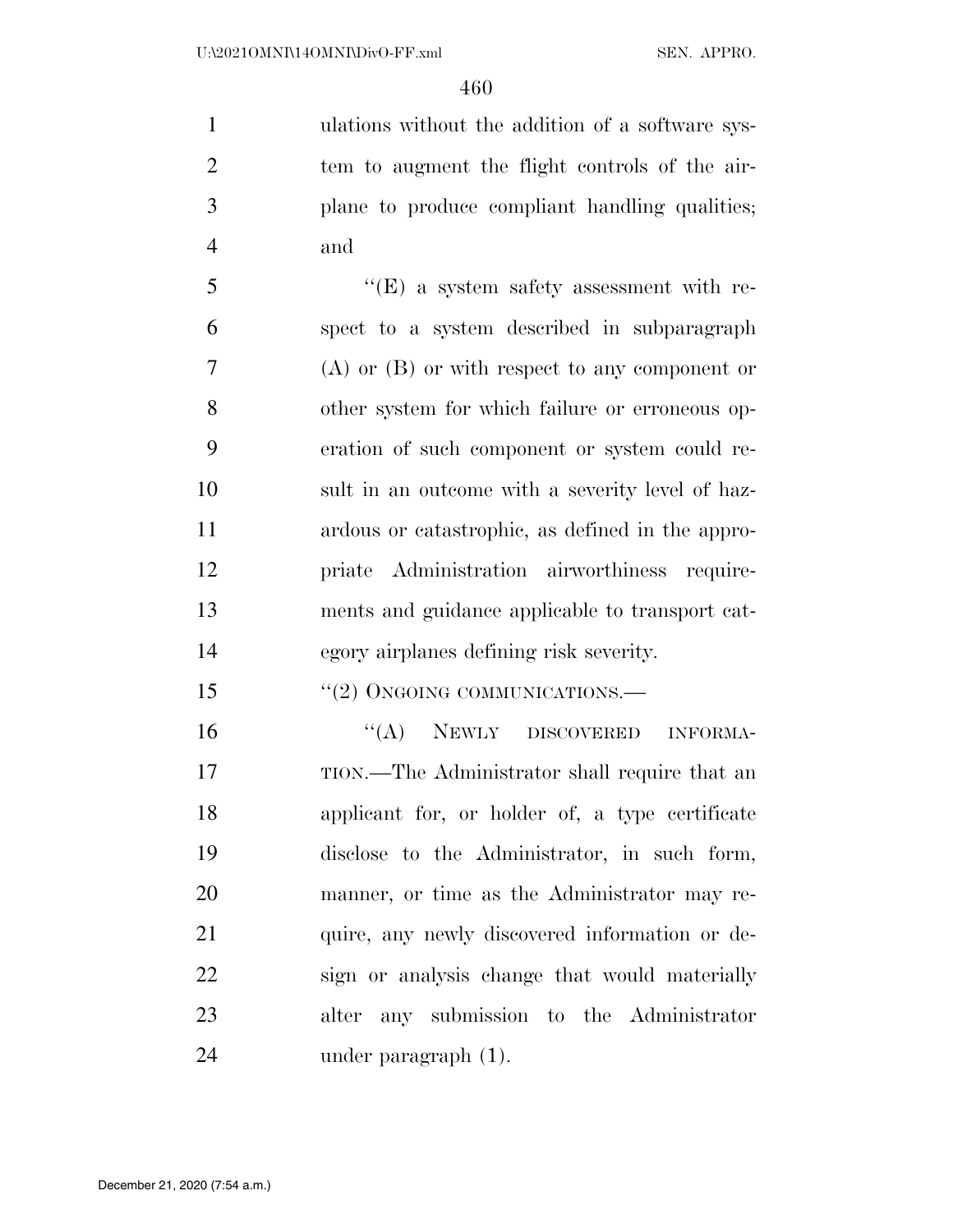ulations without the addition of a software system to augment the flight controls of the airplane to produce compliant handling qualities; and

"(E) a system safety assessment with respect to a system described in subparagraph (A) or (B) or with respect to any component or other system for which failure or erroneous operation of such component or system could result in an outcome with a severity level of hazardous or catastrophic, as defined in the appropriate Administration airworthiness requirements and guidance applicable to transport category airplanes defining risk severity.

"(2) ONGOING COMMUNICATIONS.—

"(A) NEWLY DISCOVERED INFORMATION.—The Administrator shall require that an applicant for, or holder of, a type certificate disclose to the Administrator, in such form, manner, or time as the Administrator may require, any newly discovered information or design or analysis change that would materially alter any submission to the Administrator under paragraph (1).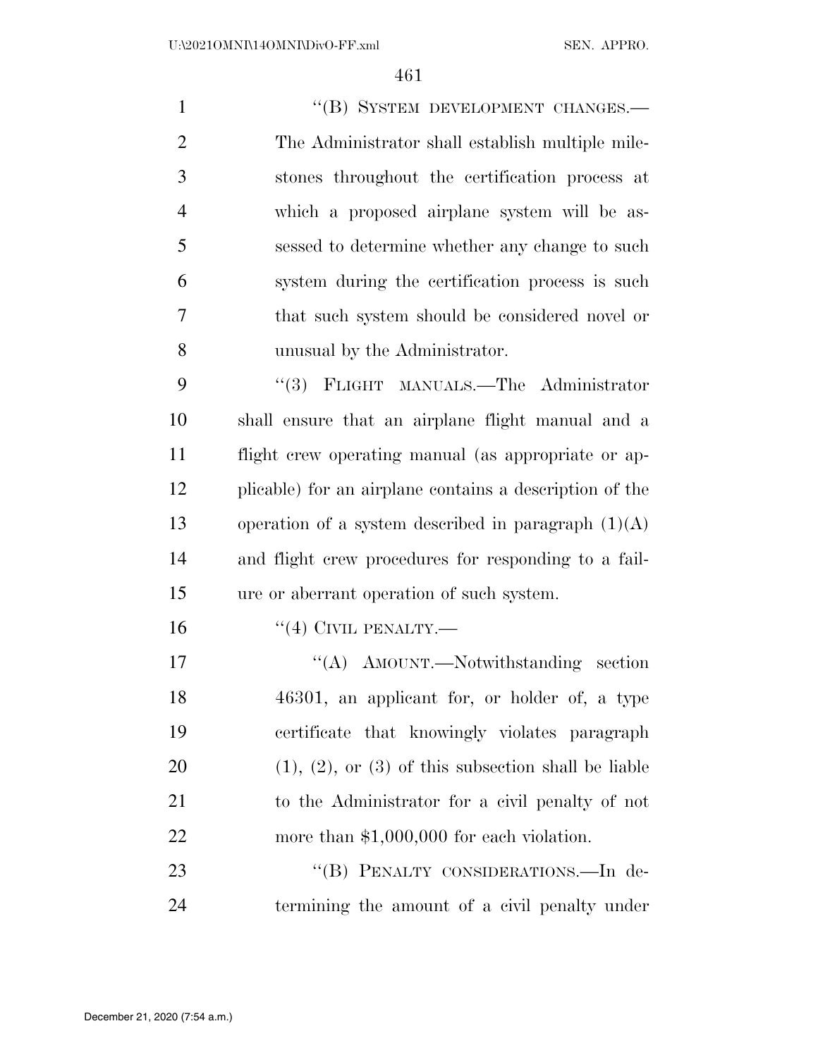"(B) SYSTEM DEVELOPMENT CHANGES.—The Administrator shall establish multiple milestones throughout the certification process at which a proposed airplane system will be assessed to determine whether any change to such system during the certification process is such that such system should be considered novel or unusual by the Administrator.

"(3) FLIGHT MANUALS.—The Administrator shall ensure that an airplane flight manual and a flight crew operating manual (as appropriate or applicable) for an airplane contains a description of the operation of a system described in paragraph (1)(A) and flight crew procedures for responding to a failure or aberrant operation of such system.

"(4) CIVIL PENALTY.—

"(A) AMOUNT.—Notwithstanding section 46301, an applicant for, or holder of, a type certificate that knowingly violates paragraph (1), (2), or (3) of this subsection shall be liable to the Administrator for a civil penalty of not more than $1,000,000 for each violation.

"(B) PENALTY CONSIDERATIONS.—In determining the amount of a civil penalty under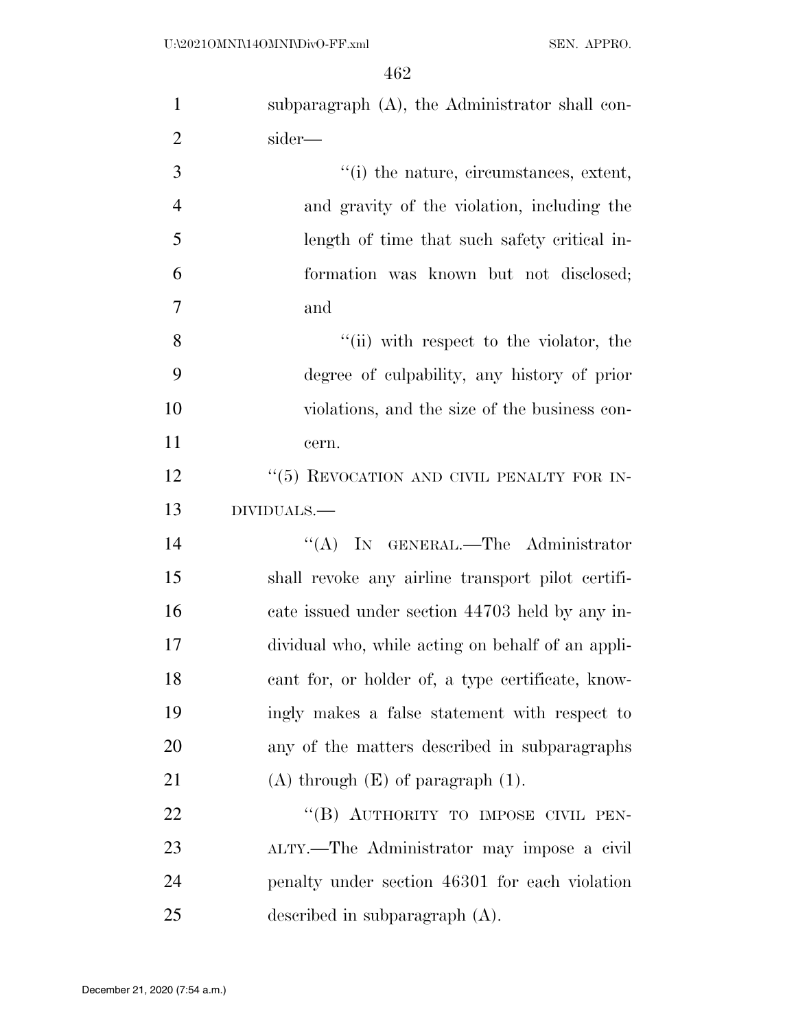subparagraph (A), the Administrator shall consider—

"(i) the nature, circumstances, extent, and gravity of the violation, including the length of time that such safety critical information was known but not disclosed; and

"(ii) with respect to the violator, the degree of culpability, any history of prior violations, and the size of the business concern.

"(5) REVOCATION AND CIVIL PENALTY FOR INDIVIDUALS.—

"(A) IN GENERAL.—The Administrator shall revoke any airline transport pilot certificate issued under section 44703 held by any individual who, while acting on behalf of an applicant for, or holder of, a type certificate, knowingly makes a false statement with respect to any of the matters described in subparagraphs (A) through (E) of paragraph (1).

"(B) AUTHORITY TO IMPOSE CIVIL PENALTY.—The Administrator may impose a civil penalty under section 46301 for each violation described in subparagraph (A).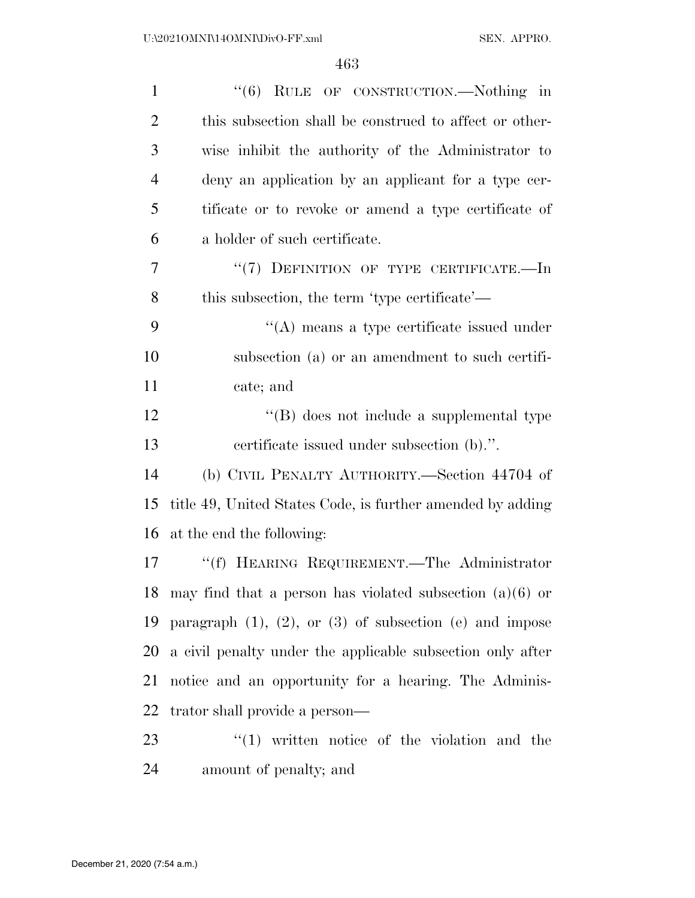"(6) RULE OF CONSTRUCTION.—Nothing in this subsection shall be construed to affect or otherwise inhibit the authority of the Administrator to deny an application by an applicant for a type certificate or to revoke or amend a type certificate of a holder of such certificate.

"(7) DEFINITION OF TYPE CERTIFICATE.—In this subsection, the term 'type certificate'—

"(A) means a type certificate issued under subsection (a) or an amendment to such certificate; and

"(B) does not include a supplemental type certificate issued under subsection (b).".

(b) CIVIL PENALTY AUTHORITY.—Section 44704 of title 49, United States Code, is further amended by adding at the end the following:

"(f) HEARING REQUIREMENT.—The Administrator may find that a person has violated subsection (a)(6) or paragraph (1), (2), or (3) of subsection (e) and impose a civil penalty under the applicable subsection only after notice and an opportunity for a hearing. The Administrator shall provide a person—

"(1) written notice of the violation and the amount of penalty; and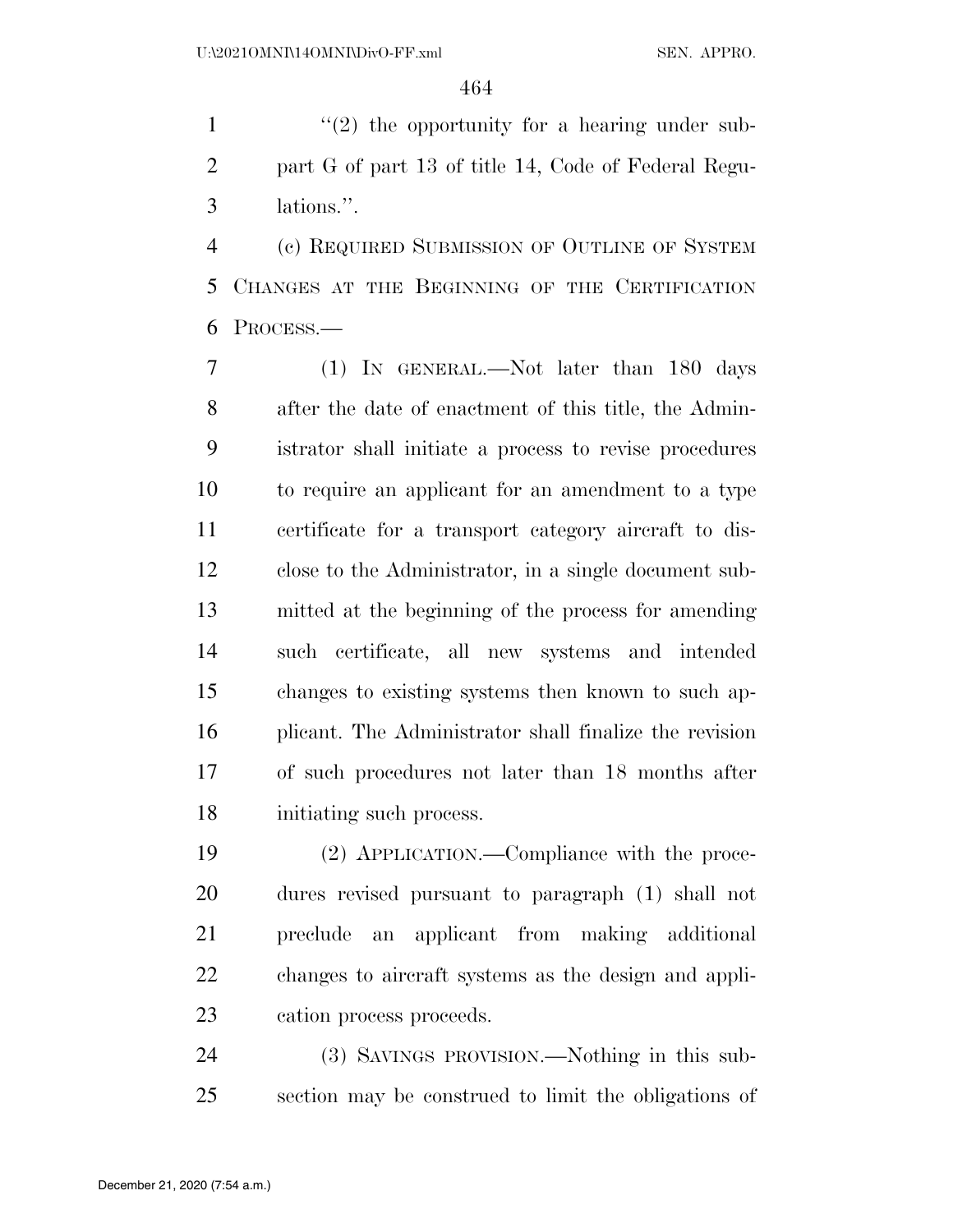"(2) the opportunity for a hearing under subpart G of part 13 of title 14, Code of Federal Regulations.".

(c) REQUIRED SUBMISSION OF OUTLINE OF SYSTEM CHANGES AT THE BEGINNING OF THE CERTIFICATION PROCESS.—

(1) IN GENERAL.—Not later than 180 days after the date of enactment of this title, the Administrator shall initiate a process to revise procedures to require an applicant for an amendment to a type certificate for a transport category aircraft to disclose to the Administrator, in a single document submitted at the beginning of the process for amending such certificate, all new systems and intended changes to existing systems then known to such applicant. The Administrator shall finalize the revision of such procedures not later than 18 months after initiating such process.

(2) APPLICATION.—Compliance with the procedures revised pursuant to paragraph (1) shall not preclude an applicant from making additional changes to aircraft systems as the design and application process proceeds.

(3) SAVINGS PROVISION.—Nothing in this subsection may be construed to limit the obligations of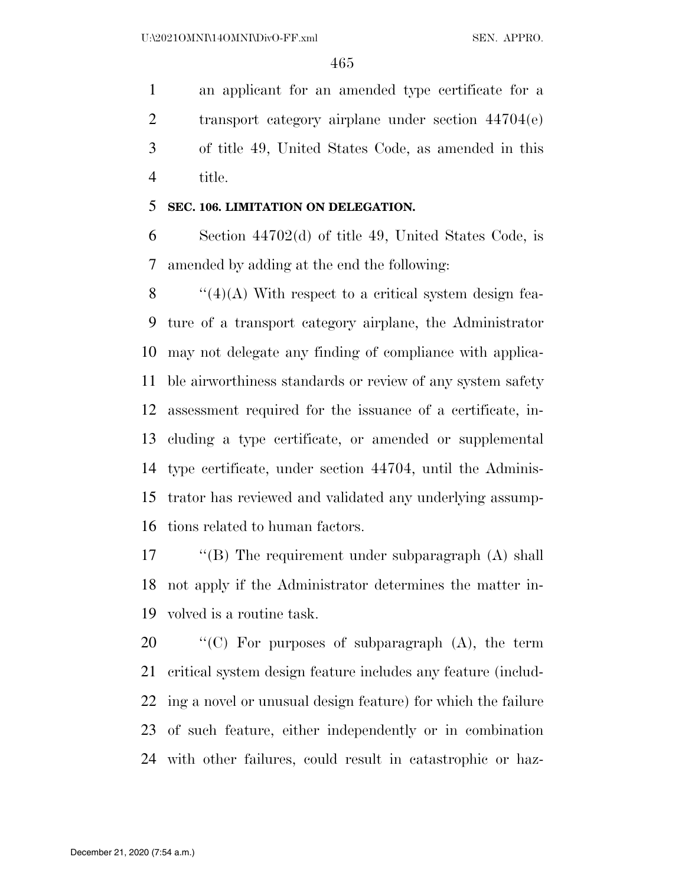an applicant for an amended type certificate for a transport category airplane under section 44704(e) of title 49, United States Code, as amended in this title.

**SEC. 106. LIMITATION ON DELEGATION.**

Section 44702(d) of title 49, United States Code, is amended by adding at the end the following:

''(4)(A) With respect to a critical system design feature of a transport category airplane, the Administrator may not delegate any finding of compliance with applicable airworthiness standards or review of any system safety assessment required for the issuance of a certificate, including a type certificate, or amended or supplemental type certificate, under section 44704, until the Administrator has reviewed and validated any underlying assumptions related to human factors.

''(B) The requirement under subparagraph (A) shall not apply if the Administrator determines the matter involved is a routine task.

''(C) For purposes of subparagraph (A), the term critical system design feature includes any feature (including a novel or unusual design feature) for which the failure of such feature, either independently or in combination with other failures, could result in catastrophic or haz-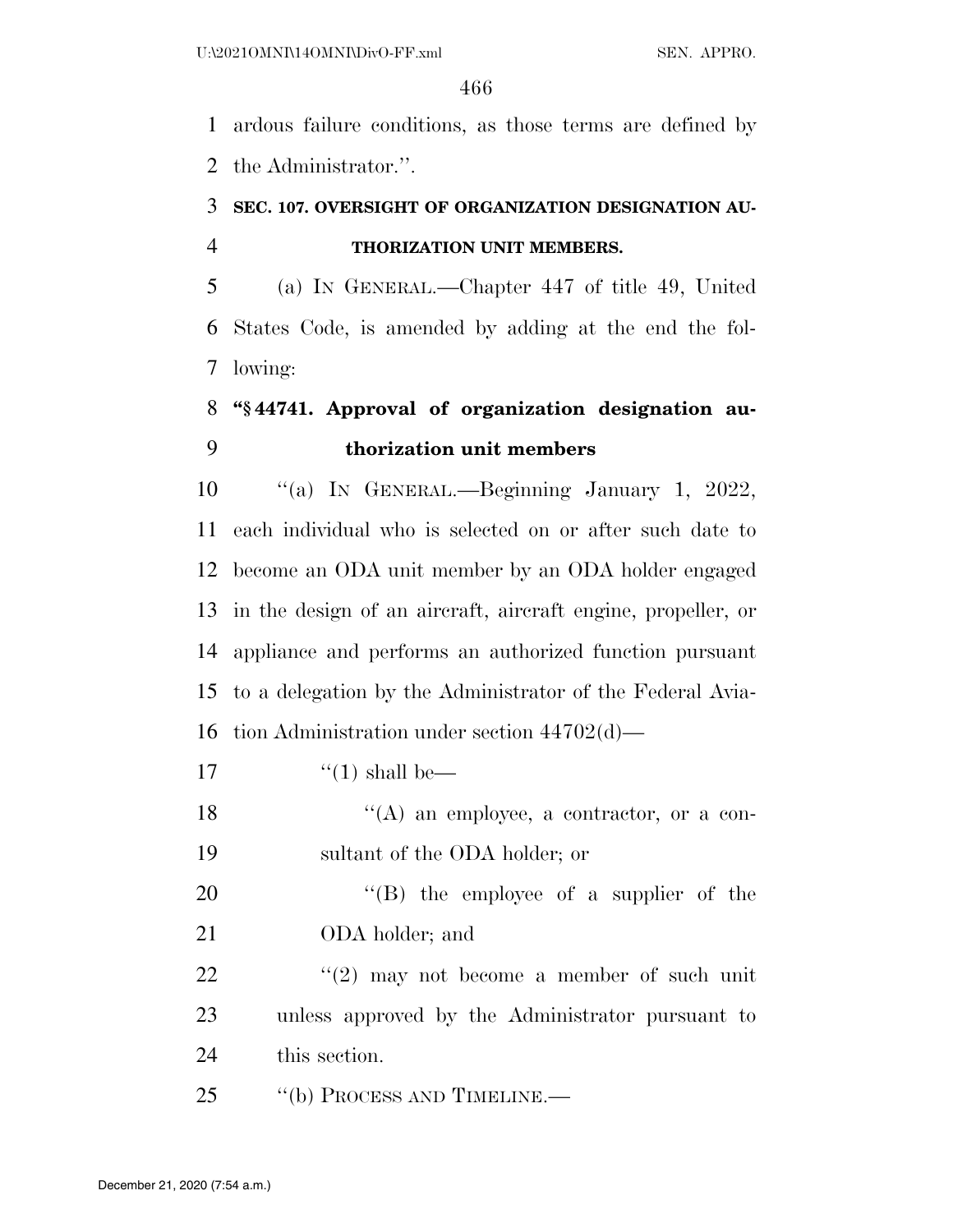ardous failure conditions, as those terms are defined by the Administrator.''.

### SEC. 107. OVERSIGHT OF ORGANIZATION DESIGNATION AUTHORIZATION UNIT MEMBERS.

(a) IN GENERAL.—Chapter 447 of title 49, United States Code, is amended by adding at the end the following:

**''§ 44741. Approval of organization designation authorization unit members**

''(a) IN GENERAL.—Beginning January 1, 2022, each individual who is selected on or after such date to become an ODA unit member by an ODA holder engaged in the design of an aircraft, aircraft engine, propeller, or appliance and performs an authorized function pursuant to a delegation by the Administrator of the Federal Aviation Administration under section 44702(d)—

''(1) shall be—

''(A) an employee, a contractor, or a consultant of the ODA holder; or

''(B) the employee of a supplier of the ODA holder; and

''(2) may not become a member of such unit unless approved by the Administrator pursuant to this section.

''(b) PROCESS AND TIMELINE.—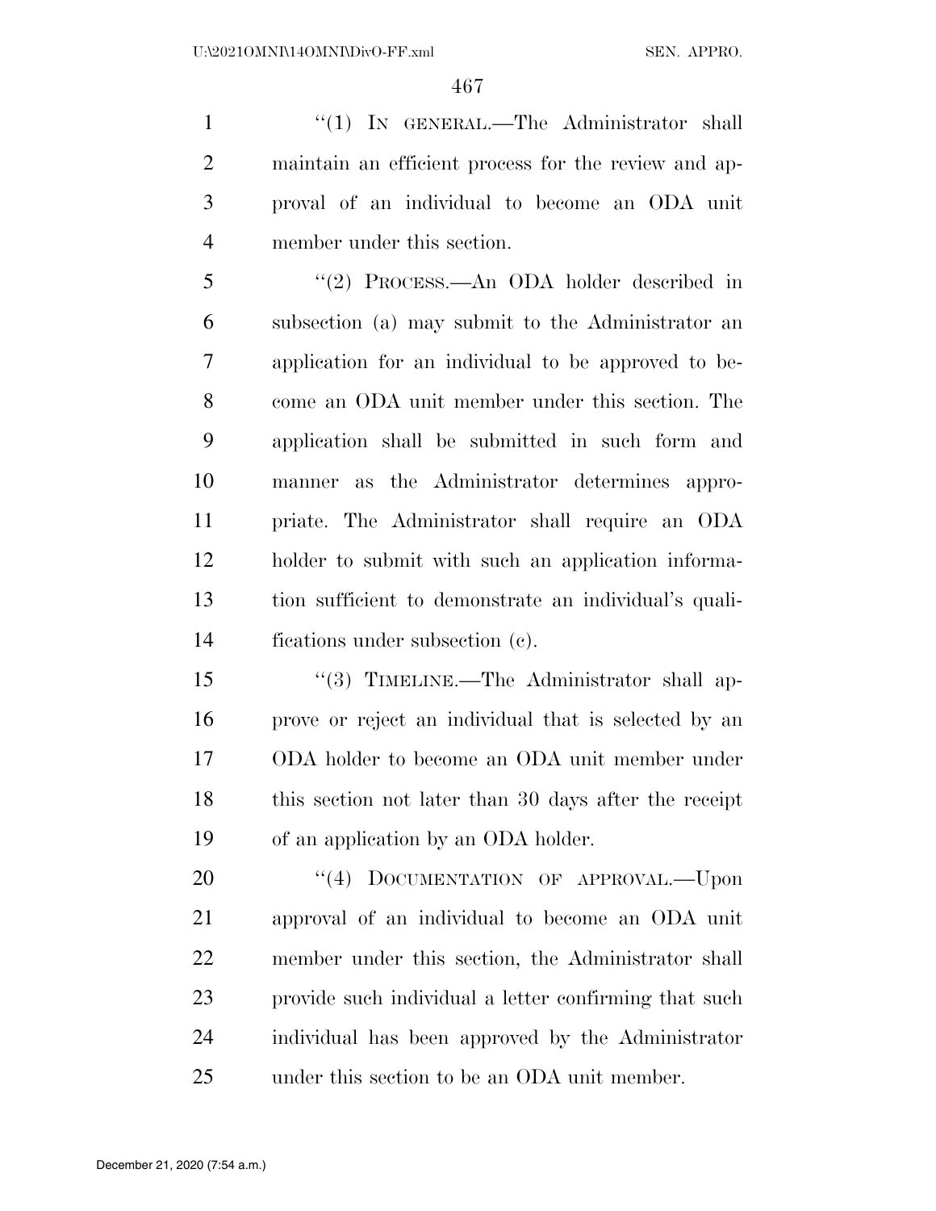"(1) IN GENERAL.—The Administrator shall maintain an efficient process for the review and approval of an individual to become an ODA unit member under this section.

"(2) PROCESS.—An ODA holder described in subsection (a) may submit to the Administrator an application for an individual to be approved to become an ODA unit member under this section. The application shall be submitted in such form and manner as the Administrator determines appropriate. The Administrator shall require an ODA holder to submit with such an application information sufficient to demonstrate an individual's qualifications under subsection (c).

"(3) TIMELINE.—The Administrator shall approve or reject an individual that is selected by an ODA holder to become an ODA unit member under this section not later than 30 days after the receipt of an application by an ODA holder.

"(4) DOCUMENTATION OF APPROVAL.—Upon approval of an individual to become an ODA unit member under this section, the Administrator shall provide such individual a letter confirming that such individual has been approved by the Administrator under this section to be an ODA unit member.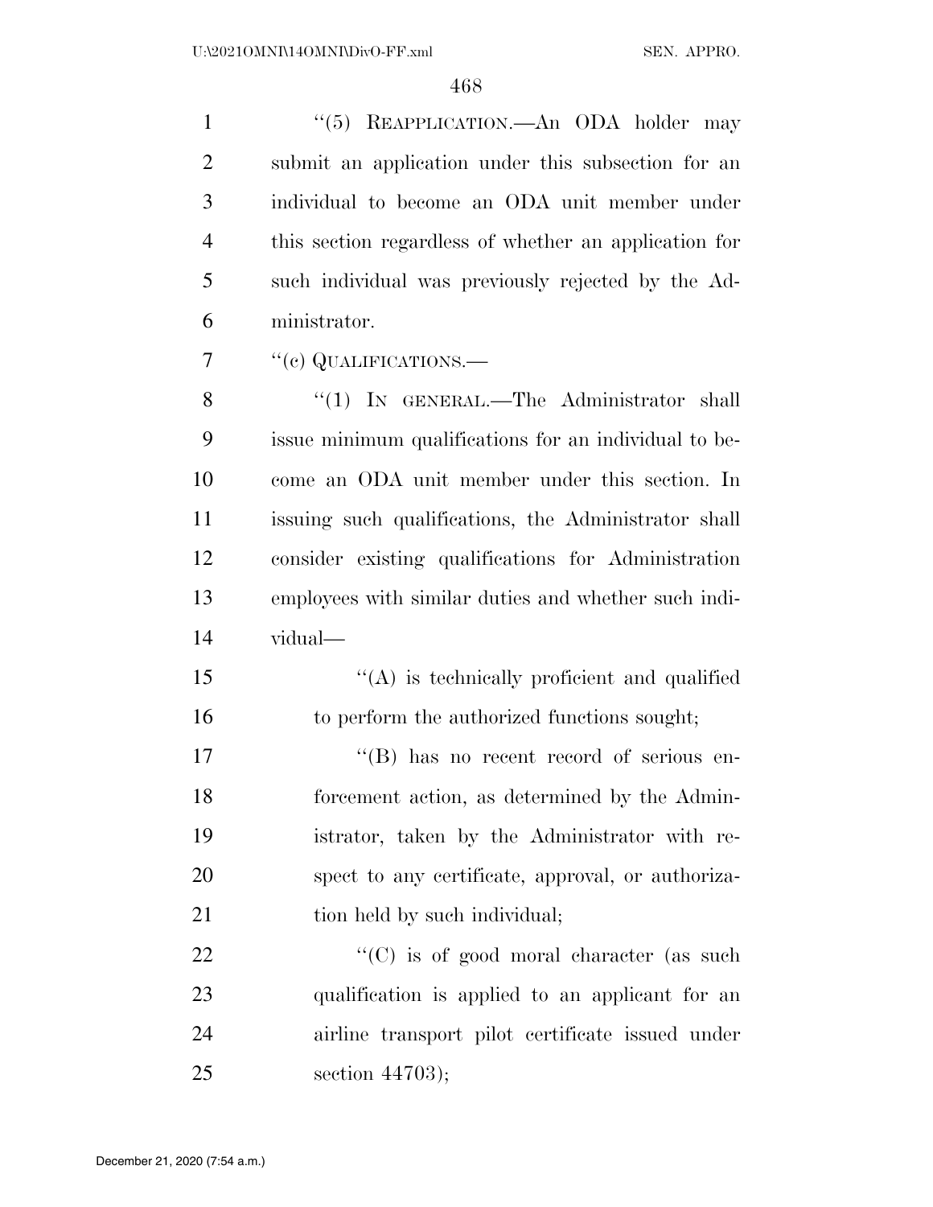"(5) REAPPLICATION.—An ODA holder may submit an application under this subsection for an individual to become an ODA unit member under this section regardless of whether an application for such individual was previously rejected by the Administrator.

"(c) QUALIFICATIONS.—

"(1) IN GENERAL.—The Administrator shall issue minimum qualifications for an individual to become an ODA unit member under this section. In issuing such qualifications, the Administrator shall consider existing qualifications for Administration employees with similar duties and whether such individual—

"(A) is technically proficient and qualified to perform the authorized functions sought;

"(B) has no recent record of serious enforcement action, as determined by the Administrator, taken by the Administrator with respect to any certificate, approval, or authorization held by such individual;

"(C) is of good moral character (as such qualification is applied to an applicant for an airline transport pilot certificate issued under section 44703);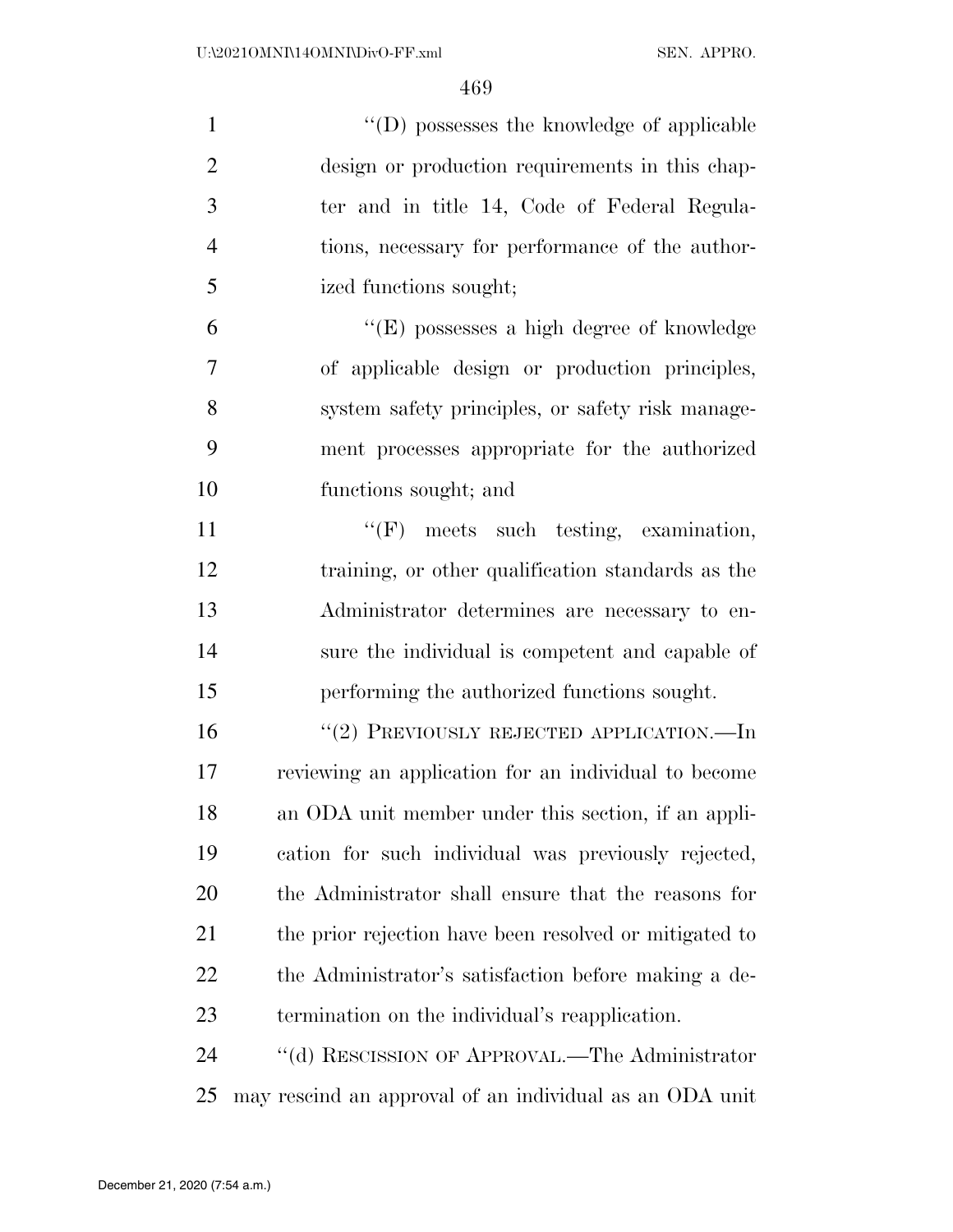"(D) possesses the knowledge of applicable design or production requirements in this chapter and in title 14, Code of Federal Regulations, necessary for performance of the authorized functions sought;

"(E) possesses a high degree of knowledge of applicable design or production principles, system safety principles, or safety risk management processes appropriate for the authorized functions sought; and

"(F) meets such testing, examination, training, or other qualification standards as the Administrator determines are necessary to ensure the individual is competent and capable of performing the authorized functions sought.

"(2) PREVIOUSLY REJECTED APPLICATION.—In reviewing an application for an individual to become an ODA unit member under this section, if an application for such individual was previously rejected, the Administrator shall ensure that the reasons for the prior rejection have been resolved or mitigated to the Administrator's satisfaction before making a determination on the individual's reapplication.

"(d) RESCISSION OF APPROVAL.—The Administrator may rescind an approval of an individual as an ODA unit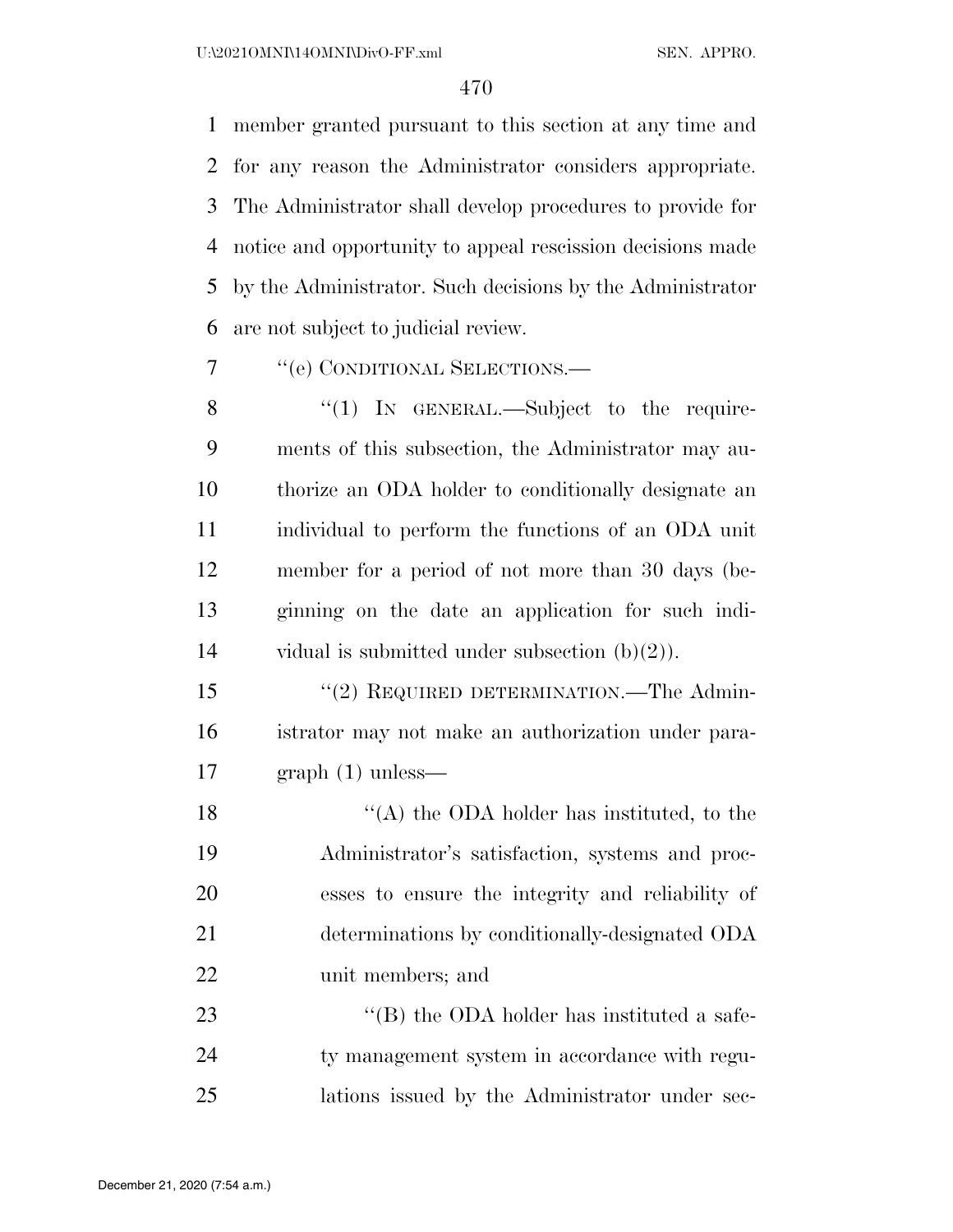member granted pursuant to this section at any time and for any reason the Administrator considers appropriate. The Administrator shall develop procedures to provide for notice and opportunity to appeal rescission decisions made by the Administrator. Such decisions by the Administrator are not subject to judicial review.

"(e) CONDITIONAL SELECTIONS.—

"(1) IN GENERAL.—Subject to the requirements of this subsection, the Administrator may authorize an ODA holder to conditionally designate an individual to perform the functions of an ODA unit member for a period of not more than 30 days (beginning on the date an application for such individual is submitted under subsection (b)(2)).

"(2) REQUIRED DETERMINATION.—The Administrator may not make an authorization under paragraph (1) unless—

"(A) the ODA holder has instituted, to the Administrator's satisfaction, systems and processes to ensure the integrity and reliability of determinations by conditionally-designated ODA unit members; and

"(B) the ODA holder has instituted a safety management system in accordance with regulations issued by the Administrator under sec-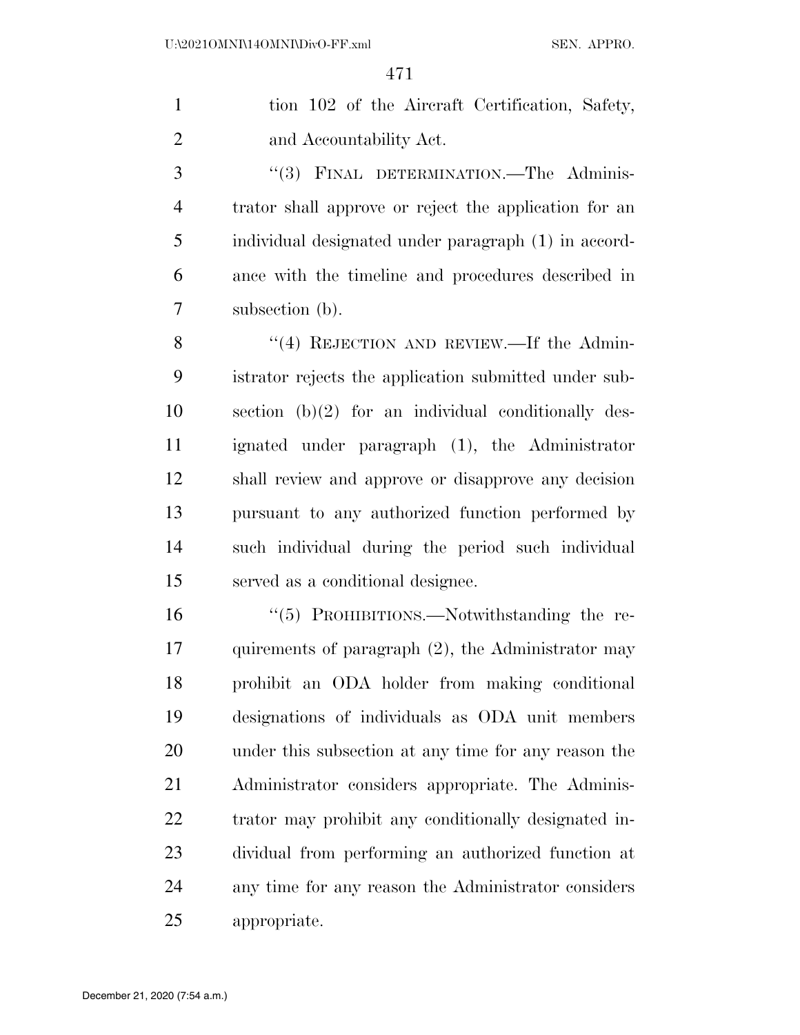tion 102 of the Aircraft Certification, Safety, and Accountability Act.

"(3) FINAL DETERMINATION.—The Administrator shall approve or reject the application for an individual designated under paragraph (1) in accordance with the timeline and procedures described in subsection (b).

"(4) REJECTION AND REVIEW.—If the Administrator rejects the application submitted under subsection (b)(2) for an individual conditionally designated under paragraph (1), the Administrator shall review and approve or disapprove any decision pursuant to any authorized function performed by such individual during the period such individual served as a conditional designee.

"(5) PROHIBITIONS.—Notwithstanding the requirements of paragraph (2), the Administrator may prohibit an ODA holder from making conditional designations of individuals as ODA unit members under this subsection at any time for any reason the Administrator considers appropriate. The Administrator may prohibit any conditionally designated individual from performing an authorized function at any time for any reason the Administrator considers appropriate.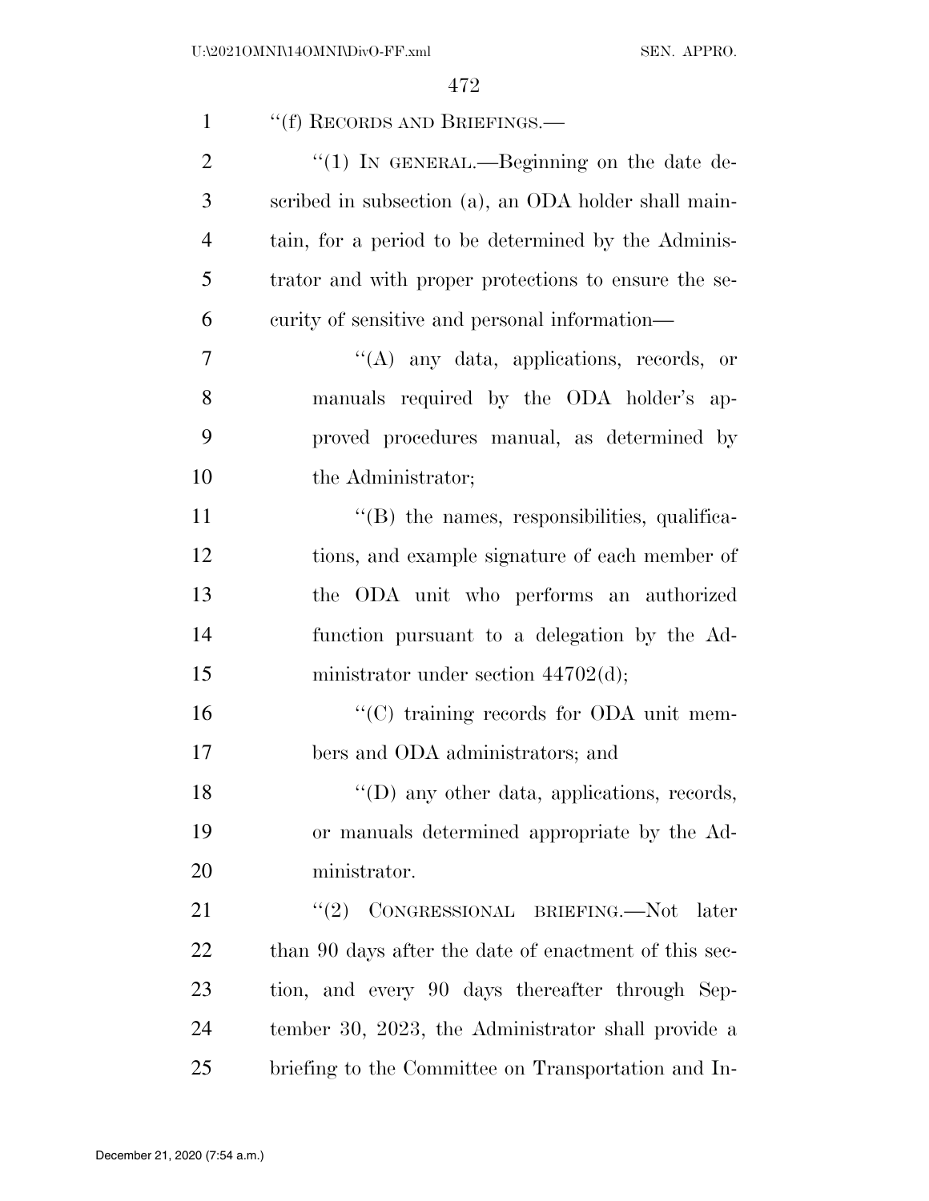"(f) RECORDS AND BRIEFINGS.—

"(1) IN GENERAL.—Beginning on the date described in subsection (a), an ODA holder shall maintain, for a period to be determined by the Administrator and with proper protections to ensure the security of sensitive and personal information—

"(A) any data, applications, records, or manuals required by the ODA holder's approved procedures manual, as determined by the Administrator;

"(B) the names, responsibilities, qualifications, and example signature of each member of the ODA unit who performs an authorized function pursuant to a delegation by the Administrator under section 44702(d);

"(C) training records for ODA unit members and ODA administrators; and

"(D) any other data, applications, records, or manuals determined appropriate by the Administrator.

"(2) CONGRESSIONAL BRIEFING.—Not later than 90 days after the date of enactment of this section, and every 90 days thereafter through September 30, 2023, the Administrator shall provide a briefing to the Committee on Transportation and In-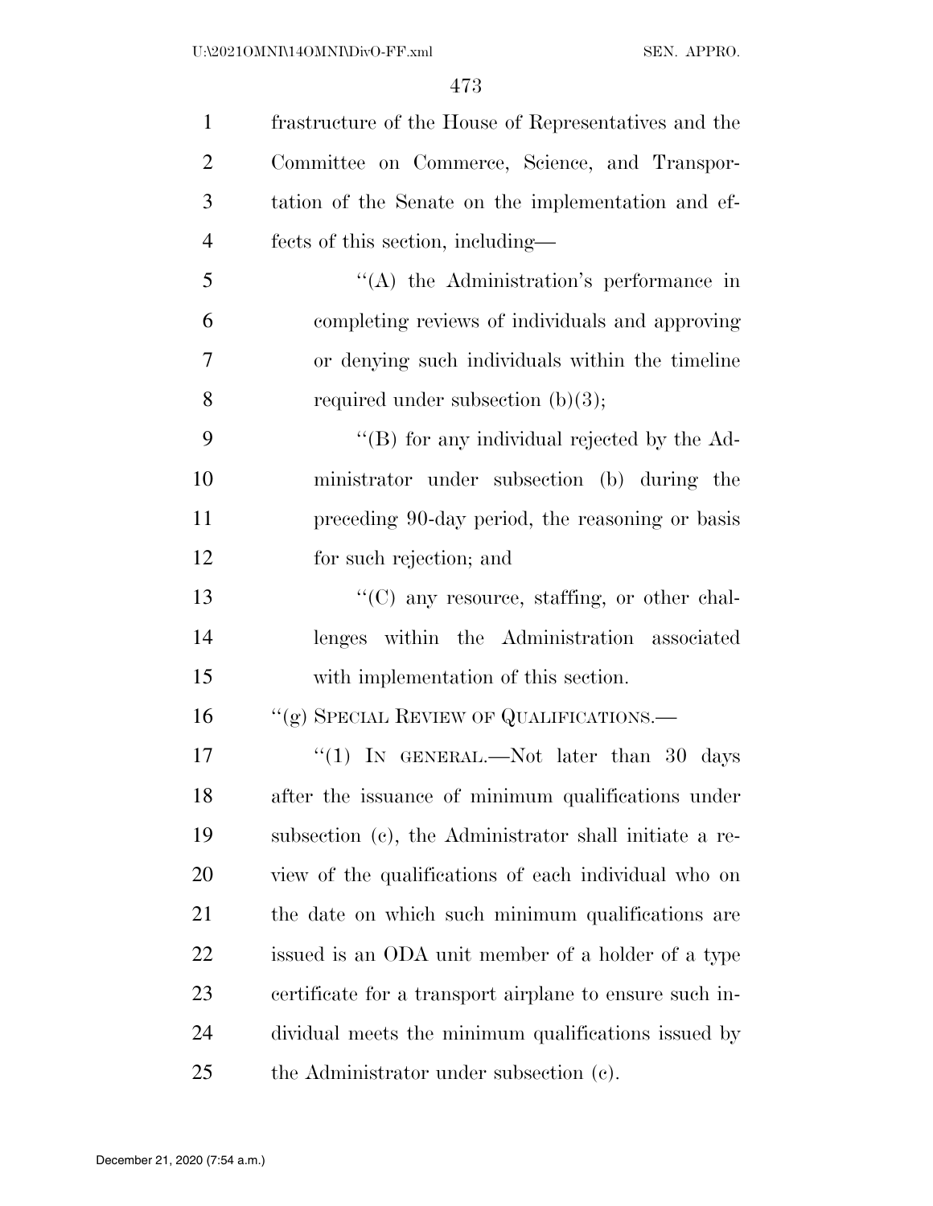frastructure of the House of Representatives and the Committee on Commerce, Science, and Transportation of the Senate on the implementation and effects of this section, including—

"(A) the Administration's performance in completing reviews of individuals and approving or denying such individuals within the timeline required under subsection (b)(3);

"(B) for any individual rejected by the Administrator under subsection (b) during the preceding 90-day period, the reasoning or basis for such rejection; and

"(C) any resource, staffing, or other challenges within the Administration associated with implementation of this section.

"(g) SPECIAL REVIEW OF QUALIFICATIONS.—

"(1) IN GENERAL.—Not later than 30 days after the issuance of minimum qualifications under subsection (c), the Administrator shall initiate a review of the qualifications of each individual who on the date on which such minimum qualifications are issued is an ODA unit member of a holder of a type certificate for a transport airplane to ensure such individual meets the minimum qualifications issued by the Administrator under subsection (c).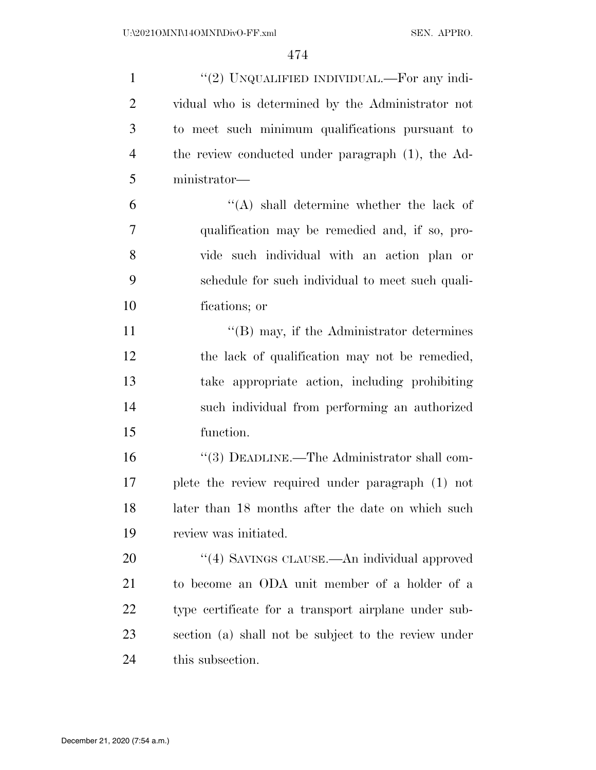''(2) UNQUALIFIED INDIVIDUAL.—For any individual who is determined by the Administrator not to meet such minimum qualifications pursuant to the review conducted under paragraph (1), the Administrator—

''(A) shall determine whether the lack of qualification may be remedied and, if so, provide such individual with an action plan or schedule for such individual to meet such qualifications; or

''(B) may, if the Administrator determines the lack of qualification may not be remedied, take appropriate action, including prohibiting such individual from performing an authorized function.

''(3) DEADLINE.—The Administrator shall complete the review required under paragraph (1) not later than 18 months after the date on which such review was initiated.

''(4) SAVINGS CLAUSE.—An individual approved to become an ODA unit member of a holder of a type certificate for a transport airplane under subsection (a) shall not be subject to the review under this subsection.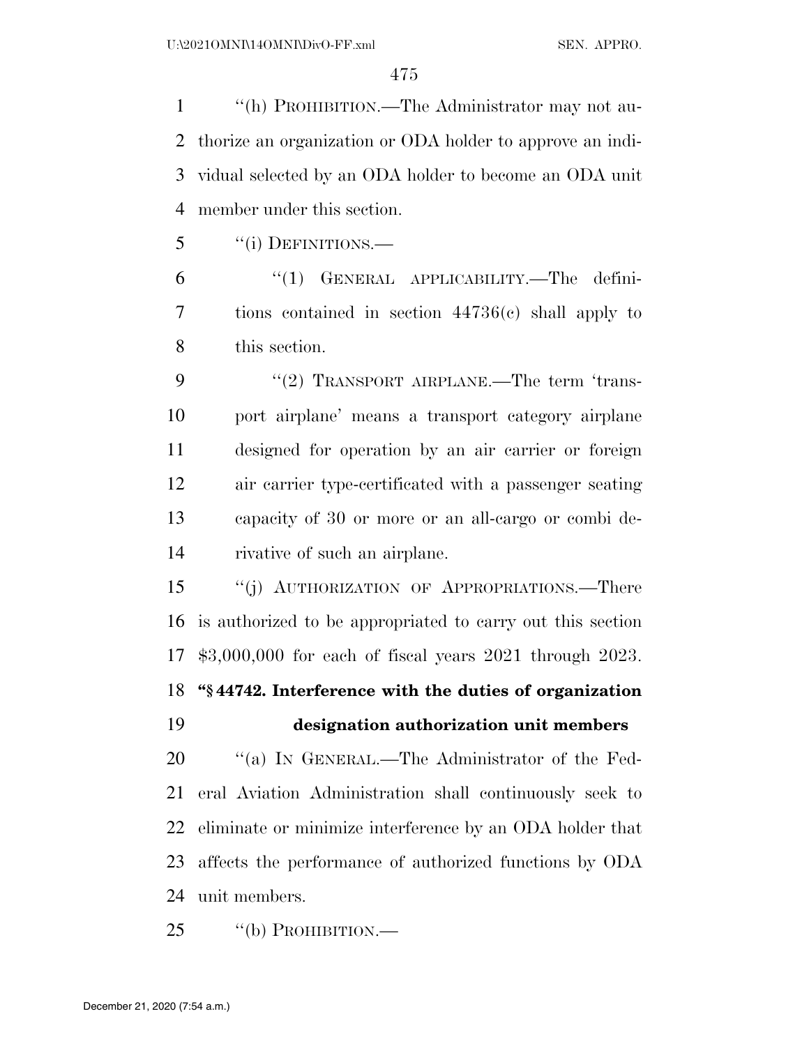"(h) PROHIBITION.—The Administrator may not authorize an organization or ODA holder to approve an individual selected by an ODA holder to become an ODA unit member under this section.

"(i) DEFINITIONS.—

"(1) GENERAL APPLICABILITY.—The definitions contained in section 44736(c) shall apply to this section.

"(2) TRANSPORT AIRPLANE.—The term 'transport airplane' means a transport category airplane designed for operation by an air carrier or foreign air carrier type-certificated with a passenger seating capacity of 30 or more or an all-cargo or combi derivative of such an airplane.

"(j) AUTHORIZATION OF APPROPRIATIONS.—There is authorized to be appropriated to carry out this section $3,000,000 for each of fiscal years 2021 through 2023.

**"§ 44742. Interference with the duties of organization designation authorization unit members**

"(a) IN GENERAL.—The Administrator of the Federal Aviation Administration shall continuously seek to eliminate or minimize interference by an ODA holder that affects the performance of authorized functions by ODA unit members.

"(b) PROHIBITION.—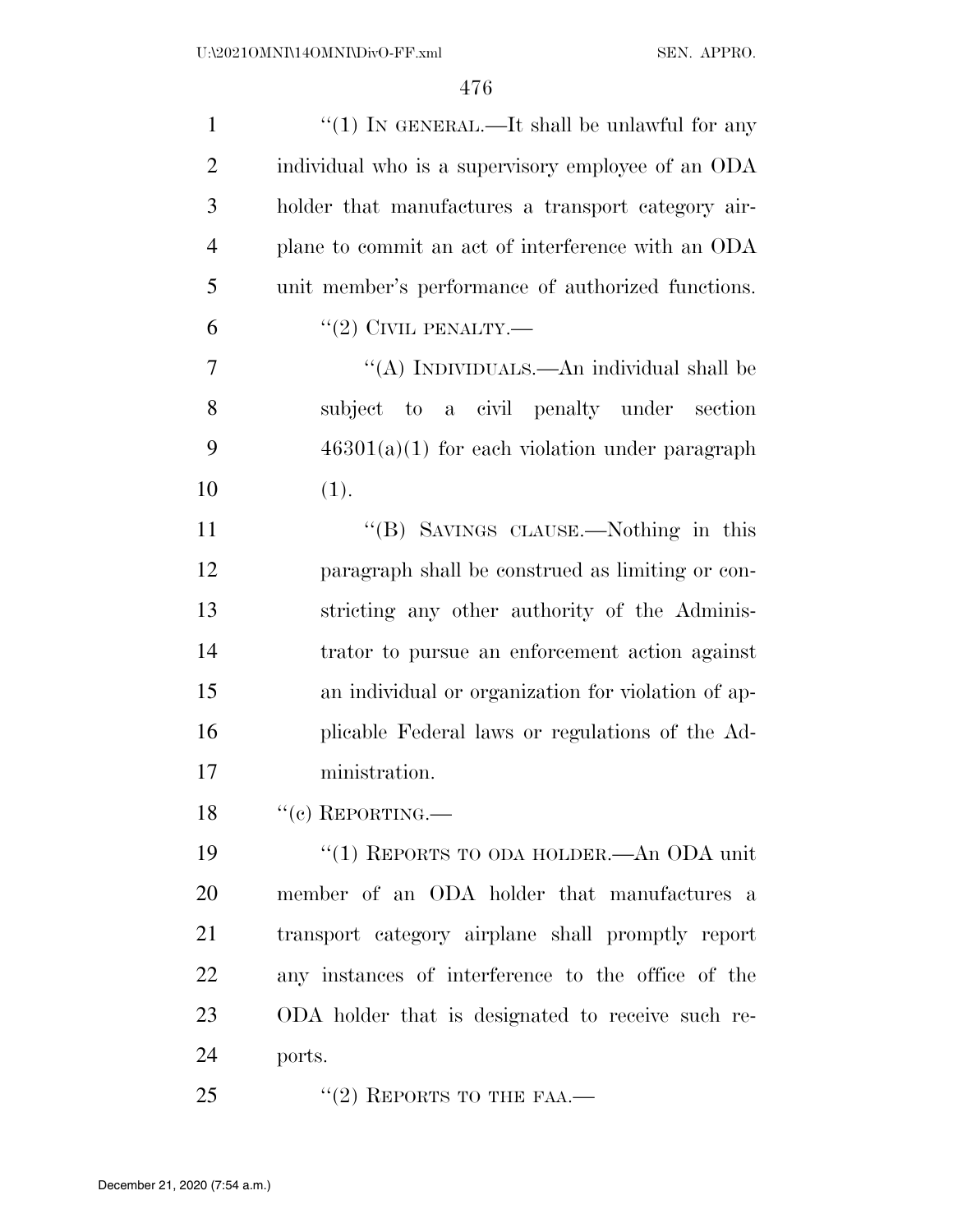"(1) IN GENERAL.—It shall be unlawful for any individual who is a supervisory employee of an ODA holder that manufactures a transport category airplane to commit an act of interference with an ODA unit member's performance of authorized functions.

"(2) CIVIL PENALTY.—

"(A) INDIVIDUALS.—An individual shall be subject to a civil penalty under section 46301(a)(1) for each violation under paragraph (1).

"(B) SAVINGS CLAUSE.—Nothing in this paragraph shall be construed as limiting or constricting any other authority of the Administrator to pursue an enforcement action against an individual or organization for violation of applicable Federal laws or regulations of the Administration.

"(c) REPORTING.—

"(1) REPORTS TO ODA HOLDER.—An ODA unit member of an ODA holder that manufactures a transport category airplane shall promptly report any instances of interference to the office of the ODA holder that is designated to receive such reports.

"(2) REPORTS TO THE FAA.—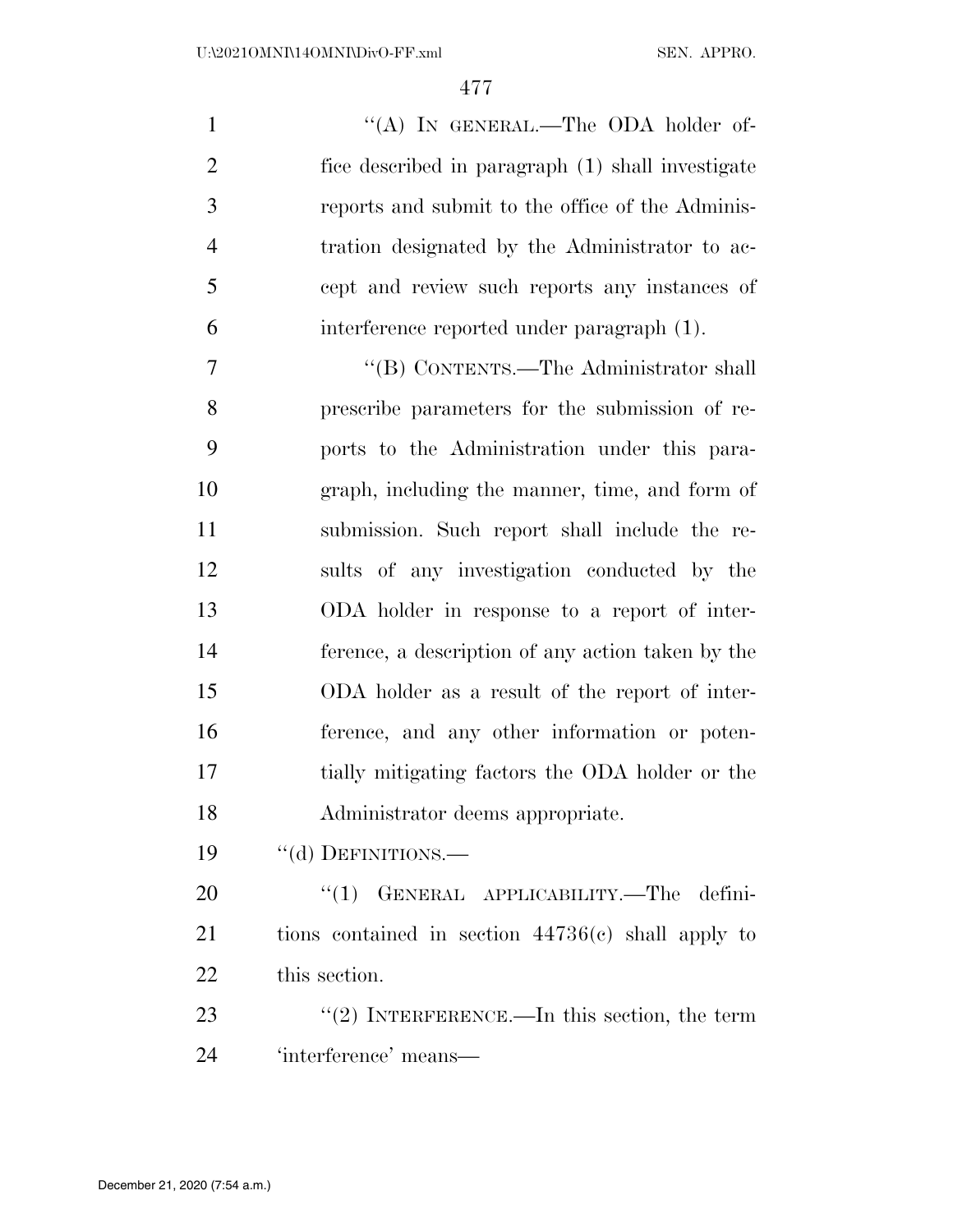"(A) IN GENERAL.—The ODA holder office described in paragraph (1) shall investigate reports and submit to the office of the Administration designated by the Administrator to accept and review such reports any instances of interference reported under paragraph (1).

"(B) CONTENTS.—The Administrator shall prescribe parameters for the submission of reports to the Administration under this paragraph, including the manner, time, and form of submission. Such report shall include the results of any investigation conducted by the ODA holder in response to a report of interference, a description of any action taken by the ODA holder as a result of the report of interference, and any other information or potentially mitigating factors the ODA holder or the Administrator deems appropriate.

"(d) DEFINITIONS.—

"(1) GENERAL APPLICABILITY.—The definitions contained in section 44736(c) shall apply to this section.

"(2) INTERFERENCE.—In this section, the term 'interference' means—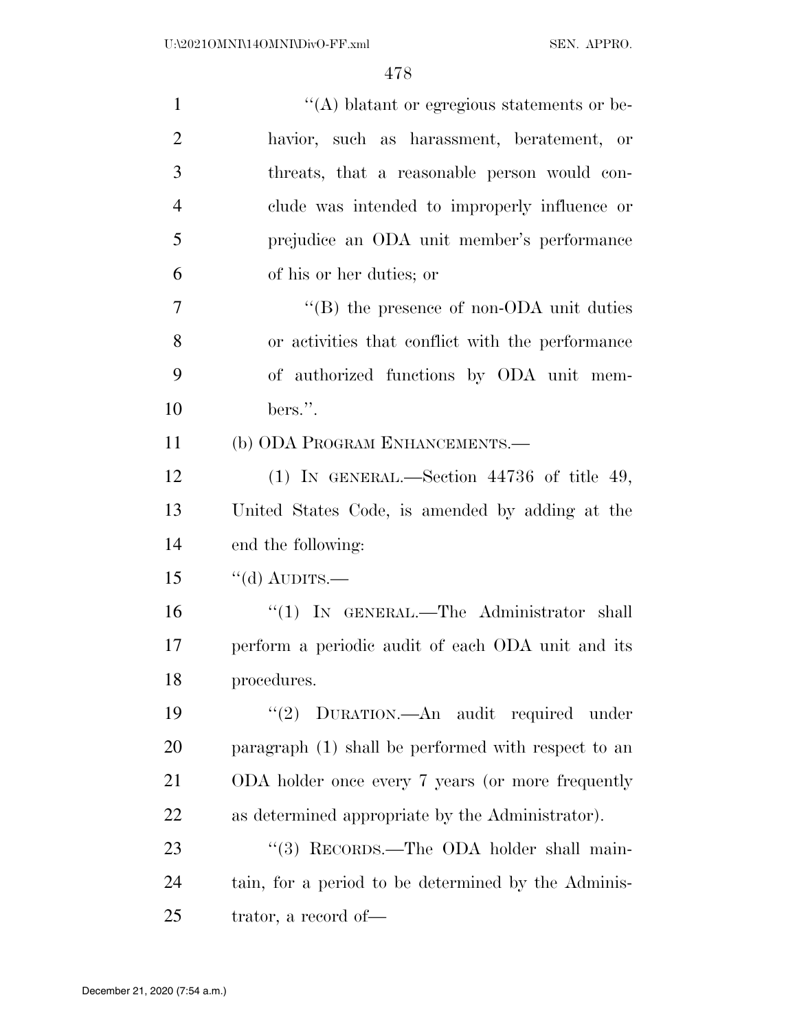''(A) blatant or egregious statements or behavior, such as harassment, beratement, or threats, that a reasonable person would conclude was intended to improperly influence or prejudice an ODA unit member's performance of his or her duties; or

''(B) the presence of non-ODA unit duties or activities that conflict with the performance of authorized functions by ODA unit members.''.

(b) ODA PROGRAM ENHANCEMENTS.—

(1) IN GENERAL.—Section 44736 of title 49, United States Code, is amended by adding at the end the following:

''(d) AUDITS.—

''(1) IN GENERAL.—The Administrator shall perform a periodic audit of each ODA unit and its procedures.

''(2) DURATION.—An audit required under paragraph (1) shall be performed with respect to an ODA holder once every 7 years (or more frequently as determined appropriate by the Administrator).

''(3) RECORDS.—The ODA holder shall maintain, for a period to be determined by the Administrator, a record of—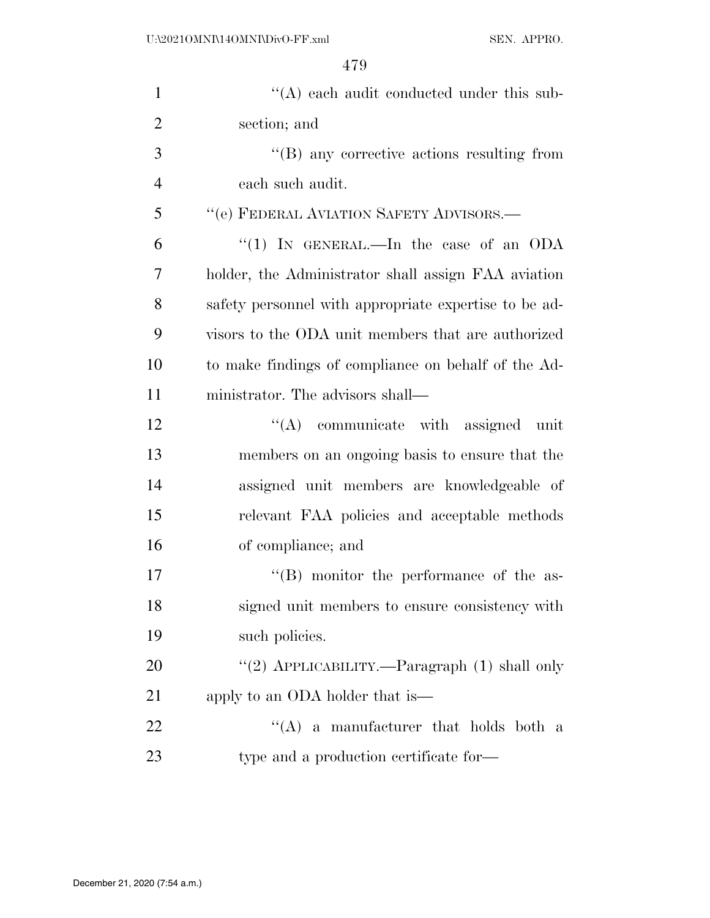''(A) each audit conducted under this subsection; and

''(B) any corrective actions resulting from each such audit.

''(e) FEDERAL AVIATION SAFETY ADVISORS.—

''(1) IN GENERAL.—In the case of an ODA holder, the Administrator shall assign FAA aviation safety personnel with appropriate expertise to be advisors to the ODA unit members that are authorized to make findings of compliance on behalf of the Administrator. The advisors shall—

''(A) communicate with assigned unit members on an ongoing basis to ensure that the assigned unit members are knowledgeable of relevant FAA policies and acceptable methods of compliance; and

''(B) monitor the performance of the assigned unit members to ensure consistency with such policies.

''(2) APPLICABILITY.—Paragraph (1) shall only apply to an ODA holder that is—

''(A) a manufacturer that holds both a type and a production certificate for—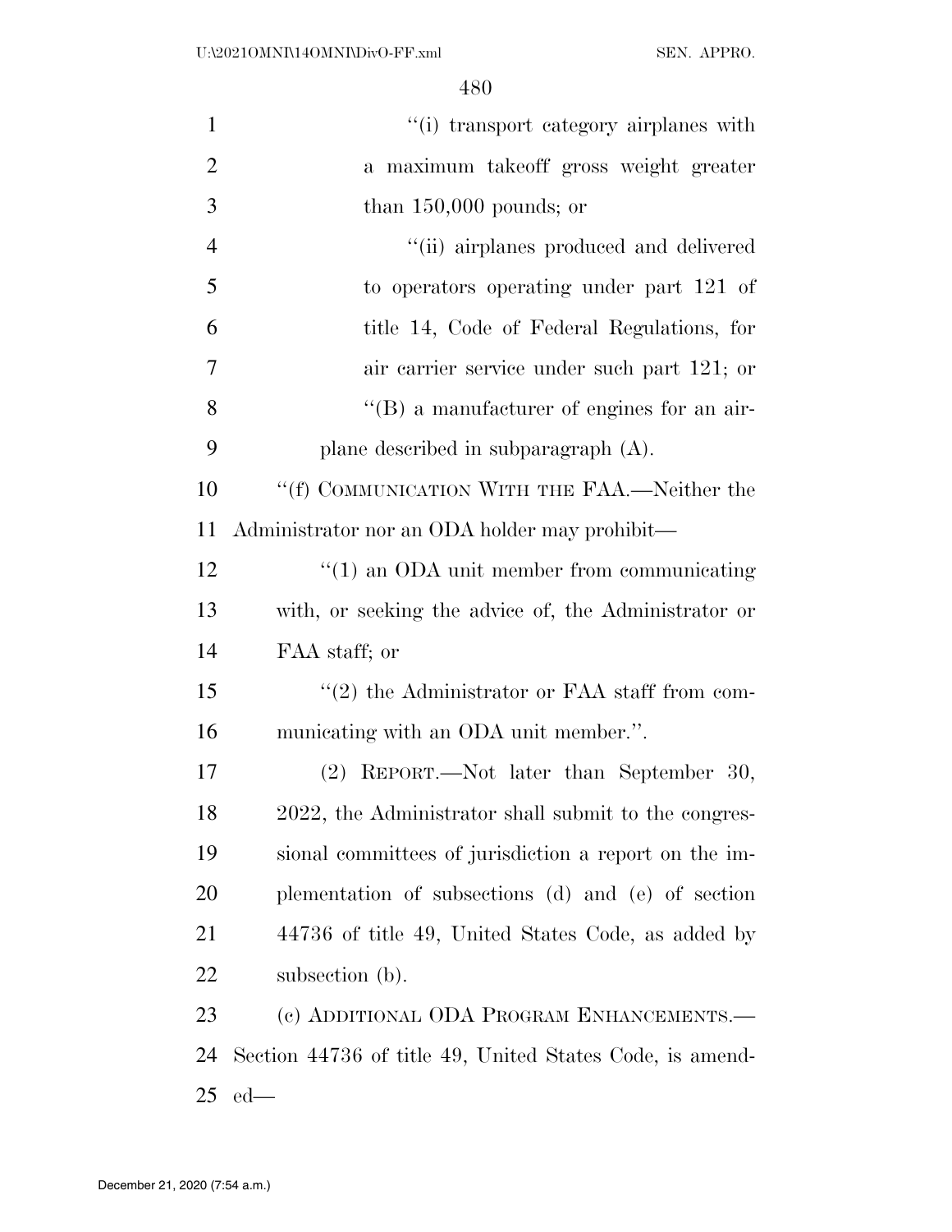''(i) transport category airplanes with a maximum takeoff gross weight greater than 150,000 pounds; or

''(ii) airplanes produced and delivered to operators operating under part 121 of title 14, Code of Federal Regulations, for air carrier service under such part 121; or

''(B) a manufacturer of engines for an airplane described in subparagraph (A).

''(f) COMMUNICATION WITH THE FAA.—Neither the Administrator nor an ODA holder may prohibit—

''(1) an ODA unit member from communicating with, or seeking the advice of, the Administrator or FAA staff; or

''(2) the Administrator or FAA staff from communicating with an ODA unit member.''.

(2) REPORT.—Not later than September 30, 2022, the Administrator shall submit to the congressional committees of jurisdiction a report on the implementation of subsections (d) and (e) of section 44736 of title 49, United States Code, as added by subsection (b).

(c) ADDITIONAL ODA PROGRAM ENHANCEMENTS.—Section 44736 of title 49, United States Code, is amended—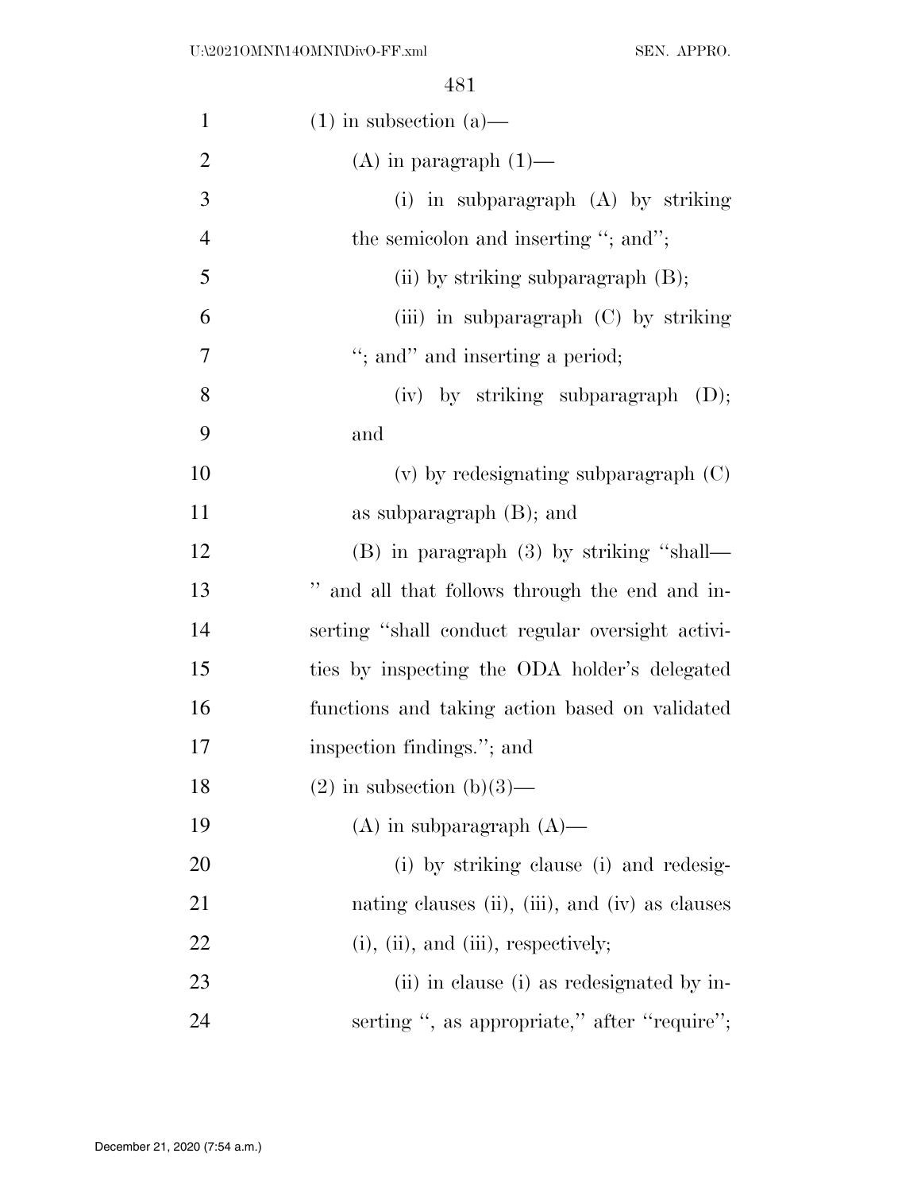(1) in subsection (a)—

(A) in paragraph (1)—

(i) in subparagraph (A) by striking the semicolon and inserting ''; and'';

(ii) by striking subparagraph (B);

(iii) in subparagraph (C) by striking ''; and'' and inserting a period;

(iv) by striking subparagraph (D); and

(v) by redesignating subparagraph (C) as subparagraph (B); and

(B) in paragraph (3) by striking ''shall— '' and all that follows through the end and inserting ''shall conduct regular oversight activities by inspecting the ODA holder's delegated functions and taking action based on validated inspection findings.''; and

(2) in subsection (b)(3)—

(A) in subparagraph (A)—

(i) by striking clause (i) and redesignating clauses (ii), (iii), and (iv) as clauses (i), (ii), and (iii), respectively;

(ii) in clause (i) as redesignated by inserting '', as appropriate,'' after ''require'';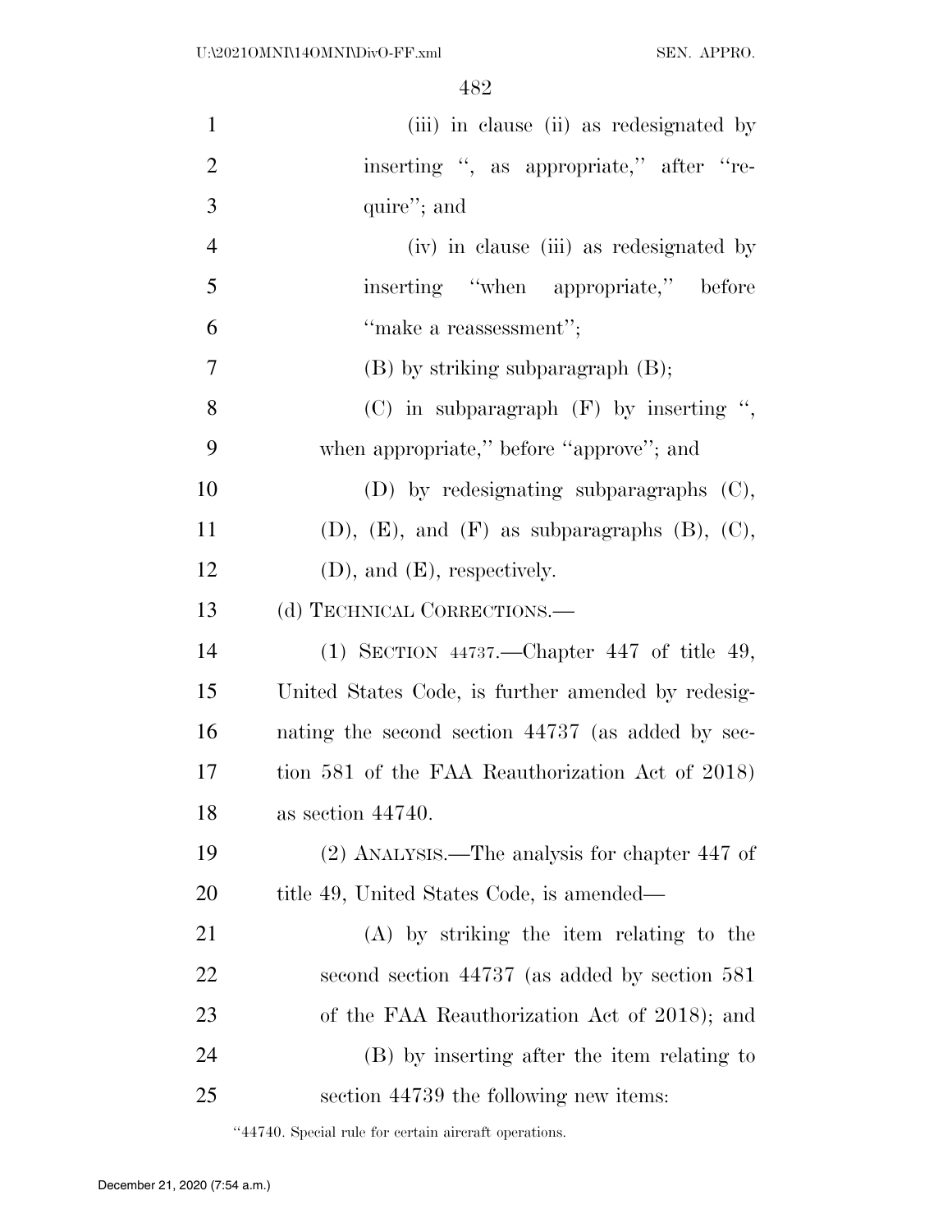(iii) in clause (ii) as redesignated by inserting ", as appropriate," after "require"; and

(iv) in clause (iii) as redesignated by inserting "when appropriate," before "make a reassessment";

(B) by striking subparagraph (B);

(C) in subparagraph (F) by inserting ", when appropriate," before "approve"; and

(D) by redesignating subparagraphs (C), (D), (E), and (F) as subparagraphs (B), (C), (D), and (E), respectively.

(d) TECHNICAL CORRECTIONS.—

(1) SECTION 44737.—Chapter 447 of title 49, United States Code, is further amended by redesignating the second section 44737 (as added by section 581 of the FAA Reauthorization Act of 2018) as section 44740.

(2) ANALYSIS.—The analysis for chapter 447 of title 49, United States Code, is amended—

(A) by striking the item relating to the second section 44737 (as added by section 581 of the FAA Reauthorization Act of 2018); and

(B) by inserting after the item relating to section 44739 the following new items:

"44740. Special rule for certain aircraft operations.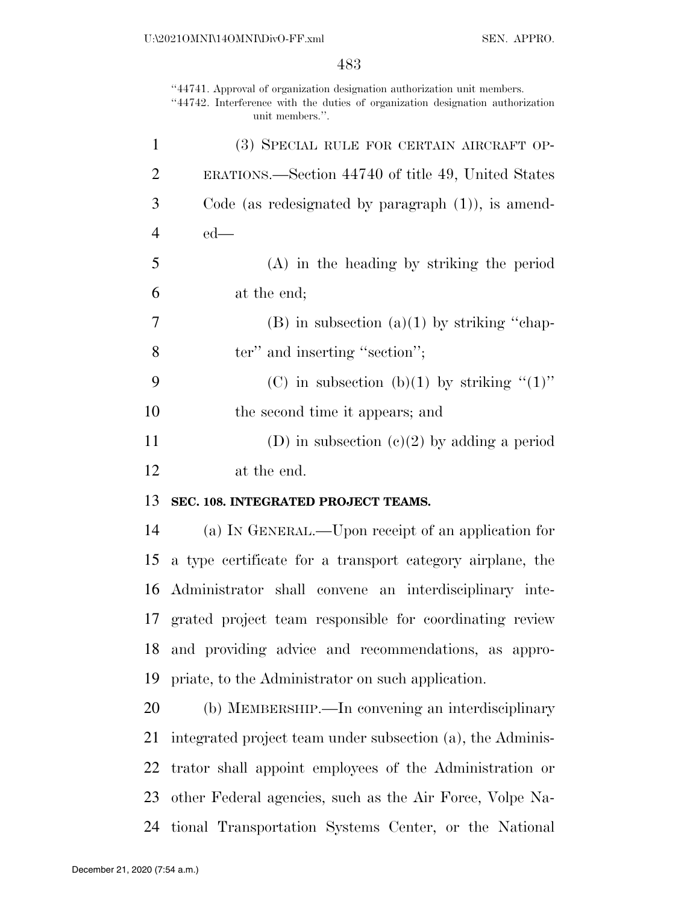"44741. Approval of organization designation authorization unit members.
"44742. Interference with the duties of organization designation authorization unit members.".

(3) SPECIAL RULE FOR CERTAIN AIRCRAFT OPERATIONS.—Section 44740 of title 49, United States Code (as redesignated by paragraph (1)), is amended—

(A) in the heading by striking the period at the end;

(B) in subsection (a)(1) by striking "chapter" and inserting "section";

(C) in subsection (b)(1) by striking "(1)" the second time it appears; and

(D) in subsection (c)(2) by adding a period at the end.

**SEC. 108. INTEGRATED PROJECT TEAMS.**

(a) IN GENERAL.—Upon receipt of an application for a type certificate for a transport category airplane, the Administrator shall convene an interdisciplinary integrated project team responsible for coordinating review and providing advice and recommendations, as appropriate, to the Administrator on such application.

(b) MEMBERSHIP.—In convening an interdisciplinary integrated project team under subsection (a), the Administrator shall appoint employees of the Administration or other Federal agencies, such as the Air Force, Volpe National Transportation Systems Center, or the National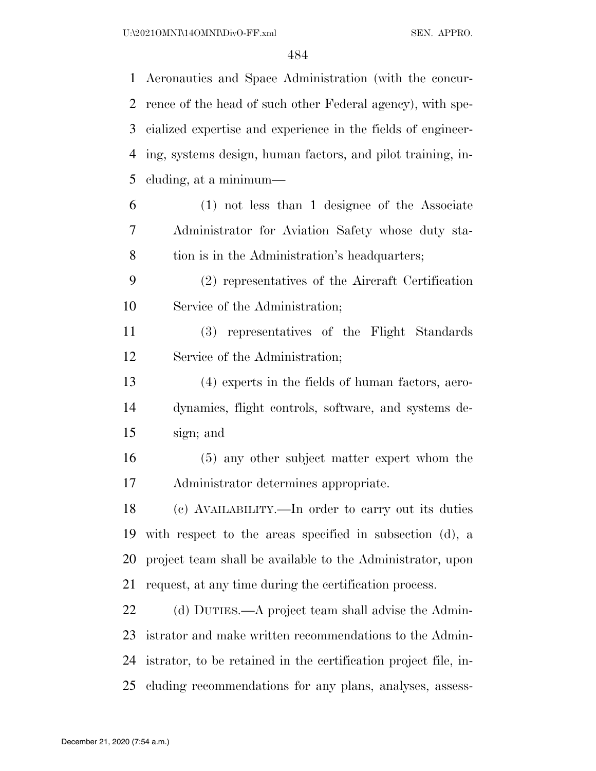Aeronautics and Space Administration (with the concurrence of the head of such other Federal agency), with specialized expertise and experience in the fields of engineering, systems design, human factors, and pilot training, including, at a minimum—

(1) not less than 1 designee of the Associate Administrator for Aviation Safety whose duty station is in the Administration's headquarters;

(2) representatives of the Aircraft Certification Service of the Administration;

(3) representatives of the Flight Standards Service of the Administration;

(4) experts in the fields of human factors, aerodynamics, flight controls, software, and systems design; and

(5) any other subject matter expert whom the Administrator determines appropriate.

(c) AVAILABILITY.—In order to carry out its duties with respect to the areas specified in subsection (d), a project team shall be available to the Administrator, upon request, at any time during the certification process.

(d) DUTIES.—A project team shall advise the Administrator and make written recommendations to the Administrator, to be retained in the certification project file, including recommendations for any plans, analyses, assess-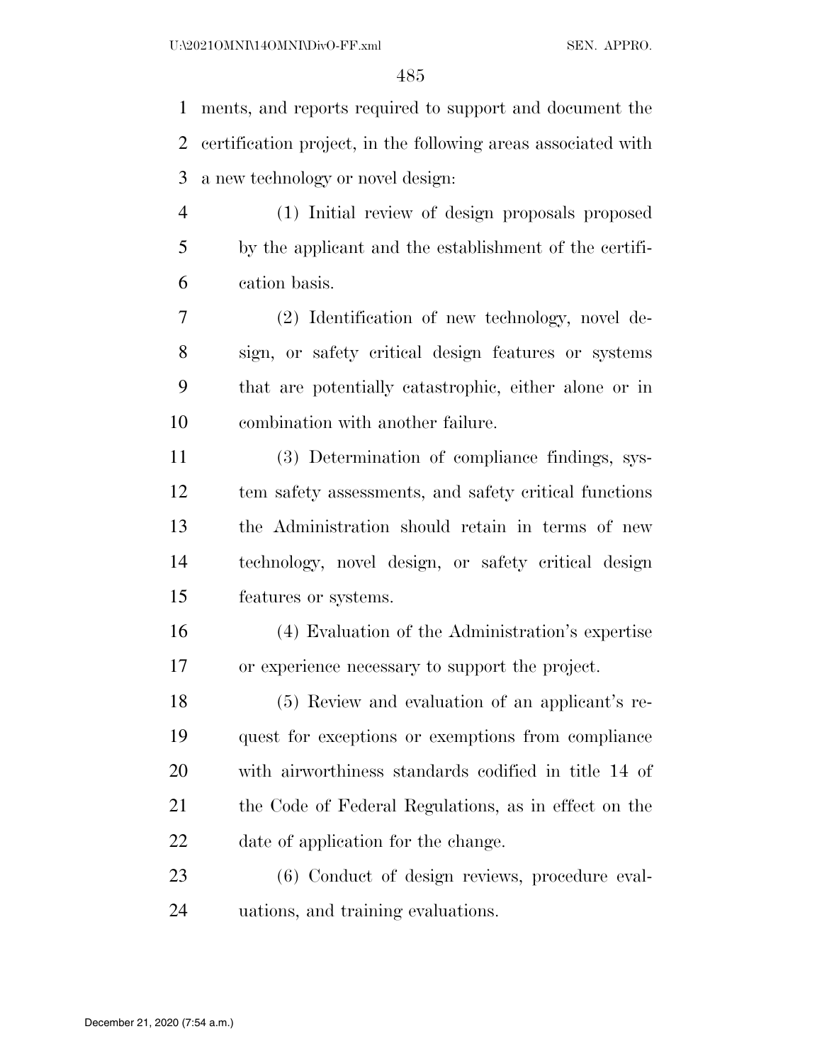ments, and reports required to support and document the certification project, in the following areas associated with a new technology or novel design:

(1) Initial review of design proposals proposed by the applicant and the establishment of the certification basis.

(2) Identification of new technology, novel design, or safety critical design features or systems that are potentially catastrophic, either alone or in combination with another failure.

(3) Determination of compliance findings, system safety assessments, and safety critical functions the Administration should retain in terms of new technology, novel design, or safety critical design features or systems.

(4) Evaluation of the Administration's expertise or experience necessary to support the project.

(5) Review and evaluation of an applicant's request for exceptions or exemptions from compliance with airworthiness standards codified in title 14 of the Code of Federal Regulations, as in effect on the date of application for the change.

(6) Conduct of design reviews, procedure evaluations, and training evaluations.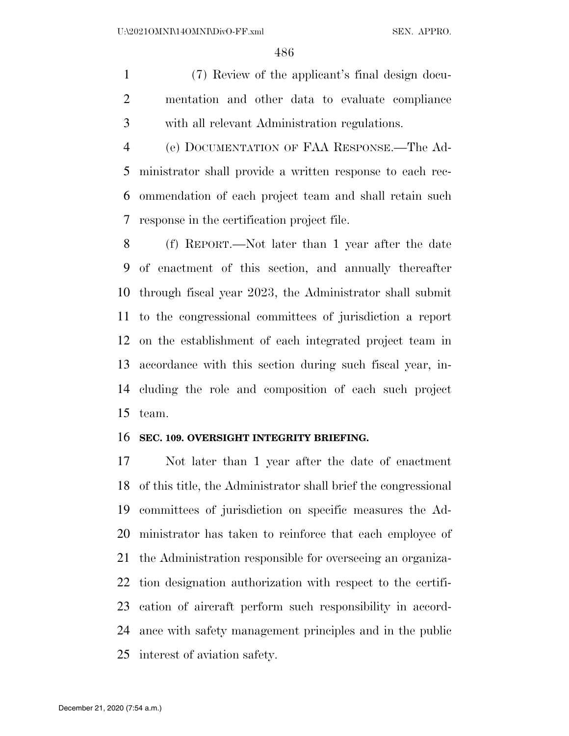(7) Review of the applicant's final design documentation and other data to evaluate compliance with all relevant Administration regulations.

(e) DOCUMENTATION OF FAA RESPONSE.—The Administrator shall provide a written response to each recommendation of each project team and shall retain such response in the certification project file.

(f) REPORT.—Not later than 1 year after the date of enactment of this section, and annually thereafter through fiscal year 2023, the Administrator shall submit to the congressional committees of jurisdiction a report on the establishment of each integrated project team in accordance with this section during such fiscal year, including the role and composition of each such project team.

**SEC. 109. OVERSIGHT INTEGRITY BRIEFING.**

Not later than 1 year after the date of enactment of this title, the Administrator shall brief the congressional committees of jurisdiction on specific measures the Administrator has taken to reinforce that each employee of the Administration responsible for overseeing an organization designation authorization with respect to the certification of aircraft perform such responsibility in accordance with safety management principles and in the public interest of aviation safety.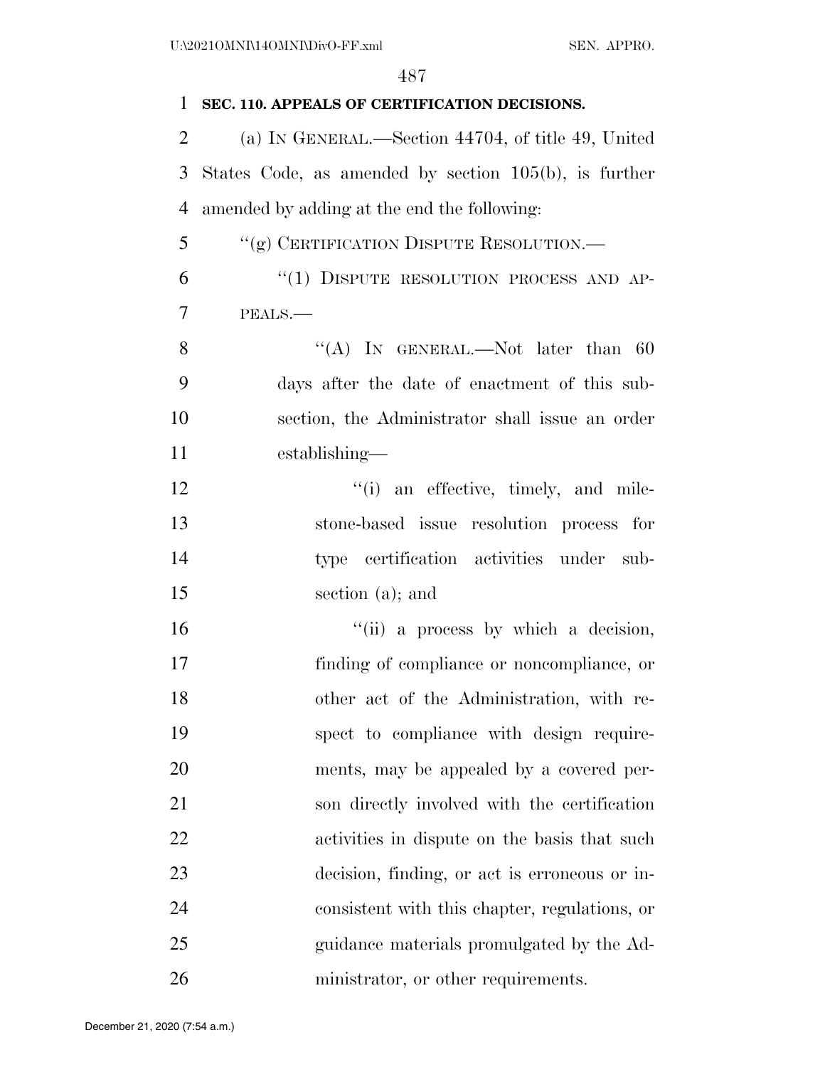**SEC. 110. APPEALS OF CERTIFICATION DECISIONS.**

(a) IN GENERAL.—Section 44704, of title 49, United States Code, as amended by section 105(b), is further amended by adding at the end the following:

"(g) CERTIFICATION DISPUTE RESOLUTION.—

"(1) DISPUTE RESOLUTION PROCESS AND APPEALS.—

"(A) IN GENERAL.—Not later than 60 days after the date of enactment of this subsection, the Administrator shall issue an order establishing—

"(i) an effective, timely, and milestone-based issue resolution process for type certification activities under subsection (a); and

"(ii) a process by which a decision, finding of compliance or noncompliance, or other act of the Administration, with respect to compliance with design requirements, may be appealed by a covered person directly involved with the certification activities in dispute on the basis that such decision, finding, or act is erroneous or inconsistent with this chapter, regulations, or guidance materials promulgated by the Administrator, or other requirements.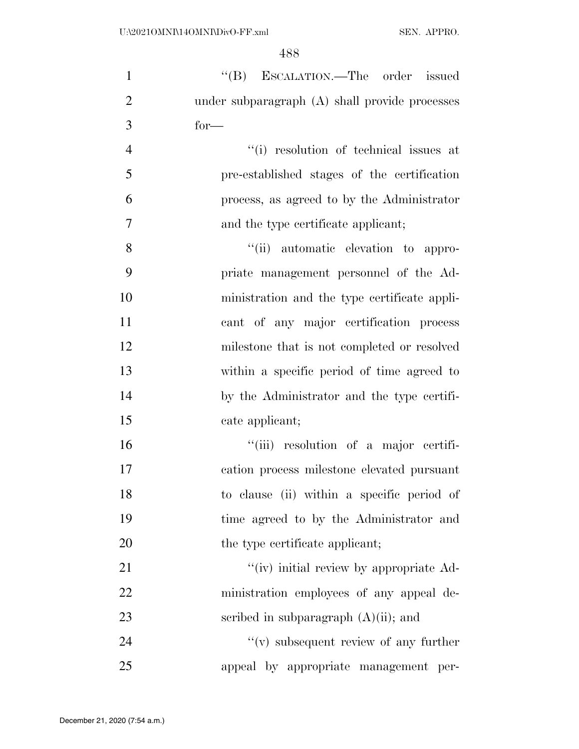"(B) ESCALATION.—The order issued under subparagraph (A) shall provide processes for—

"(i) resolution of technical issues at pre-established stages of the certification process, as agreed to by the Administrator and the type certificate applicant;

"(ii) automatic elevation to appropriate management personnel of the Administration and the type certificate applicant of any major certification process milestone that is not completed or resolved within a specific period of time agreed to by the Administrator and the type certificate applicant;

"(iii) resolution of a major certification process milestone elevated pursuant to clause (ii) within a specific period of time agreed to by the Administrator and the type certificate applicant;

"(iv) initial review by appropriate Administration employees of any appeal described in subparagraph (A)(ii); and

"(v) subsequent review of any further appeal by appropriate management per-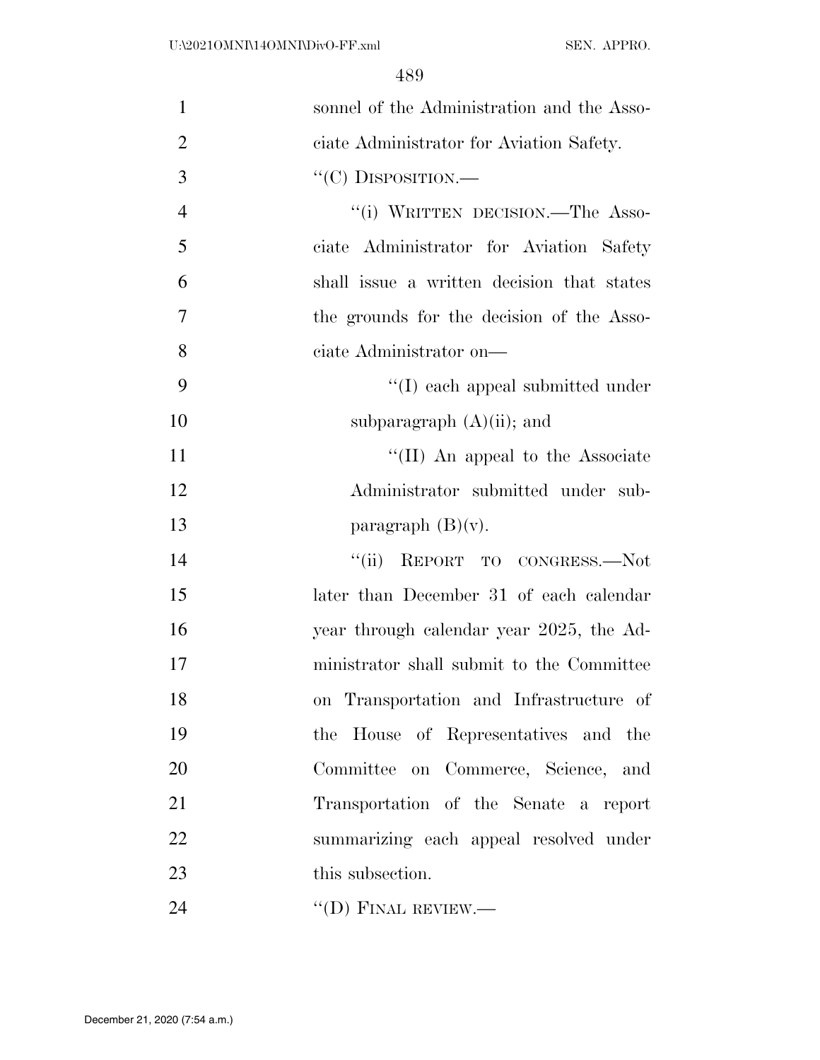sonnel of the Administration and the Associate Administrator for Aviation Safety.

"(C) DISPOSITION.—

"(i) WRITTEN DECISION.—The Associate Administrator for Aviation Safety shall issue a written decision that states the grounds for the decision of the Associate Administrator on—

"(I) each appeal submitted under subparagraph (A)(ii); and

"(II) An appeal to the Associate Administrator submitted under subparagraph (B)(v).

"(ii) REPORT TO CONGRESS.—Not later than December 31 of each calendar year through calendar year 2025, the Administrator shall submit to the Committee on Transportation and Infrastructure of the House of Representatives and the Committee on Commerce, Science, and Transportation of the Senate a report summarizing each appeal resolved under this subsection.

"(D) FINAL REVIEW.—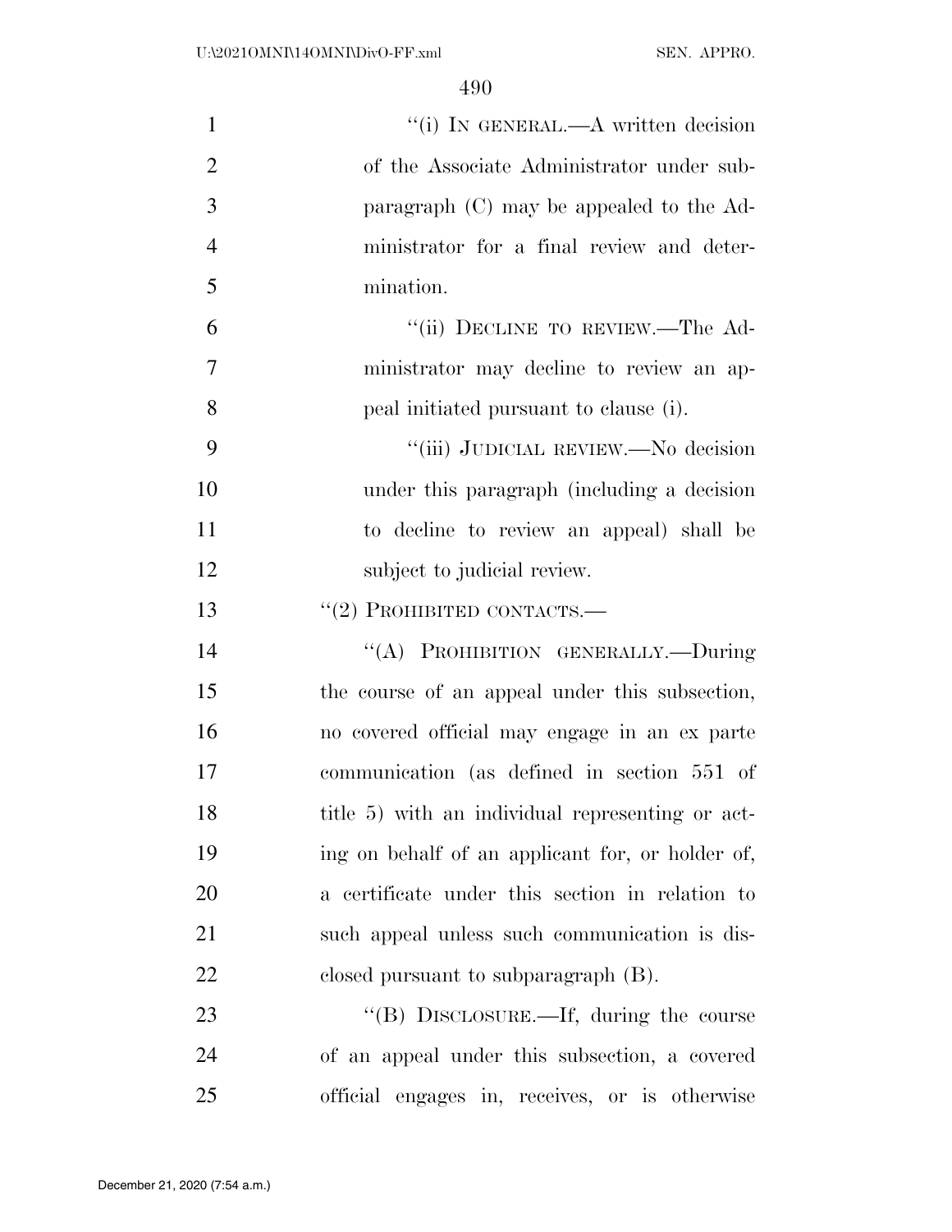"(i) IN GENERAL.—A written decision of the Associate Administrator under subparagraph (C) may be appealed to the Administrator for a final review and determination.

"(ii) DECLINE TO REVIEW.—The Administrator may decline to review an appeal initiated pursuant to clause (i).

"(iii) JUDICIAL REVIEW.—No decision under this paragraph (including a decision to decline to review an appeal) shall be subject to judicial review.

"(2) PROHIBITED CONTACTS.—

"(A) PROHIBITION GENERALLY.—During the course of an appeal under this subsection, no covered official may engage in an ex parte communication (as defined in section 551 of title 5) with an individual representing or acting on behalf of an applicant for, or holder of, a certificate under this section in relation to such appeal unless such communication is disclosed pursuant to subparagraph (B).

"(B) DISCLOSURE.—If, during the course of an appeal under this subsection, a covered official engages in, receives, or is otherwise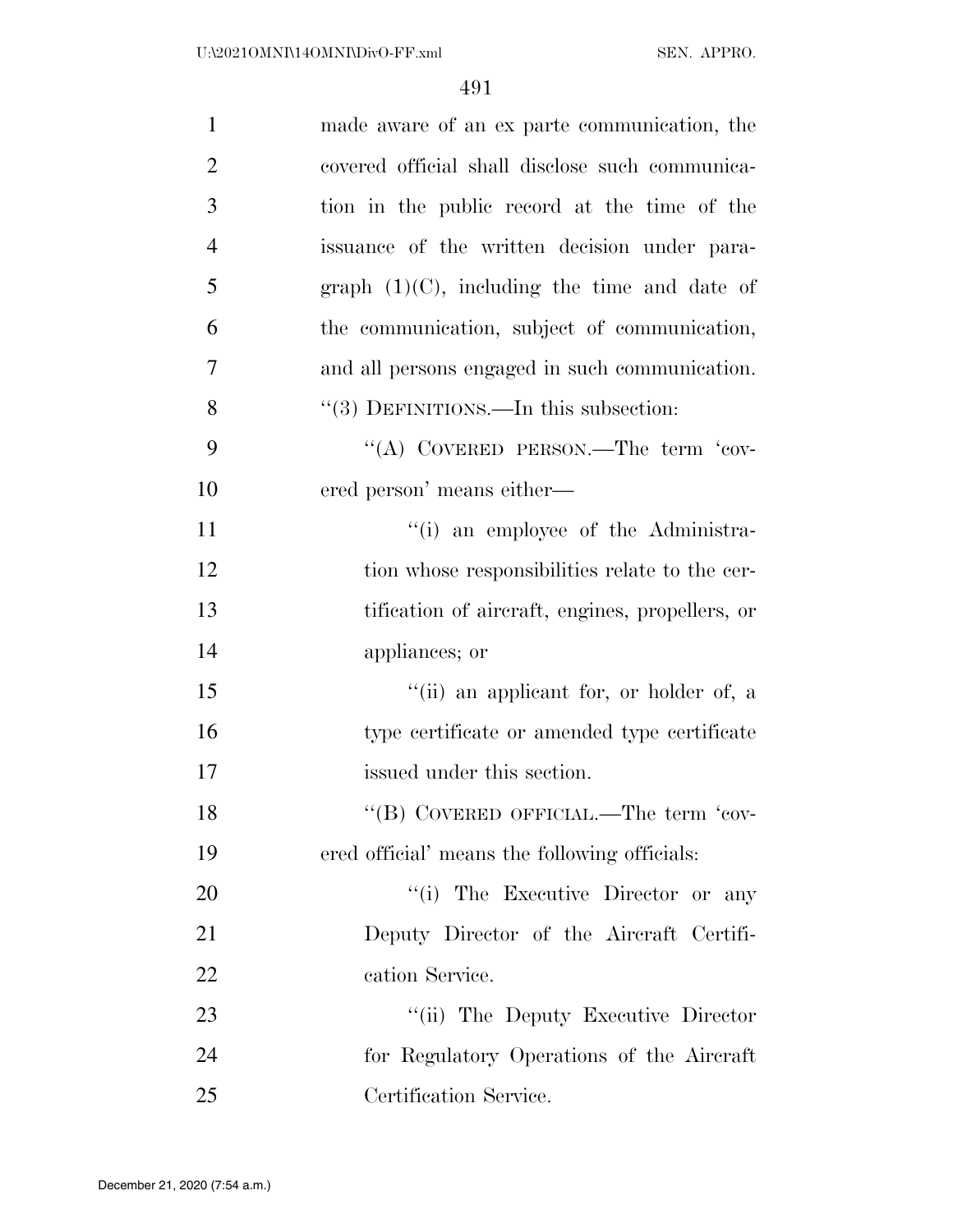made aware of an ex parte communication, the covered official shall disclose such communication in the public record at the time of the issuance of the written decision under paragraph (1)(C), including the time and date of the communication, subject of communication, and all persons engaged in such communication.

"(3) DEFINITIONS.—In this subsection:

"(A) COVERED PERSON.—The term 'covered person' means either—

"(i) an employee of the Administration whose responsibilities relate to the certification of aircraft, engines, propellers, or appliances; or

"(ii) an applicant for, or holder of, a type certificate or amended type certificate issued under this section.

"(B) COVERED OFFICIAL.—The term 'covered official' means the following officials:

"(i) The Executive Director or any Deputy Director of the Aircraft Certification Service.

"(ii) The Deputy Executive Director for Regulatory Operations of the Aircraft Certification Service.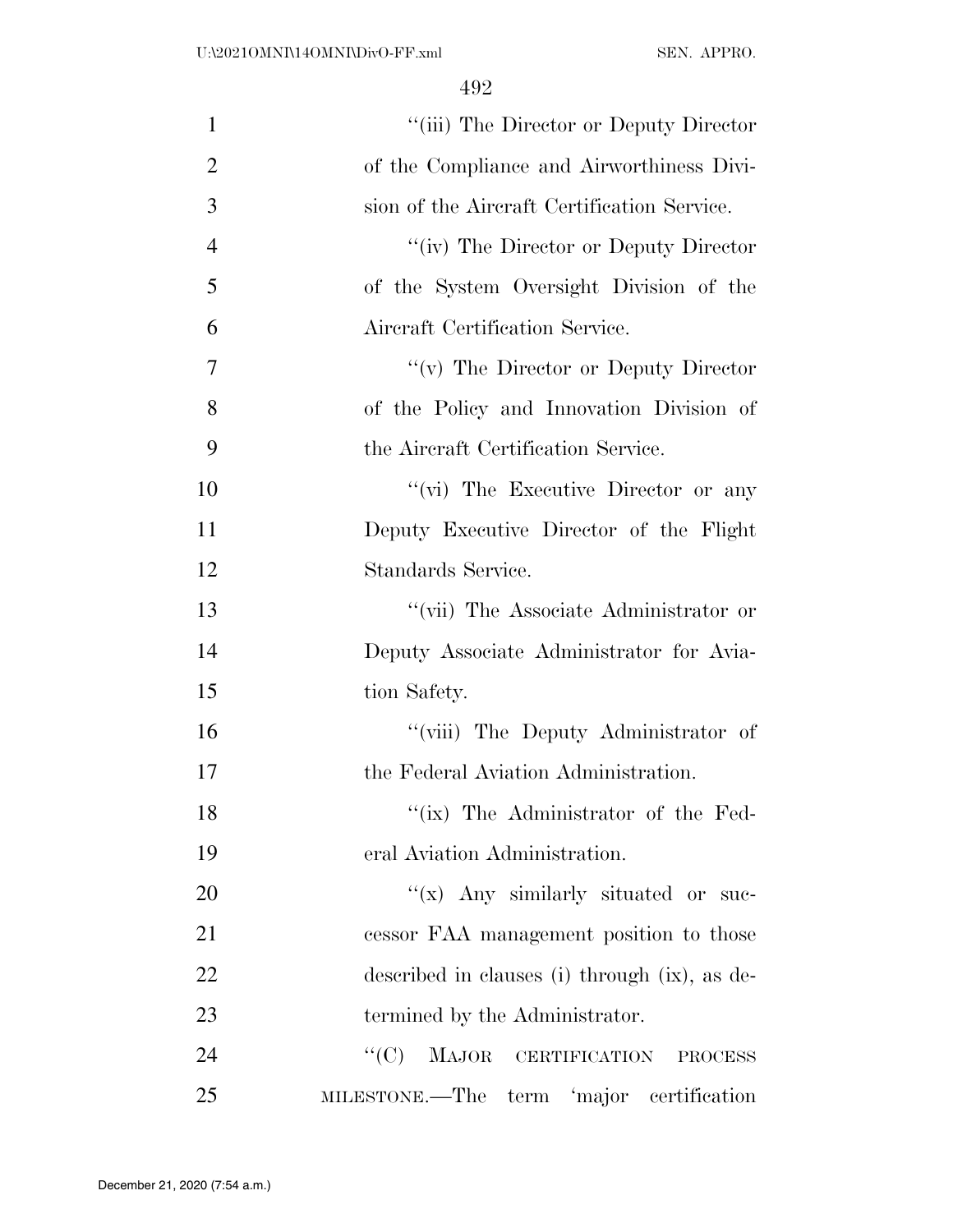"(iii) The Director or Deputy Director of the Compliance and Airworthiness Division of the Aircraft Certification Service.

"(iv) The Director or Deputy Director of the System Oversight Division of the Aircraft Certification Service.

"(v) The Director or Deputy Director of the Policy and Innovation Division of the Aircraft Certification Service.

"(vi) The Executive Director or any Deputy Executive Director of the Flight Standards Service.

"(vii) The Associate Administrator or Deputy Associate Administrator for Aviation Safety.

"(viii) The Deputy Administrator of the Federal Aviation Administration.

"(ix) The Administrator of the Federal Aviation Administration.

"(x) Any similarly situated or successor FAA management position to those described in clauses (i) through (ix), as determined by the Administrator.

"(C) MAJOR CERTIFICATION PROCESS MILESTONE.—The term 'major certification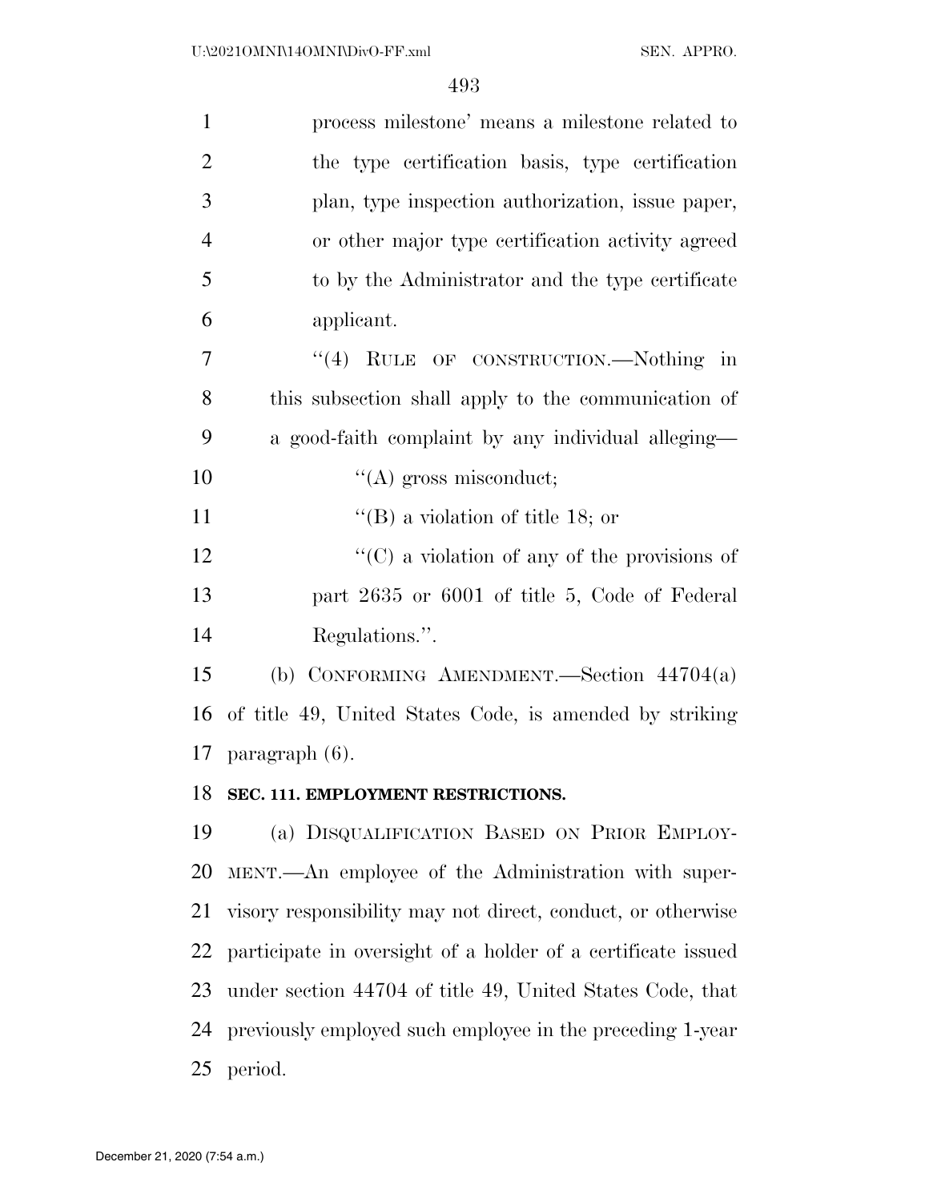process milestone' means a milestone related to the type certification basis, type certification plan, type inspection authorization, issue paper, or other major type certification activity agreed to by the Administrator and the type certificate applicant.

"(4) RULE OF CONSTRUCTION.—Nothing in this subsection shall apply to the communication of a good-faith complaint by any individual alleging—

"(A) gross misconduct;

"(B) a violation of title 18; or

"(C) a violation of any of the provisions of part 2635 or 6001 of title 5, Code of Federal Regulations.".

(b) CONFORMING AMENDMENT.—Section 44704(a) of title 49, United States Code, is amended by striking paragraph (6).

**SEC. 111. EMPLOYMENT RESTRICTIONS.**

(a) DISQUALIFICATION BASED ON PRIOR EMPLOYMENT.—An employee of the Administration with supervisory responsibility may not direct, conduct, or otherwise participate in oversight of a holder of a certificate issued under section 44704 of title 49, United States Code, that previously employed such employee in the preceding 1-year period.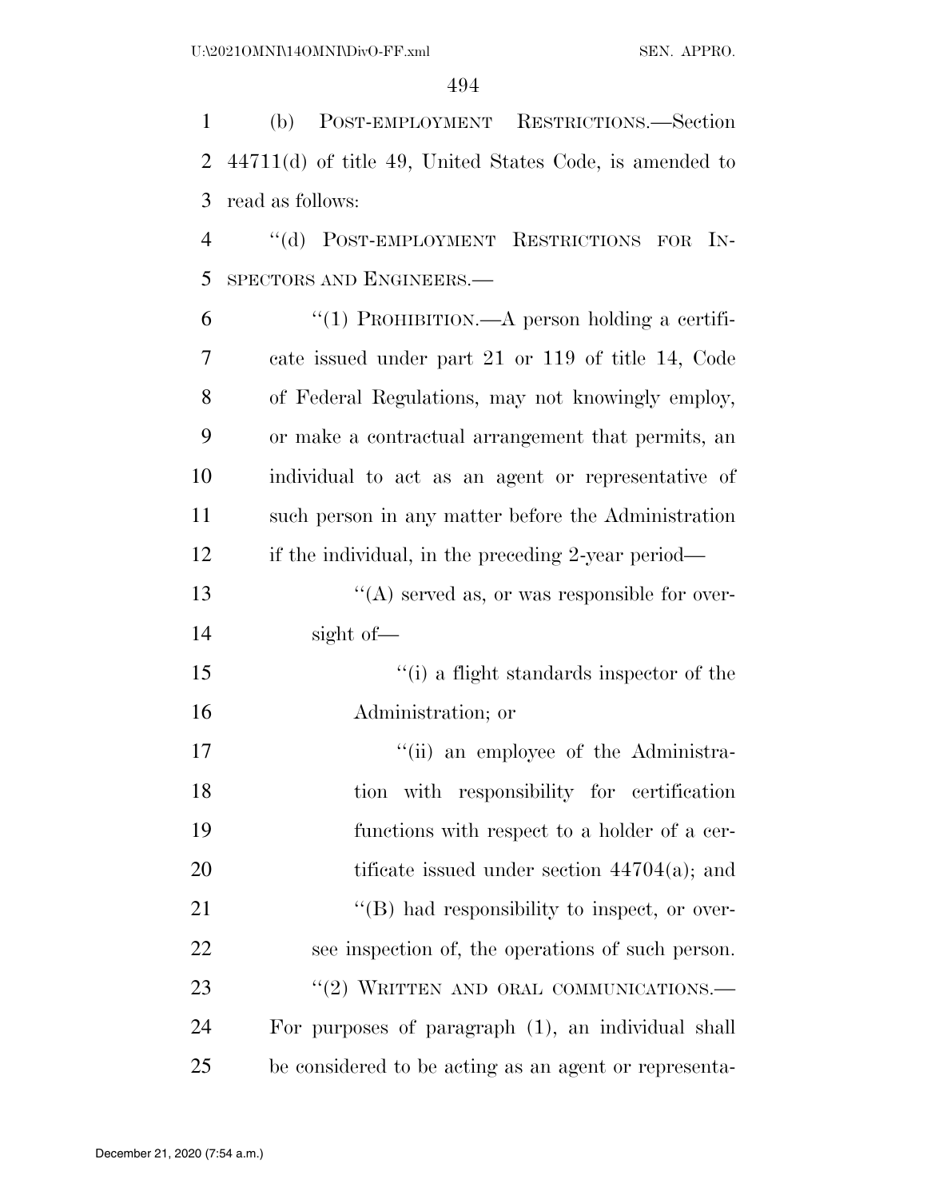(b) POST-EMPLOYMENT RESTRICTIONS.—Section 44711(d) of title 49, United States Code, is amended to read as follows:

"(d) POST-EMPLOYMENT RESTRICTIONS FOR INSPECTORS AND ENGINEERS.—

"(1) PROHIBITION.—A person holding a certificate issued under part 21 or 119 of title 14, Code of Federal Regulations, may not knowingly employ, or make a contractual arrangement that permits, an individual to act as an agent or representative of such person in any matter before the Administration if the individual, in the preceding 2-year period—

"(A) served as, or was responsible for oversight of—

"(i) a flight standards inspector of the Administration; or

"(ii) an employee of the Administration with responsibility for certification functions with respect to a holder of a certificate issued under section 44704(a); and

"(B) had responsibility to inspect, or oversee inspection of, the operations of such person.

"(2) WRITTEN AND ORAL COMMUNICATIONS.—For purposes of paragraph (1), an individual shall be considered to be acting as an agent or representa-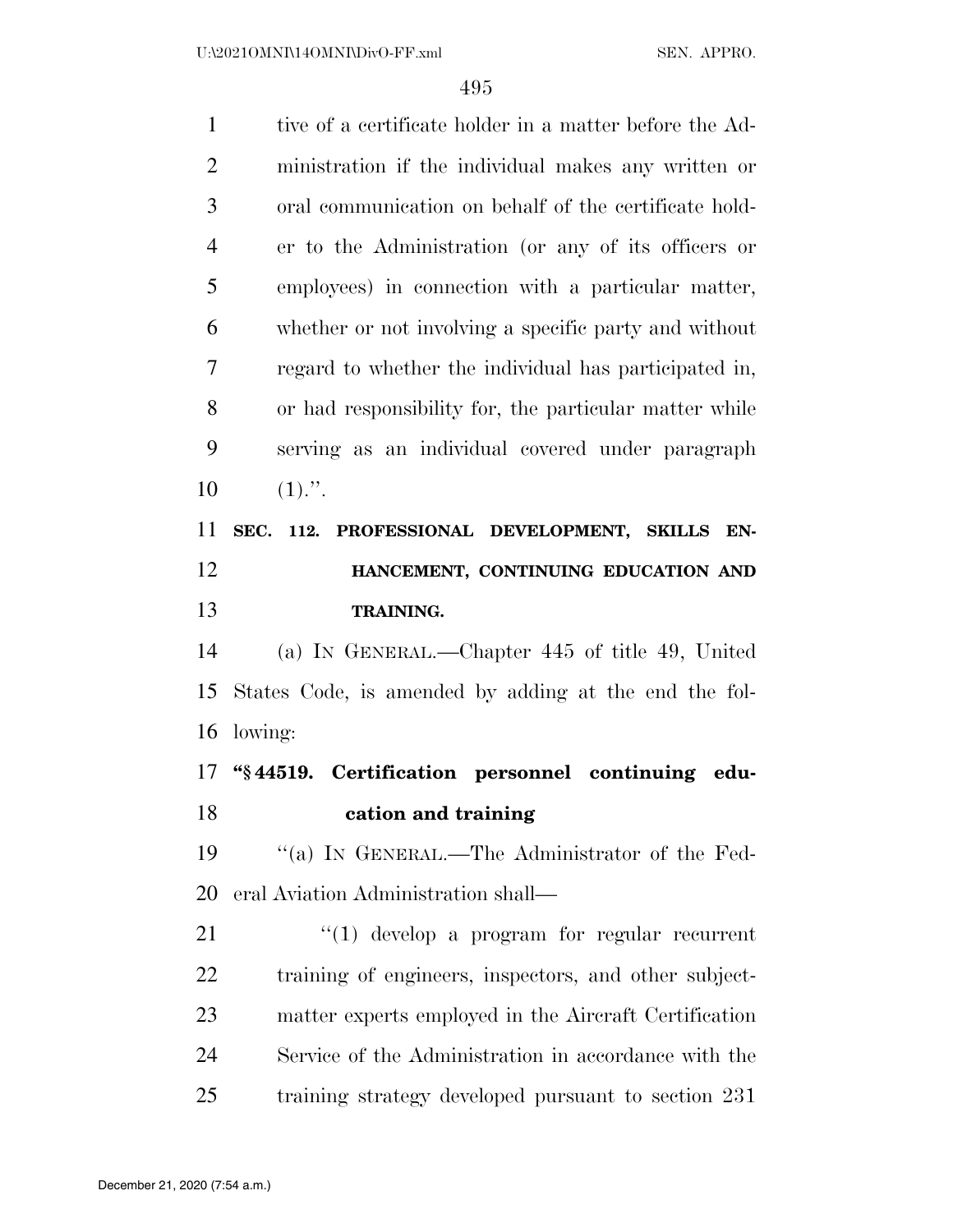tive of a certificate holder in a matter before the Administration if the individual makes any written or oral communication on behalf of the certificate holder to the Administration (or any of its officers or employees) in connection with a particular matter, whether or not involving a specific party and without regard to whether the individual has participated in, or had responsibility for, the particular matter while serving as an individual covered under paragraph (1).''.

**SEC. 112. PROFESSIONAL DEVELOPMENT, SKILLS ENHANCEMENT, CONTINUING EDUCATION AND TRAINING.**

(a) IN GENERAL.—Chapter 445 of title 49, United States Code, is amended by adding at the end the following:

**''§ 44519. Certification personnel continuing education and training**

''(a) IN GENERAL.—The Administrator of the Federal Aviation Administration shall—

''(1) develop a program for regular recurrent training of engineers, inspectors, and other subject-matter experts employed in the Aircraft Certification Service of the Administration in accordance with the training strategy developed pursuant to section 231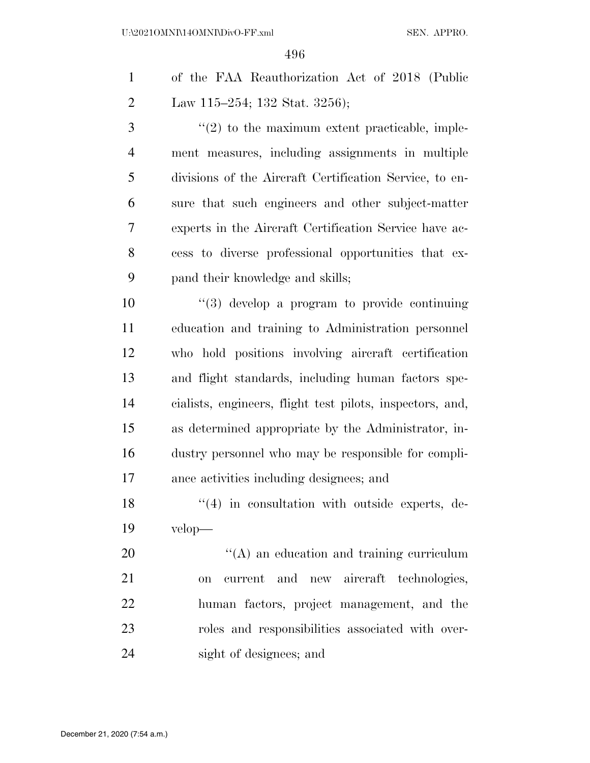of the FAA Reauthorization Act of 2018 (Public Law 115–254; 132 Stat. 3256);

"(2) to the maximum extent practicable, implement measures, including assignments in multiple divisions of the Aircraft Certification Service, to ensure that such engineers and other subject-matter experts in the Aircraft Certification Service have access to diverse professional opportunities that expand their knowledge and skills;

"(3) develop a program to provide continuing education and training to Administration personnel who hold positions involving aircraft certification and flight standards, including human factors specialists, engineers, flight test pilots, inspectors, and, as determined appropriate by the Administrator, industry personnel who may be responsible for compliance activities including designees; and

"(4) in consultation with outside experts, develop—

"(A) an education and training curriculum on current and new aircraft technologies, human factors, project management, and the roles and responsibilities associated with oversight of designees; and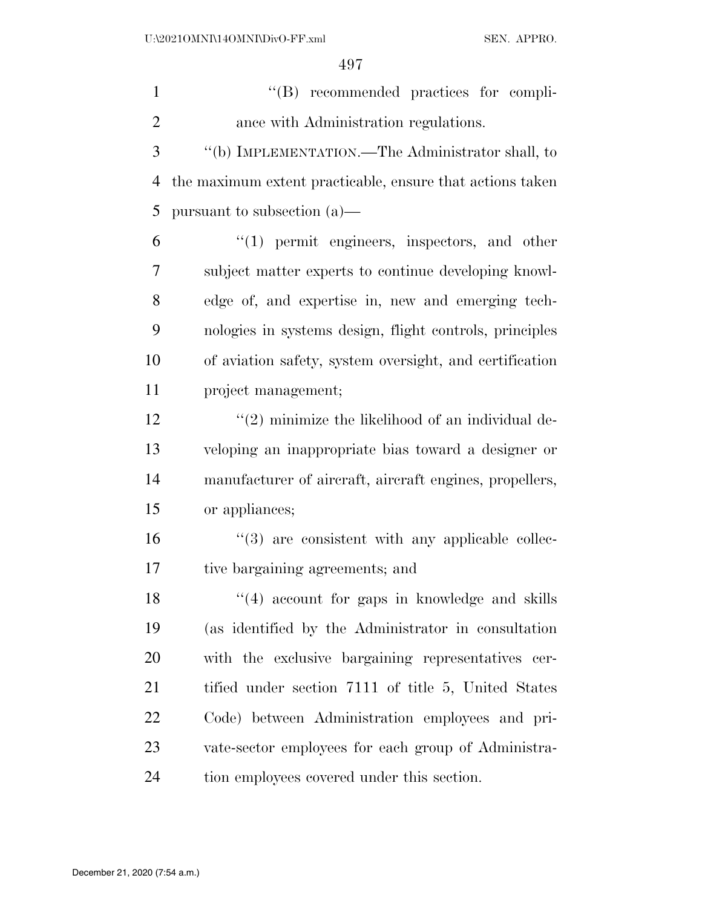''(B) recommended practices for compliance with Administration regulations.

''(b) IMPLEMENTATION.—The Administrator shall, to the maximum extent practicable, ensure that actions taken pursuant to subsection (a)—

''(1) permit engineers, inspectors, and other subject matter experts to continue developing knowledge of, and expertise in, new and emerging technologies in systems design, flight controls, principles of aviation safety, system oversight, and certification project management;

''(2) minimize the likelihood of an individual developing an inappropriate bias toward a designer or manufacturer of aircraft, aircraft engines, propellers, or appliances;

''(3) are consistent with any applicable collective bargaining agreements; and

''(4) account for gaps in knowledge and skills (as identified by the Administrator in consultation with the exclusive bargaining representatives certified under section 7111 of title 5, United States Code) between Administration employees and private-sector employees for each group of Administration employees covered under this section.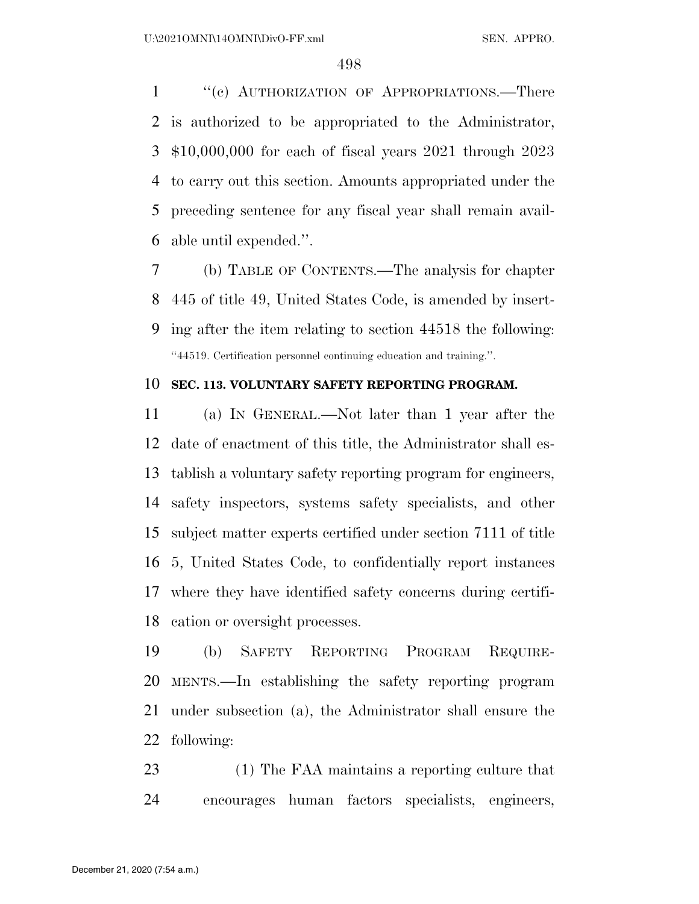"(c) AUTHORIZATION OF APPROPRIATIONS.—There is authorized to be appropriated to the Administrator, $10,000,000 for each of fiscal years 2021 through 2023 to carry out this section. Amounts appropriated under the preceding sentence for any fiscal year shall remain available until expended.".

(b) TABLE OF CONTENTS.—The analysis for chapter 445 of title 49, United States Code, is amended by inserting after the item relating to section 44518 the following:

"44519. Certification personnel continuing education and training.".

**SEC. 113. VOLUNTARY SAFETY REPORTING PROGRAM.**

(a) IN GENERAL.—Not later than 1 year after the date of enactment of this title, the Administrator shall establish a voluntary safety reporting program for engineers, safety inspectors, systems safety specialists, and other subject matter experts certified under section 7111 of title 5, United States Code, to confidentially report instances where they have identified safety concerns during certification or oversight processes.

(b) SAFETY REPORTING PROGRAM REQUIREMENTS.—In establishing the safety reporting program under subsection (a), the Administrator shall ensure the following:

(1) The FAA maintains a reporting culture that encourages human factors specialists, engineers,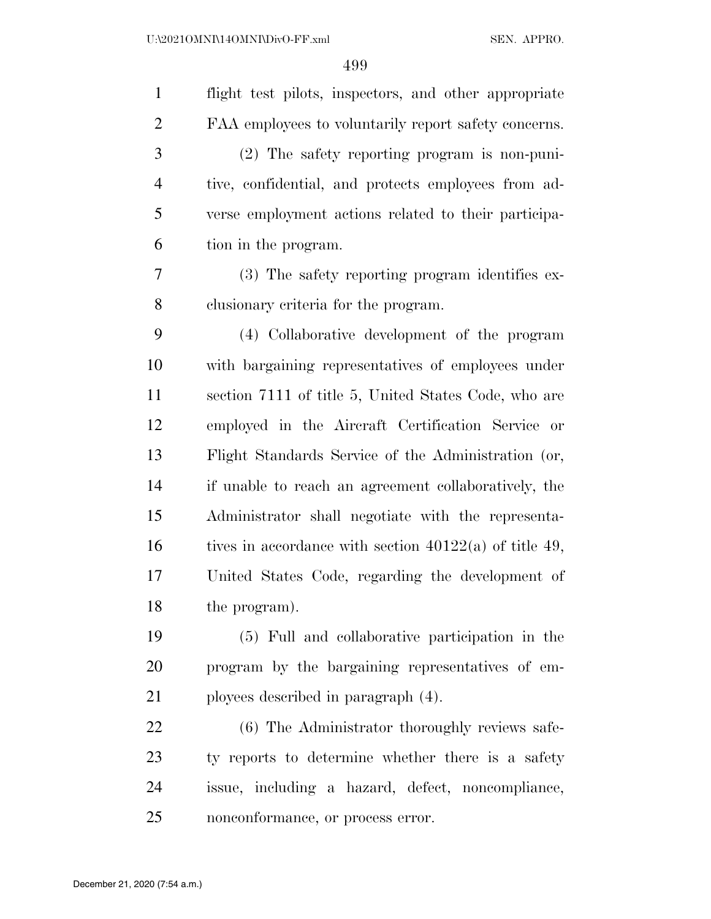flight test pilots, inspectors, and other appropriate FAA employees to voluntarily report safety concerns.

(2) The safety reporting program is non-punitive, confidential, and protects employees from adverse employment actions related to their participation in the program.

(3) The safety reporting program identifies exclusionary criteria for the program.

(4) Collaborative development of the program with bargaining representatives of employees under section 7111 of title 5, United States Code, who are employed in the Aircraft Certification Service or Flight Standards Service of the Administration (or, if unable to reach an agreement collaboratively, the Administrator shall negotiate with the representatives in accordance with section 40122(a) of title 49, United States Code, regarding the development of the program).

(5) Full and collaborative participation in the program by the bargaining representatives of employees described in paragraph (4).

(6) The Administrator thoroughly reviews safety reports to determine whether there is a safety issue, including a hazard, defect, noncompliance, nonconformance, or process error.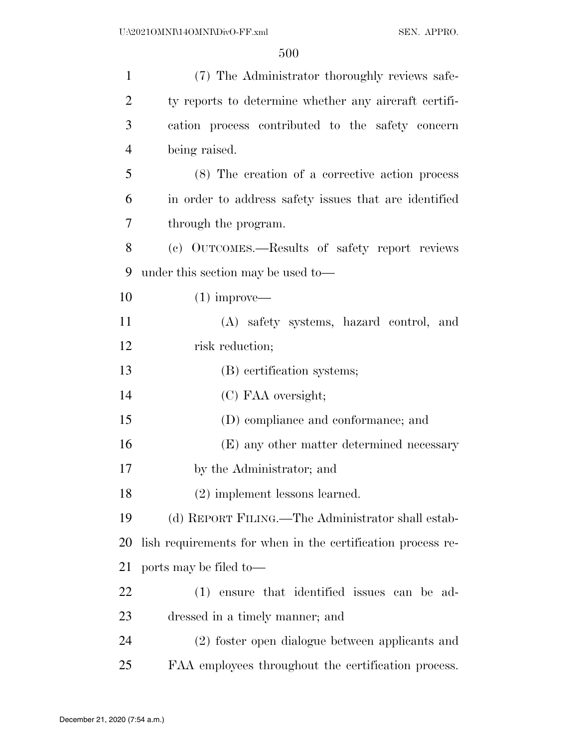(7) The Administrator thoroughly reviews safety reports to determine whether any aircraft certification process contributed to the safety concern being raised.

(8) The creation of a corrective action process in order to address safety issues that are identified through the program.

(c) OUTCOMES.—Results of safety report reviews under this section may be used to—

(1) improve—

(A) safety systems, hazard control, and risk reduction;

(B) certification systems;

(C) FAA oversight;

(D) compliance and conformance; and

(E) any other matter determined necessary by the Administrator; and

(2) implement lessons learned.

(d) REPORT FILING.—The Administrator shall establish requirements for when in the certification process reports may be filed to—

(1) ensure that identified issues can be addressed in a timely manner; and

(2) foster open dialogue between applicants and FAA employees throughout the certification process.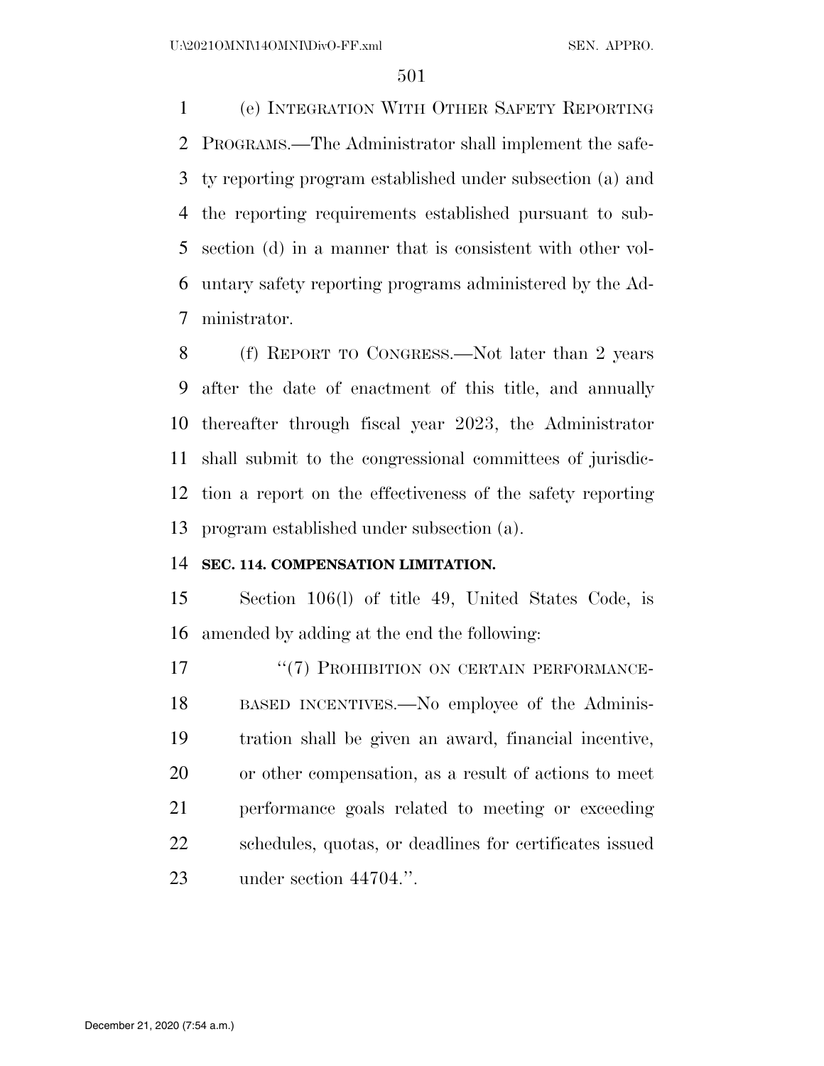(e) INTEGRATION WITH OTHER SAFETY REPORTING PROGRAMS.—The Administrator shall implement the safety reporting program established under subsection (a) and the reporting requirements established pursuant to subsection (d) in a manner that is consistent with other voluntary safety reporting programs administered by the Administrator.

(f) REPORT TO CONGRESS.—Not later than 2 years after the date of enactment of this title, and annually thereafter through fiscal year 2023, the Administrator shall submit to the congressional committees of jurisdiction a report on the effectiveness of the safety reporting program established under subsection (a).

**SEC. 114. COMPENSATION LIMITATION.**

Section 106(l) of title 49, United States Code, is amended by adding at the end the following:

"(7) PROHIBITION ON CERTAIN PERFORMANCE-BASED INCENTIVES.—No employee of the Administration shall be given an award, financial incentive, or other compensation, as a result of actions to meet performance goals related to meeting or exceeding schedules, quotas, or deadlines for certificates issued under section 44704.".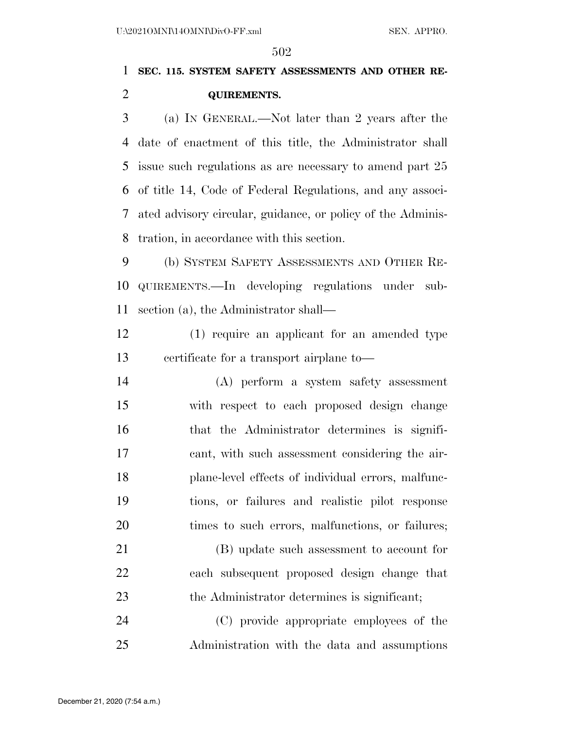**SEC. 115. SYSTEM SAFETY ASSESSMENTS AND OTHER REQUIREMENTS.**

(a) IN GENERAL.—Not later than 2 years after the date of enactment of this title, the Administrator shall issue such regulations as are necessary to amend part 25 of title 14, Code of Federal Regulations, and any associated advisory circular, guidance, or policy of the Administration, in accordance with this section.

(b) SYSTEM SAFETY ASSESSMENTS AND OTHER REQUIREMENTS.—In developing regulations under subsection (a), the Administrator shall—

(1) require an applicant for an amended type certificate for a transport airplane to—

(A) perform a system safety assessment with respect to each proposed design change that the Administrator determines is significant, with such assessment considering the airplane-level effects of individual errors, malfunctions, or failures and realistic pilot response times to such errors, malfunctions, or failures;

(B) update such assessment to account for each subsequent proposed design change that the Administrator determines is significant;

(C) provide appropriate employees of the Administration with the data and assumptions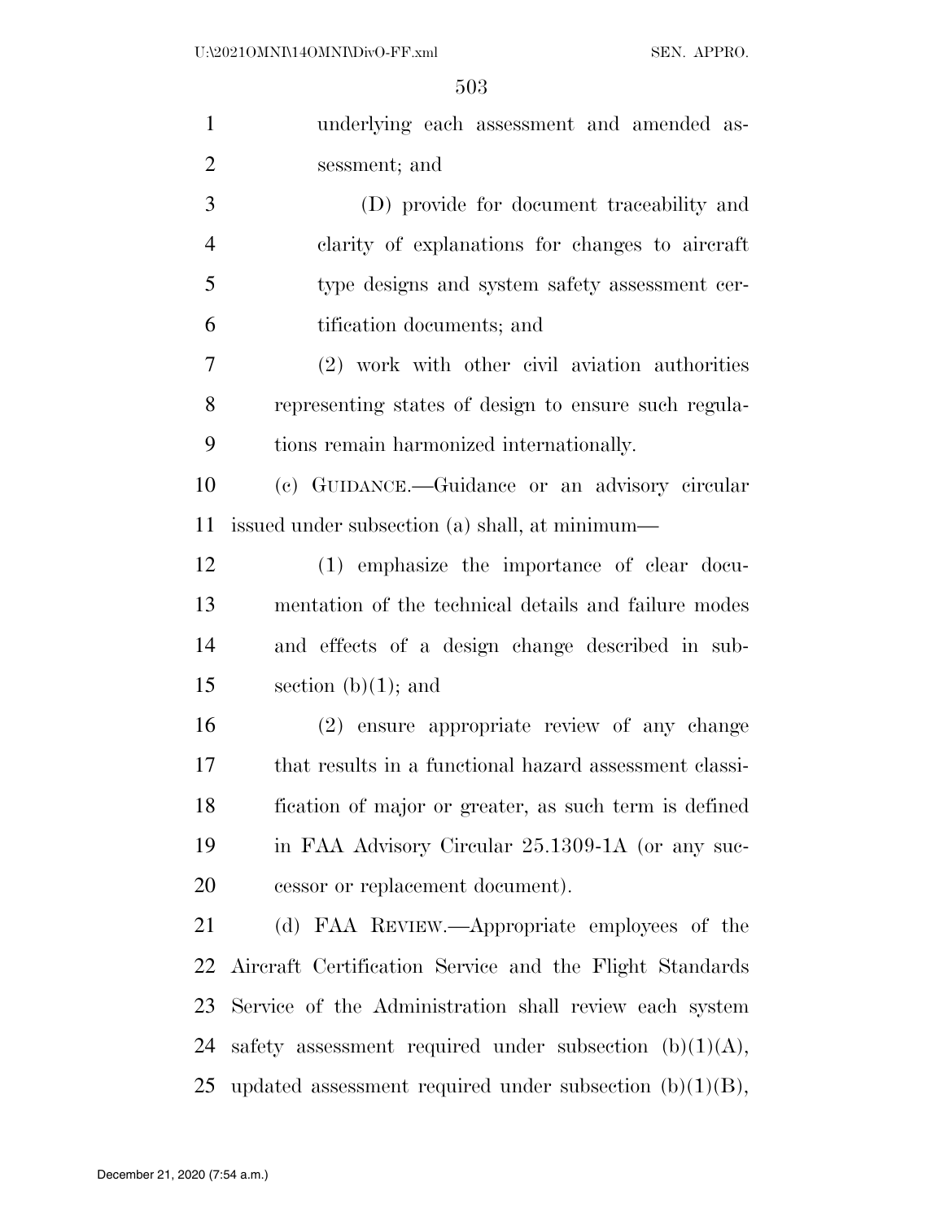underlying each assessment and amended assessment; and

(D) provide for document traceability and clarity of explanations for changes to aircraft type designs and system safety assessment certification documents; and

(2) work with other civil aviation authorities representing states of design to ensure such regulations remain harmonized internationally.

(c) GUIDANCE.—Guidance or an advisory circular issued under subsection (a) shall, at minimum—

(1) emphasize the importance of clear documentation of the technical details and failure modes and effects of a design change described in subsection (b)(1); and

(2) ensure appropriate review of any change that results in a functional hazard assessment classification of major or greater, as such term is defined in FAA Advisory Circular 25.1309-1A (or any successor or replacement document).

(d) FAA REVIEW.—Appropriate employees of the Aircraft Certification Service and the Flight Standards Service of the Administration shall review each system safety assessment required under subsection (b)(1)(A), updated assessment required under subsection (b)(1)(B),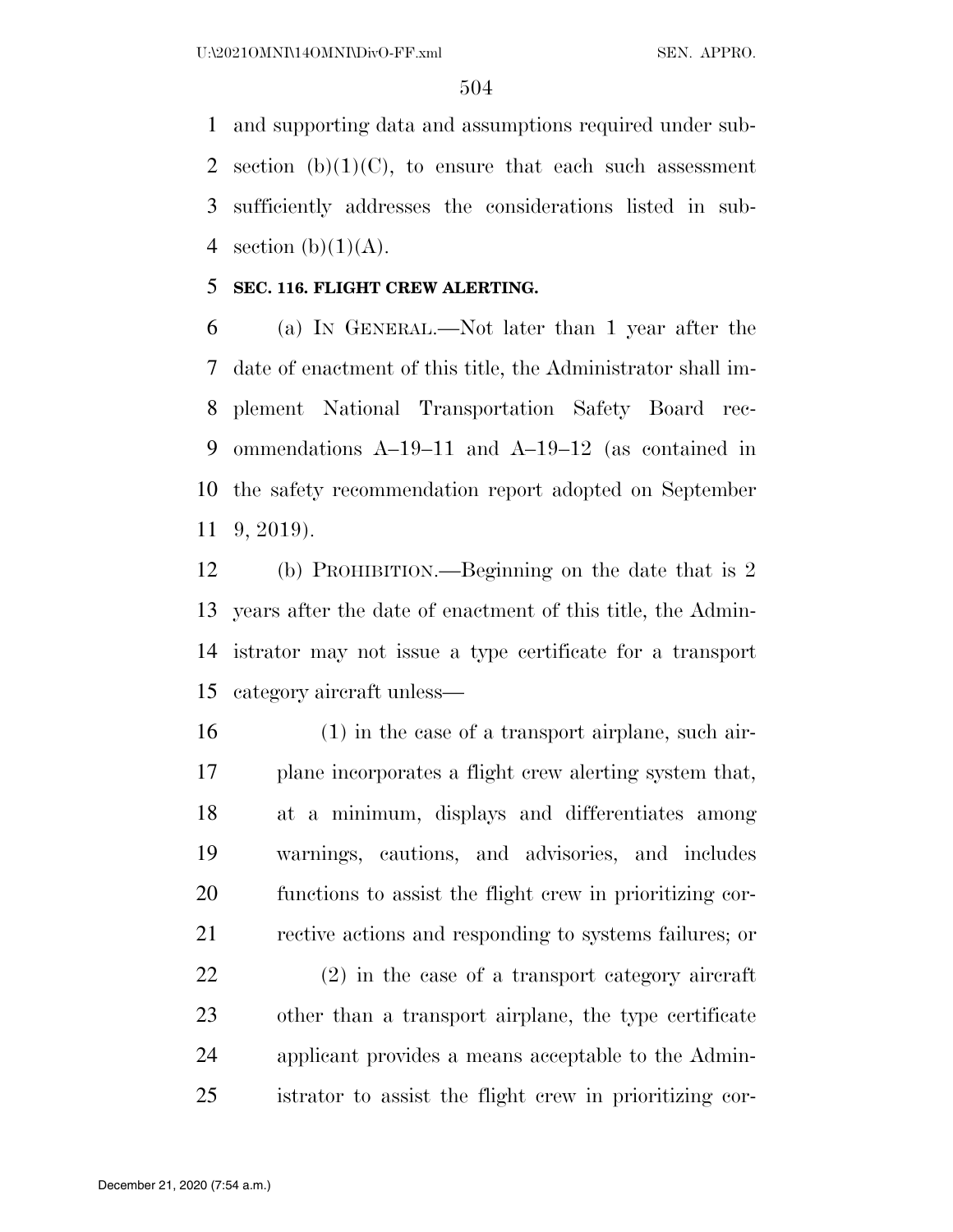and supporting data and assumptions required under subsection (b)(1)(C), to ensure that each such assessment sufficiently addresses the considerations listed in subsection (b)(1)(A).

**SEC. 116. FLIGHT CREW ALERTING.**

(a) IN GENERAL.—Not later than 1 year after the date of enactment of this title, the Administrator shall implement National Transportation Safety Board recommendations A–19–11 and A–19–12 (as contained in the safety recommendation report adopted on September 9, 2019).

(b) PROHIBITION.—Beginning on the date that is 2 years after the date of enactment of this title, the Administrator may not issue a type certificate for a transport category aircraft unless—

(1) in the case of a transport airplane, such airplane incorporates a flight crew alerting system that, at a minimum, displays and differentiates among warnings, cautions, and advisories, and includes functions to assist the flight crew in prioritizing corrective actions and responding to systems failures; or

(2) in the case of a transport category aircraft other than a transport airplane, the type certificate applicant provides a means acceptable to the Administrator to assist the flight crew in prioritizing cor-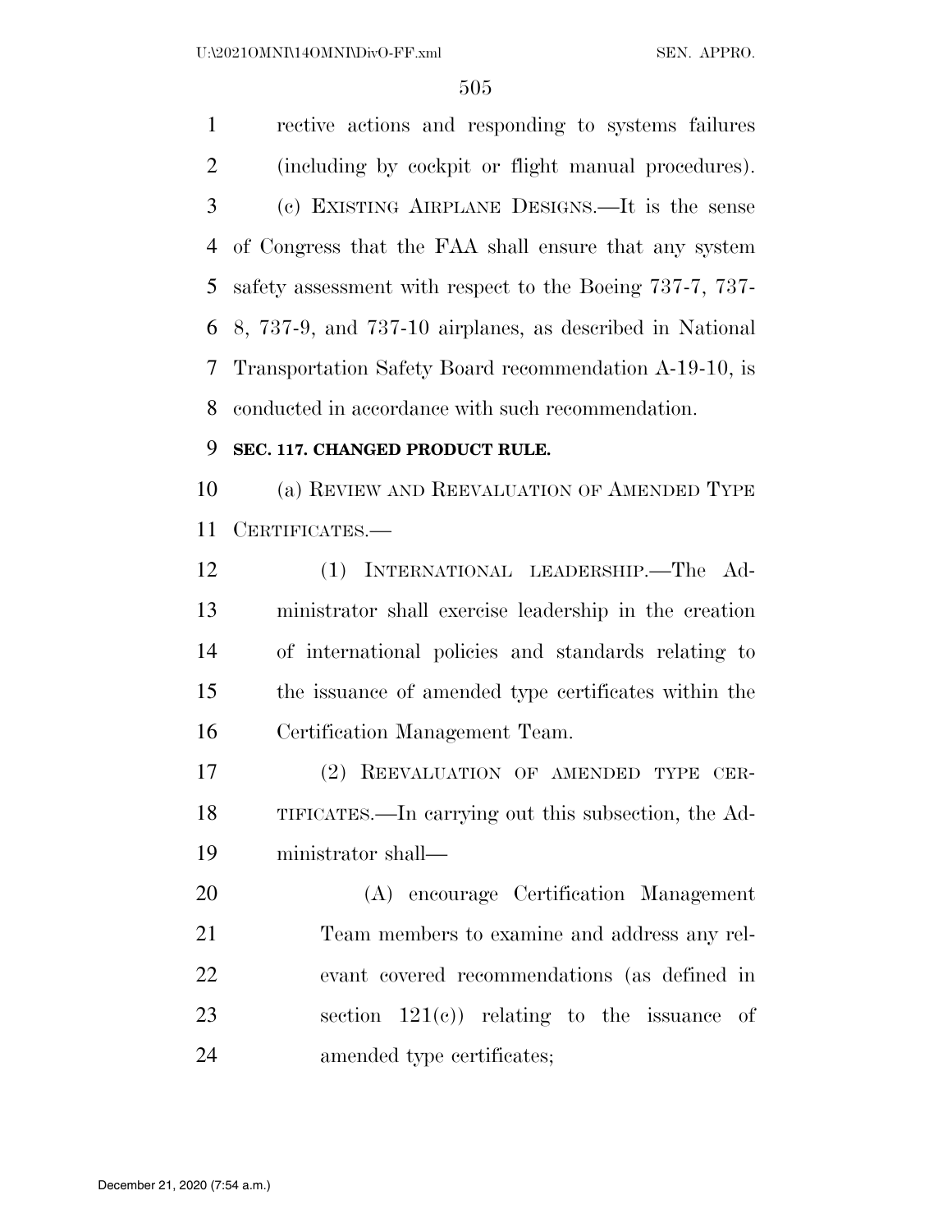rective actions and responding to systems failures (including by cockpit or flight manual procedures).

(c) EXISTING AIRPLANE DESIGNS.—It is the sense of Congress that the FAA shall ensure that any system safety assessment with respect to the Boeing 737-7, 737-8, 737-9, and 737-10 airplanes, as described in National Transportation Safety Board recommendation A-19-10, is conducted in accordance with such recommendation.

**SEC. 117. CHANGED PRODUCT RULE.**

(a) REVIEW AND REEVALUATION OF AMENDED TYPE CERTIFICATES.—

(1) INTERNATIONAL LEADERSHIP.—The Administrator shall exercise leadership in the creation of international policies and standards relating to the issuance of amended type certificates within the Certification Management Team.

(2) REEVALUATION OF AMENDED TYPE CERTIFICATES.—In carrying out this subsection, the Administrator shall—

(A) encourage Certification Management Team members to examine and address any relevant covered recommendations (as defined in section 121(c)) relating to the issuance of amended type certificates;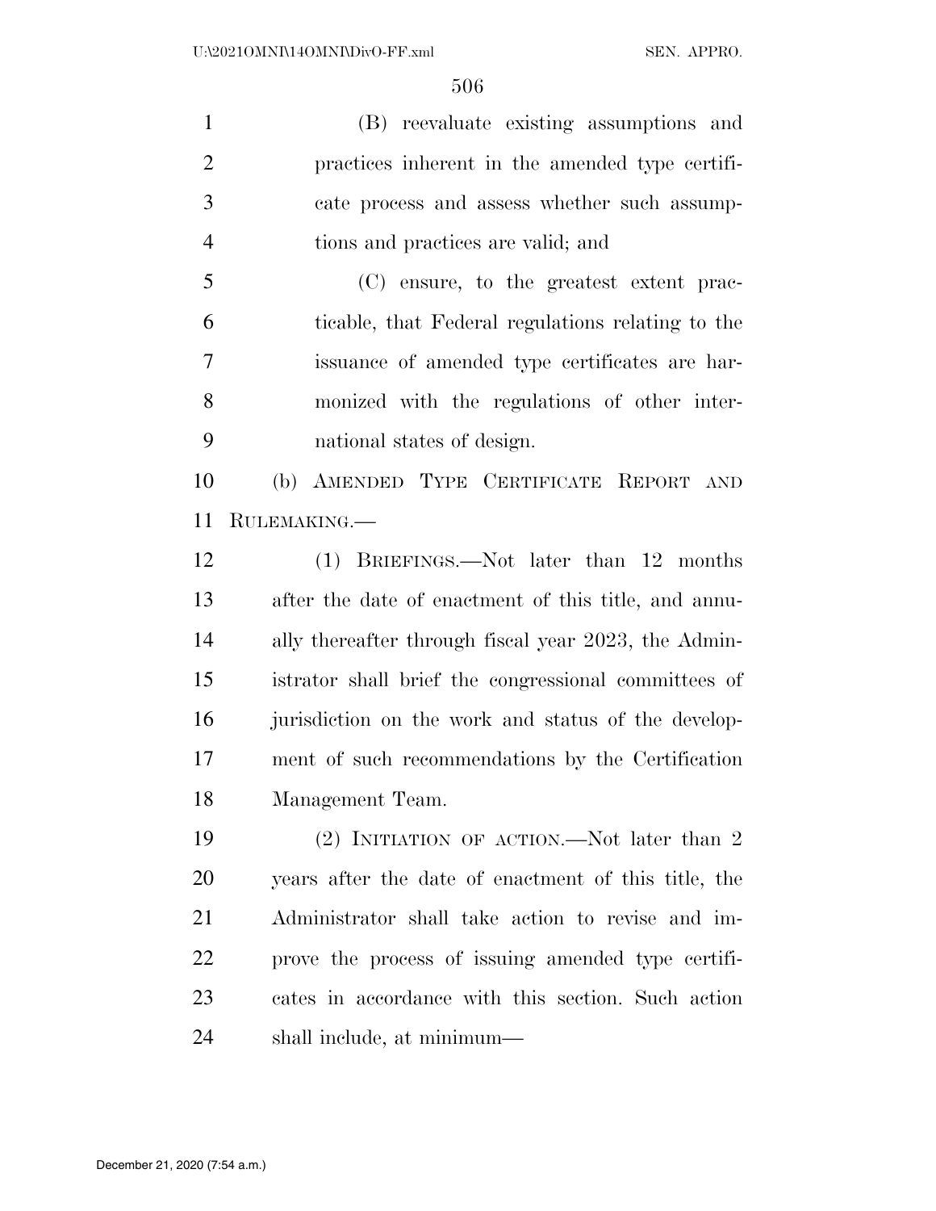(B) reevaluate existing assumptions and practices inherent in the amended type certificate process and assess whether such assumptions and practices are valid; and

(C) ensure, to the greatest extent practicable, that Federal regulations relating to the issuance of amended type certificates are harmonized with the regulations of other international states of design.

(b) AMENDED TYPE CERTIFICATE REPORT AND RULEMAKING.—

(1) BRIEFINGS.—Not later than 12 months after the date of enactment of this title, and annually thereafter through fiscal year 2023, the Administrator shall brief the congressional committees of jurisdiction on the work and status of the development of such recommendations by the Certification Management Team.

(2) INITIATION OF ACTION.—Not later than 2 years after the date of enactment of this title, the Administrator shall take action to revise and improve the process of issuing amended type certificates in accordance with this section. Such action shall include, at minimum—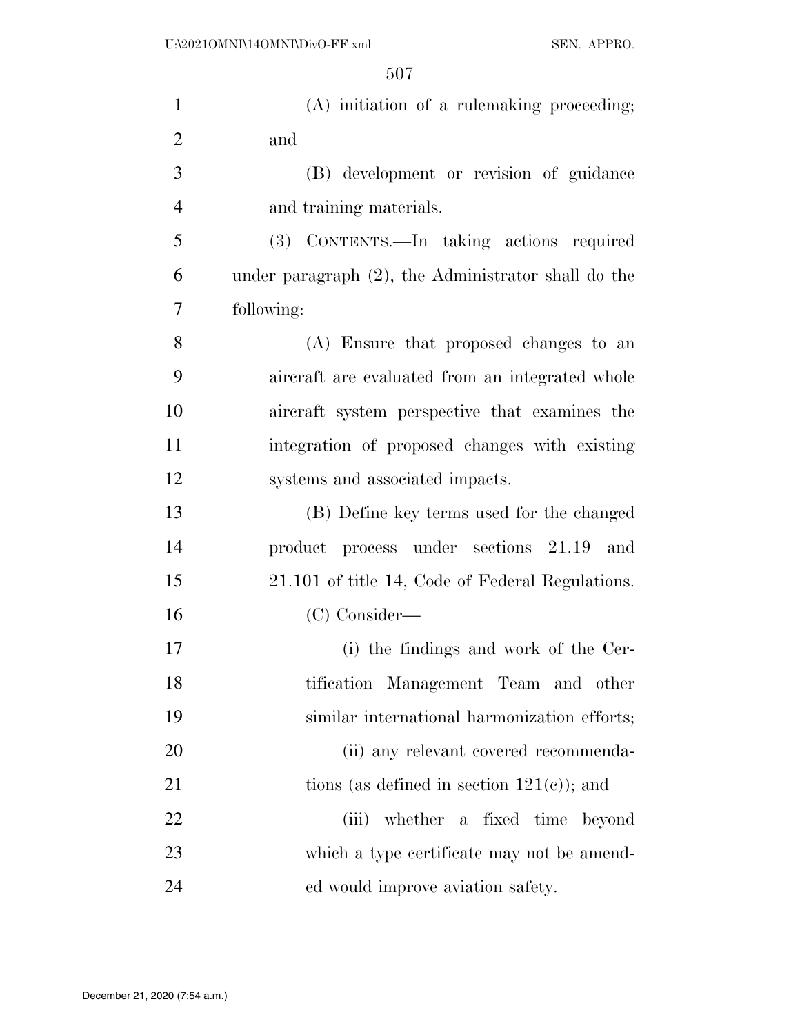(A) initiation of a rulemaking proceeding; and

(B) development or revision of guidance and training materials.

(3) CONTENTS.—In taking actions required under paragraph (2), the Administrator shall do the following:

(A) Ensure that proposed changes to an aircraft are evaluated from an integrated whole aircraft system perspective that examines the integration of proposed changes with existing systems and associated impacts.

(B) Define key terms used for the changed product process under sections 21.19 and 21.101 of title 14, Code of Federal Regulations.

(C) Consider—

(i) the findings and work of the Certification Management Team and other similar international harmonization efforts;

(ii) any relevant covered recommendations (as defined in section 121(c)); and

(iii) whether a fixed time beyond which a type certificate may not be amended would improve aviation safety.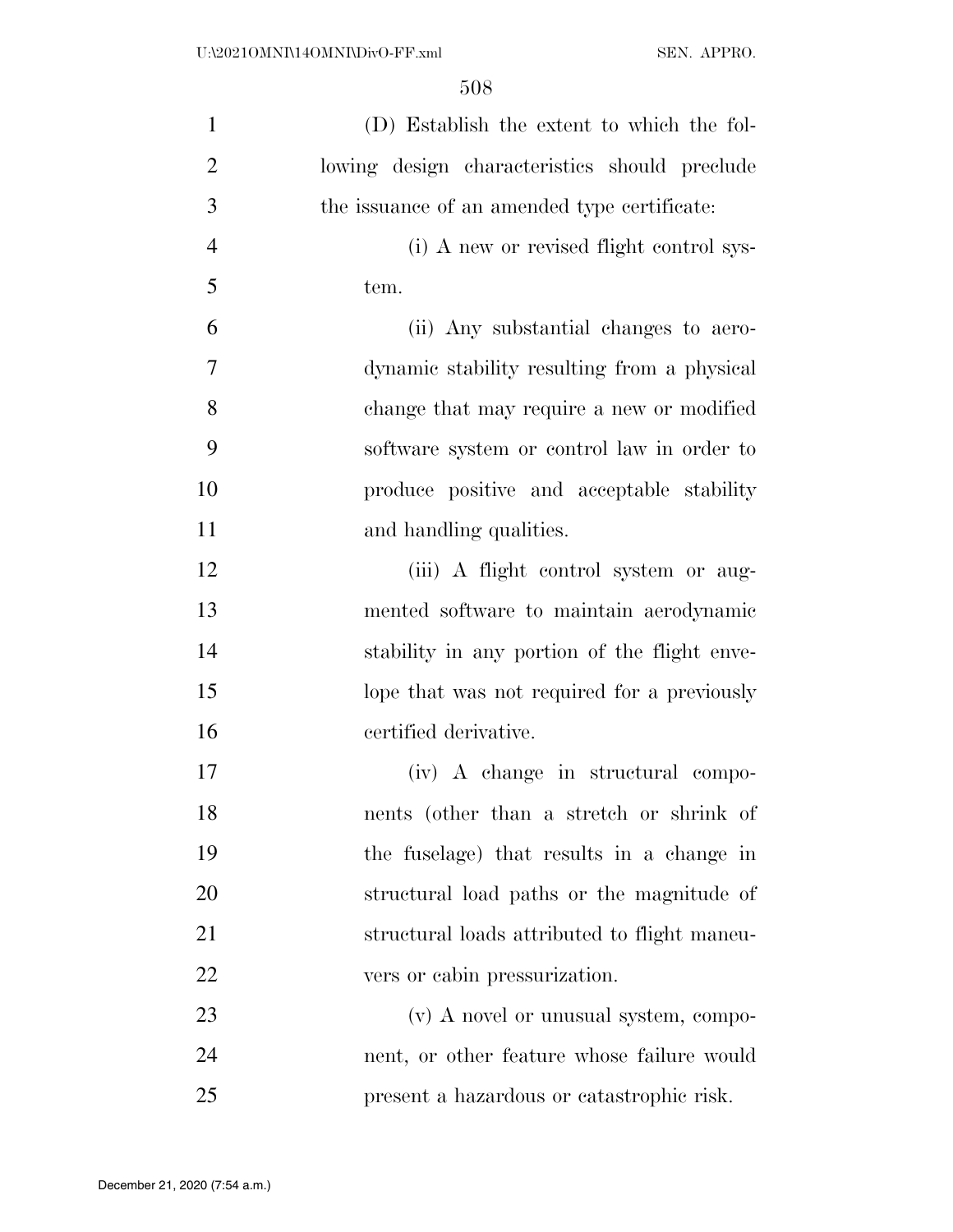(D) Establish the extent to which the following design characteristics should preclude the issuance of an amended type certificate:

(i) A new or revised flight control system.

(ii) Any substantial changes to aerodynamic stability resulting from a physical change that may require a new or modified software system or control law in order to produce positive and acceptable stability and handling qualities.

(iii) A flight control system or augmented software to maintain aerodynamic stability in any portion of the flight envelope that was not required for a previously certified derivative.

(iv) A change in structural components (other than a stretch or shrink of the fuselage) that results in a change in structural load paths or the magnitude of structural loads attributed to flight maneuvers or cabin pressurization.

(v) A novel or unusual system, component, or other feature whose failure would present a hazardous or catastrophic risk.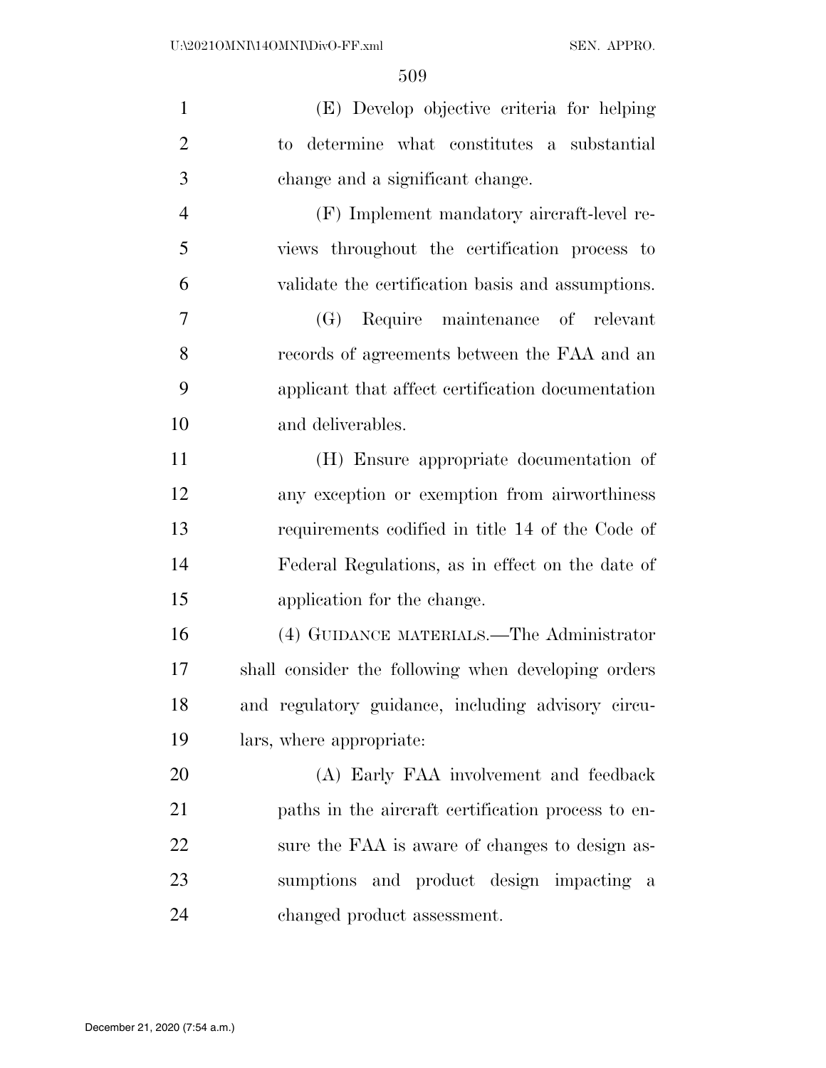(E) Develop objective criteria for helping to determine what constitutes a substantial change and a significant change.

(F) Implement mandatory aircraft-level reviews throughout the certification process to validate the certification basis and assumptions.

(G) Require maintenance of relevant records of agreements between the FAA and an applicant that affect certification documentation and deliverables.

(H) Ensure appropriate documentation of any exception or exemption from airworthiness requirements codified in title 14 of the Code of Federal Regulations, as in effect on the date of application for the change.

(4) GUIDANCE MATERIALS.—The Administrator shall consider the following when developing orders and regulatory guidance, including advisory circulars, where appropriate:

(A) Early FAA involvement and feedback paths in the aircraft certification process to ensure the FAA is aware of changes to design assumptions and product design impacting a changed product assessment.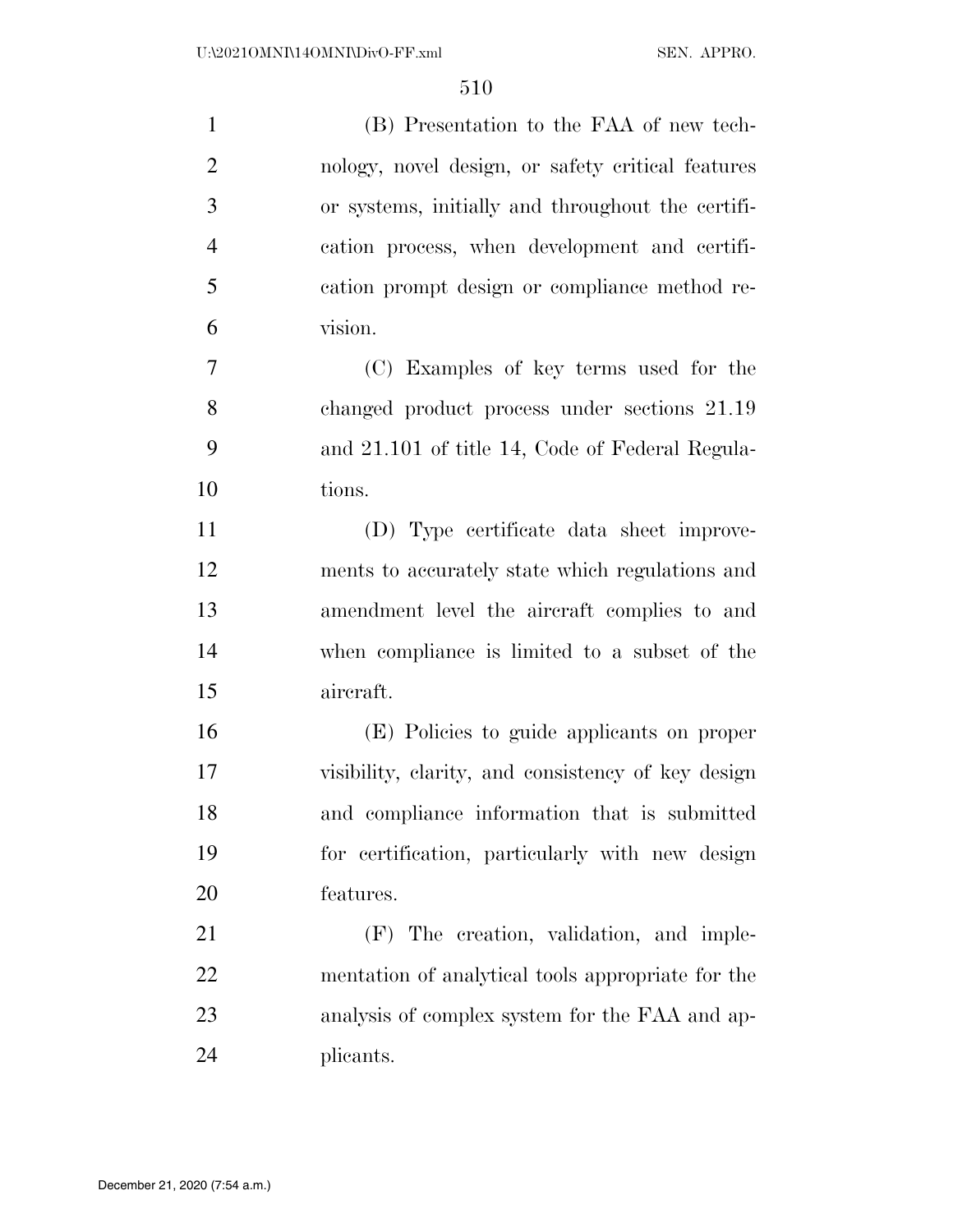(B) Presentation to the FAA of new technology, novel design, or safety critical features or systems, initially and throughout the certification process, when development and certification prompt design or compliance method revision.

(C) Examples of key terms used for the changed product process under sections 21.19 and 21.101 of title 14, Code of Federal Regulations.

(D) Type certificate data sheet improvements to accurately state which regulations and amendment level the aircraft complies to and when compliance is limited to a subset of the aircraft.

(E) Policies to guide applicants on proper visibility, clarity, and consistency of key design and compliance information that is submitted for certification, particularly with new design features.

(F) The creation, validation, and implementation of analytical tools appropriate for the analysis of complex system for the FAA and applicants.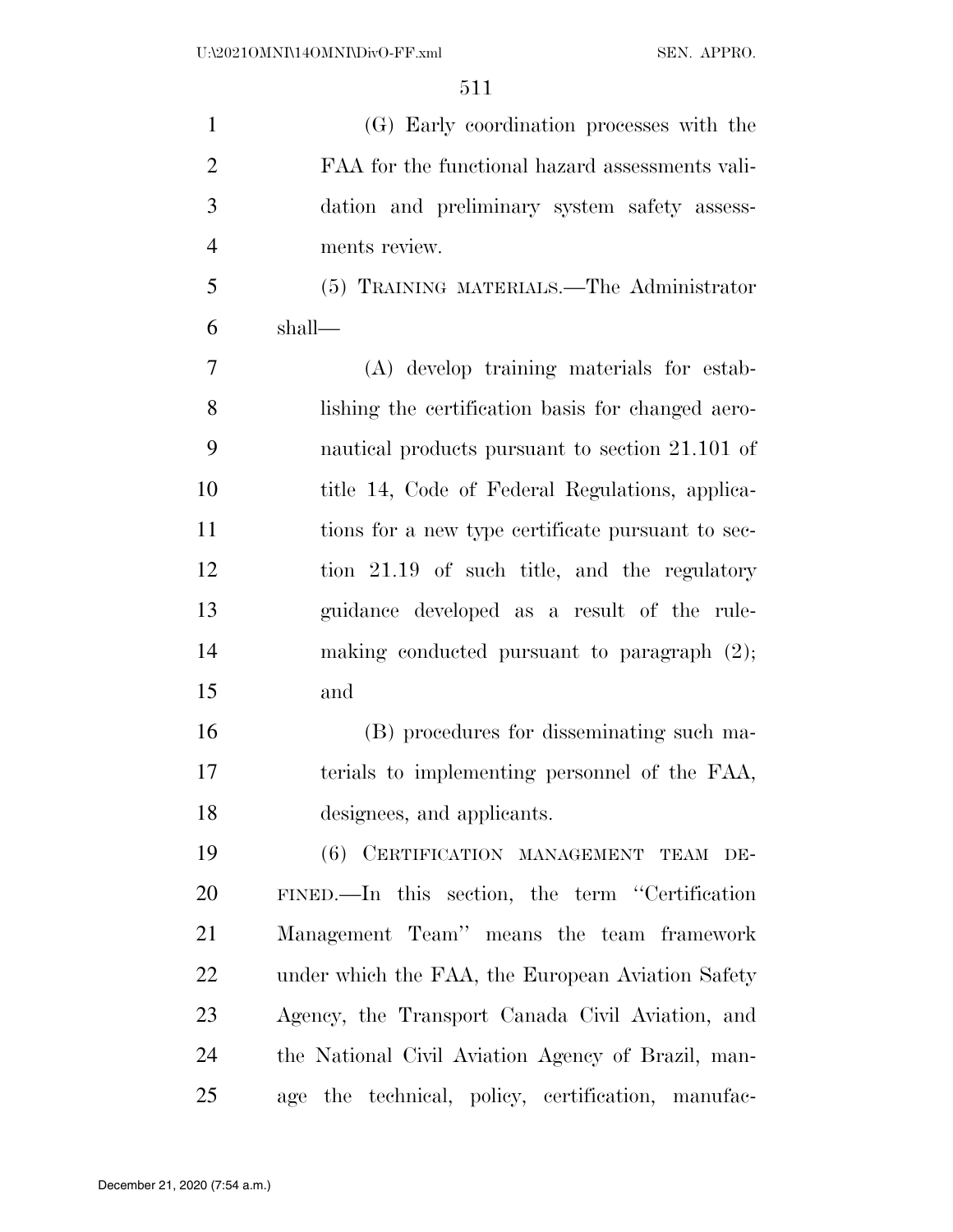(G) Early coordination processes with the FAA for the functional hazard assessments validation and preliminary system safety assessments review.

(5) TRAINING MATERIALS.—The Administrator shall—

(A) develop training materials for establishing the certification basis for changed aeronautical products pursuant to section 21.101 of title 14, Code of Federal Regulations, applications for a new type certificate pursuant to section 21.19 of such title, and the regulatory guidance developed as a result of the rulemaking conducted pursuant to paragraph (2); and

(B) procedures for disseminating such materials to implementing personnel of the FAA, designees, and applicants.

(6) CERTIFICATION MANAGEMENT TEAM DEFINED.—In this section, the term ''Certification Management Team'' means the team framework under which the FAA, the European Aviation Safety Agency, the Transport Canada Civil Aviation, and the National Civil Aviation Agency of Brazil, manage the technical, policy, certification, manufac-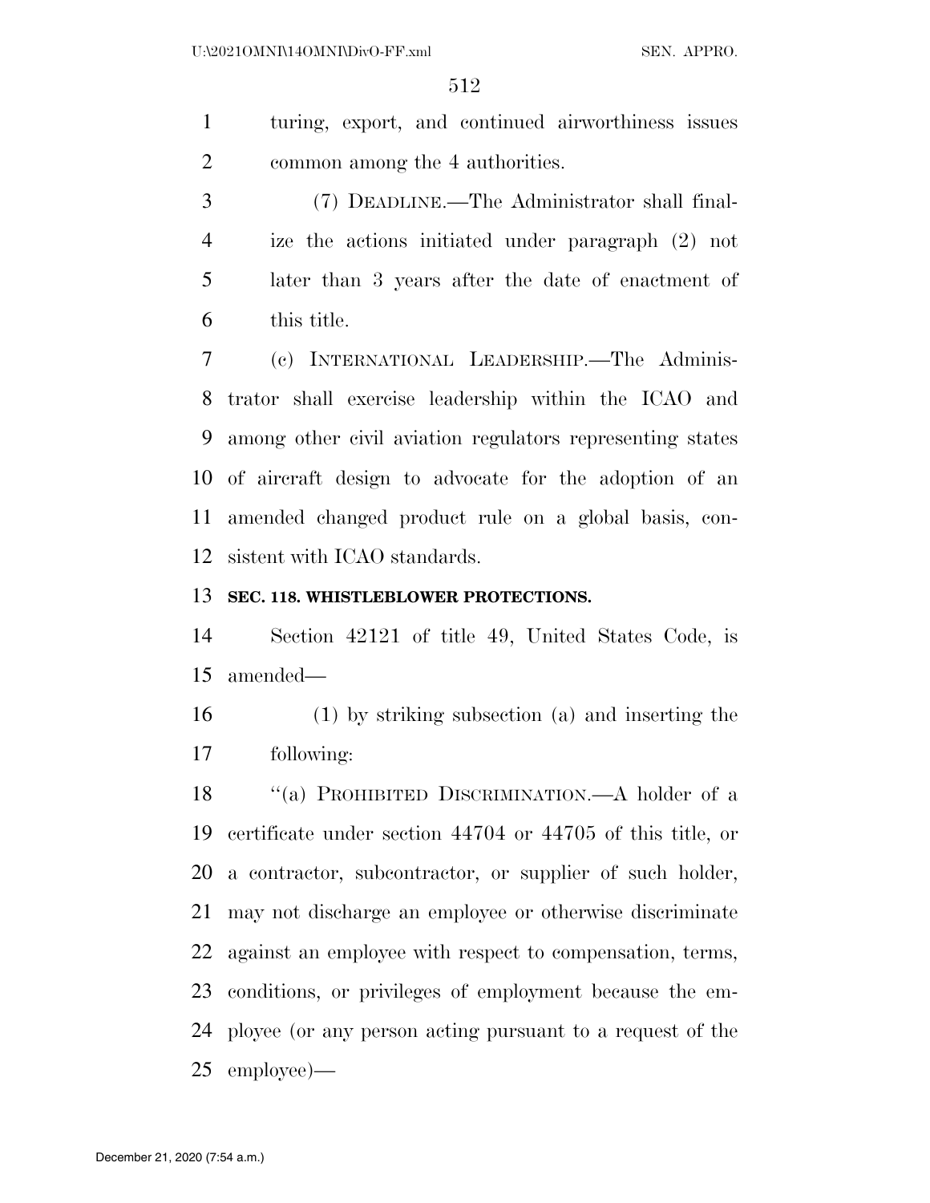turing, export, and continued airworthiness issues common among the 4 authorities.

(7) DEADLINE.—The Administrator shall finalize the actions initiated under paragraph (2) not later than 3 years after the date of enactment of this title.

(c) INTERNATIONAL LEADERSHIP.—The Administrator shall exercise leadership within the ICAO and among other civil aviation regulators representing states of aircraft design to advocate for the adoption of an amended changed product rule on a global basis, consistent with ICAO standards.

**SEC. 118. WHISTLEBLOWER PROTECTIONS.**

Section 42121 of title 49, United States Code, is amended—

(1) by striking subsection (a) and inserting the following:

''(a) PROHIBITED DISCRIMINATION.—A holder of a certificate under section 44704 or 44705 of this title, or a contractor, subcontractor, or supplier of such holder, may not discharge an employee or otherwise discriminate against an employee with respect to compensation, terms, conditions, or privileges of employment because the employee (or any person acting pursuant to a request of the employee)—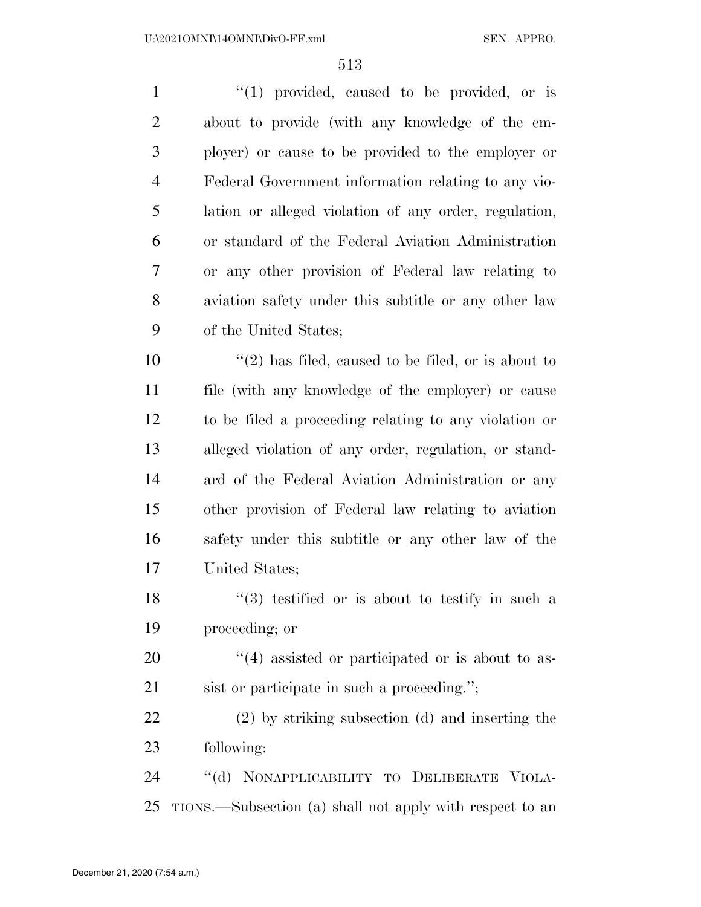"(1) provided, caused to be provided, or is about to provide (with any knowledge of the employer) or cause to be provided to the employer or Federal Government information relating to any violation or alleged violation of any order, regulation, or standard of the Federal Aviation Administration or any other provision of Federal law relating to aviation safety under this subtitle or any other law of the United States;

"(2) has filed, caused to be filed, or is about to file (with any knowledge of the employer) or cause to be filed a proceeding relating to any violation or alleged violation of any order, regulation, or standard of the Federal Aviation Administration or any other provision of Federal law relating to aviation safety under this subtitle or any other law of the United States;

"(3) testified or is about to testify in such a proceeding; or

"(4) assisted or participated or is about to assist or participate in such a proceeding.";

(2) by striking subsection (d) and inserting the following:

"(d) NONAPPLICABILITY TO DELIBERATE VIOLATIONS.—Subsection (a) shall not apply with respect to an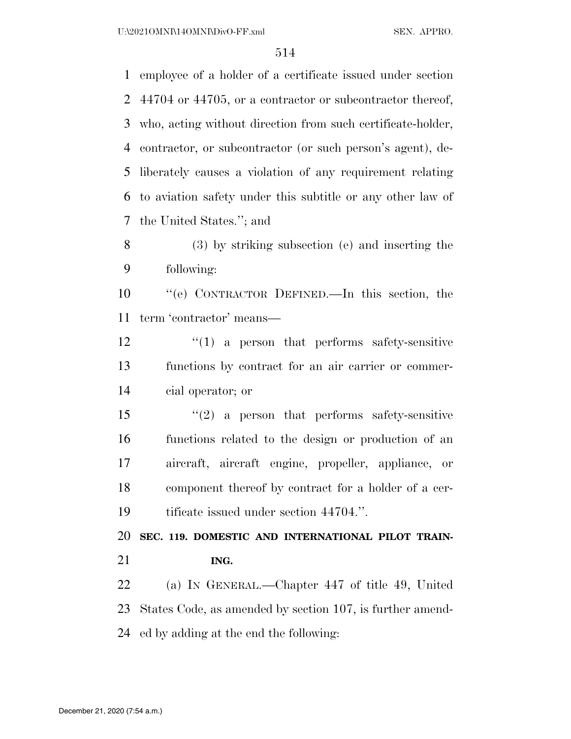employee of a holder of a certificate issued under section 44704 or 44705, or a contractor or subcontractor thereof, who, acting without direction from such certificate-holder, contractor, or subcontractor (or such person's agent), deliberately causes a violation of any requirement relating to aviation safety under this subtitle or any other law of the United States.''; and

(3) by striking subsection (e) and inserting the following:

''(e) CONTRACTOR DEFINED.—In this section, the term 'contractor' means—

''(1) a person that performs safety-sensitive functions by contract for an air carrier or commercial operator; or

''(2) a person that performs safety-sensitive functions related to the design or production of an aircraft, aircraft engine, propeller, appliance, or component thereof by contract for a holder of a certificate issued under section 44704.''.

**SEC. 119. DOMESTIC AND INTERNATIONAL PILOT TRAINING.**

(a) IN GENERAL.—Chapter 447 of title 49, United States Code, as amended by section 107, is further amended by adding at the end the following: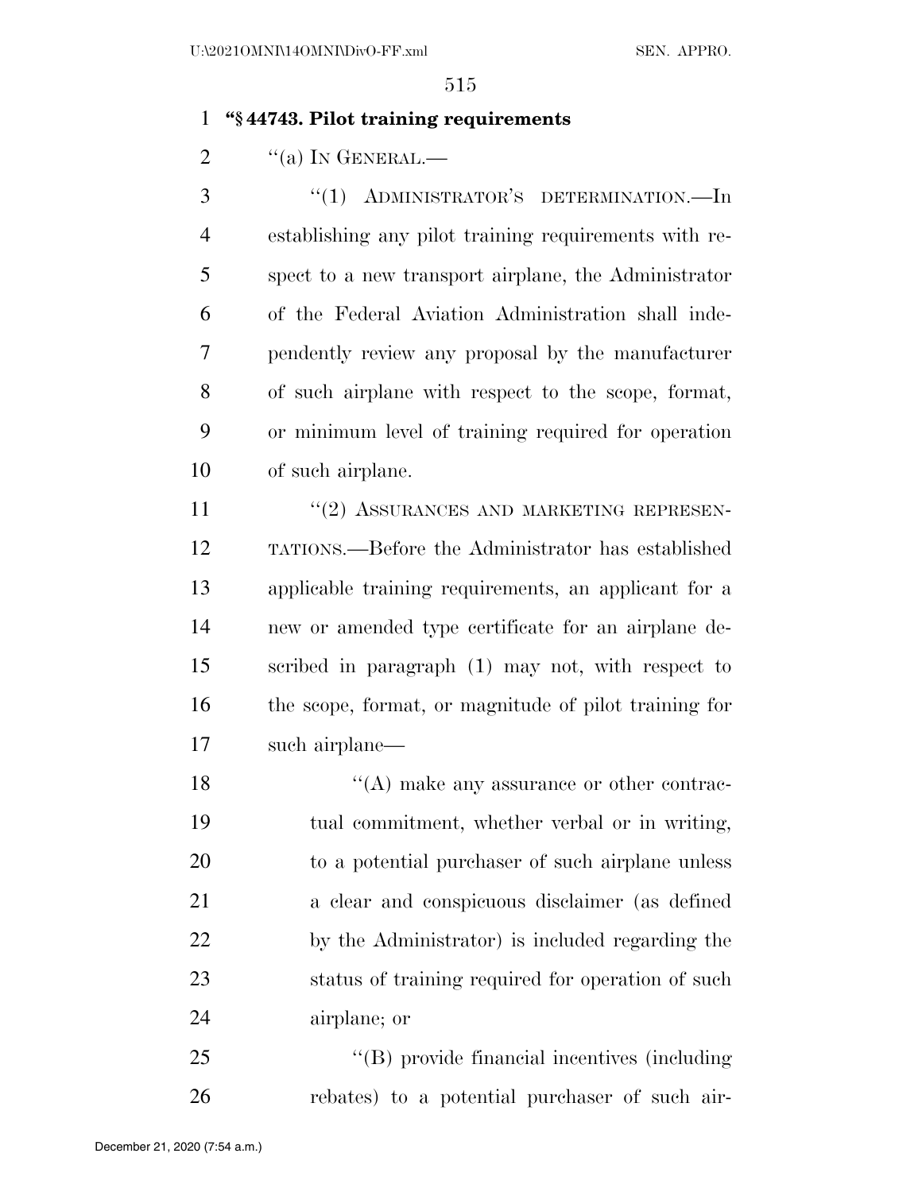**"§ 44743. Pilot training requirements**

"(a) IN GENERAL.—

"(1) ADMINISTRATOR'S DETERMINATION.—In establishing any pilot training requirements with respect to a new transport airplane, the Administrator of the Federal Aviation Administration shall independently review any proposal by the manufacturer of such airplane with respect to the scope, format, or minimum level of training required for operation of such airplane.

"(2) ASSURANCES AND MARKETING REPRESENTATIONS.—Before the Administrator has established applicable training requirements, an applicant for a new or amended type certificate for an airplane described in paragraph (1) may not, with respect to the scope, format, or magnitude of pilot training for such airplane—

"(A) make any assurance or other contractual commitment, whether verbal or in writing, to a potential purchaser of such airplane unless a clear and conspicuous disclaimer (as defined by the Administrator) is included regarding the status of training required for operation of such airplane; or

"(B) provide financial incentives (including rebates) to a potential purchaser of such air-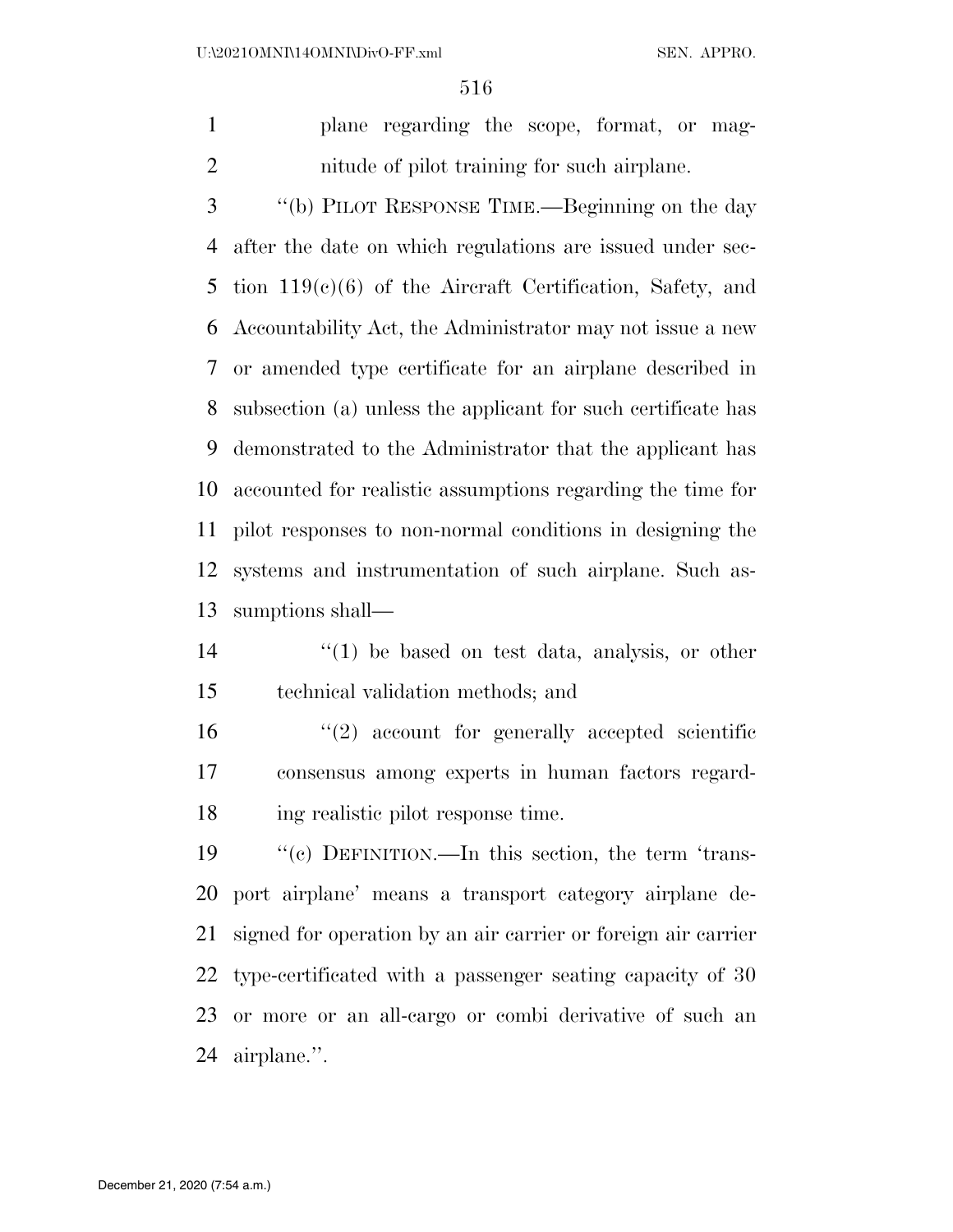plane regarding the scope, format, or magnitude of pilot training for such airplane.

"(b) PILOT RESPONSE TIME.—Beginning on the day after the date on which regulations are issued under section 119(c)(6) of the Aircraft Certification, Safety, and Accountability Act, the Administrator may not issue a new or amended type certificate for an airplane described in subsection (a) unless the applicant for such certificate has demonstrated to the Administrator that the applicant has accounted for realistic assumptions regarding the time for pilot responses to non-normal conditions in designing the systems and instrumentation of such airplane. Such assumptions shall—

"(1) be based on test data, analysis, or other technical validation methods; and

"(2) account for generally accepted scientific consensus among experts in human factors regarding realistic pilot response time.

"(c) DEFINITION.—In this section, the term 'transport airplane' means a transport category airplane designed for operation by an air carrier or foreign air carrier type-certificated with a passenger seating capacity of 30 or more or an all-cargo or combi derivative of such an airplane.".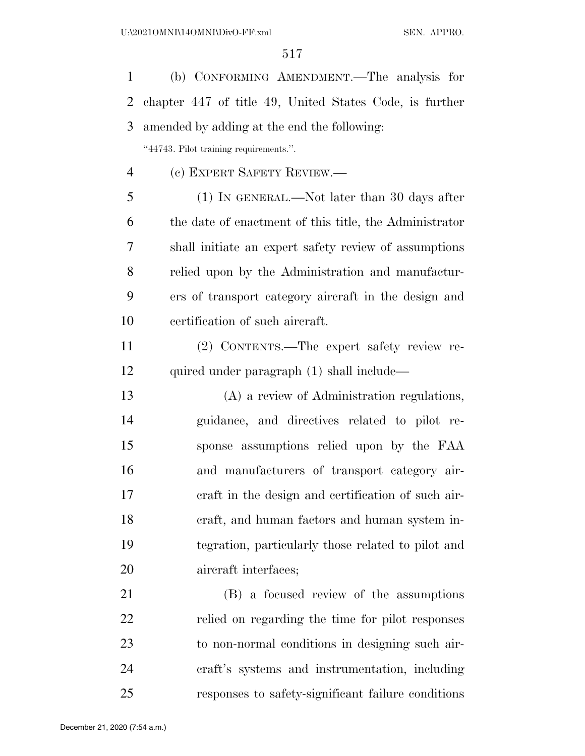(b) CONFORMING AMENDMENT.—The analysis for chapter 447 of title 49, United States Code, is further amended by adding at the end the following:

"44743. Pilot training requirements.".

(c) EXPERT SAFETY REVIEW.—

(1) IN GENERAL.—Not later than 30 days after the date of enactment of this title, the Administrator shall initiate an expert safety review of assumptions relied upon by the Administration and manufacturers of transport category aircraft in the design and certification of such aircraft.

(2) CONTENTS.—The expert safety review required under paragraph (1) shall include—

(A) a review of Administration regulations, guidance, and directives related to pilot response assumptions relied upon by the FAA and manufacturers of transport category aircraft in the design and certification of such aircraft, and human factors and human system integration, particularly those related to pilot and aircraft interfaces;

(B) a focused review of the assumptions relied on regarding the time for pilot responses to non-normal conditions in designing such aircraft's systems and instrumentation, including responses to safety-significant failure conditions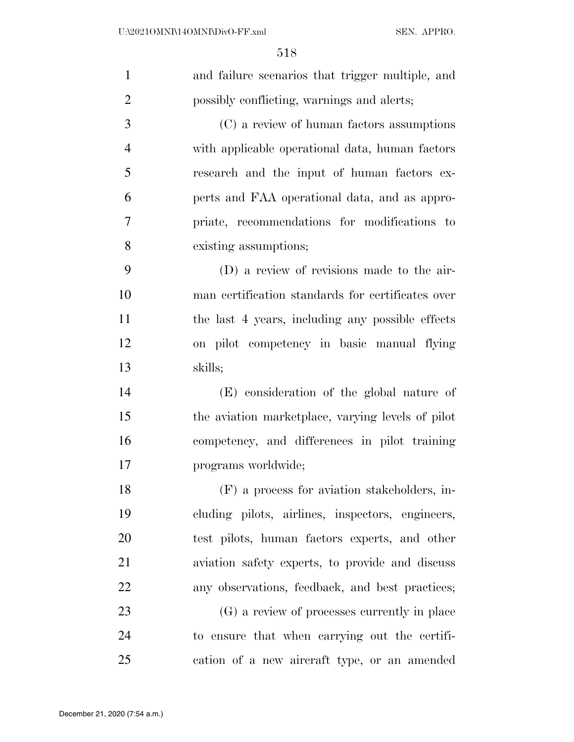and failure scenarios that trigger multiple, and possibly conflicting, warnings and alerts;

(C) a review of human factors assumptions with applicable operational data, human factors research and the input of human factors experts and FAA operational data, and as appropriate, recommendations for modifications to existing assumptions;

(D) a review of revisions made to the airman certification standards for certificates over the last 4 years, including any possible effects on pilot competency in basic manual flying skills;

(E) consideration of the global nature of the aviation marketplace, varying levels of pilot competency, and differences in pilot training programs worldwide;

(F) a process for aviation stakeholders, including pilots, airlines, inspectors, engineers, test pilots, human factors experts, and other aviation safety experts, to provide and discuss any observations, feedback, and best practices;

(G) a review of processes currently in place to ensure that when carrying out the certification of a new aircraft type, or an amended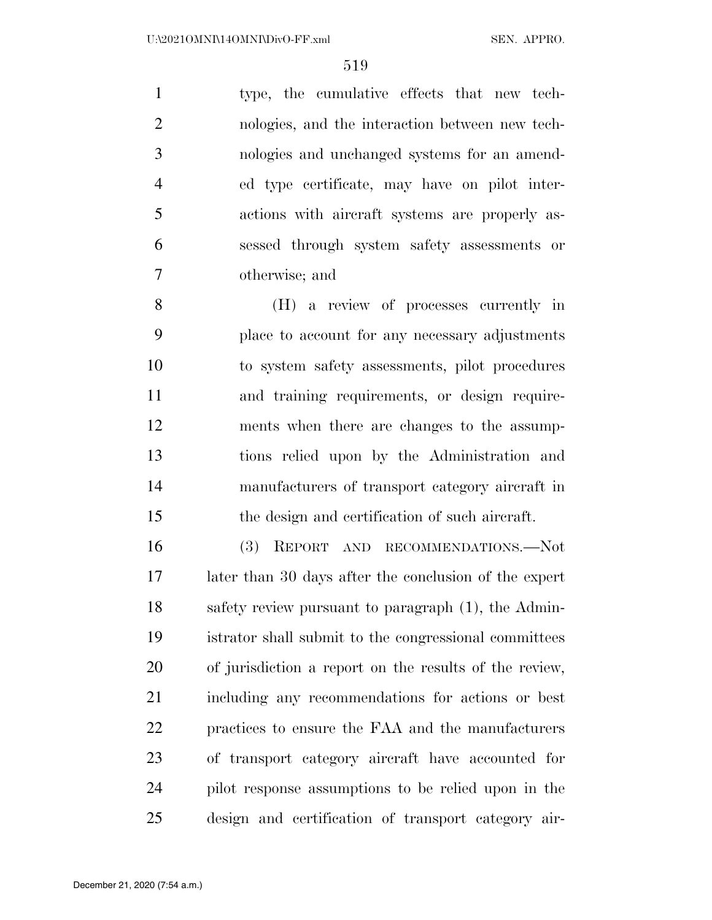type, the cumulative effects that new technologies, and the interaction between new technologies and unchanged systems for an amended type certificate, may have on pilot interactions with aircraft systems are properly assessed through system safety assessments or otherwise; and

(H) a review of processes currently in place to account for any necessary adjustments to system safety assessments, pilot procedures and training requirements, or design requirements when there are changes to the assumptions relied upon by the Administration and manufacturers of transport category aircraft in the design and certification of such aircraft.

(3) REPORT AND RECOMMENDATIONS.—Not later than 30 days after the conclusion of the expert safety review pursuant to paragraph (1), the Administrator shall submit to the congressional committees of jurisdiction a report on the results of the review, including any recommendations for actions or best practices to ensure the FAA and the manufacturers of transport category aircraft have accounted for pilot response assumptions to be relied upon in the design and certification of transport category air-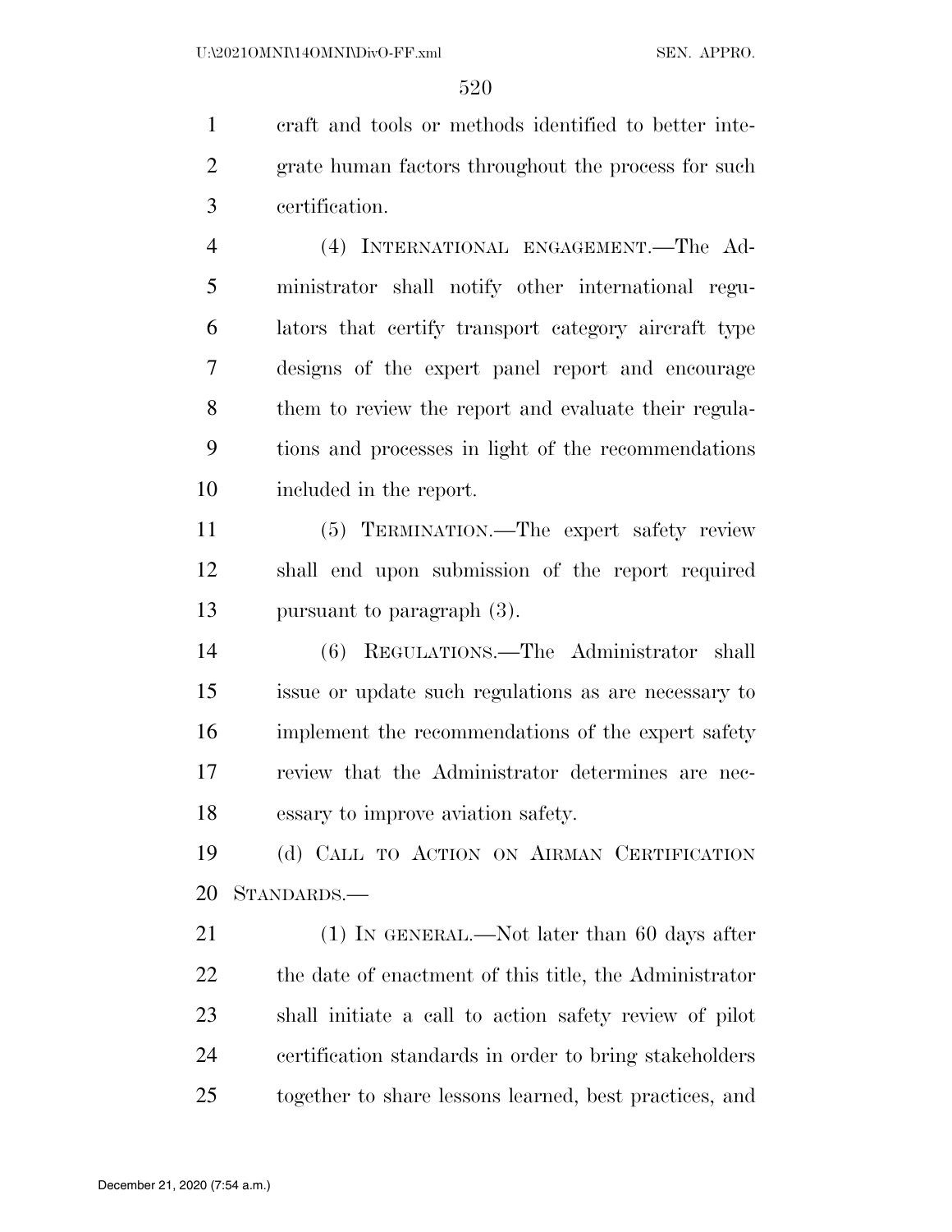craft and tools or methods identified to better integrate human factors throughout the process for such certification.

(4) INTERNATIONAL ENGAGEMENT.—The Administrator shall notify other international regulators that certify transport category aircraft type designs of the expert panel report and encourage them to review the report and evaluate their regulations and processes in light of the recommendations included in the report.

(5) TERMINATION.—The expert safety review shall end upon submission of the report required pursuant to paragraph (3).

(6) REGULATIONS.—The Administrator shall issue or update such regulations as are necessary to implement the recommendations of the expert safety review that the Administrator determines are necessary to improve aviation safety.

(d) CALL TO ACTION ON AIRMAN CERTIFICATION STANDARDS.—

(1) IN GENERAL.—Not later than 60 days after the date of enactment of this title, the Administrator shall initiate a call to action safety review of pilot certification standards in order to bring stakeholders together to share lessons learned, best practices, and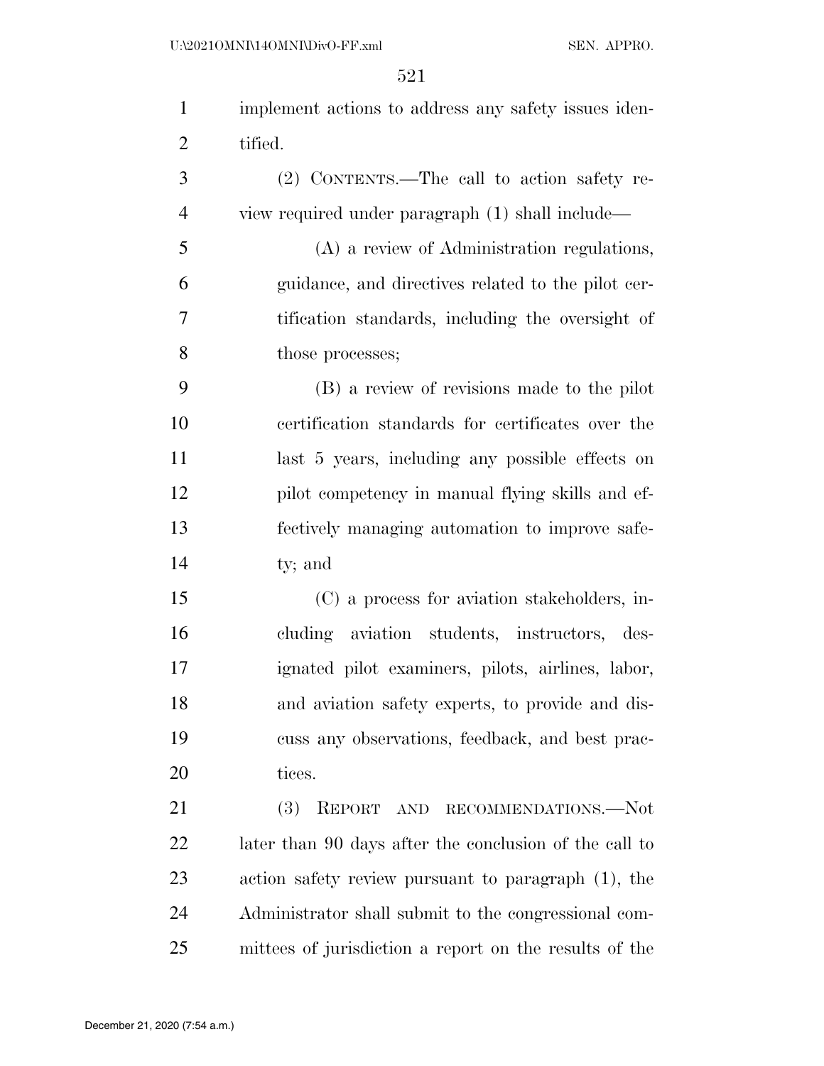implement actions to address any safety issues identified.

(2) CONTENTS.—The call to action safety review required under paragraph (1) shall include—

(A) a review of Administration regulations, guidance, and directives related to the pilot certification standards, including the oversight of those processes;

(B) a review of revisions made to the pilot certification standards for certificates over the last 5 years, including any possible effects on pilot competency in manual flying skills and effectively managing automation to improve safety; and

(C) a process for aviation stakeholders, including aviation students, instructors, designated pilot examiners, pilots, airlines, labor, and aviation safety experts, to provide and discuss any observations, feedback, and best practices.

(3) REPORT AND RECOMMENDATIONS.—Not later than 90 days after the conclusion of the call to action safety review pursuant to paragraph (1), the Administrator shall submit to the congressional committees of jurisdiction a report on the results of the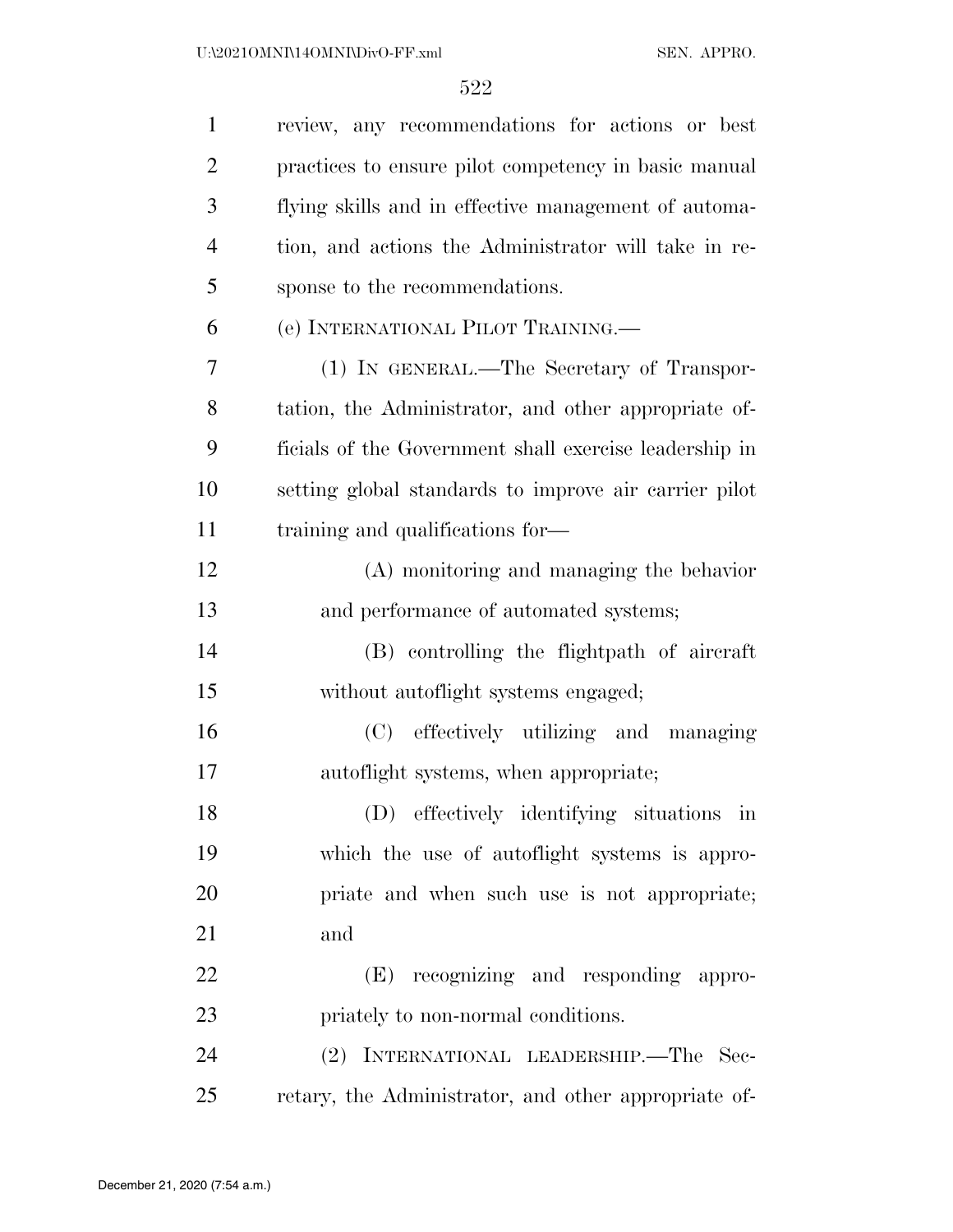review, any recommendations for actions or best practices to ensure pilot competency in basic manual flying skills and in effective management of automation, and actions the Administrator will take in response to the recommendations.

(e) INTERNATIONAL PILOT TRAINING.—

(1) IN GENERAL.—The Secretary of Transportation, the Administrator, and other appropriate officials of the Government shall exercise leadership in setting global standards to improve air carrier pilot training and qualifications for—

(A) monitoring and managing the behavior and performance of automated systems;

(B) controlling the flightpath of aircraft without autoflight systems engaged;

(C) effectively utilizing and managing autoflight systems, when appropriate;

(D) effectively identifying situations in which the use of autoflight systems is appropriate and when such use is not appropriate; and

(E) recognizing and responding appropriately to non-normal conditions.

(2) INTERNATIONAL LEADERSHIP.—The Secretary, the Administrator, and other appropriate of-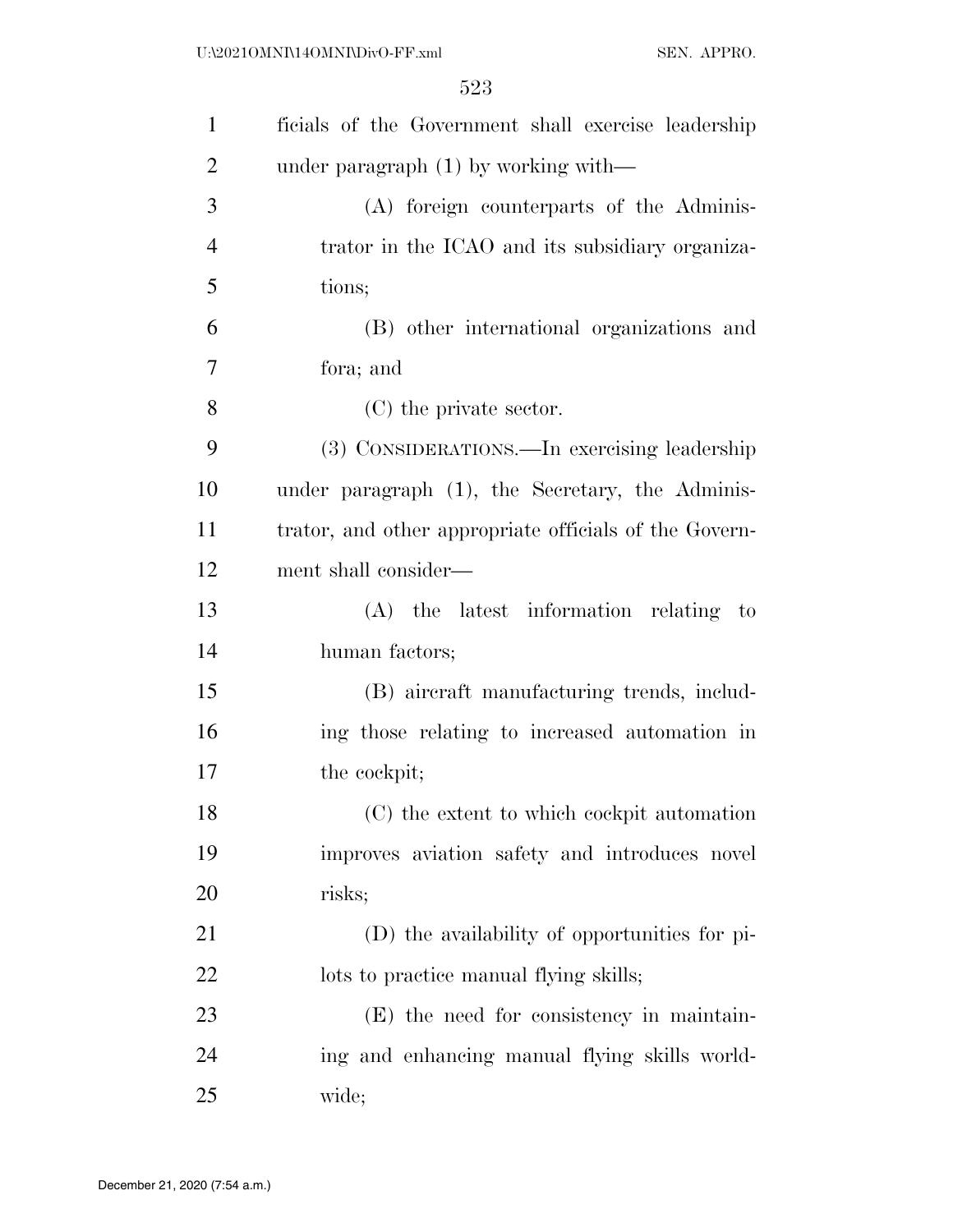ficials of the Government shall exercise leadership under paragraph (1) by working with—

(A) foreign counterparts of the Administrator in the ICAO and its subsidiary organizations;

(B) other international organizations and fora; and

(C) the private sector.

(3) CONSIDERATIONS.—In exercising leadership under paragraph (1), the Secretary, the Administrator, and other appropriate officials of the Government shall consider—

(A) the latest information relating to human factors;

(B) aircraft manufacturing trends, including those relating to increased automation in the cockpit;

(C) the extent to which cockpit automation improves aviation safety and introduces novel risks;

(D) the availability of opportunities for pilots to practice manual flying skills;

(E) the need for consistency in maintaining and enhancing manual flying skills worldwide;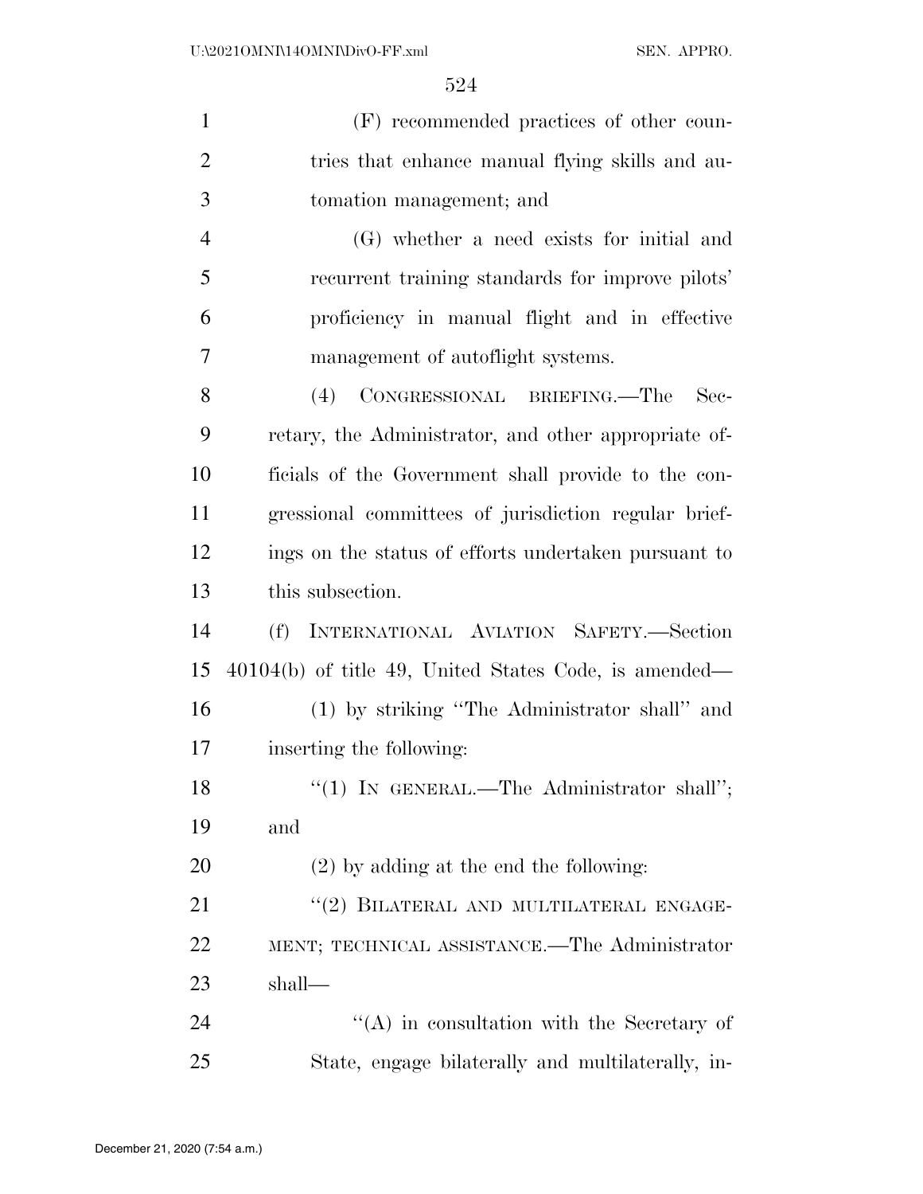(F) recommended practices of other countries that enhance manual flying skills and automation management; and

(G) whether a need exists for initial and recurrent training standards for improve pilots' proficiency in manual flight and in effective management of autoflight systems.

(4) CONGRESSIONAL BRIEFING.—The Secretary, the Administrator, and other appropriate officials of the Government shall provide to the congressional committees of jurisdiction regular briefings on the status of efforts undertaken pursuant to this subsection.

(f) INTERNATIONAL AVIATION SAFETY.—Section 40104(b) of title 49, United States Code, is amended—

(1) by striking ''The Administrator shall'' and inserting the following:

''(1) IN GENERAL.—The Administrator shall''; and

(2) by adding at the end the following:

''(2) BILATERAL AND MULTILATERAL ENGAGEMENT; TECHNICAL ASSISTANCE.—The Administrator shall—

''(A) in consultation with the Secretary of State, engage bilaterally and multilaterally, in-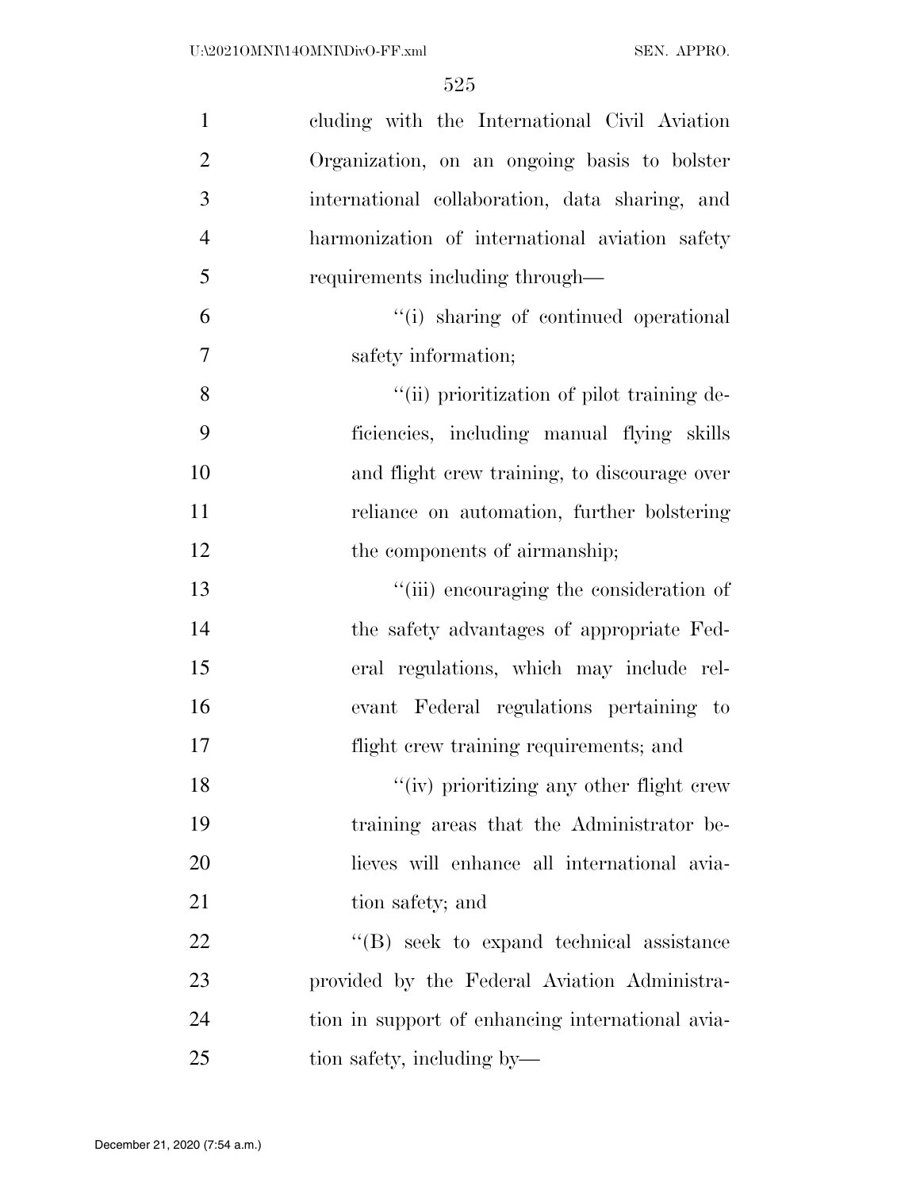cluding with the International Civil Aviation Organization, on an ongoing basis to bolster international collaboration, data sharing, and harmonization of international aviation safety requirements including through—

"(i) sharing of continued operational safety information;

"(ii) prioritization of pilot training deficiencies, including manual flying skills and flight crew training, to discourage over reliance on automation, further bolstering the components of airmanship;

"(iii) encouraging the consideration of the safety advantages of appropriate Federal regulations, which may include relevant Federal regulations pertaining to flight crew training requirements; and

"(iv) prioritizing any other flight crew training areas that the Administrator believes will enhance all international aviation safety; and

"(B) seek to expand technical assistance provided by the Federal Aviation Administration in support of enhancing international aviation safety, including by—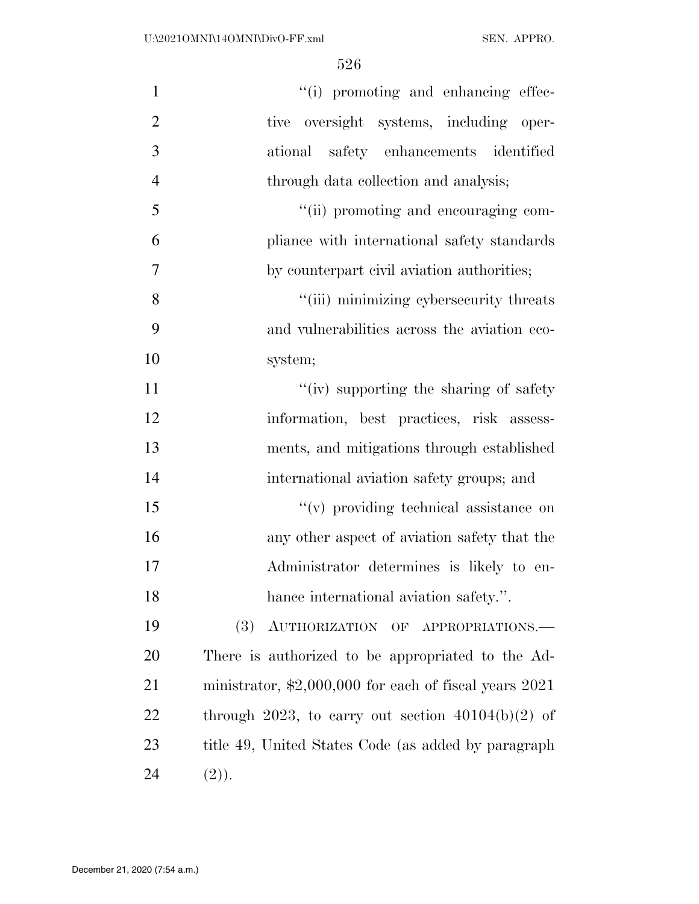''(i) promoting and enhancing effective oversight systems, including operational safety enhancements identified through data collection and analysis;

''(ii) promoting and encouraging compliance with international safety standards by counterpart civil aviation authorities;

''(iii) minimizing cybersecurity threats and vulnerabilities across the aviation ecosystem;

''(iv) supporting the sharing of safety information, best practices, risk assessments, and mitigations through established international aviation safety groups; and

''(v) providing technical assistance on any other aspect of aviation safety that the Administrator determines is likely to enhance international aviation safety.''.

(3) AUTHORIZATION OF APPROPRIATIONS.—There is authorized to be appropriated to the Administrator, $2,000,000 for each of fiscal years 2021 through 2023, to carry out section 40104(b)(2) of title 49, United States Code (as added by paragraph (2)).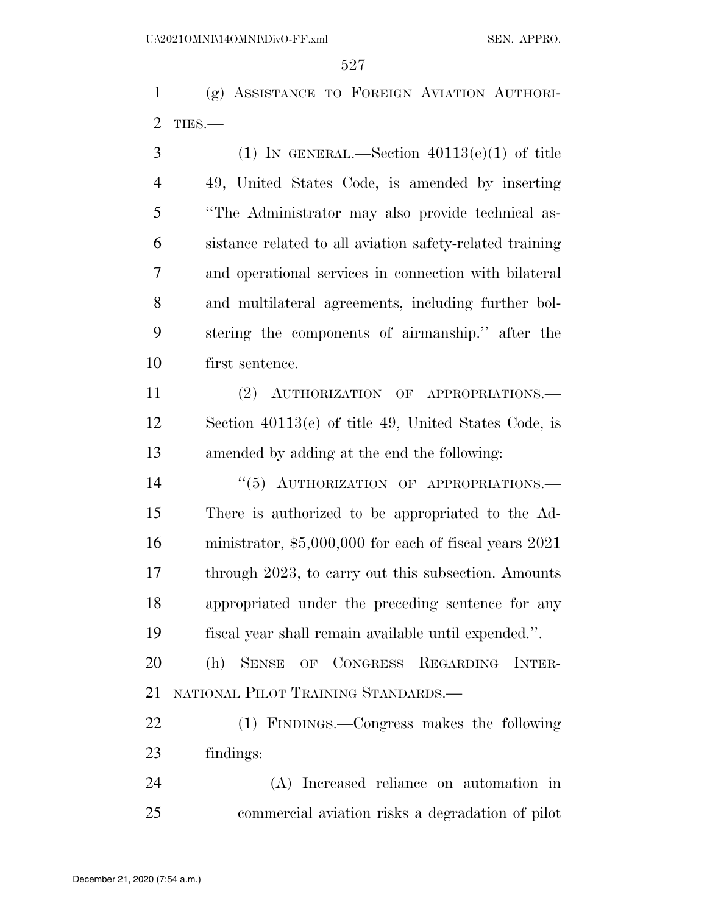(g) ASSISTANCE TO FOREIGN AVIATION AUTHORITIES.—

(1) IN GENERAL.—Section 40113(e)(1) of title 49, United States Code, is amended by inserting ''The Administrator may also provide technical assistance related to all aviation safety-related training and operational services in connection with bilateral and multilateral agreements, including further bolstering the components of airmanship.'' after the first sentence.

(2) AUTHORIZATION OF APPROPRIATIONS.—Section 40113(e) of title 49, United States Code, is amended by adding at the end the following:

''(5) AUTHORIZATION OF APPROPRIATIONS.—There is authorized to be appropriated to the Administrator, $5,000,000 for each of fiscal years 2021 through 2023, to carry out this subsection. Amounts appropriated under the preceding sentence for any fiscal year shall remain available until expended.''.

(h) SENSE OF CONGRESS REGARDING INTERNATIONAL PILOT TRAINING STANDARDS.—

(1) FINDINGS.—Congress makes the following findings:

(A) Increased reliance on automation in commercial aviation risks a degradation of pilot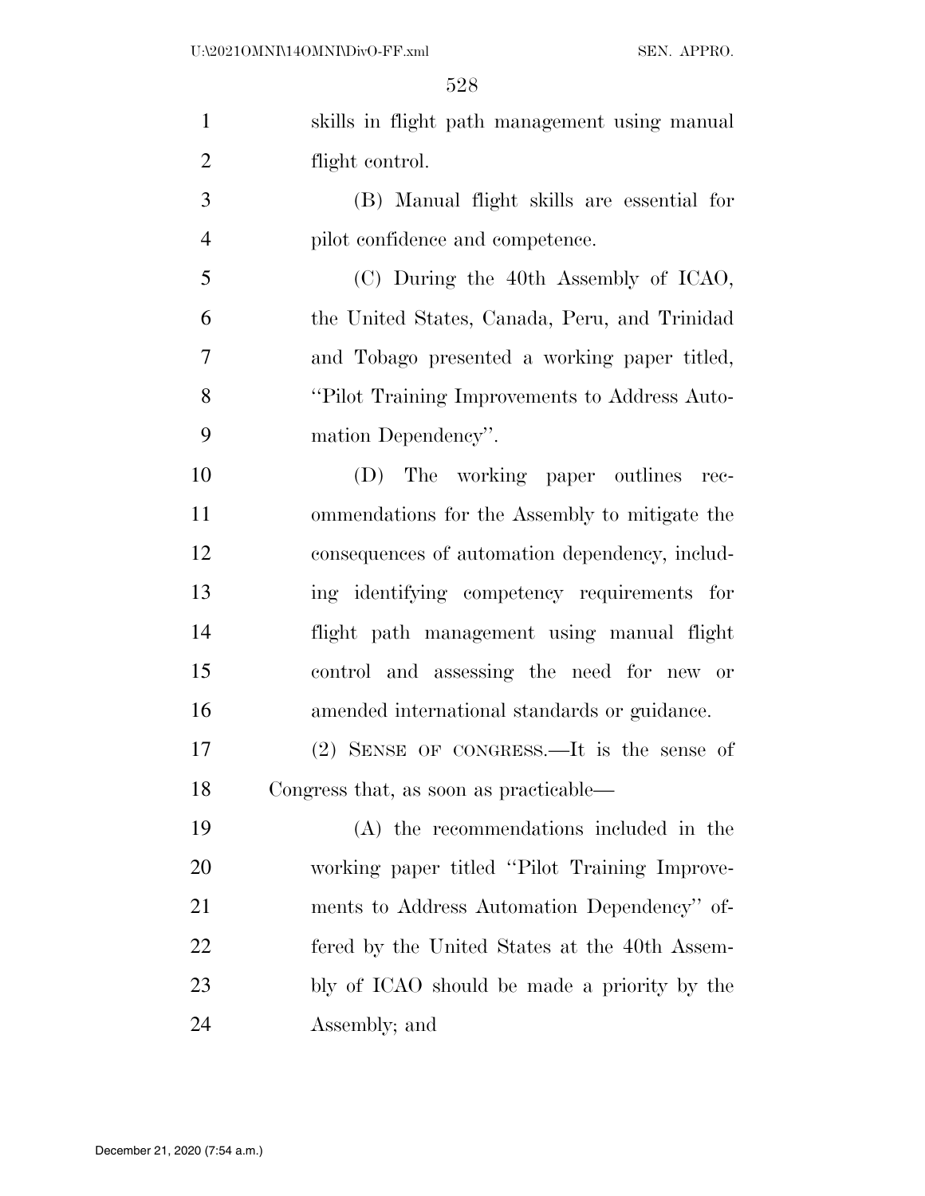skills in flight path management using manual flight control.

(B) Manual flight skills are essential for pilot confidence and competence.

(C) During the 40th Assembly of ICAO, the United States, Canada, Peru, and Trinidad and Tobago presented a working paper titled, "Pilot Training Improvements to Address Automation Dependency".

(D) The working paper outlines recommendations for the Assembly to mitigate the consequences of automation dependency, including identifying competency requirements for flight path management using manual flight control and assessing the need for new or amended international standards or guidance.

(2) SENSE OF CONGRESS.—It is the sense of Congress that, as soon as practicable—

(A) the recommendations included in the working paper titled "Pilot Training Improvements to Address Automation Dependency" offered by the United States at the 40th Assembly of ICAO should be made a priority by the Assembly; and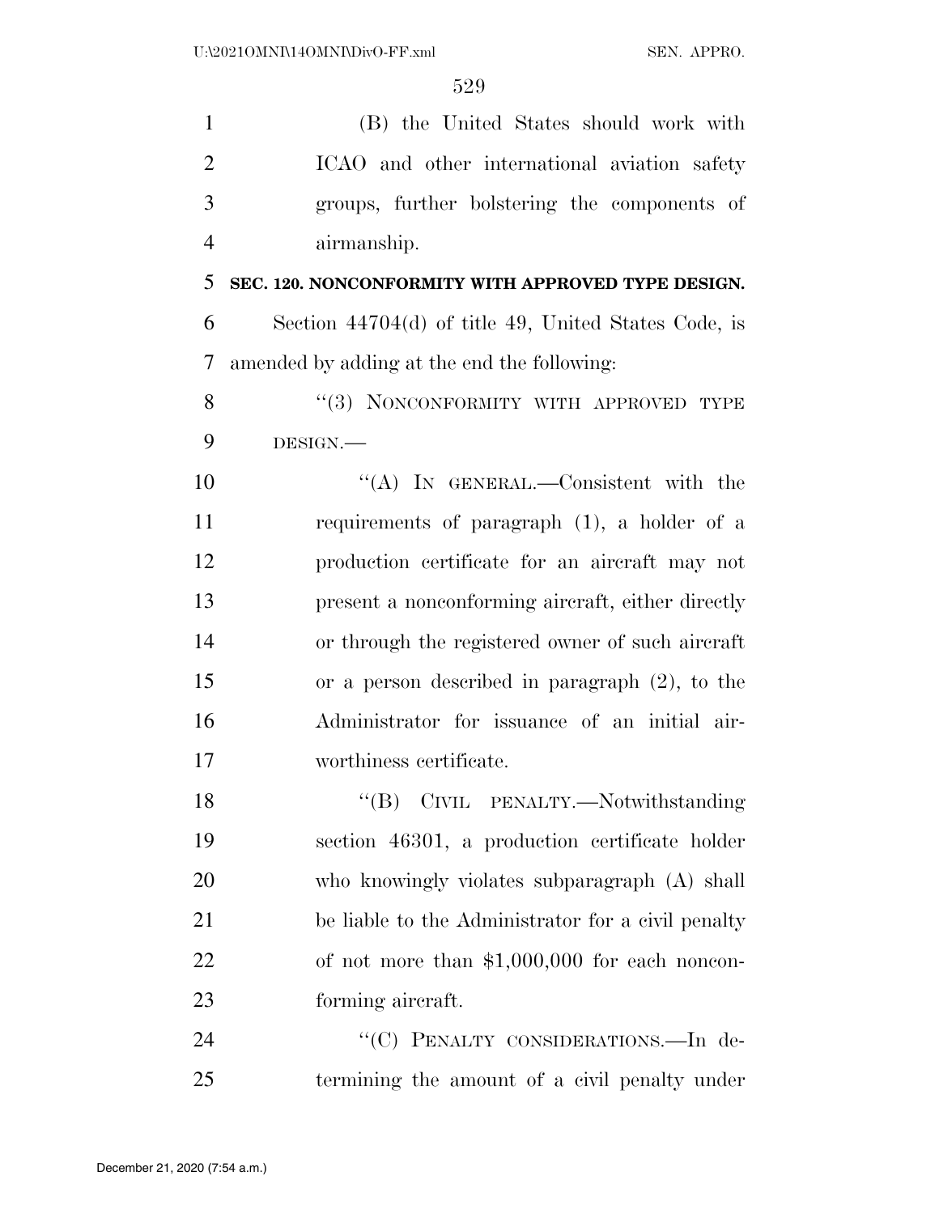(B) the United States should work with ICAO and other international aviation safety groups, further bolstering the components of airmanship.

**SEC. 120. NONCONFORMITY WITH APPROVED TYPE DESIGN.**

Section 44704(d) of title 49, United States Code, is amended by adding at the end the following:

"(3) NONCONFORMITY WITH APPROVED TYPE DESIGN.—

"(A) IN GENERAL.—Consistent with the requirements of paragraph (1), a holder of a production certificate for an aircraft may not present a nonconforming aircraft, either directly or through the registered owner of such aircraft or a person described in paragraph (2), to the Administrator for issuance of an initial airworthiness certificate.

"(B) CIVIL PENALTY.—Notwithstanding section 46301, a production certificate holder who knowingly violates subparagraph (A) shall be liable to the Administrator for a civil penalty of not more than $1,000,000 for each nonconforming aircraft.

"(C) PENALTY CONSIDERATIONS.—In determining the amount of a civil penalty under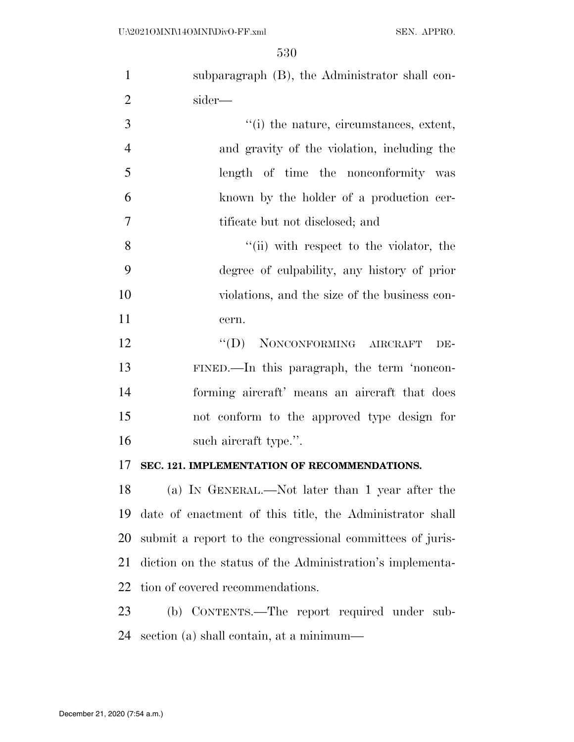subparagraph (B), the Administrator shall consider—

''(i) the nature, circumstances, extent, and gravity of the violation, including the length of time the nonconformity was known by the holder of a production certificate but not disclosed; and

''(ii) with respect to the violator, the degree of culpability, any history of prior violations, and the size of the business concern.

''(D) NONCONFORMING AIRCRAFT DEFINED.—In this paragraph, the term 'nonconforming aircraft' means an aircraft that does not conform to the approved type design for such aircraft type.''.

**SEC. 121. IMPLEMENTATION OF RECOMMENDATIONS.**

(a) IN GENERAL.—Not later than 1 year after the date of enactment of this title, the Administrator shall submit a report to the congressional committees of jurisdiction on the status of the Administration's implementation of covered recommendations.

(b) CONTENTS.—The report required under subsection (a) shall contain, at a minimum—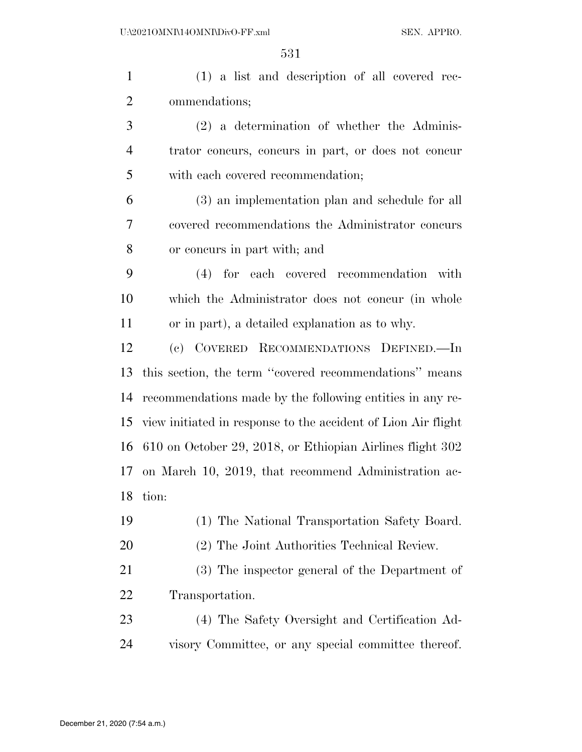(1) a list and description of all covered recommendations;

(2) a determination of whether the Administrator concurs, concurs in part, or does not concur with each covered recommendation;

(3) an implementation plan and schedule for all covered recommendations the Administrator concurs or concurs in part with; and

(4) for each covered recommendation with which the Administrator does not concur (in whole or in part), a detailed explanation as to why.

(c) COVERED RECOMMENDATIONS DEFINED.—In this section, the term ''covered recommendations'' means recommendations made by the following entities in any review initiated in response to the accident of Lion Air flight 610 on October 29, 2018, or Ethiopian Airlines flight 302 on March 10, 2019, that recommend Administration action:

(1) The National Transportation Safety Board.

(2) The Joint Authorities Technical Review.

(3) The inspector general of the Department of Transportation.

(4) The Safety Oversight and Certification Advisory Committee, or any special committee thereof.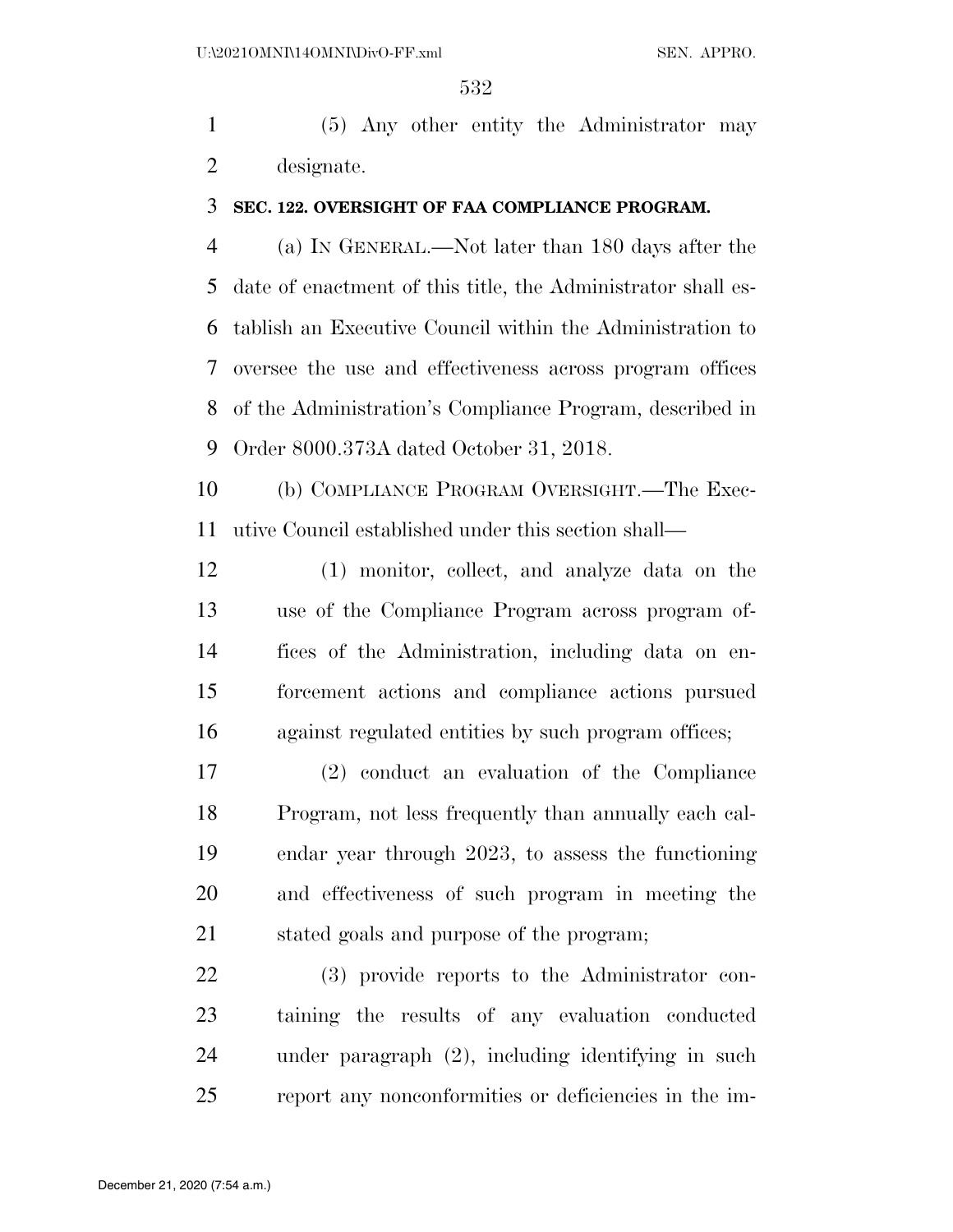(5) Any other entity the Administrator may designate.

**SEC. 122. OVERSIGHT OF FAA COMPLIANCE PROGRAM.**

(a) IN GENERAL.—Not later than 180 days after the date of enactment of this title, the Administrator shall establish an Executive Council within the Administration to oversee the use and effectiveness across program offices of the Administration's Compliance Program, described in Order 8000.373A dated October 31, 2018.

(b) COMPLIANCE PROGRAM OVERSIGHT.—The Executive Council established under this section shall—

(1) monitor, collect, and analyze data on the use of the Compliance Program across program offices of the Administration, including data on enforcement actions and compliance actions pursued against regulated entities by such program offices;

(2) conduct an evaluation of the Compliance Program, not less frequently than annually each calendar year through 2023, to assess the functioning and effectiveness of such program in meeting the stated goals and purpose of the program;

(3) provide reports to the Administrator containing the results of any evaluation conducted under paragraph (2), including identifying in such report any nonconformities or deficiencies in the im-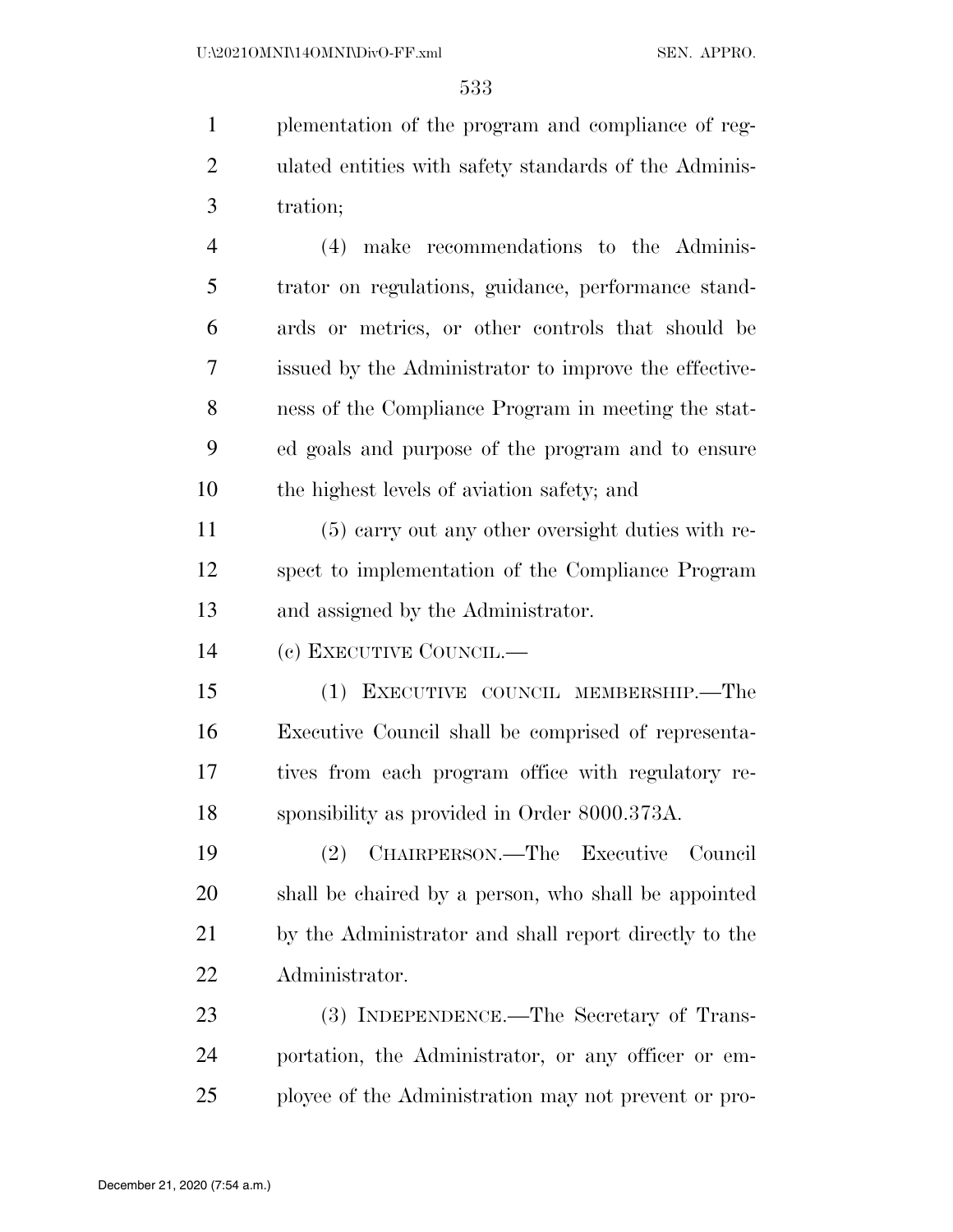plementation of the program and compliance of regulated entities with safety standards of the Administration;

(4) make recommendations to the Administrator on regulations, guidance, performance standards or metrics, or other controls that should be issued by the Administrator to improve the effectiveness of the Compliance Program in meeting the stated goals and purpose of the program and to ensure the highest levels of aviation safety; and

(5) carry out any other oversight duties with respect to implementation of the Compliance Program and assigned by the Administrator.

(c) EXECUTIVE COUNCIL.—

(1) EXECUTIVE COUNCIL MEMBERSHIP.—The Executive Council shall be comprised of representatives from each program office with regulatory responsibility as provided in Order 8000.373A.

(2) CHAIRPERSON.—The Executive Council shall be chaired by a person, who shall be appointed by the Administrator and shall report directly to the Administrator.

(3) INDEPENDENCE.—The Secretary of Transportation, the Administrator, or any officer or employee of the Administration may not prevent or pro-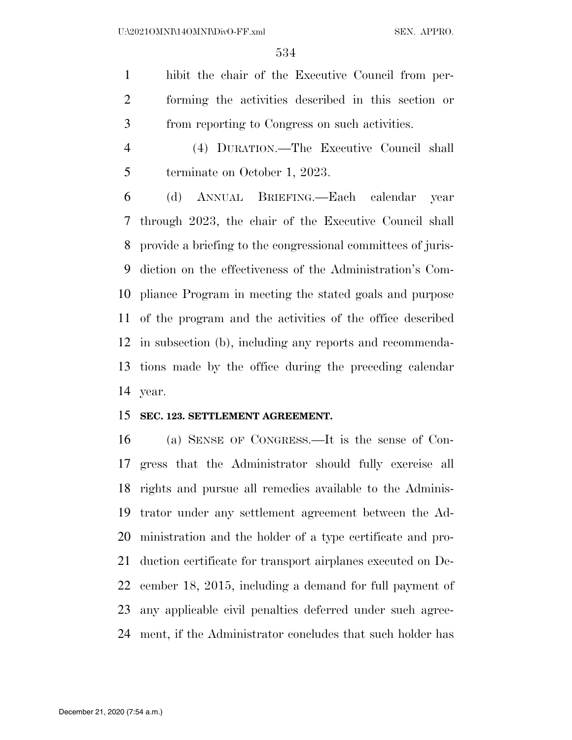hibit the chair of the Executive Council from performing the activities described in this section or from reporting to Congress on such activities.

(4) DURATION.—The Executive Council shall terminate on October 1, 2023.

(d) ANNUAL BRIEFING.—Each calendar year through 2023, the chair of the Executive Council shall provide a briefing to the congressional committees of jurisdiction on the effectiveness of the Administration's Compliance Program in meeting the stated goals and purpose of the program and the activities of the office described in subsection (b), including any reports and recommendations made by the office during the preceding calendar year.

**SEC. 123. SETTLEMENT AGREEMENT.**

(a) SENSE OF CONGRESS.—It is the sense of Congress that the Administrator should fully exercise all rights and pursue all remedies available to the Administrator under any settlement agreement between the Administration and the holder of a type certificate and production certificate for transport airplanes executed on December 18, 2015, including a demand for full payment of any applicable civil penalties deferred under such agreement, if the Administrator concludes that such holder has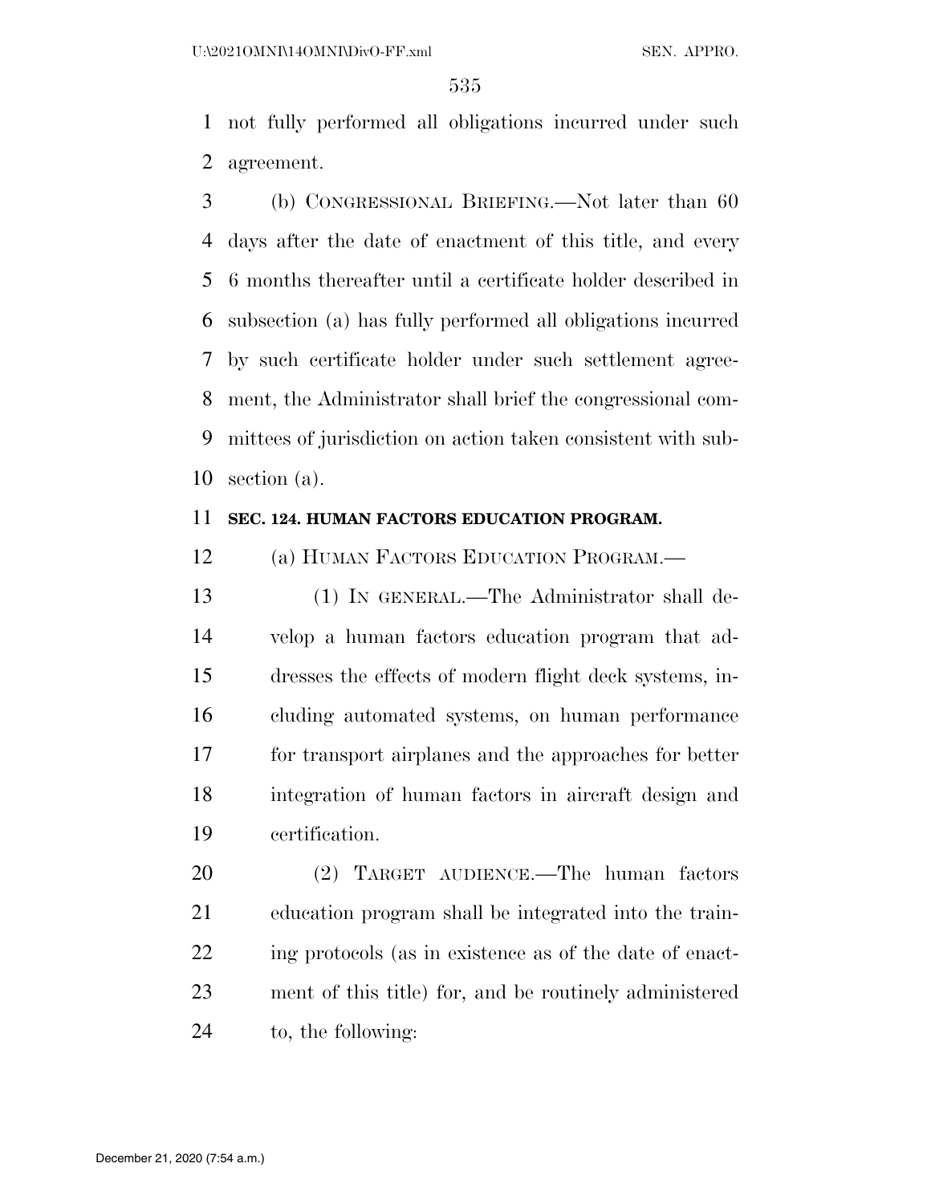not fully performed all obligations incurred under such agreement.

(b) CONGRESSIONAL BRIEFING.—Not later than 60 days after the date of enactment of this title, and every 6 months thereafter until a certificate holder described in subsection (a) has fully performed all obligations incurred by such certificate holder under such settlement agreement, the Administrator shall brief the congressional committees of jurisdiction on action taken consistent with subsection (a).

**SEC. 124. HUMAN FACTORS EDUCATION PROGRAM.**

(a) HUMAN FACTORS EDUCATION PROGRAM.—

(1) IN GENERAL.—The Administrator shall develop a human factors education program that addresses the effects of modern flight deck systems, including automated systems, on human performance for transport airplanes and the approaches for better integration of human factors in aircraft design and certification.

(2) TARGET AUDIENCE.—The human factors education program shall be integrated into the training protocols (as in existence as of the date of enactment of this title) for, and be routinely administered to, the following: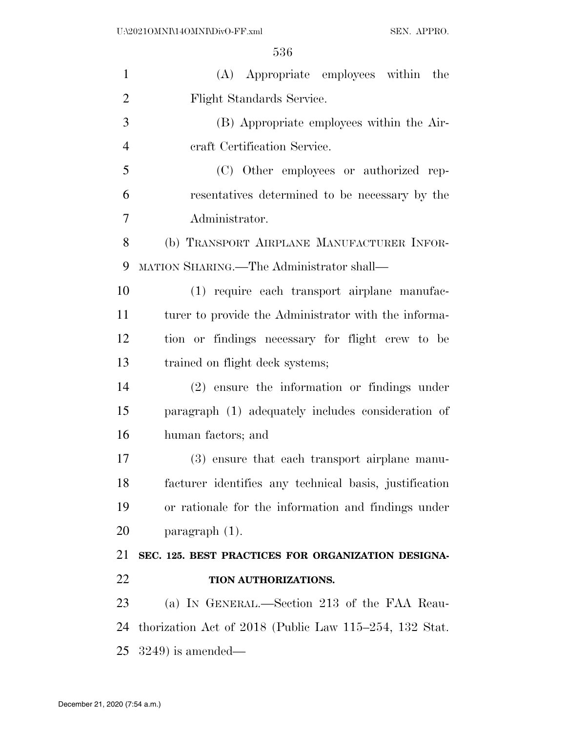(A) Appropriate employees within the Flight Standards Service.

(B) Appropriate employees within the Aircraft Certification Service.

(C) Other employees or authorized representatives determined to be necessary by the Administrator.

(b) TRANSPORT AIRPLANE MANUFACTURER INFORMATION SHARING.—The Administrator shall—

(1) require each transport airplane manufacturer to provide the Administrator with the information or findings necessary for flight crew to be trained on flight deck systems;

(2) ensure the information or findings under paragraph (1) adequately includes consideration of human factors; and

(3) ensure that each transport airplane manufacturer identifies any technical basis, justification or rationale for the information and findings under paragraph (1).

**SEC. 125. BEST PRACTICES FOR ORGANIZATION DESIGNATION AUTHORIZATIONS.**

(a) IN GENERAL.—Section 213 of the FAA Reauthorization Act of 2018 (Public Law 115–254, 132 Stat. 3249) is amended—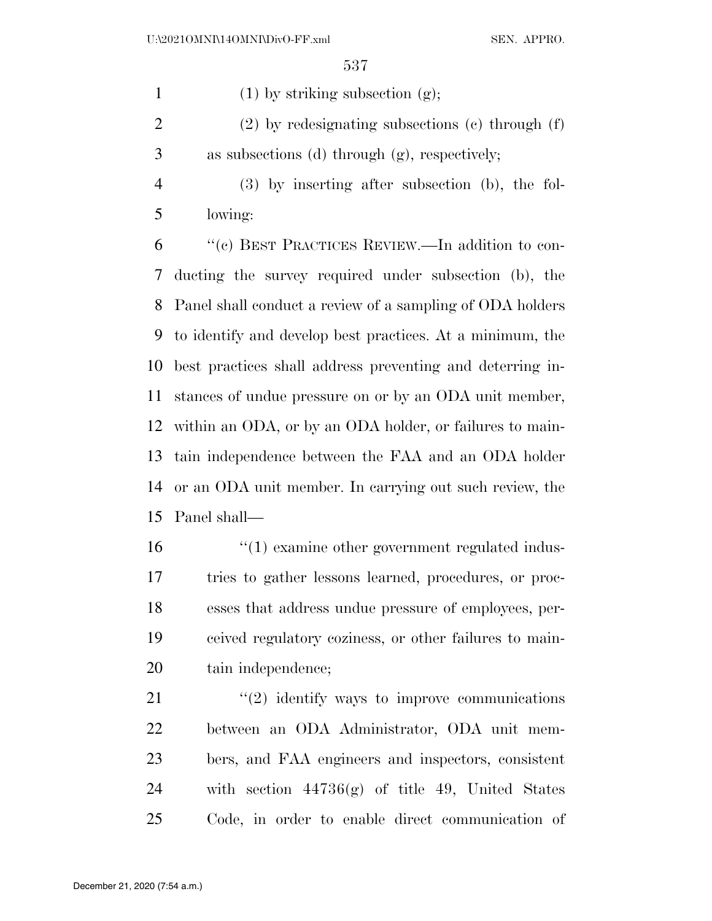(1) by striking subsection (g);

(2) by redesignating subsections (c) through (f) as subsections (d) through (g), respectively;

(3) by inserting after subsection (b), the following:

"(c) BEST PRACTICES REVIEW.—In addition to conducting the survey required under subsection (b), the Panel shall conduct a review of a sampling of ODA holders to identify and develop best practices. At a minimum, the best practices shall address preventing and deterring instances of undue pressure on or by an ODA unit member, within an ODA, or by an ODA holder, or failures to maintain independence between the FAA and an ODA holder or an ODA unit member. In carrying out such review, the Panel shall—

"(1) examine other government regulated industries to gather lessons learned, procedures, or processes that address undue pressure of employees, perceived regulatory coziness, or other failures to maintain independence;

"(2) identify ways to improve communications between an ODA Administrator, ODA unit members, and FAA engineers and inspectors, consistent with section 44736(g) of title 49, United States Code, in order to enable direct communication of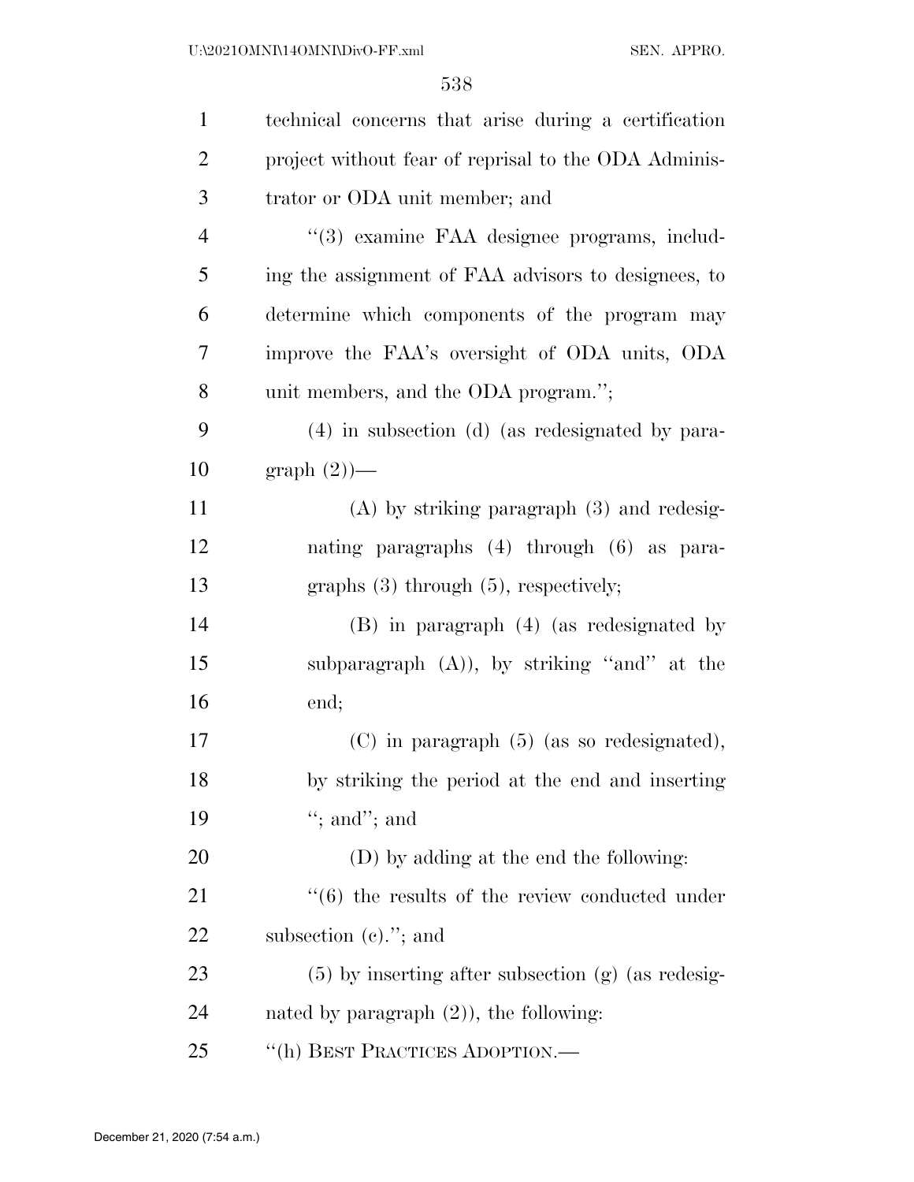technical concerns that arise during a certification project without fear of reprisal to the ODA Administrator or ODA unit member; and

"(3) examine FAA designee programs, including the assignment of FAA advisors to designees, to determine which components of the program may improve the FAA's oversight of ODA units, ODA unit members, and the ODA program.";

(4) in subsection (d) (as redesignated by paragraph (2))—

(A) by striking paragraph (3) and redesignating paragraphs (4) through (6) as paragraphs (3) through (5), respectively;

(B) in paragraph (4) (as redesignated by subparagraph (A)), by striking "and" at the end;

(C) in paragraph (5) (as so redesignated), by striking the period at the end and inserting "; and"; and

(D) by adding at the end the following:

"(6) the results of the review conducted under subsection (c)."; and

(5) by inserting after subsection (g) (as redesignated by paragraph (2)), the following:

"(h) BEST PRACTICES ADOPTION.—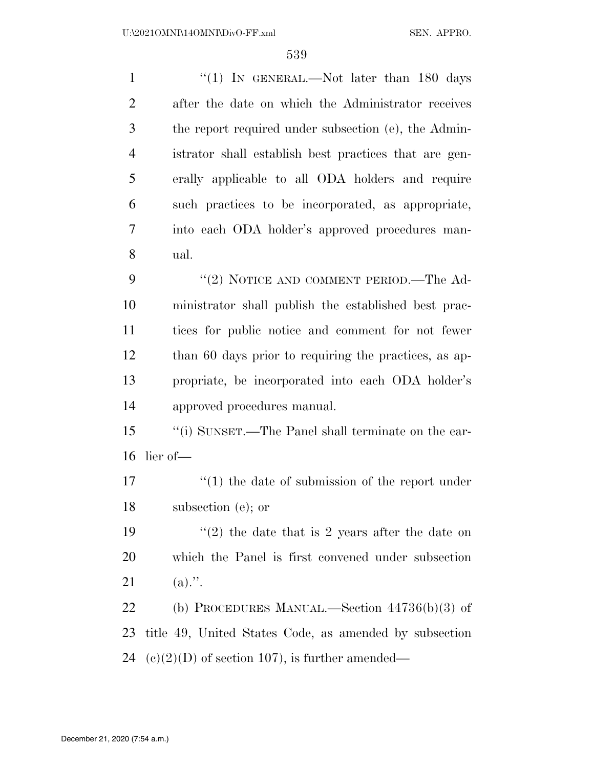"(1) IN GENERAL.—Not later than 180 days after the date on which the Administrator receives the report required under subsection (e), the Administrator shall establish best practices that are generally applicable to all ODA holders and require such practices to be incorporated, as appropriate, into each ODA holder's approved procedures manual.

"(2) NOTICE AND COMMENT PERIOD.—The Administrator shall publish the established best practices for public notice and comment for not fewer than 60 days prior to requiring the practices, as appropriate, be incorporated into each ODA holder's approved procedures manual.

"(i) SUNSET.—The Panel shall terminate on the earlier of—

"(1) the date of submission of the report under subsection (e); or

"(2) the date that is 2 years after the date on which the Panel is first convened under subsection (a).".

(b) PROCEDURES MANUAL.—Section 44736(b)(3) of title 49, United States Code, as amended by subsection (c)(2)(D) of section 107), is further amended—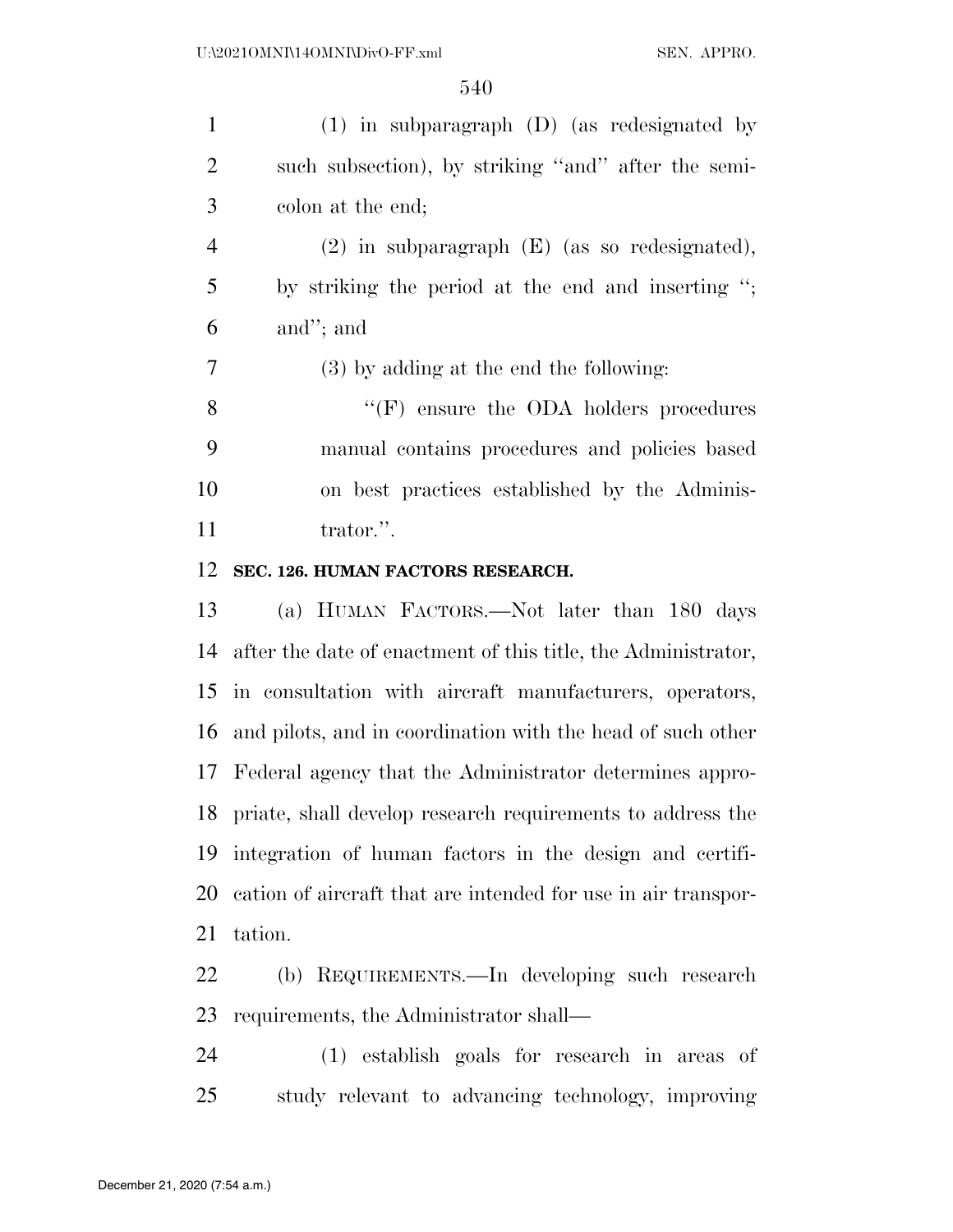(1) in subparagraph (D) (as redesignated by such subsection), by striking "and" after the semicolon at the end;

(2) in subparagraph (E) (as so redesignated), by striking the period at the end and inserting "; and"; and

(3) by adding at the end the following:

"(F) ensure the ODA holders procedures manual contains procedures and policies based on best practices established by the Administrator.".

**SEC. 126. HUMAN FACTORS RESEARCH.**

(a) HUMAN FACTORS.—Not later than 180 days after the date of enactment of this title, the Administrator, in consultation with aircraft manufacturers, operators, and pilots, and in coordination with the head of such other Federal agency that the Administrator determines appropriate, shall develop research requirements to address the integration of human factors in the design and certification of aircraft that are intended for use in air transportation.

(b) REQUIREMENTS.—In developing such research requirements, the Administrator shall—

(1) establish goals for research in areas of study relevant to advancing technology, improving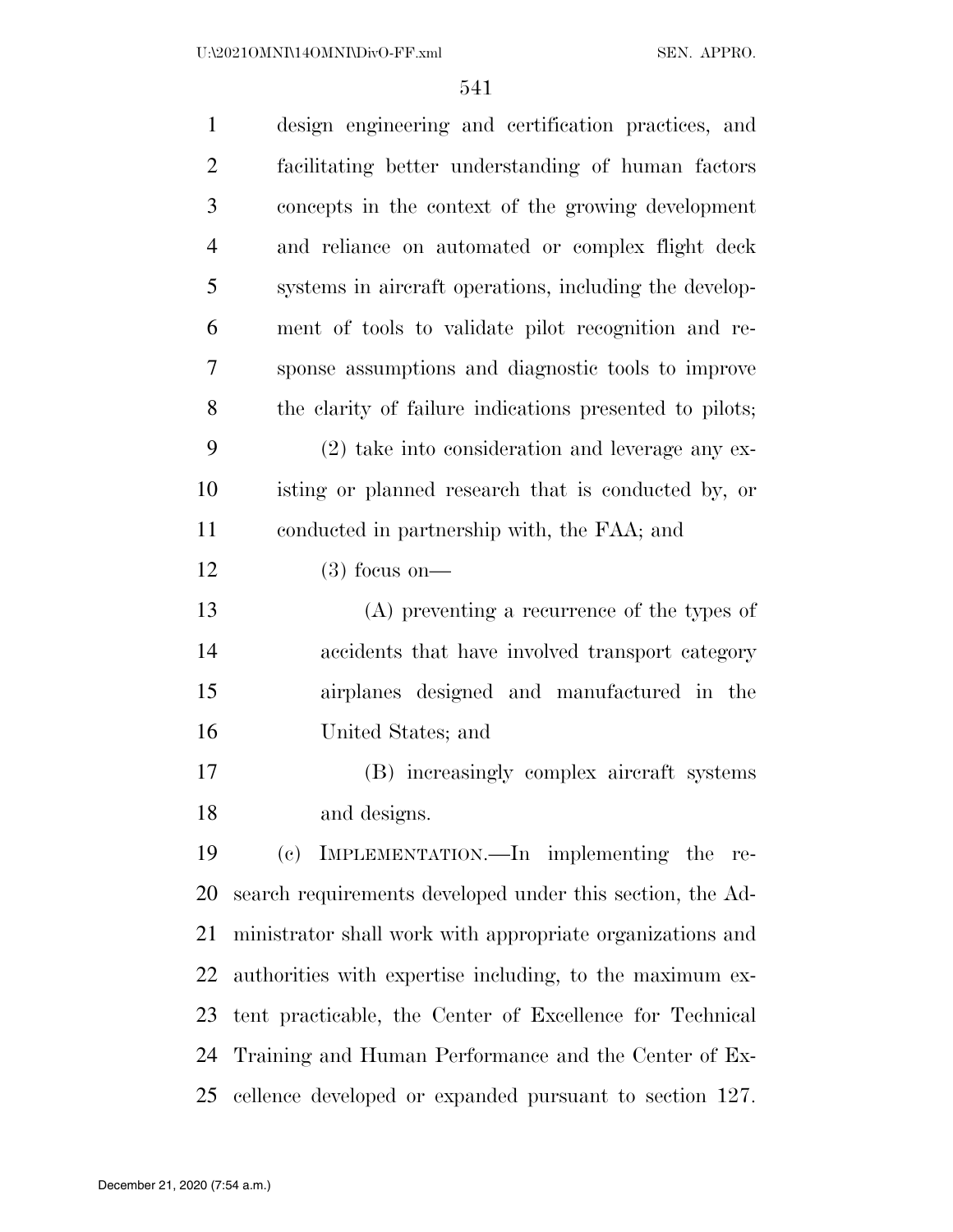design engineering and certification practices, and facilitating better understanding of human factors concepts in the context of the growing development and reliance on automated or complex flight deck systems in aircraft operations, including the development of tools to validate pilot recognition and response assumptions and diagnostic tools to improve the clarity of failure indications presented to pilots;

(2) take into consideration and leverage any existing or planned research that is conducted by, or conducted in partnership with, the FAA; and

(3) focus on—

(A) preventing a recurrence of the types of accidents that have involved transport category airplanes designed and manufactured in the United States; and

(B) increasingly complex aircraft systems and designs.

(c) IMPLEMENTATION.—In implementing the research requirements developed under this section, the Administrator shall work with appropriate organizations and authorities with expertise including, to the maximum extent practicable, the Center of Excellence for Technical Training and Human Performance and the Center of Excellence developed or expanded pursuant to section 127.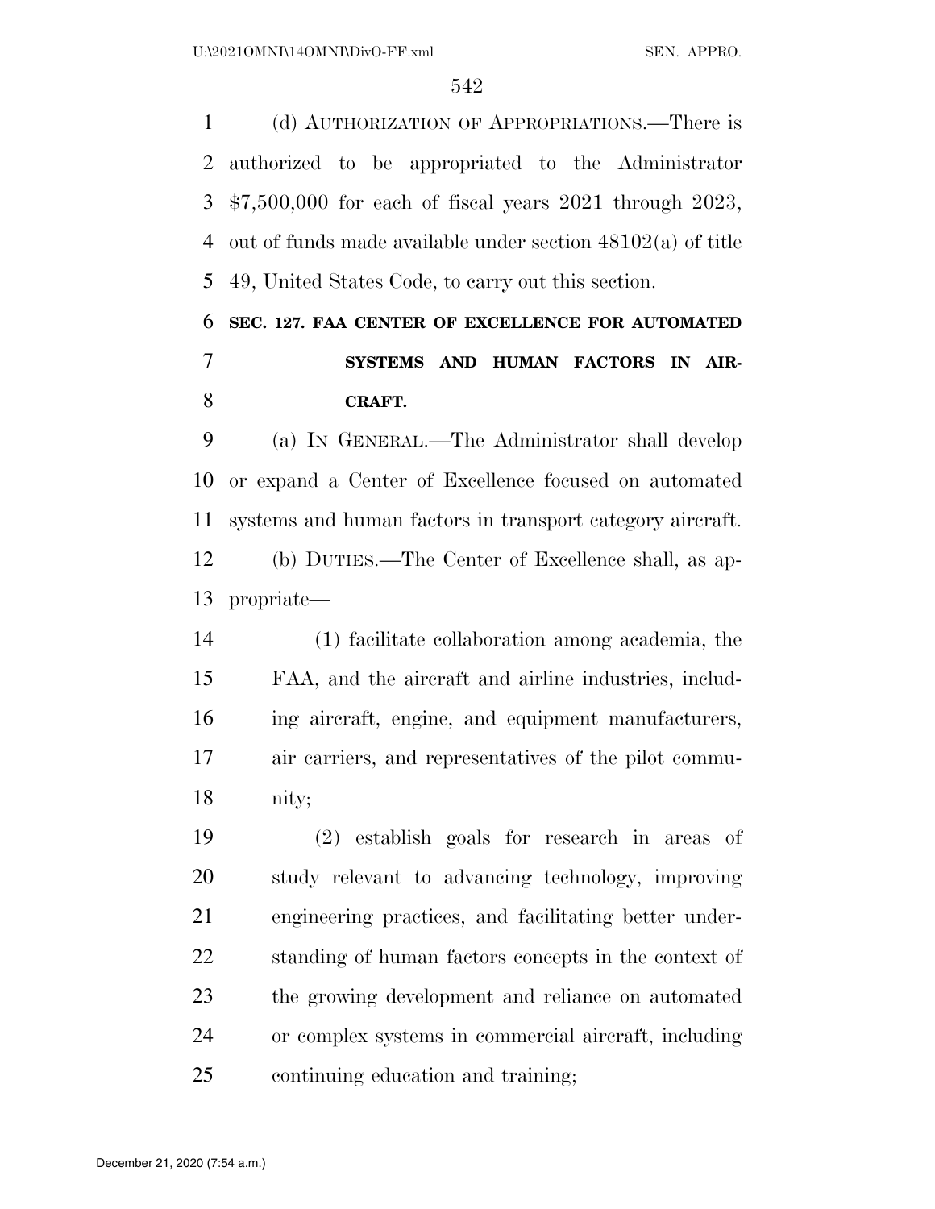(d) AUTHORIZATION OF APPROPRIATIONS.—There is authorized to be appropriated to the Administrator $7,500,000 for each of fiscal years 2021 through 2023, out of funds made available under section 48102(a) of title 49, United States Code, to carry out this section.

**SEC. 127. FAA CENTER OF EXCELLENCE FOR AUTOMATED SYSTEMS AND HUMAN FACTORS IN AIRCRAFT.**

(a) IN GENERAL.—The Administrator shall develop or expand a Center of Excellence focused on automated systems and human factors in transport category aircraft.

(b) DUTIES.—The Center of Excellence shall, as appropriate—

(1) facilitate collaboration among academia, the FAA, and the aircraft and airline industries, including aircraft, engine, and equipment manufacturers, air carriers, and representatives of the pilot community;

(2) establish goals for research in areas of study relevant to advancing technology, improving engineering practices, and facilitating better understanding of human factors concepts in the context of the growing development and reliance on automated or complex systems in commercial aircraft, including continuing education and training;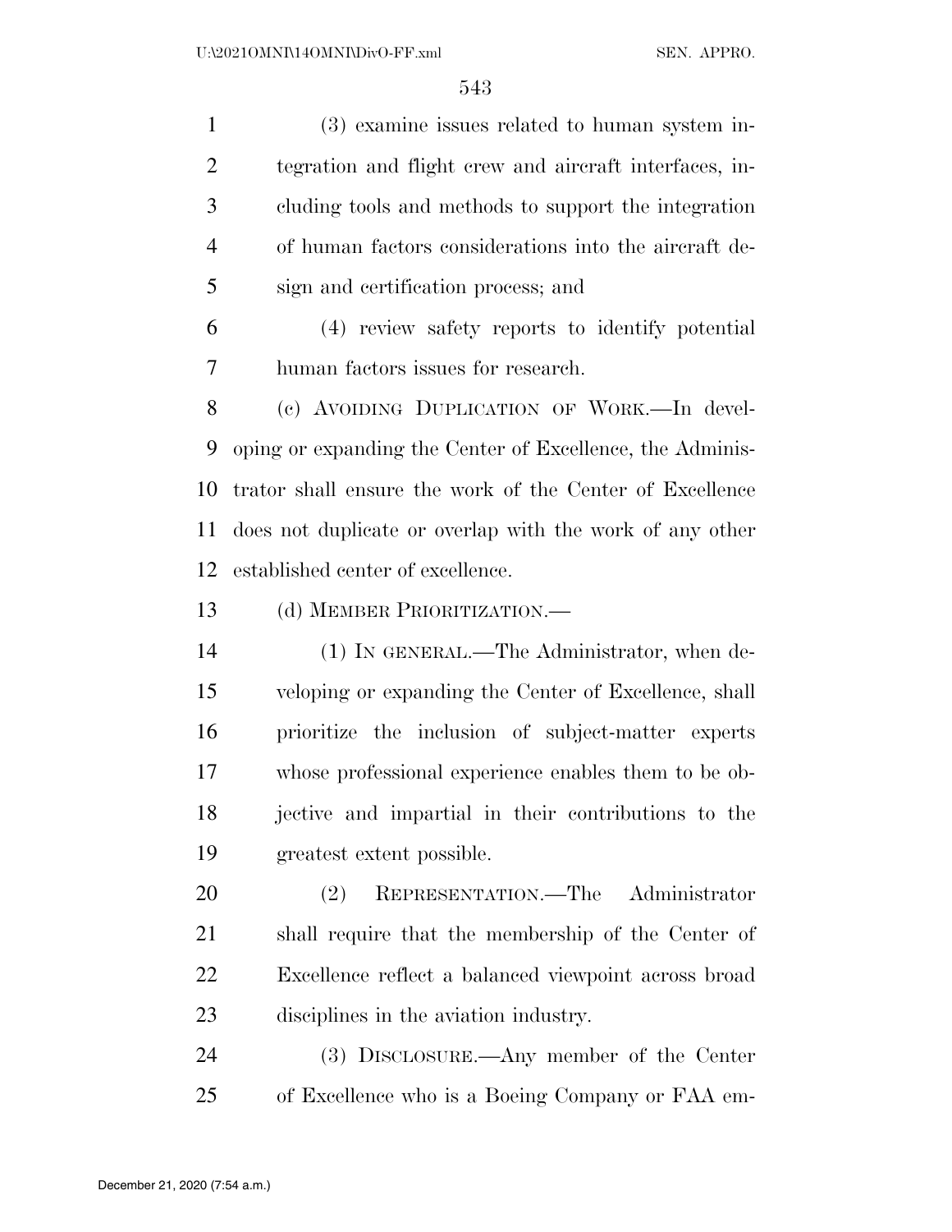(3) examine issues related to human system integration and flight crew and aircraft interfaces, including tools and methods to support the integration of human factors considerations into the aircraft design and certification process; and

(4) review safety reports to identify potential human factors issues for research.

(c) AVOIDING DUPLICATION OF WORK.—In developing or expanding the Center of Excellence, the Administrator shall ensure the work of the Center of Excellence does not duplicate or overlap with the work of any other established center of excellence.

(d) MEMBER PRIORITIZATION.—

(1) IN GENERAL.—The Administrator, when developing or expanding the Center of Excellence, shall prioritize the inclusion of subject-matter experts whose professional experience enables them to be objective and impartial in their contributions to the greatest extent possible.

(2) REPRESENTATION.—The Administrator shall require that the membership of the Center of Excellence reflect a balanced viewpoint across broad disciplines in the aviation industry.

(3) DISCLOSURE.—Any member of the Center of Excellence who is a Boeing Company or FAA em-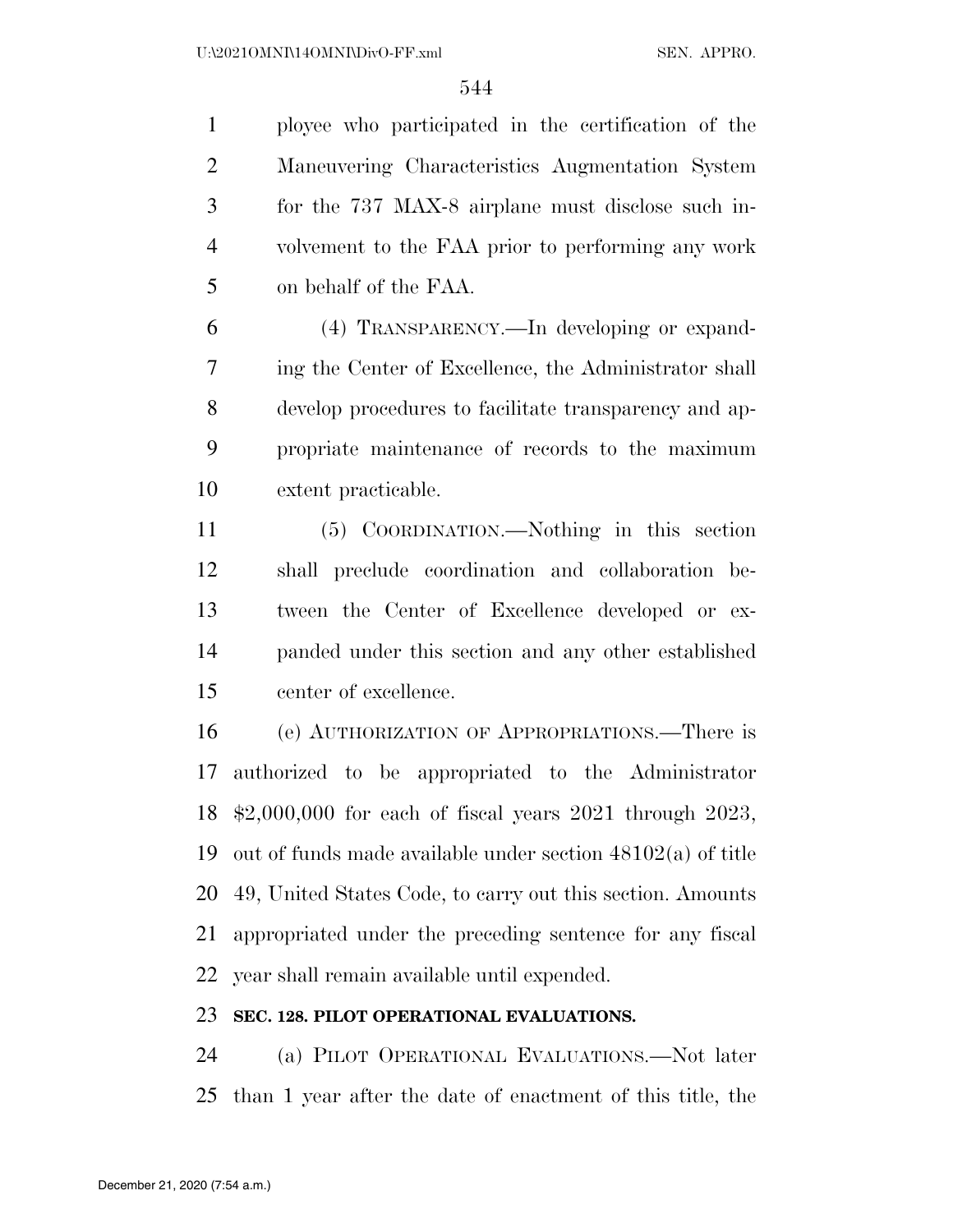ployee who participated in the certification of the Maneuvering Characteristics Augmentation System for the 737 MAX-8 airplane must disclose such involvement to the FAA prior to performing any work on behalf of the FAA.

(4) TRANSPARENCY.—In developing or expanding the Center of Excellence, the Administrator shall develop procedures to facilitate transparency and appropriate maintenance of records to the maximum extent practicable.

(5) COORDINATION.—Nothing in this section shall preclude coordination and collaboration between the Center of Excellence developed or expanded under this section and any other established center of excellence.

(e) AUTHORIZATION OF APPROPRIATIONS.—There is authorized to be appropriated to the Administrator $2,000,000 for each of fiscal years 2021 through 2023, out of funds made available under section 48102(a) of title 49, United States Code, to carry out this section. Amounts appropriated under the preceding sentence for any fiscal year shall remain available until expended.

**SEC. 128. PILOT OPERATIONAL EVALUATIONS.**

(a) PILOT OPERATIONAL EVALUATIONS.—Not later than 1 year after the date of enactment of this title, the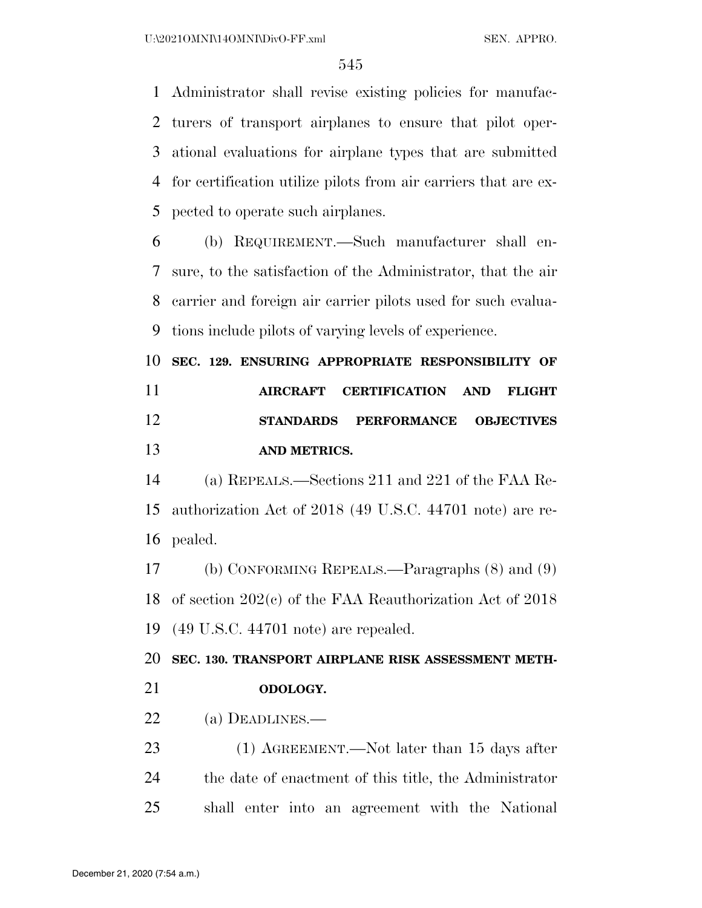Administrator shall revise existing policies for manufacturers of transport airplanes to ensure that pilot operational evaluations for airplane types that are submitted for certification utilize pilots from air carriers that are expected to operate such airplanes.

(b) REQUIREMENT.—Such manufacturer shall ensure, to the satisfaction of the Administrator, that the air carrier and foreign air carrier pilots used for such evaluations include pilots of varying levels of experience.

**SEC. 129. ENSURING APPROPRIATE RESPONSIBILITY OF AIRCRAFT CERTIFICATION AND FLIGHT STANDARDS PERFORMANCE OBJECTIVES AND METRICS.**

(a) REPEALS.—Sections 211 and 221 of the FAA Reauthorization Act of 2018 (49 U.S.C. 44701 note) are repealed.

(b) CONFORMING REPEALS.—Paragraphs (8) and (9) of section 202(c) of the FAA Reauthorization Act of 2018 (49 U.S.C. 44701 note) are repealed.

**SEC. 130. TRANSPORT AIRPLANE RISK ASSESSMENT METHODOLOGY.**

(a) DEADLINES.—

(1) AGREEMENT.—Not later than 15 days after the date of enactment of this title, the Administrator shall enter into an agreement with the National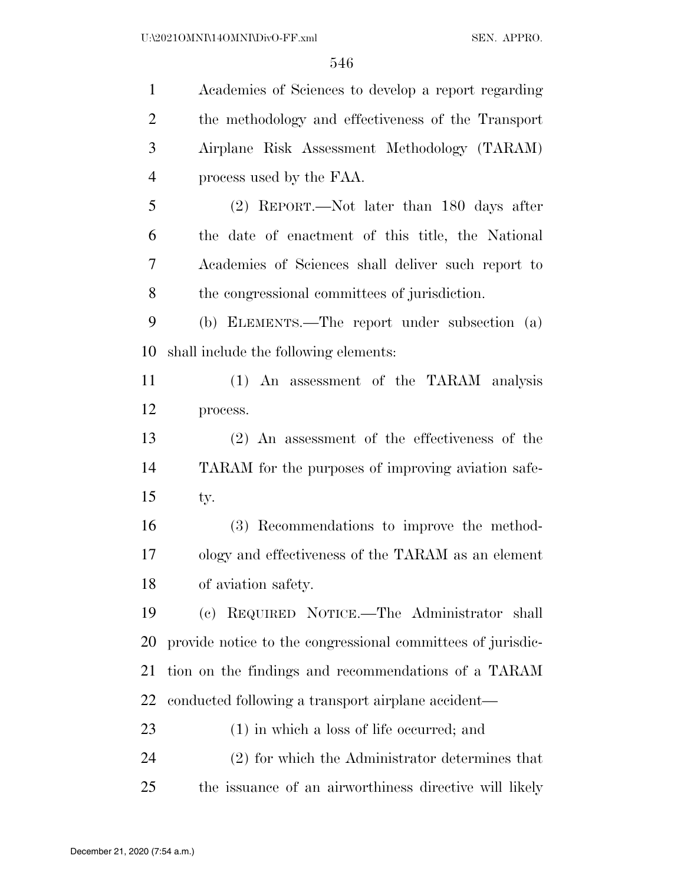Academies of Sciences to develop a report regarding the methodology and effectiveness of the Transport Airplane Risk Assessment Methodology (TARAM) process used by the FAA.

(2) REPORT.—Not later than 180 days after the date of enactment of this title, the National Academies of Sciences shall deliver such report to the congressional committees of jurisdiction.

(b) ELEMENTS.—The report under subsection (a) shall include the following elements:

(1) An assessment of the TARAM analysis process.

(2) An assessment of the effectiveness of the TARAM for the purposes of improving aviation safety.

(3) Recommendations to improve the methodology and effectiveness of the TARAM as an element of aviation safety.

(c) REQUIRED NOTICE.—The Administrator shall provide notice to the congressional committees of jurisdiction on the findings and recommendations of a TARAM conducted following a transport airplane accident—

(1) in which a loss of life occurred; and

(2) for which the Administrator determines that the issuance of an airworthiness directive will likely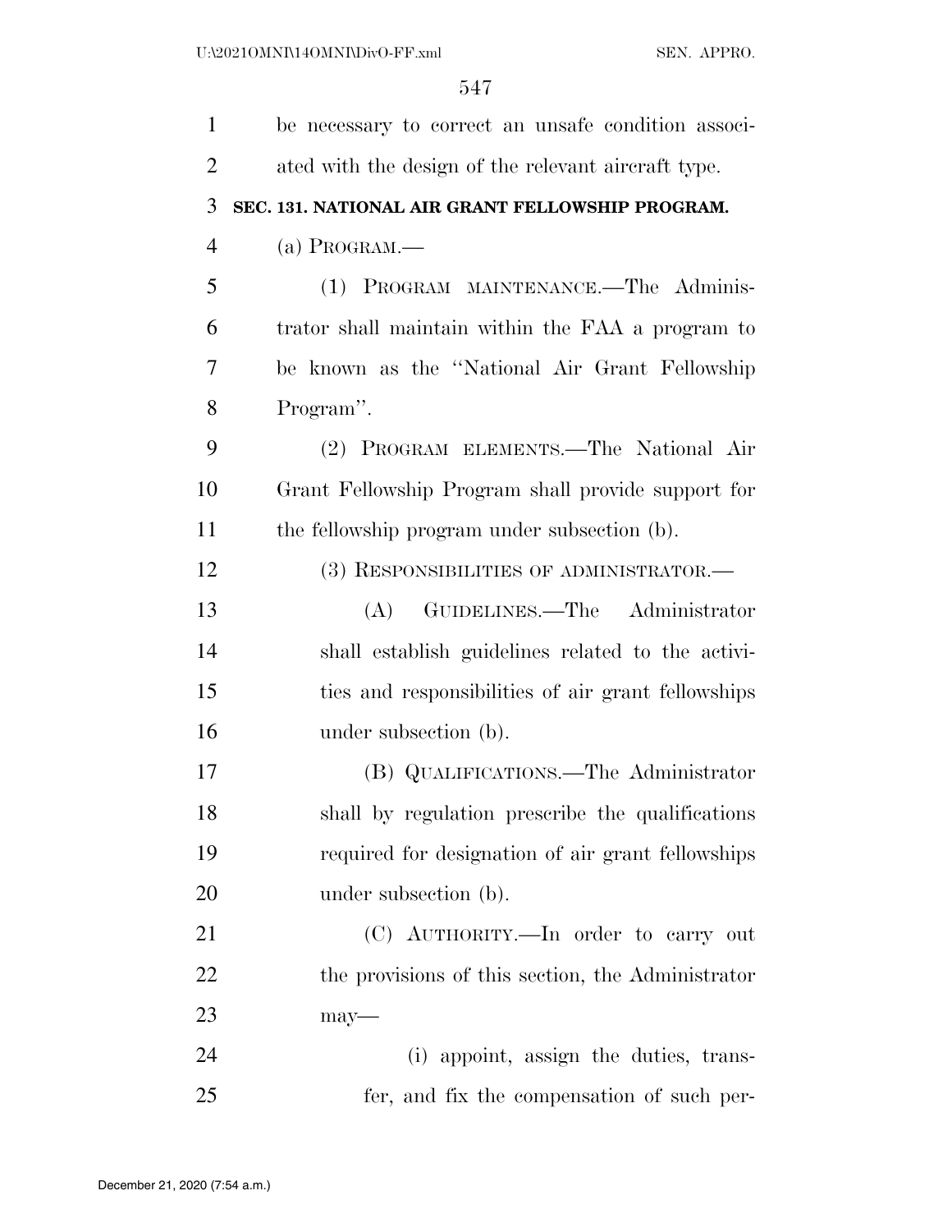be necessary to correct an unsafe condition associated with the design of the relevant aircraft type.

**SEC. 131. NATIONAL AIR GRANT FELLOWSHIP PROGRAM.**

(a) PROGRAM.—

(1) PROGRAM MAINTENANCE.—The Administrator shall maintain within the FAA a program to be known as the ''National Air Grant Fellowship Program''.

(2) PROGRAM ELEMENTS.—The National Air Grant Fellowship Program shall provide support for the fellowship program under subsection (b).

(3) RESPONSIBILITIES OF ADMINISTRATOR.—

(A) GUIDELINES.—The Administrator shall establish guidelines related to the activities and responsibilities of air grant fellowships under subsection (b).

(B) QUALIFICATIONS.—The Administrator shall by regulation prescribe the qualifications required for designation of air grant fellowships under subsection (b).

(C) AUTHORITY.—In order to carry out the provisions of this section, the Administrator may—

(i) appoint, assign the duties, transfer, and fix the compensation of such per-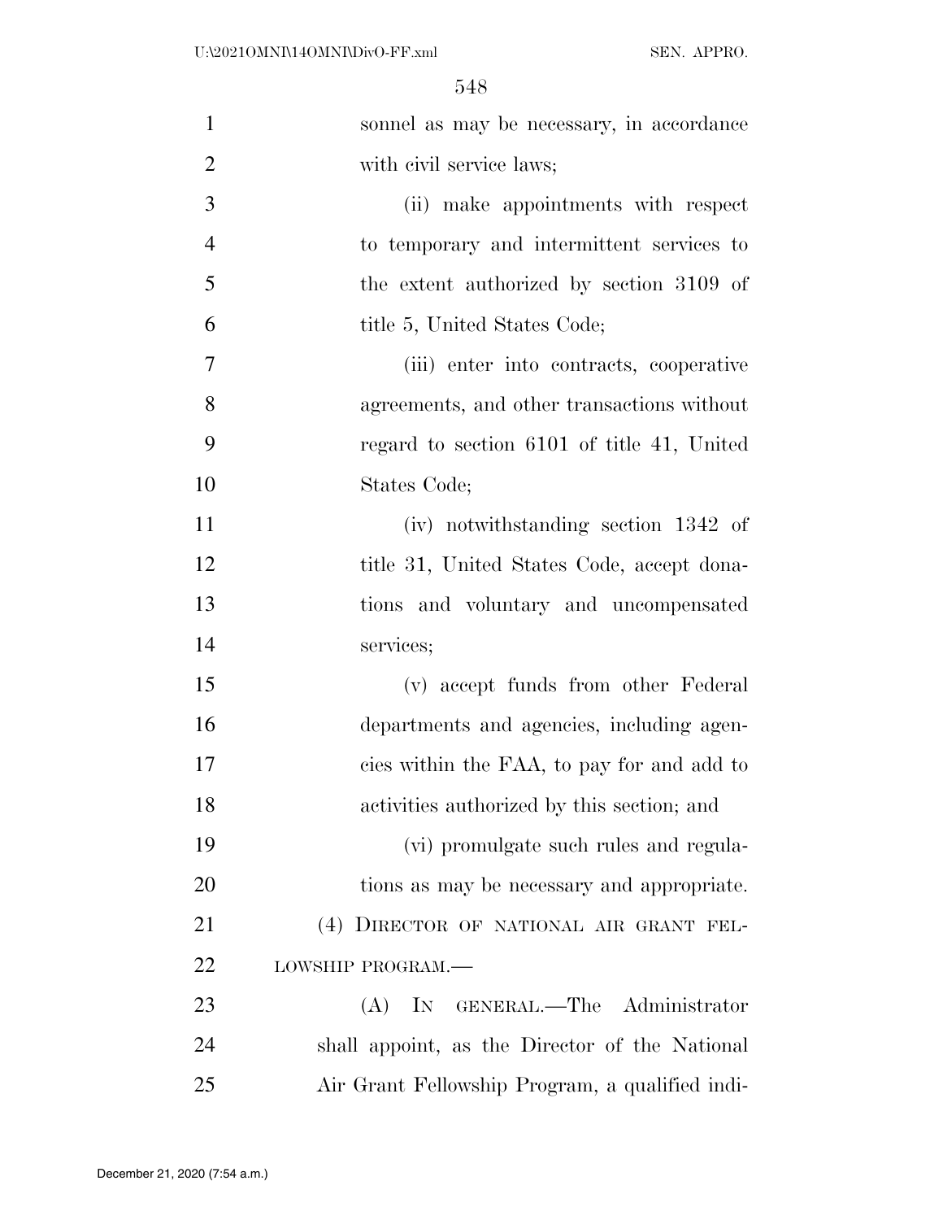sonnel as may be necessary, in accordance with civil service laws;

(ii) make appointments with respect to temporary and intermittent services to the extent authorized by section 3109 of title 5, United States Code;

(iii) enter into contracts, cooperative agreements, and other transactions without regard to section 6101 of title 41, United States Code;

(iv) notwithstanding section 1342 of title 31, United States Code, accept donations and voluntary and uncompensated services;

(v) accept funds from other Federal departments and agencies, including agencies within the FAA, to pay for and add to activities authorized by this section; and

(vi) promulgate such rules and regulations as may be necessary and appropriate.

(4) DIRECTOR OF NATIONAL AIR GRANT FELLOWSHIP PROGRAM.—

(A) IN GENERAL.—The Administrator shall appoint, as the Director of the National Air Grant Fellowship Program, a qualified indi-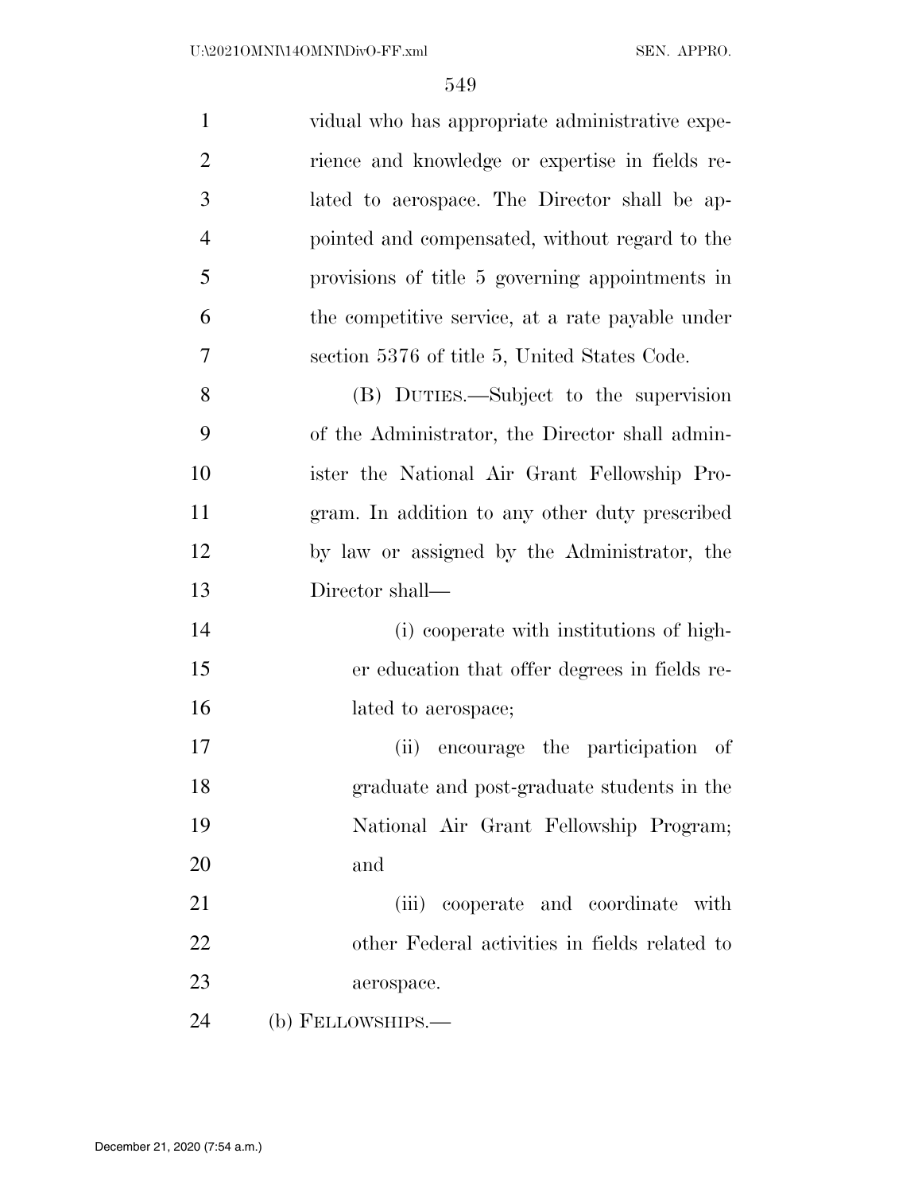vidual who has appropriate administrative experience and knowledge or expertise in fields related to aerospace. The Director shall be appointed and compensated, without regard to the provisions of title 5 governing appointments in the competitive service, at a rate payable under section 5376 of title 5, United States Code.

(B) DUTIES.—Subject to the supervision of the Administrator, the Director shall administer the National Air Grant Fellowship Program. In addition to any other duty prescribed by law or assigned by the Administrator, the Director shall—

(i) cooperate with institutions of higher education that offer degrees in fields related to aerospace;

(ii) encourage the participation of graduate and post-graduate students in the National Air Grant Fellowship Program; and

(iii) cooperate and coordinate with other Federal activities in fields related to aerospace.

(b) FELLOWSHIPS.—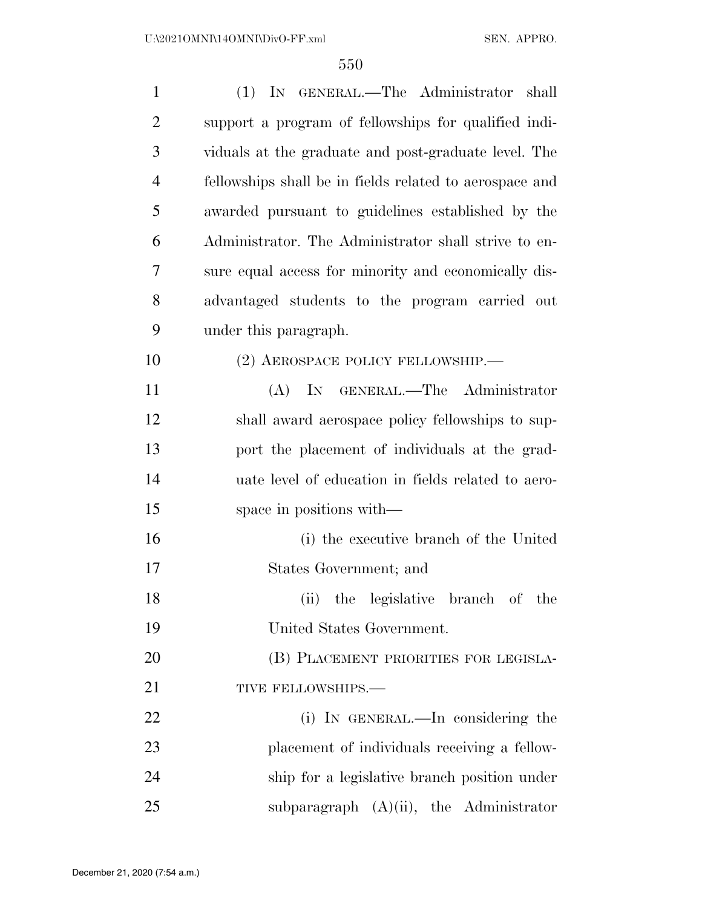(1) IN GENERAL.—The Administrator shall support a program of fellowships for qualified individuals at the graduate and post-graduate level. The fellowships shall be in fields related to aerospace and awarded pursuant to guidelines established by the Administrator. The Administrator shall strive to ensure equal access for minority and economically disadvantaged students to the program carried out under this paragraph.

(2) AEROSPACE POLICY FELLOWSHIP.—

(A) IN GENERAL.—The Administrator shall award aerospace policy fellowships to support the placement of individuals at the graduate level of education in fields related to aerospace in positions with—

(i) the executive branch of the United States Government; and

(ii) the legislative branch of the United States Government.

(B) PLACEMENT PRIORITIES FOR LEGISLATIVE FELLOWSHIPS.—

(i) IN GENERAL.—In considering the placement of individuals receiving a fellowship for a legislative branch position under subparagraph (A)(ii), the Administrator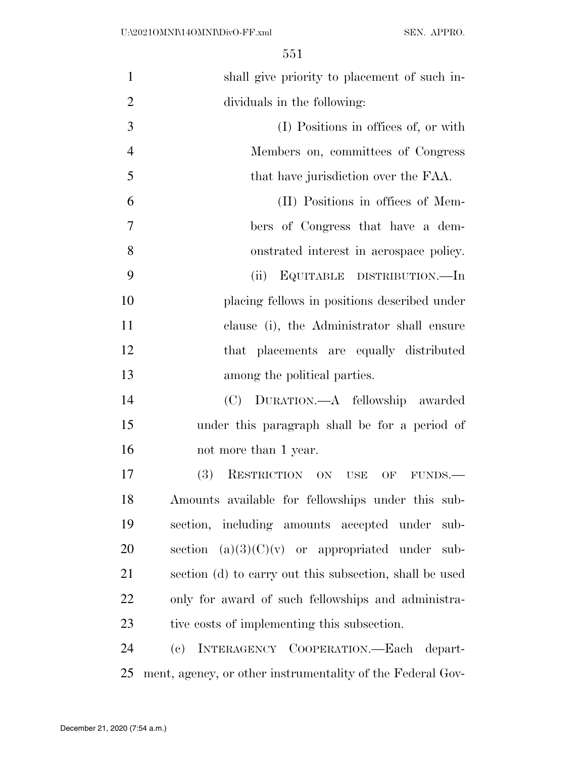shall give priority to placement of such individuals in the following:

(I) Positions in offices of, or with Members on, committees of Congress that have jurisdiction over the FAA.

(II) Positions in offices of Members of Congress that have a demonstrated interest in aerospace policy.

(ii) EQUITABLE DISTRIBUTION.—In placing fellows in positions described under clause (i), the Administrator shall ensure that placements are equally distributed among the political parties.

(C) DURATION.—A fellowship awarded under this paragraph shall be for a period of not more than 1 year.

(3) RESTRICTION ON USE OF FUNDS.—Amounts available for fellowships under this subsection, including amounts accepted under subsection (a)(3)(C)(v) or appropriated under subsection (d) to carry out this subsection, shall be used only for award of such fellowships and administrative costs of implementing this subsection.

(c) INTERAGENCY COOPERATION.—Each department, agency, or other instrumentality of the Federal Gov-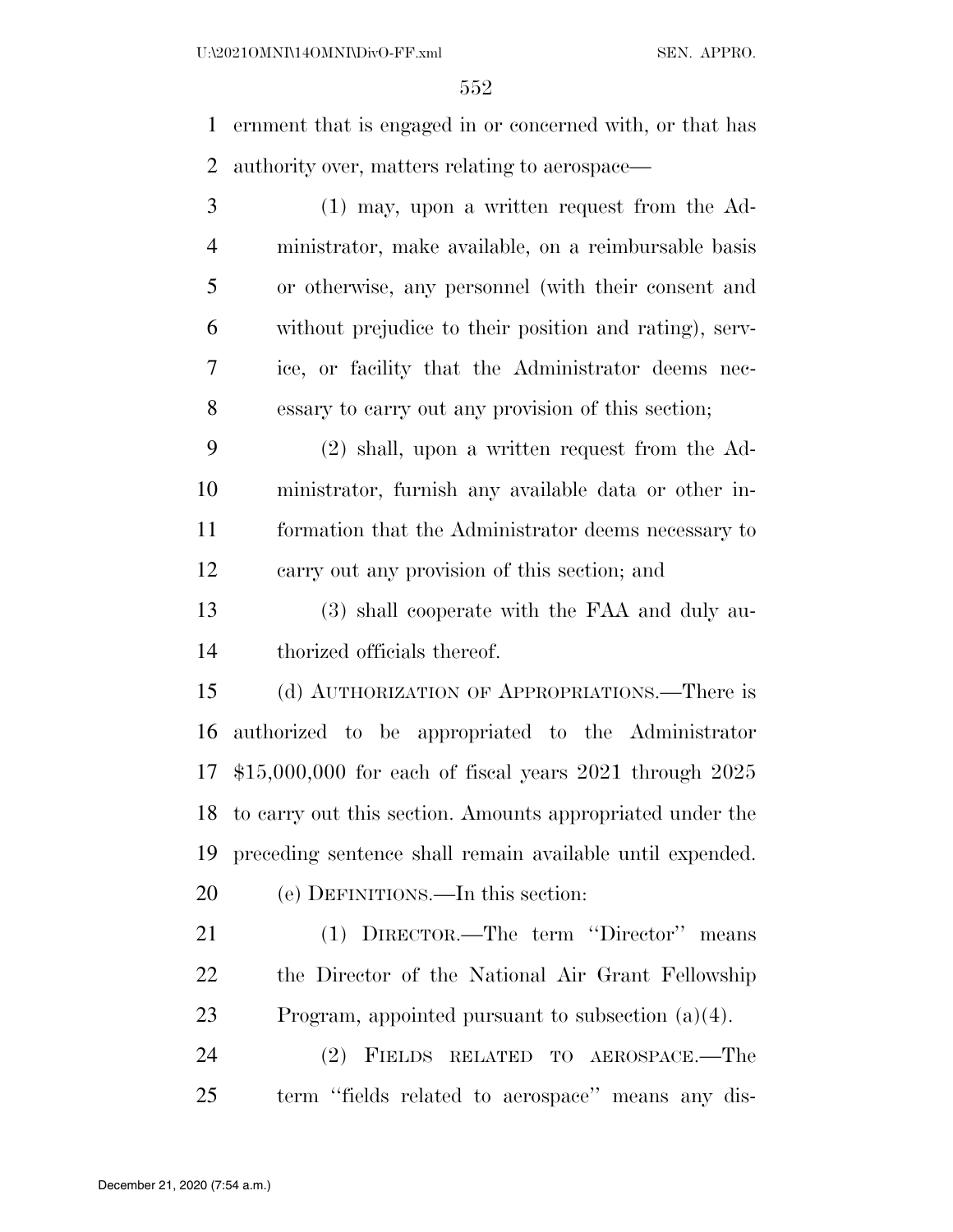ernment that is engaged in or concerned with, or that has authority over, matters relating to aerospace—

(1) may, upon a written request from the Administrator, make available, on a reimbursable basis or otherwise, any personnel (with their consent and without prejudice to their position and rating), service, or facility that the Administrator deems necessary to carry out any provision of this section;

(2) shall, upon a written request from the Administrator, furnish any available data or other information that the Administrator deems necessary to carry out any provision of this section; and

(3) shall cooperate with the FAA and duly authorized officials thereof.

(d) AUTHORIZATION OF APPROPRIATIONS.—There is authorized to be appropriated to the Administrator $15,000,000 for each of fiscal years 2021 through 2025 to carry out this section. Amounts appropriated under the preceding sentence shall remain available until expended.

(e) DEFINITIONS.—In this section:

(1) DIRECTOR.—The term ''Director'' means the Director of the National Air Grant Fellowship Program, appointed pursuant to subsection (a)(4).

(2) FIELDS RELATED TO AEROSPACE.—The term ''fields related to aerospace'' means any dis-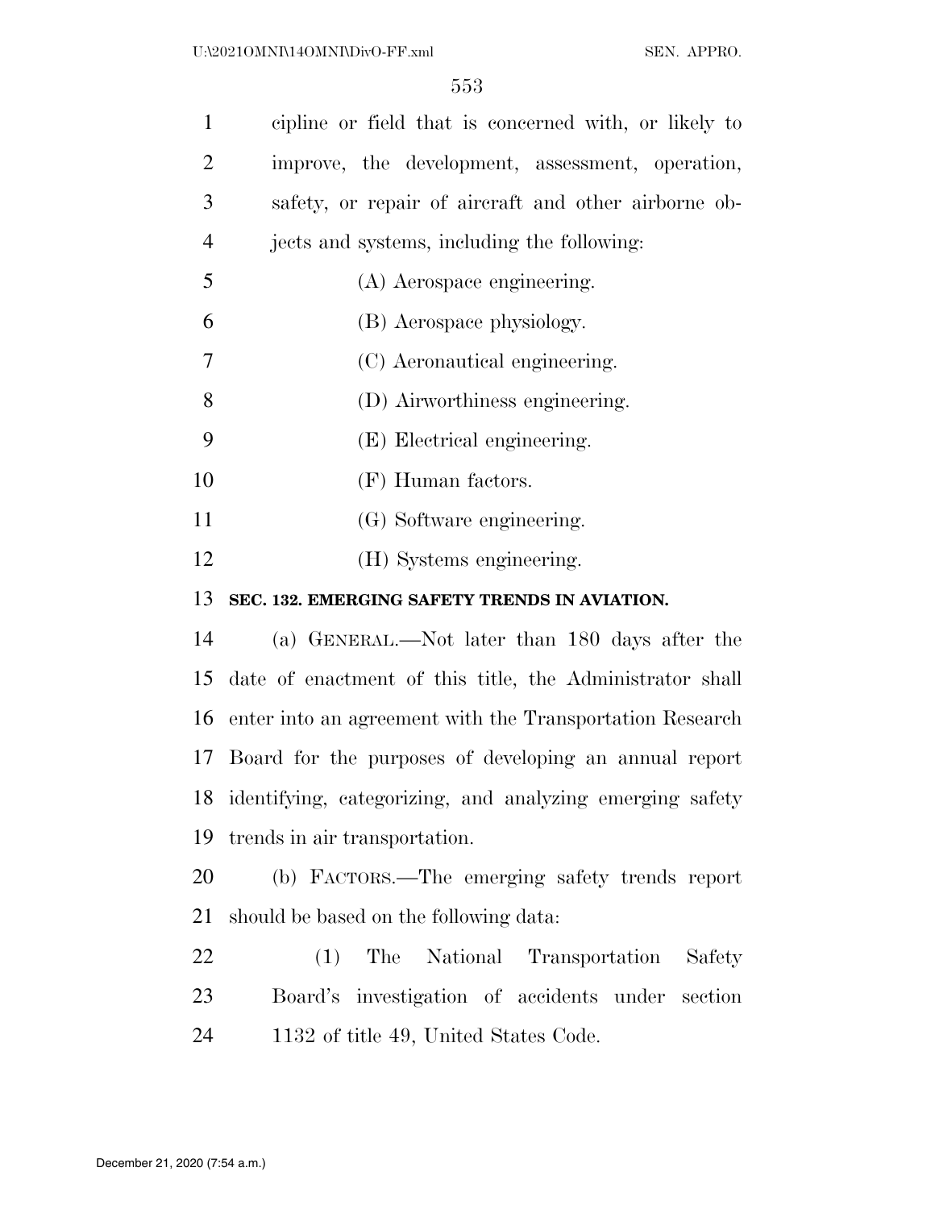cipline or field that is concerned with, or likely to improve, the development, assessment, operation, safety, or repair of aircraft and other airborne objects and systems, including the following:

(A) Aerospace engineering.

(B) Aerospace physiology.

(C) Aeronautical engineering.

(D) Airworthiness engineering.

(E) Electrical engineering.

(F) Human factors.

(G) Software engineering.

(H) Systems engineering.

**SEC. 132. EMERGING SAFETY TRENDS IN AVIATION.**

(a) GENERAL.—Not later than 180 days after the date of enactment of this title, the Administrator shall enter into an agreement with the Transportation Research Board for the purposes of developing an annual report identifying, categorizing, and analyzing emerging safety trends in air transportation.

(b) FACTORS.—The emerging safety trends report should be based on the following data:

(1) The National Transportation Safety Board's investigation of accidents under section 1132 of title 49, United States Code.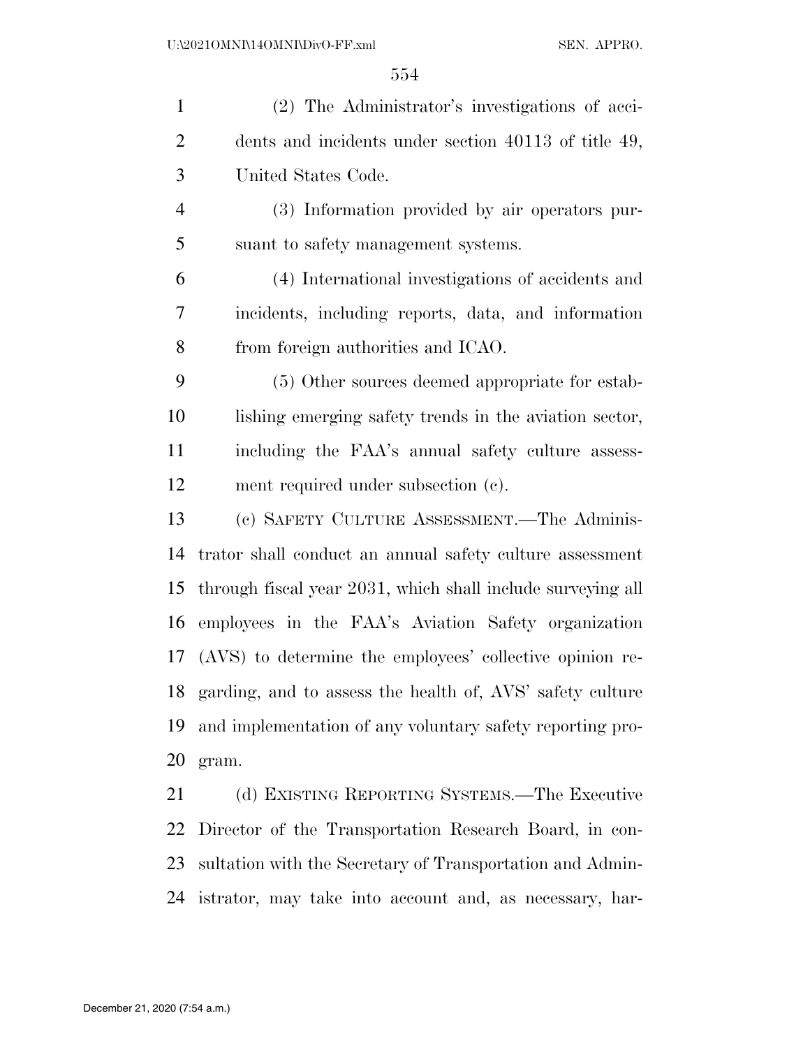(2) The Administrator's investigations of accidents and incidents under section 40113 of title 49, United States Code.

(3) Information provided by air operators pursuant to safety management systems.

(4) International investigations of accidents and incidents, including reports, data, and information from foreign authorities and ICAO.

(5) Other sources deemed appropriate for establishing emerging safety trends in the aviation sector, including the FAA's annual safety culture assessment required under subsection (c).

(c) SAFETY CULTURE ASSESSMENT.—The Administrator shall conduct an annual safety culture assessment through fiscal year 2031, which shall include surveying all employees in the FAA's Aviation Safety organization (AVS) to determine the employees' collective opinion regarding, and to assess the health of, AVS' safety culture and implementation of any voluntary safety reporting program.

(d) EXISTING REPORTING SYSTEMS.—The Executive Director of the Transportation Research Board, in consultation with the Secretary of Transportation and Administrator, may take into account and, as necessary, har-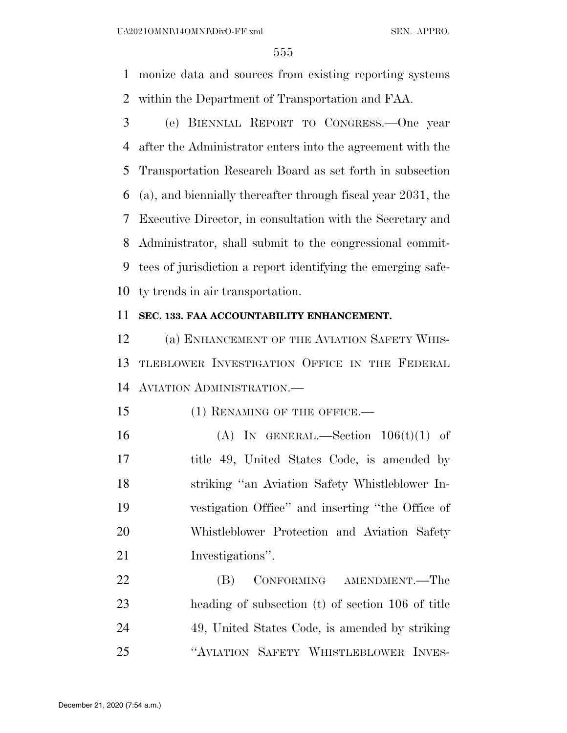monize data and sources from existing reporting systems within the Department of Transportation and FAA.

(e) BIENNIAL REPORT TO CONGRESS.—One year after the Administrator enters into the agreement with the Transportation Research Board as set forth in subsection (a), and biennially thereafter through fiscal year 2031, the Executive Director, in consultation with the Secretary and Administrator, shall submit to the congressional committees of jurisdiction a report identifying the emerging safety trends in air transportation.

**SEC. 133. FAA ACCOUNTABILITY ENHANCEMENT.**

(a) ENHANCEMENT OF THE AVIATION SAFETY WHISTLEBLOWER INVESTIGATION OFFICE IN THE FEDERAL AVIATION ADMINISTRATION.—

(1) RENAMING OF THE OFFICE.—

(A) IN GENERAL.—Section 106(t)(1) of title 49, United States Code, is amended by striking ''an Aviation Safety Whistleblower Investigation Office'' and inserting ''the Office of Whistleblower Protection and Aviation Safety Investigations''.

(B) CONFORMING AMENDMENT.—The heading of subsection (t) of section 106 of title 49, United States Code, is amended by striking ''AVIATION SAFETY WHISTLEBLOWER INVES-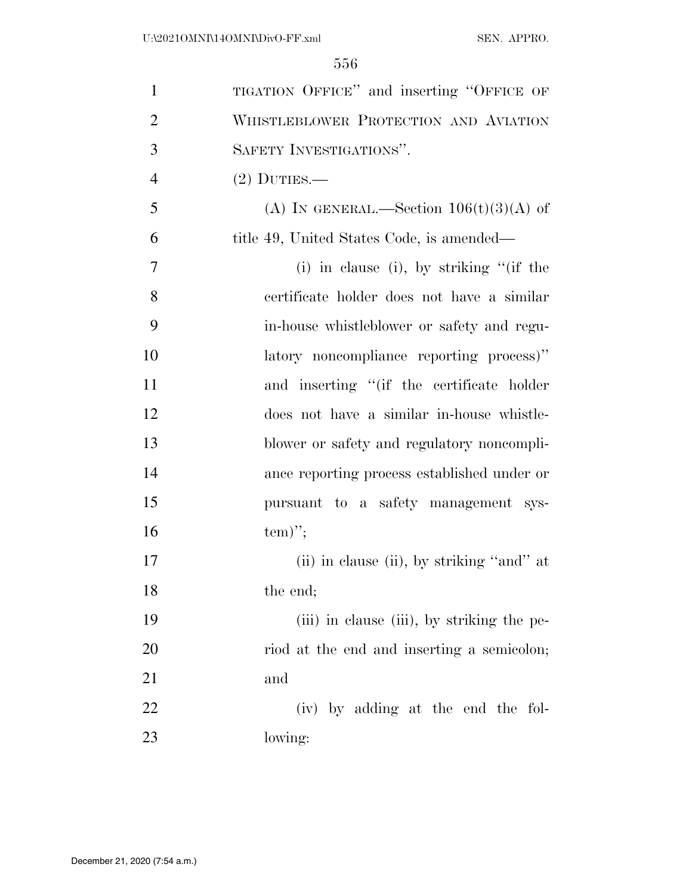TIGATION OFFICE'' and inserting ''OFFICE OF WHISTLEBLOWER PROTECTION AND AVIATION SAFETY INVESTIGATIONS''.

(2) DUTIES.—

(A) IN GENERAL.—Section 106(t)(3)(A) of title 49, United States Code, is amended—

(i) in clause (i), by striking ''(if the certificate holder does not have a similar in-house whistleblower or safety and regulatory noncompliance reporting process)'' and inserting ''(if the certificate holder does not have a similar in-house whistleblower or safety and regulatory noncompliance reporting process established under or pursuant to a safety management system)'';

(ii) in clause (ii), by striking ''and'' at the end;

(iii) in clause (iii), by striking the period at the end and inserting a semicolon; and

(iv) by adding at the end the following: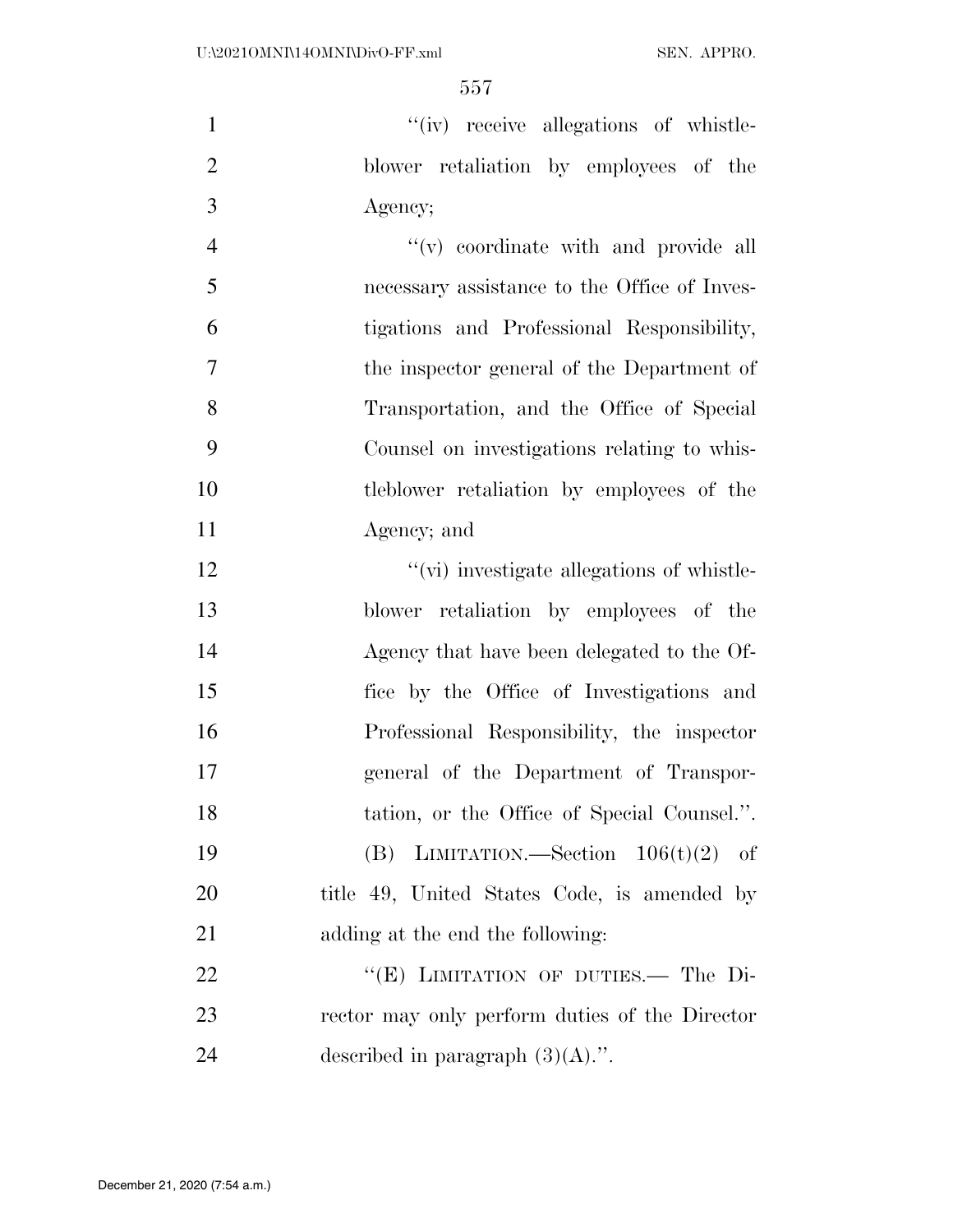"(iv) receive allegations of whistle-blower retaliation by employees of the Agency;

"(v) coordinate with and provide all necessary assistance to the Office of Investigations and Professional Responsibility, the inspector general of the Department of Transportation, and the Office of Special Counsel on investigations relating to whistleblower retaliation by employees of the Agency; and

"(vi) investigate allegations of whistle-blower retaliation by employees of the Agency that have been delegated to the Office by the Office of Investigations and Professional Responsibility, the inspector general of the Department of Transportation, or the Office of Special Counsel.".

(B) LIMITATION.—Section 106(t)(2) of title 49, United States Code, is amended by adding at the end the following:

"(E) LIMITATION OF DUTIES.— The Director may only perform duties of the Director described in paragraph (3)(A).".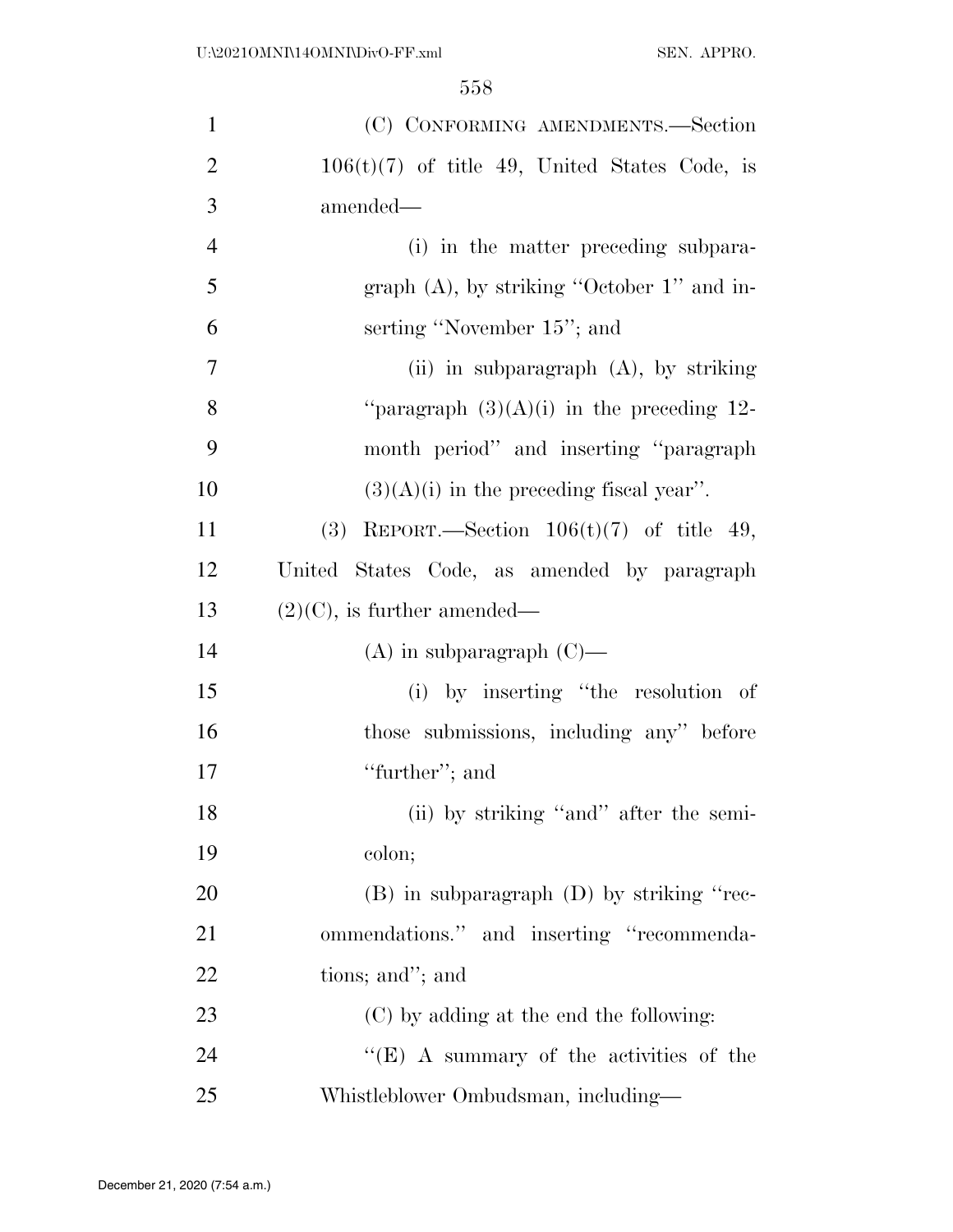(C) CONFORMING AMENDMENTS.—Section 106(t)(7) of title 49, United States Code, is amended—

(i) in the matter preceding subparagraph (A), by striking ''October 1'' and inserting ''November 15''; and

(ii) in subparagraph (A), by striking ''paragraph (3)(A)(i) in the preceding 12-month period'' and inserting ''paragraph (3)(A)(i) in the preceding fiscal year''.

(3) REPORT.—Section 106(t)(7) of title 49, United States Code, as amended by paragraph (2)(C), is further amended—

(A) in subparagraph (C)—

(i) by inserting ''the resolution of those submissions, including any'' before ''further''; and

(ii) by striking ''and'' after the semicolon;

(B) in subparagraph (D) by striking ''recommendations.'' and inserting ''recommendations; and''; and

(C) by adding at the end the following:

''(E) A summary of the activities of the Whistleblower Ombudsman, including—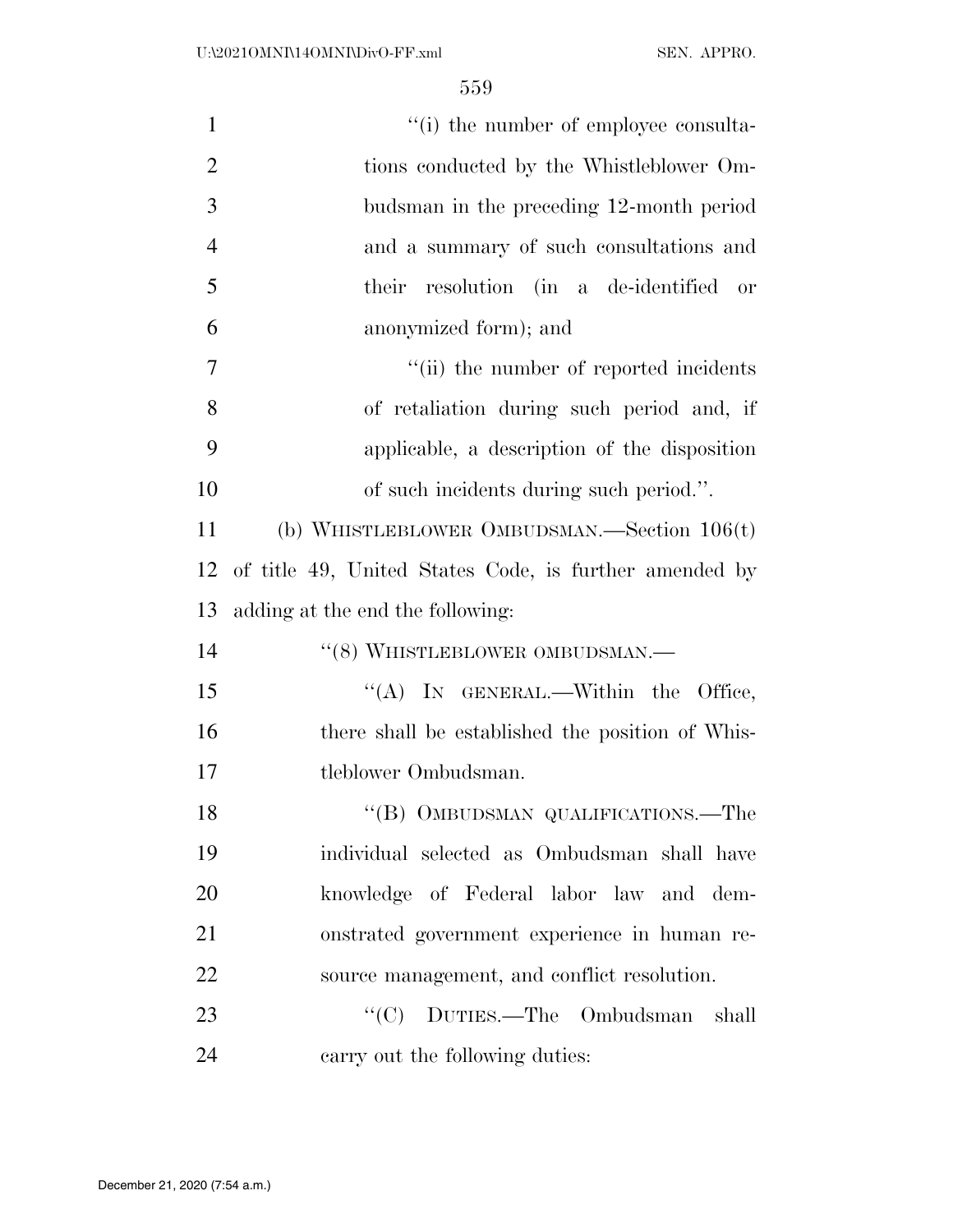"(i) the number of employee consultations conducted by the Whistleblower Ombudsman in the preceding 12-month period and a summary of such consultations and their resolution (in a de-identified or anonymized form); and

"(ii) the number of reported incidents of retaliation during such period and, if applicable, a description of the disposition of such incidents during such period.".

(b) WHISTLEBLOWER OMBUDSMAN.—Section 106(t) of title 49, United States Code, is further amended by adding at the end the following:

"(8) WHISTLEBLOWER OMBUDSMAN.—

"(A) IN GENERAL.—Within the Office, there shall be established the position of Whistleblower Ombudsman.

"(B) OMBUDSMAN QUALIFICATIONS.—The individual selected as Ombudsman shall have knowledge of Federal labor law and demonstrated government experience in human resource management, and conflict resolution.

"(C) DUTIES.—The Ombudsman shall carry out the following duties: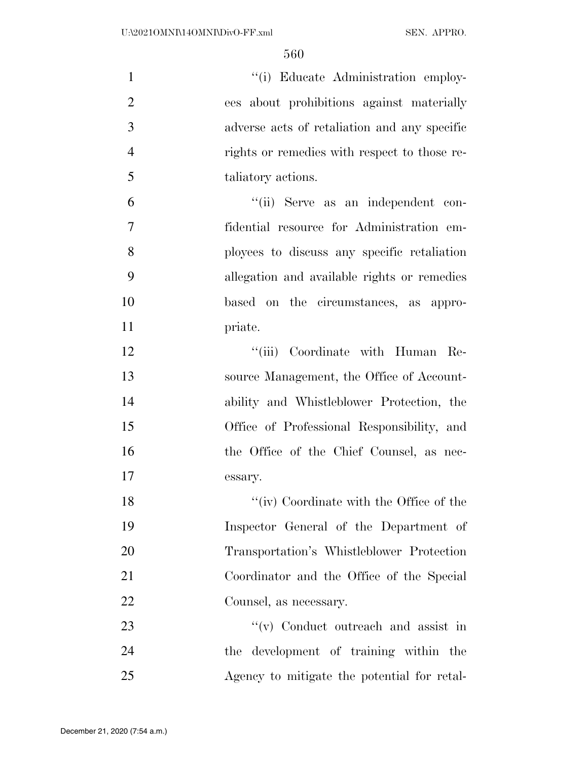"(i) Educate Administration employees about prohibitions against materially adverse acts of retaliation and any specific rights or remedies with respect to those retaliatory actions.

"(ii) Serve as an independent confidential resource for Administration employees to discuss any specific retaliation allegation and available rights or remedies based on the circumstances, as appropriate.

"(iii) Coordinate with Human Resource Management, the Office of Accountability and Whistleblower Protection, the Office of Professional Responsibility, and the Office of the Chief Counsel, as necessary.

"(iv) Coordinate with the Office of the Inspector General of the Department of Transportation's Whistleblower Protection Coordinator and the Office of the Special Counsel, as necessary.

"(v) Conduct outreach and assist in the development of training within the Agency to mitigate the potential for retal-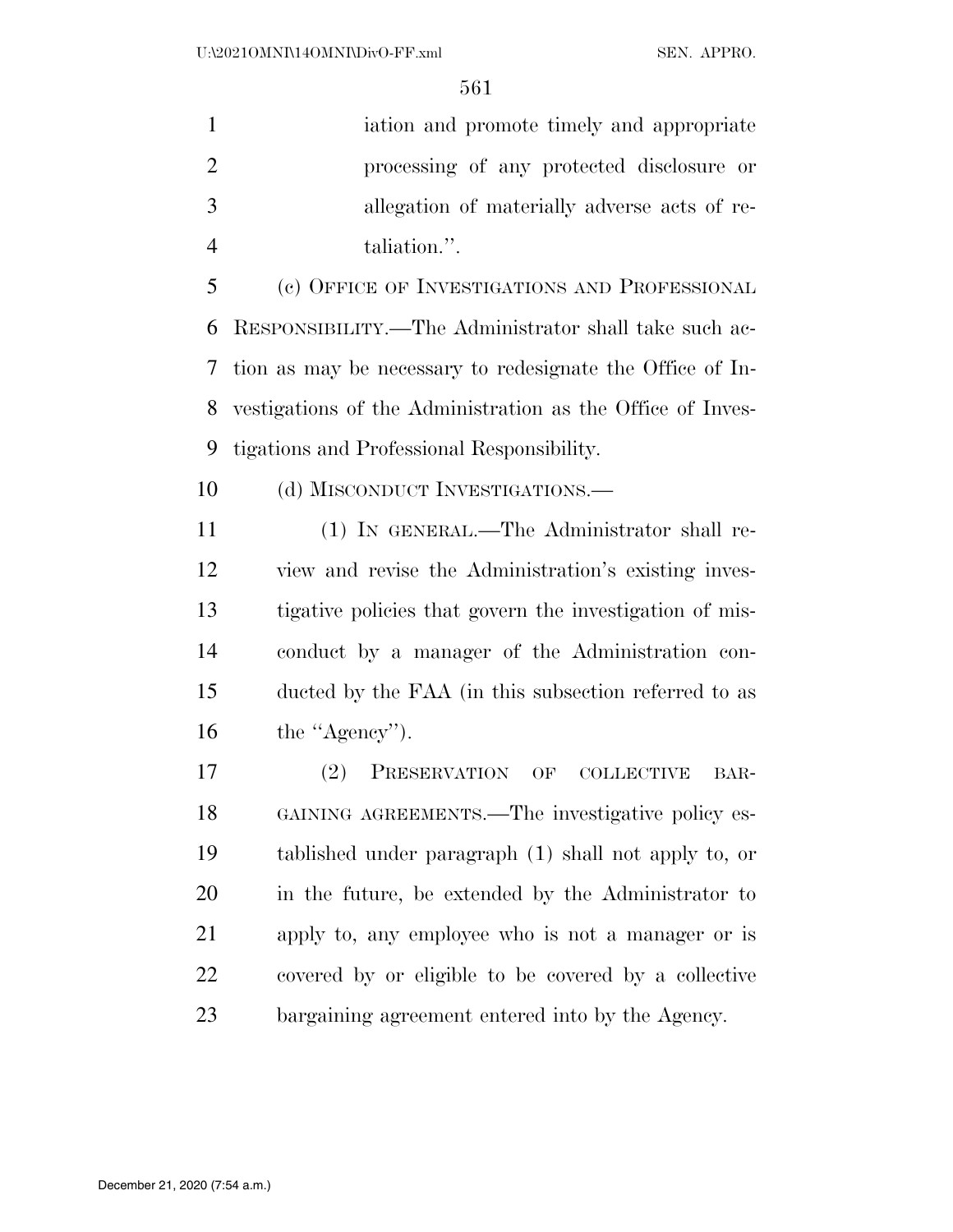iation and promote timely and appropriate processing of any protected disclosure or allegation of materially adverse acts of retaliation.''.

(c) OFFICE OF INVESTIGATIONS AND PROFESSIONAL RESPONSIBILITY.—The Administrator shall take such action as may be necessary to redesignate the Office of Investigations of the Administration as the Office of Investigations and Professional Responsibility.

(d) MISCONDUCT INVESTIGATIONS.—

(1) IN GENERAL.—The Administrator shall review and revise the Administration's existing investigative policies that govern the investigation of misconduct by a manager of the Administration conducted by the FAA (in this subsection referred to as the ''Agency'').

(2) PRESERVATION OF COLLECTIVE BARGAINING AGREEMENTS.—The investigative policy established under paragraph (1) shall not apply to, or in the future, be extended by the Administrator to apply to, any employee who is not a manager or is covered by or eligible to be covered by a collective bargaining agreement entered into by the Agency.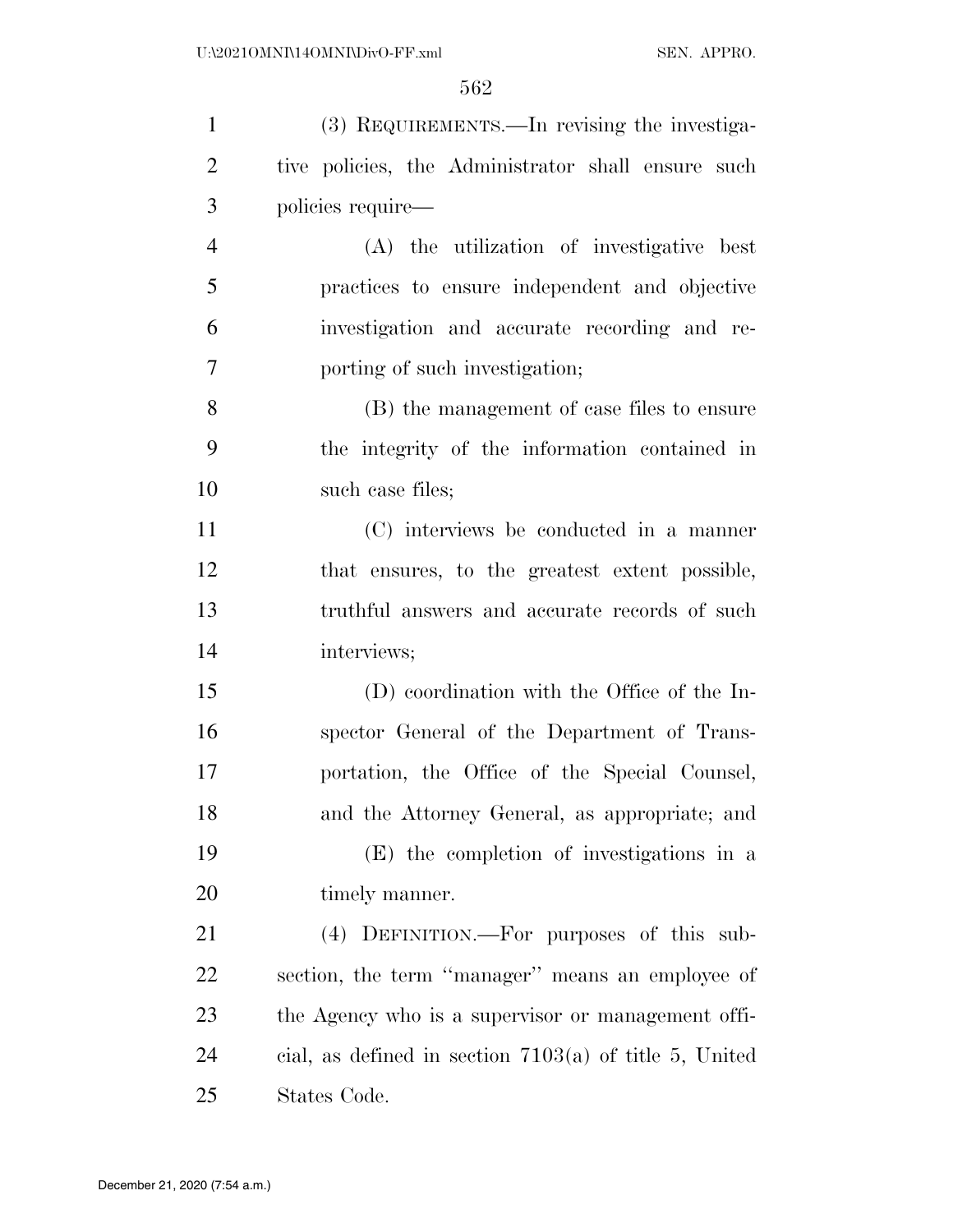(3) REQUIREMENTS.—In revising the investigative policies, the Administrator shall ensure such policies require—

(A) the utilization of investigative best practices to ensure independent and objective investigation and accurate recording and reporting of such investigation;

(B) the management of case files to ensure the integrity of the information contained in such case files;

(C) interviews be conducted in a manner that ensures, to the greatest extent possible, truthful answers and accurate records of such interviews;

(D) coordination with the Office of the Inspector General of the Department of Transportation, the Office of the Special Counsel, and the Attorney General, as appropriate; and

(E) the completion of investigations in a timely manner.

(4) DEFINITION.—For purposes of this subsection, the term ''manager'' means an employee of the Agency who is a supervisor or management official, as defined in section 7103(a) of title 5, United States Code.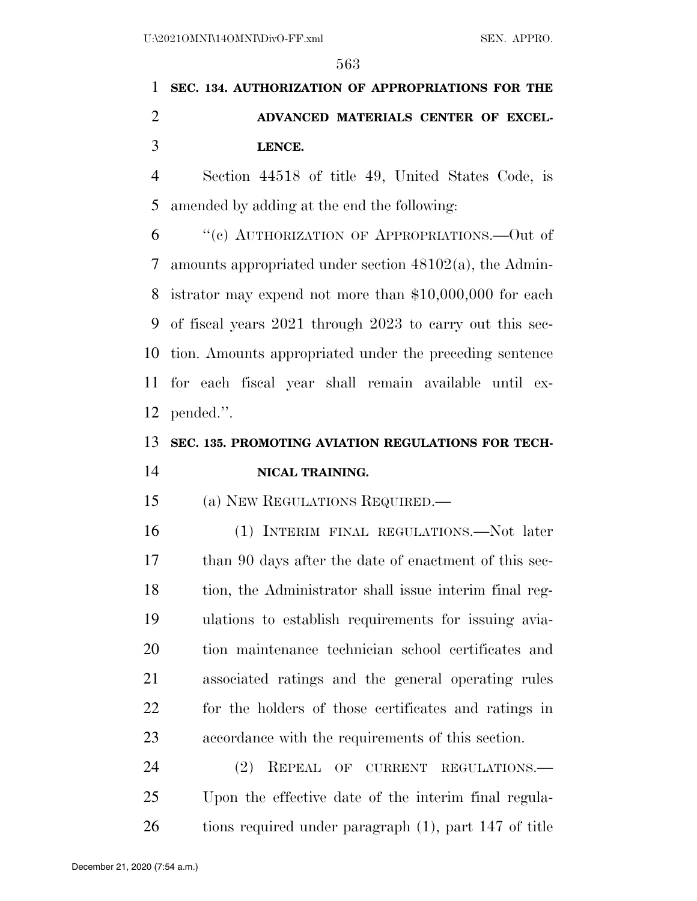**SEC. 134. AUTHORIZATION OF APPROPRIATIONS FOR THE ADVANCED MATERIALS CENTER OF EXCELLENCE.**

Section 44518 of title 49, United States Code, is amended by adding at the end the following:

"(c) AUTHORIZATION OF APPROPRIATIONS.—Out of amounts appropriated under section 48102(a), the Administrator may expend not more than $10,000,000 for each of fiscal years 2021 through 2023 to carry out this section. Amounts appropriated under the preceding sentence for each fiscal year shall remain available until expended.".

**SEC. 135. PROMOTING AVIATION REGULATIONS FOR TECHNICAL TRAINING.**

(a) NEW REGULATIONS REQUIRED.—

(1) INTERIM FINAL REGULATIONS.—Not later than 90 days after the date of enactment of this section, the Administrator shall issue interim final regulations to establish requirements for issuing aviation maintenance technician school certificates and associated ratings and the general operating rules for the holders of those certificates and ratings in accordance with the requirements of this section.

(2) REPEAL OF CURRENT REGULATIONS.— Upon the effective date of the interim final regulations required under paragraph (1), part 147 of title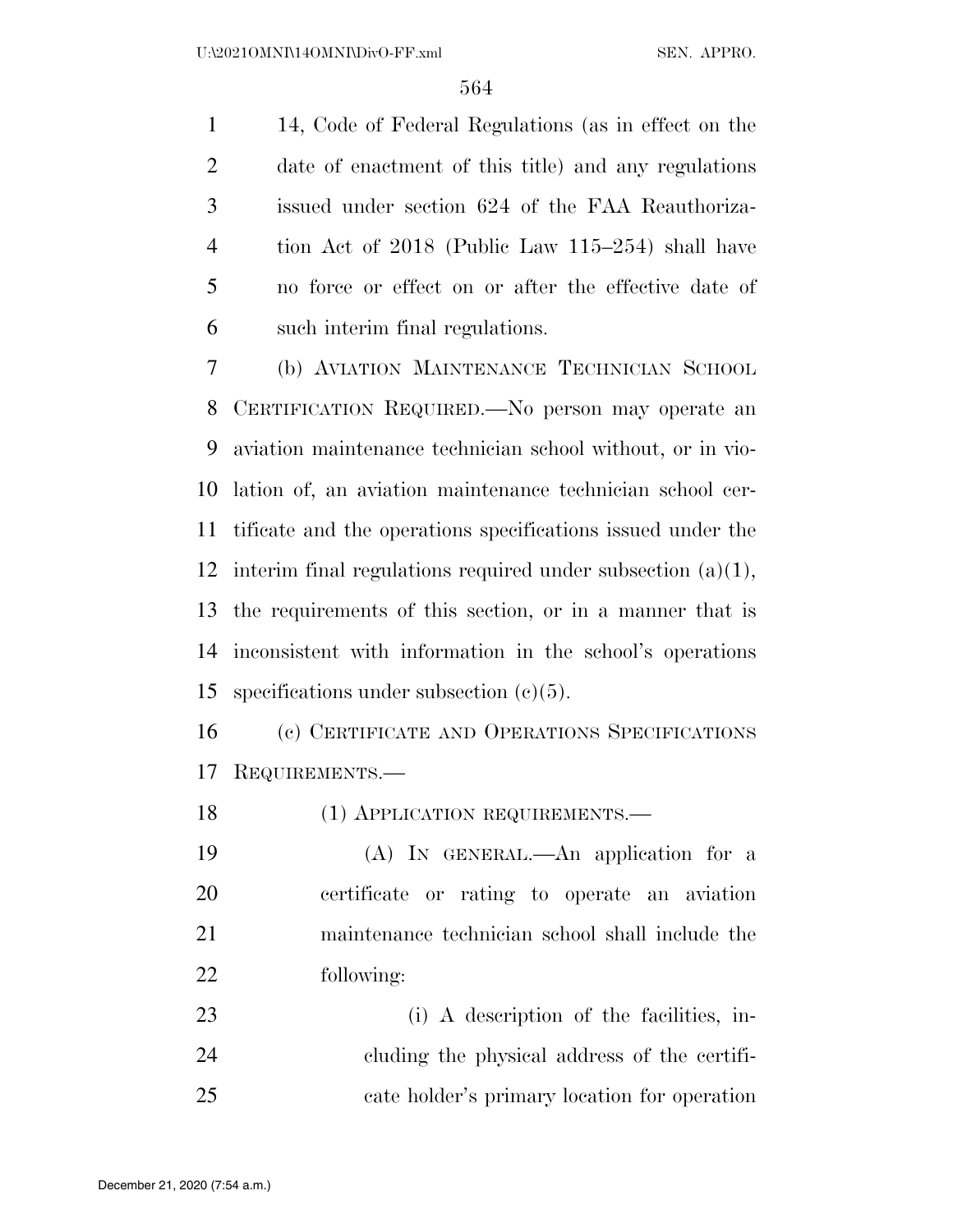14, Code of Federal Regulations (as in effect on the date of enactment of this title) and any regulations issued under section 624 of the FAA Reauthorization Act of 2018 (Public Law 115–254) shall have no force or effect on or after the effective date of such interim final regulations.

(b) AVIATION MAINTENANCE TECHNICIAN SCHOOL CERTIFICATION REQUIRED.—No person may operate an aviation maintenance technician school without, or in violation of, an aviation maintenance technician school certificate and the operations specifications issued under the interim final regulations required under subsection (a)(1), the requirements of this section, or in a manner that is inconsistent with information in the school's operations specifications under subsection (c)(5).

(c) CERTIFICATE AND OPERATIONS SPECIFICATIONS REQUIREMENTS.—

(1) APPLICATION REQUIREMENTS.—

(A) IN GENERAL.—An application for a certificate or rating to operate an aviation maintenance technician school shall include the following:

(i) A description of the facilities, including the physical address of the certificate holder's primary location for operation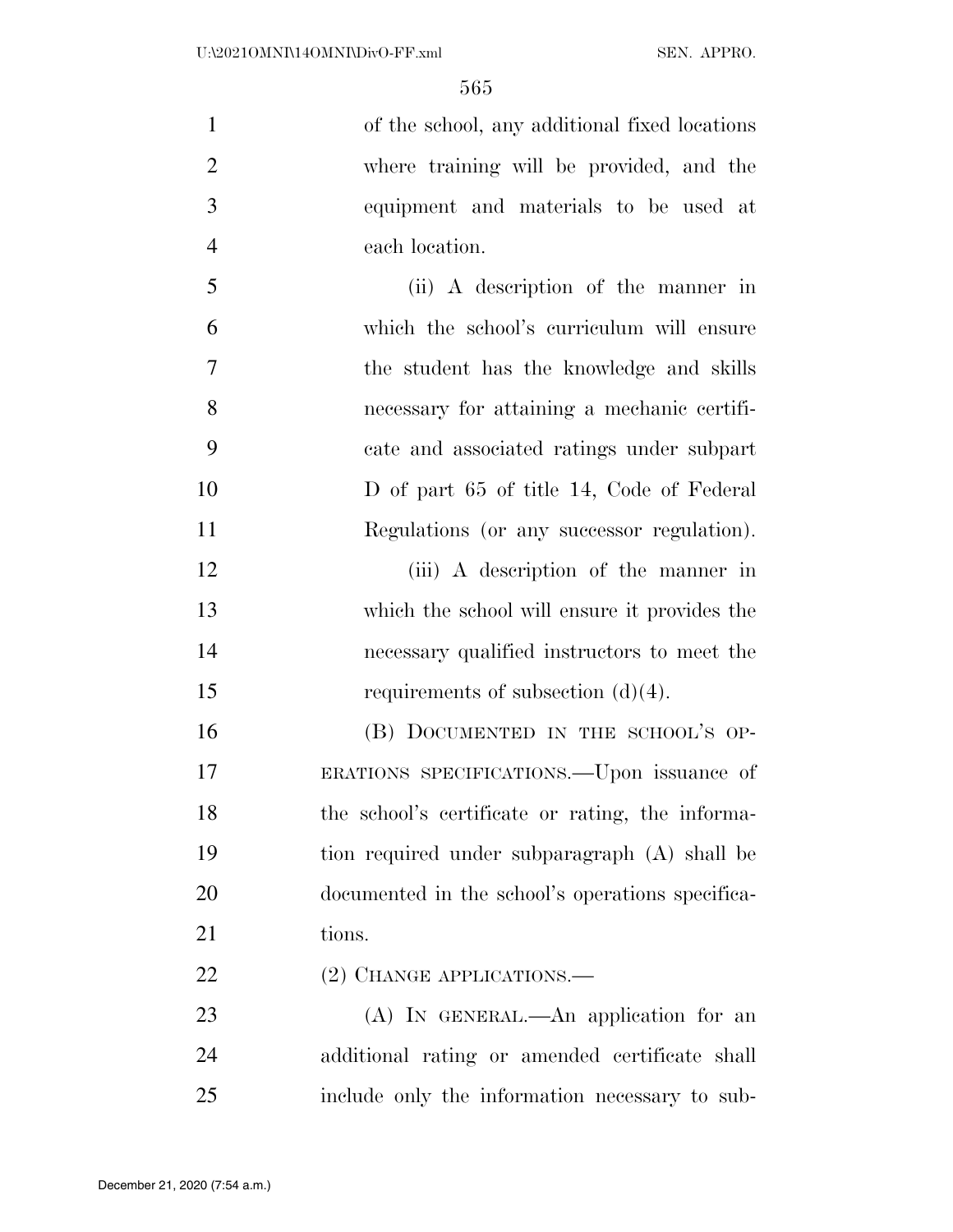of the school, any additional fixed locations where training will be provided, and the equipment and materials to be used at each location.

(ii) A description of the manner in which the school's curriculum will ensure the student has the knowledge and skills necessary for attaining a mechanic certificate and associated ratings under subpart D of part 65 of title 14, Code of Federal Regulations (or any successor regulation).

(iii) A description of the manner in which the school will ensure it provides the necessary qualified instructors to meet the requirements of subsection (d)(4).

(B) DOCUMENTED IN THE SCHOOL'S OPERATIONS SPECIFICATIONS.—Upon issuance of the school's certificate or rating, the information required under subparagraph (A) shall be documented in the school's operations specifications.

(2) CHANGE APPLICATIONS.—

(A) IN GENERAL.—An application for an additional rating or amended certificate shall include only the information necessary to sub-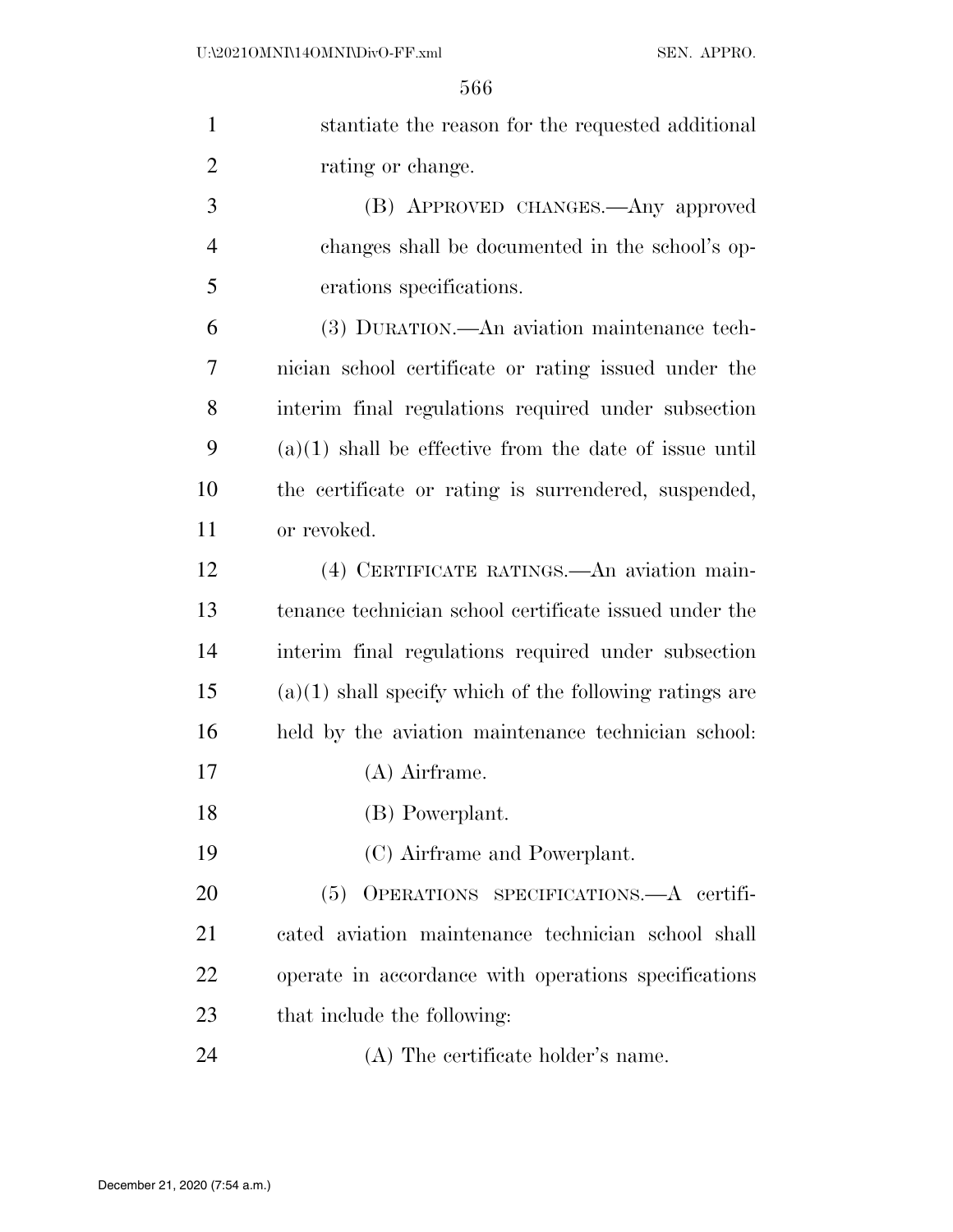stantiate the reason for the requested additional rating or change.

(B) APPROVED CHANGES.—Any approved changes shall be documented in the school's operations specifications.

(3) DURATION.—An aviation maintenance technician school certificate or rating issued under the interim final regulations required under subsection (a)(1) shall be effective from the date of issue until the certificate or rating is surrendered, suspended, or revoked.

(4) CERTIFICATE RATINGS.—An aviation maintenance technician school certificate issued under the interim final regulations required under subsection (a)(1) shall specify which of the following ratings are held by the aviation maintenance technician school:

(A) Airframe.

(B) Powerplant.

(C) Airframe and Powerplant.

(5) OPERATIONS SPECIFICATIONS.—A certificated aviation maintenance technician school shall operate in accordance with operations specifications that include the following:

(A) The certificate holder's name.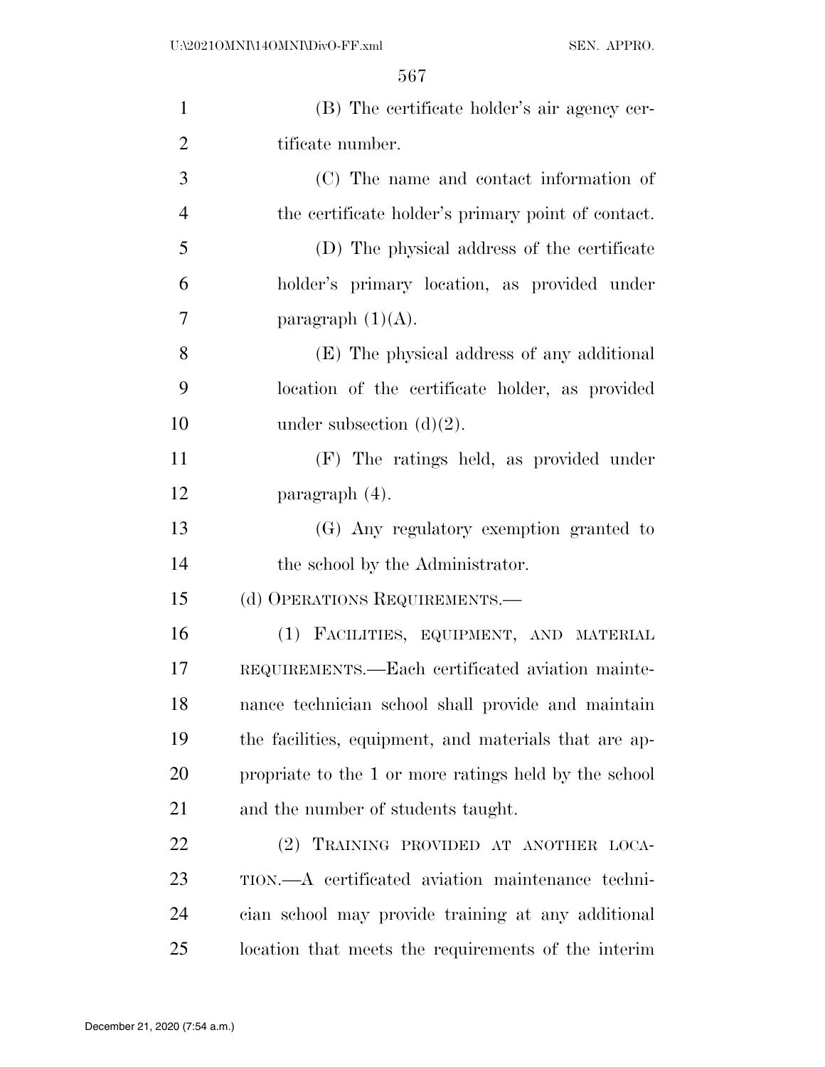(B) The certificate holder's air agency certificate number.

(C) The name and contact information of the certificate holder's primary point of contact.

(D) The physical address of the certificate holder's primary location, as provided under paragraph (1)(A).

(E) The physical address of any additional location of the certificate holder, as provided under subsection (d)(2).

(F) The ratings held, as provided under paragraph (4).

(G) Any regulatory exemption granted to the school by the Administrator.

(d) OPERATIONS REQUIREMENTS.—

(1) FACILITIES, EQUIPMENT, AND MATERIAL REQUIREMENTS.—Each certificated aviation maintenance technician school shall provide and maintain the facilities, equipment, and materials that are appropriate to the 1 or more ratings held by the school and the number of students taught.

(2) TRAINING PROVIDED AT ANOTHER LOCATION.—A certificated aviation maintenance technician school may provide training at any additional location that meets the requirements of the interim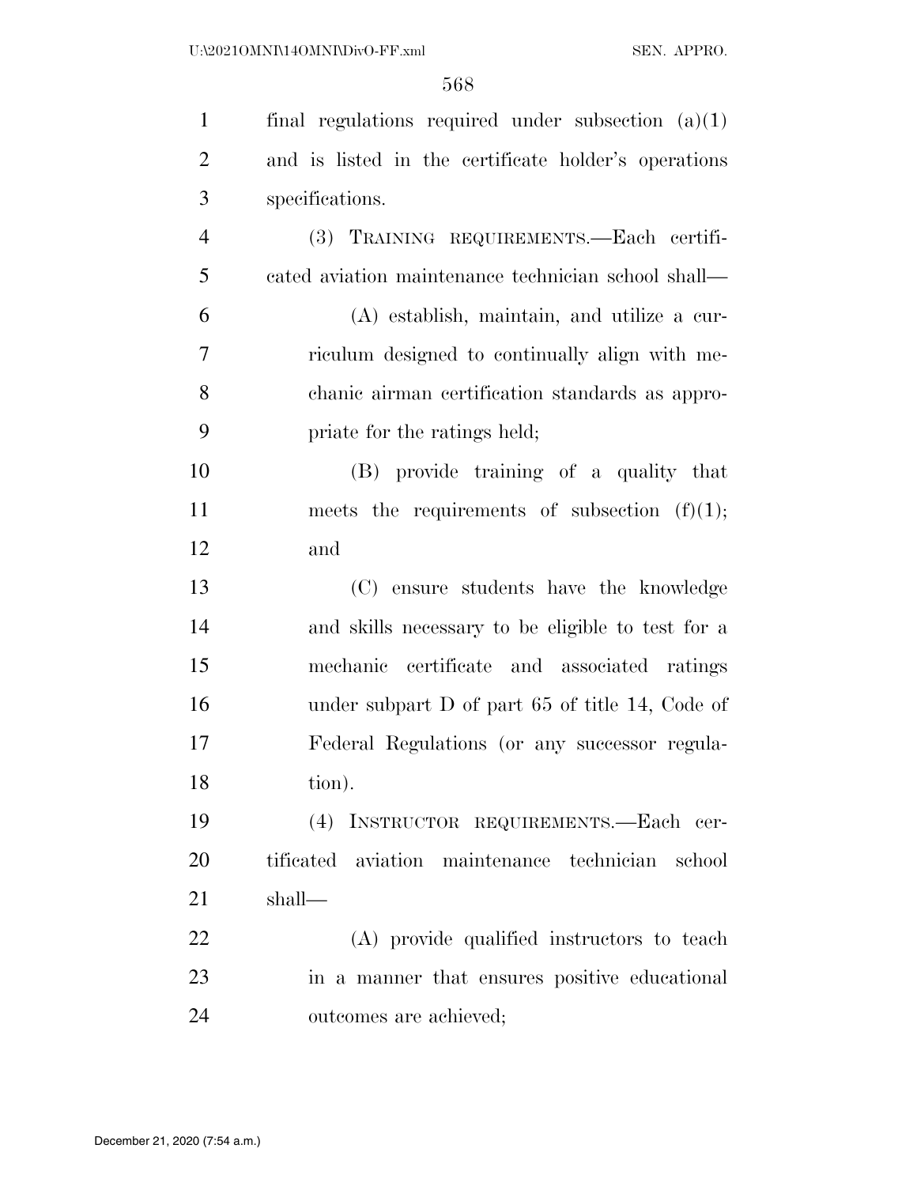final regulations required under subsection (a)(1) and is listed in the certificate holder's operations specifications.

(3) TRAINING REQUIREMENTS.—Each certificated aviation maintenance technician school shall—

(A) establish, maintain, and utilize a curriculum designed to continually align with mechanic airman certification standards as appropriate for the ratings held;

(B) provide training of a quality that meets the requirements of subsection (f)(1); and

(C) ensure students have the knowledge and skills necessary to be eligible to test for a mechanic certificate and associated ratings under subpart D of part 65 of title 14, Code of Federal Regulations (or any successor regulation).

(4) INSTRUCTOR REQUIREMENTS.—Each certificated aviation maintenance technician school shall—

(A) provide qualified instructors to teach in a manner that ensures positive educational outcomes are achieved;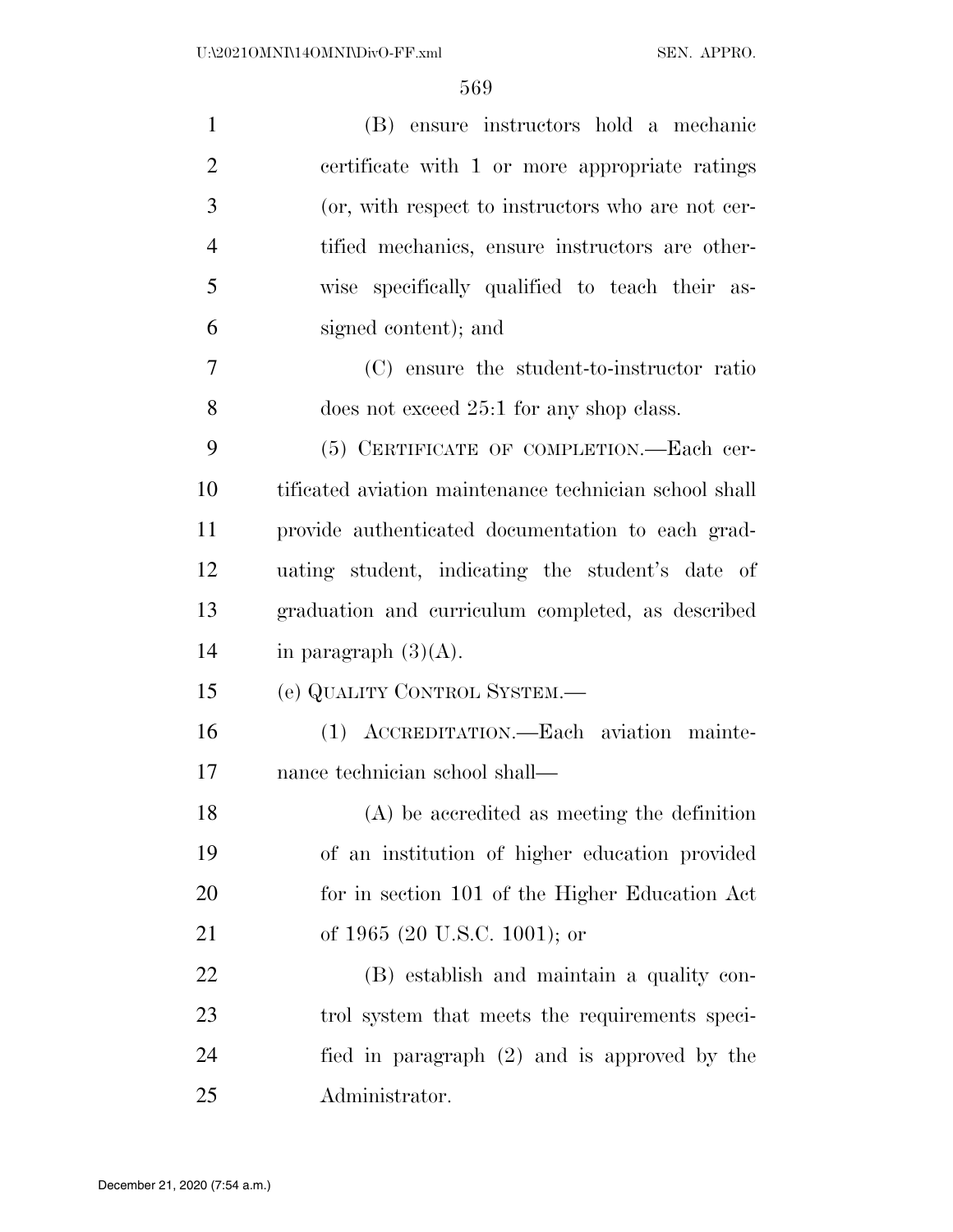(B) ensure instructors hold a mechanic certificate with 1 or more appropriate ratings (or, with respect to instructors who are not certified mechanics, ensure instructors are otherwise specifically qualified to teach their assigned content); and

(C) ensure the student-to-instructor ratio does not exceed 25:1 for any shop class.

(5) CERTIFICATE OF COMPLETION.—Each certificated aviation maintenance technician school shall provide authenticated documentation to each graduating student, indicating the student's date of graduation and curriculum completed, as described in paragraph (3)(A).

(e) QUALITY CONTROL SYSTEM.—

(1) ACCREDITATION.—Each aviation maintenance technician school shall—

(A) be accredited as meeting the definition of an institution of higher education provided for in section 101 of the Higher Education Act of 1965 (20 U.S.C. 1001); or

(B) establish and maintain a quality control system that meets the requirements specified in paragraph (2) and is approved by the Administrator.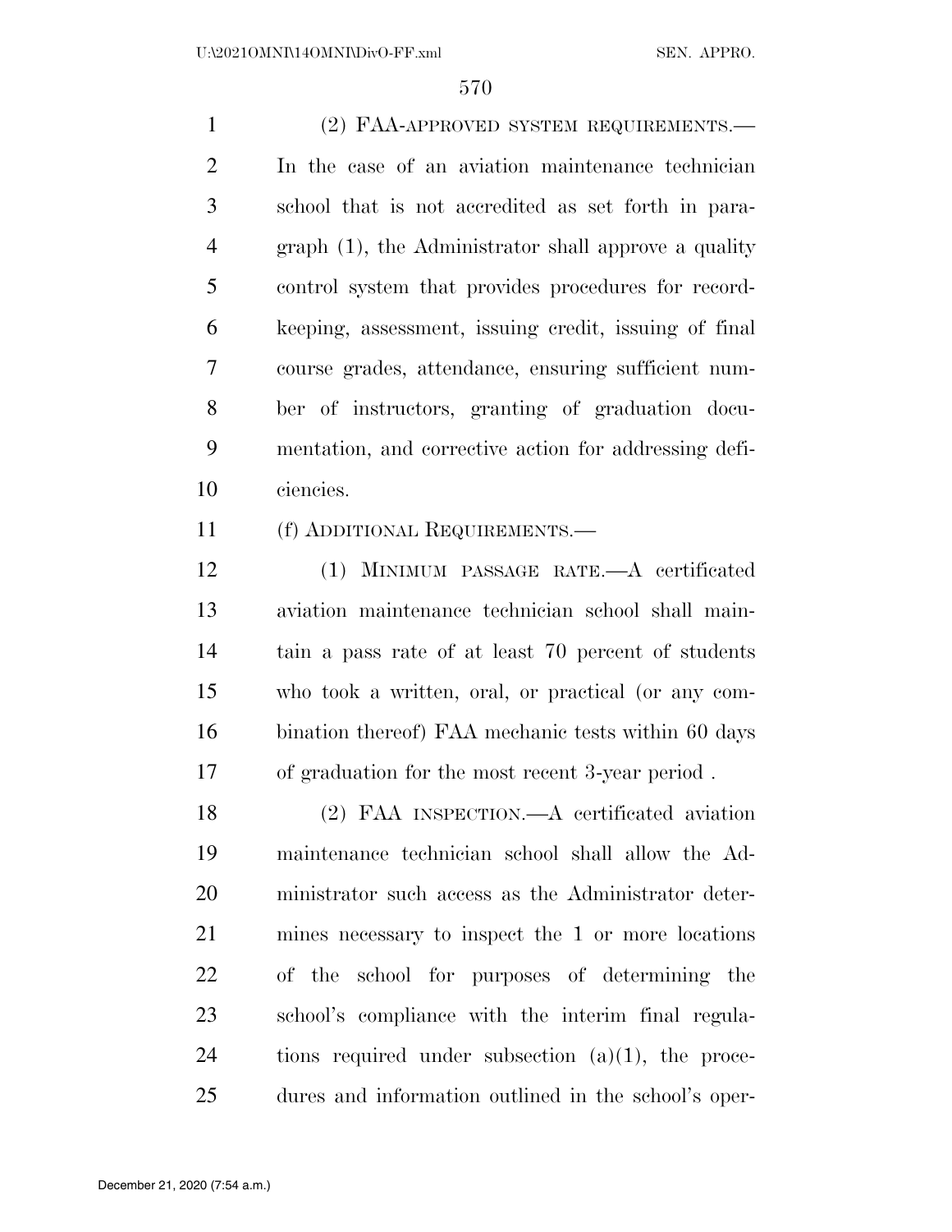(2) FAA-APPROVED SYSTEM REQUIREMENTS.—In the case of an aviation maintenance technician school that is not accredited as set forth in paragraph (1), the Administrator shall approve a quality control system that provides procedures for recordkeeping, assessment, issuing credit, issuing of final course grades, attendance, ensuring sufficient number of instructors, granting of graduation documentation, and corrective action for addressing deficiencies.

(f) ADDITIONAL REQUIREMENTS.—

(1) MINIMUM PASSAGE RATE.—A certificated aviation maintenance technician school shall maintain a pass rate of at least 70 percent of students who took a written, oral, or practical (or any combination thereof) FAA mechanic tests within 60 days of graduation for the most recent 3-year period .

(2) FAA INSPECTION.—A certificated aviation maintenance technician school shall allow the Administrator such access as the Administrator determines necessary to inspect the 1 or more locations of the school for purposes of determining the school's compliance with the interim final regulations required under subsection (a)(1), the procedures and information outlined in the school's oper-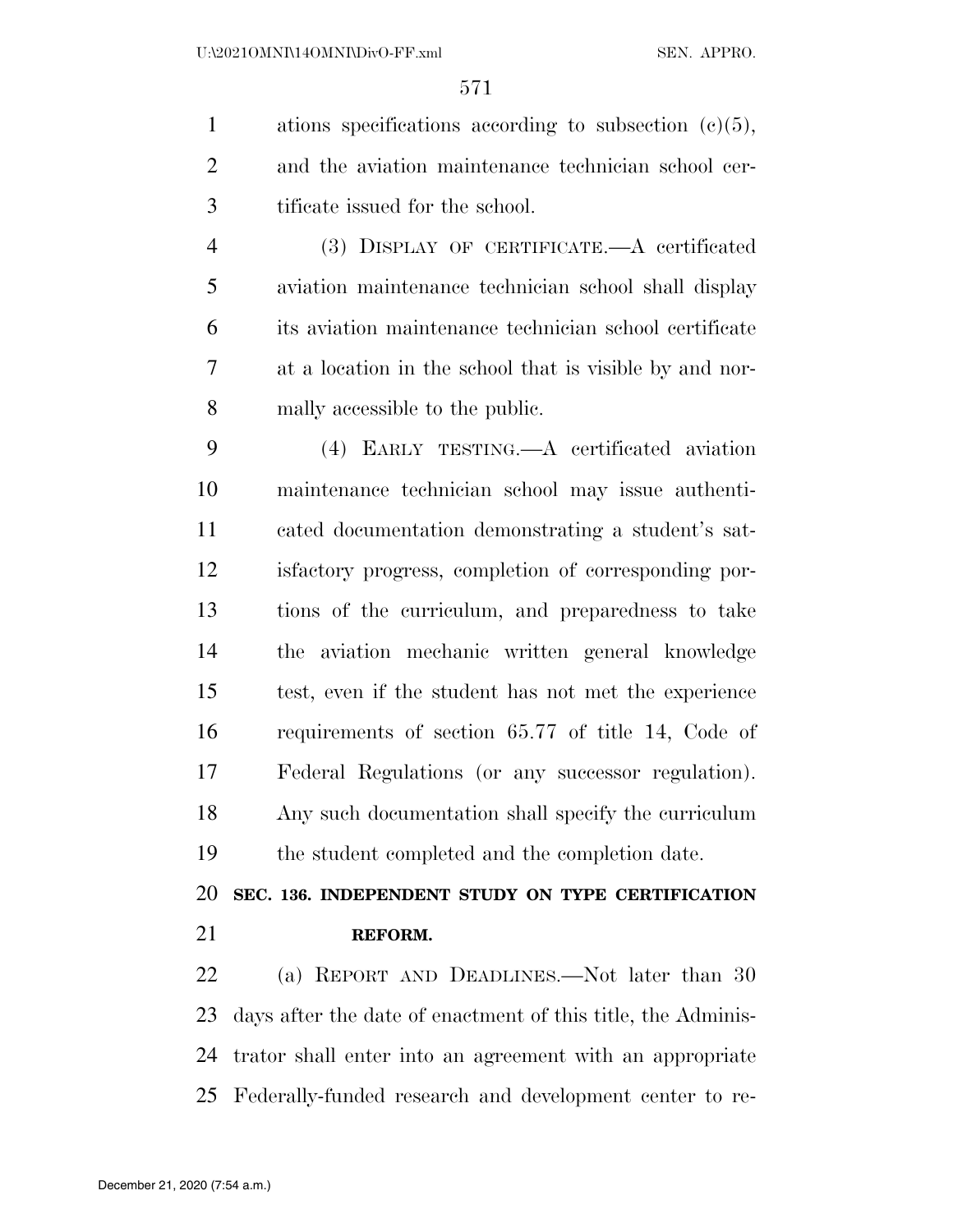ations specifications according to subsection (c)(5), and the aviation maintenance technician school certificate issued for the school.

(3) DISPLAY OF CERTIFICATE.—A certificated aviation maintenance technician school shall display its aviation maintenance technician school certificate at a location in the school that is visible by and normally accessible to the public.

(4) EARLY TESTING.—A certificated aviation maintenance technician school may issue authenticated documentation demonstrating a student's satisfactory progress, completion of corresponding portions of the curriculum, and preparedness to take the aviation mechanic written general knowledge test, even if the student has not met the experience requirements of section 65.77 of title 14, Code of Federal Regulations (or any successor regulation). Any such documentation shall specify the curriculum the student completed and the completion date.

**SEC. 136. INDEPENDENT STUDY ON TYPE CERTIFICATION REFORM.**

(a) REPORT AND DEADLINES.—Not later than 30 days after the date of enactment of this title, the Administrator shall enter into an agreement with an appropriate Federally-funded research and development center to re-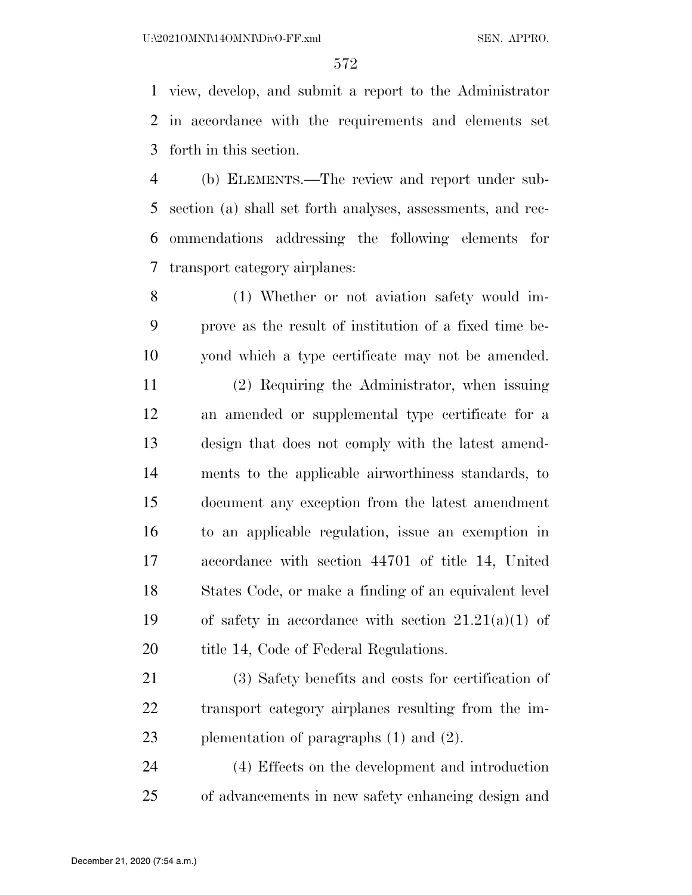view, develop, and submit a report to the Administrator in accordance with the requirements and elements set forth in this section.

(b) ELEMENTS.—The review and report under subsection (a) shall set forth analyses, assessments, and recommendations addressing the following elements for transport category airplanes:

(1) Whether or not aviation safety would improve as the result of institution of a fixed time beyond which a type certificate may not be amended.

(2) Requiring the Administrator, when issuing an amended or supplemental type certificate for a design that does not comply with the latest amendments to the applicable airworthiness standards, to document any exception from the latest amendment to an applicable regulation, issue an exemption in accordance with section 44701 of title 14, United States Code, or make a finding of an equivalent level of safety in accordance with section 21.21(a)(1) of title 14, Code of Federal Regulations.

(3) Safety benefits and costs for certification of transport category airplanes resulting from the implementation of paragraphs (1) and (2).

(4) Effects on the development and introduction of advancements in new safety enhancing design and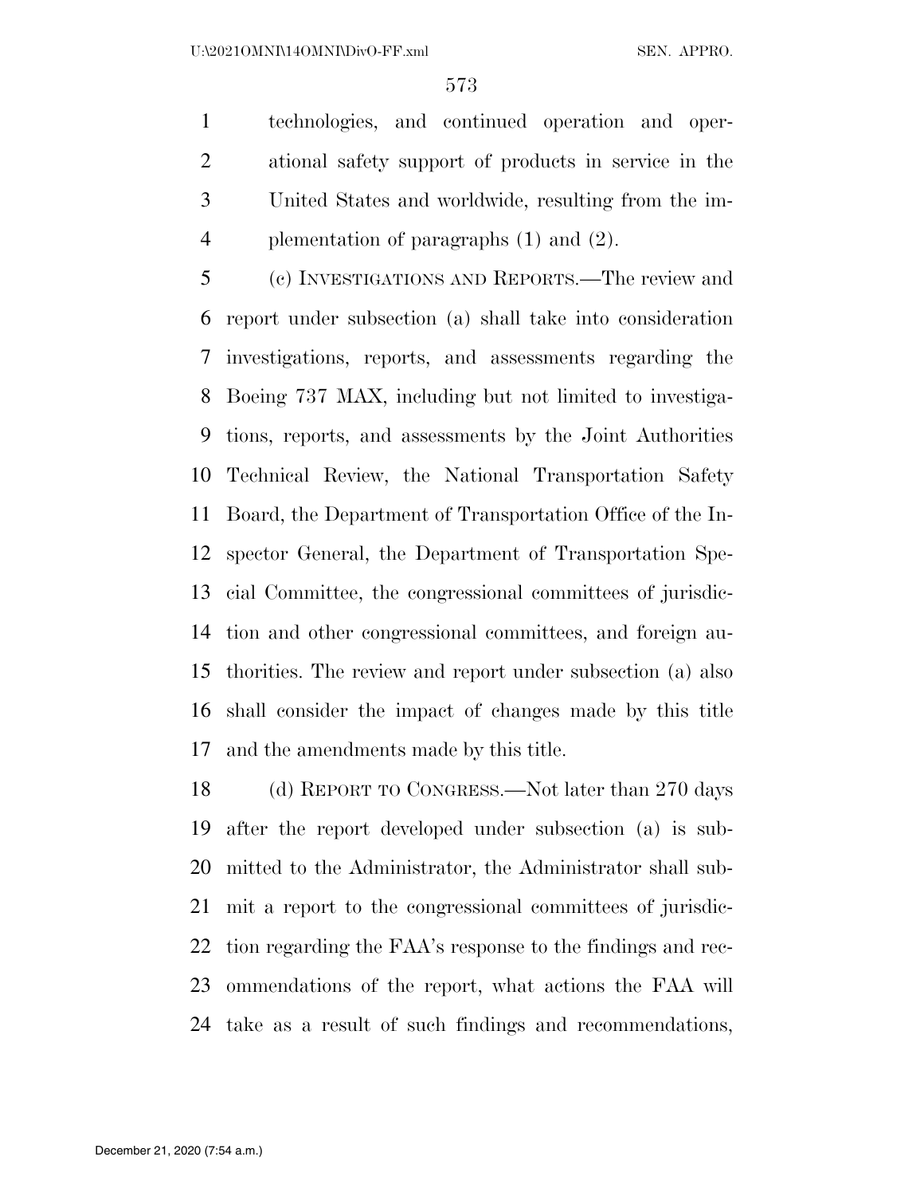technologies, and continued operation and operational safety support of products in service in the United States and worldwide, resulting from the implementation of paragraphs (1) and (2).

(c) INVESTIGATIONS AND REPORTS.—The review and report under subsection (a) shall take into consideration investigations, reports, and assessments regarding the Boeing 737 MAX, including but not limited to investigations, reports, and assessments by the Joint Authorities Technical Review, the National Transportation Safety Board, the Department of Transportation Office of the Inspector General, the Department of Transportation Special Committee, the congressional committees of jurisdiction and other congressional committees, and foreign authorities. The review and report under subsection (a) also shall consider the impact of changes made by this title and the amendments made by this title.

(d) REPORT TO CONGRESS.—Not later than 270 days after the report developed under subsection (a) is submitted to the Administrator, the Administrator shall submit a report to the congressional committees of jurisdiction regarding the FAA's response to the findings and recommendations of the report, what actions the FAA will take as a result of such findings and recommendations,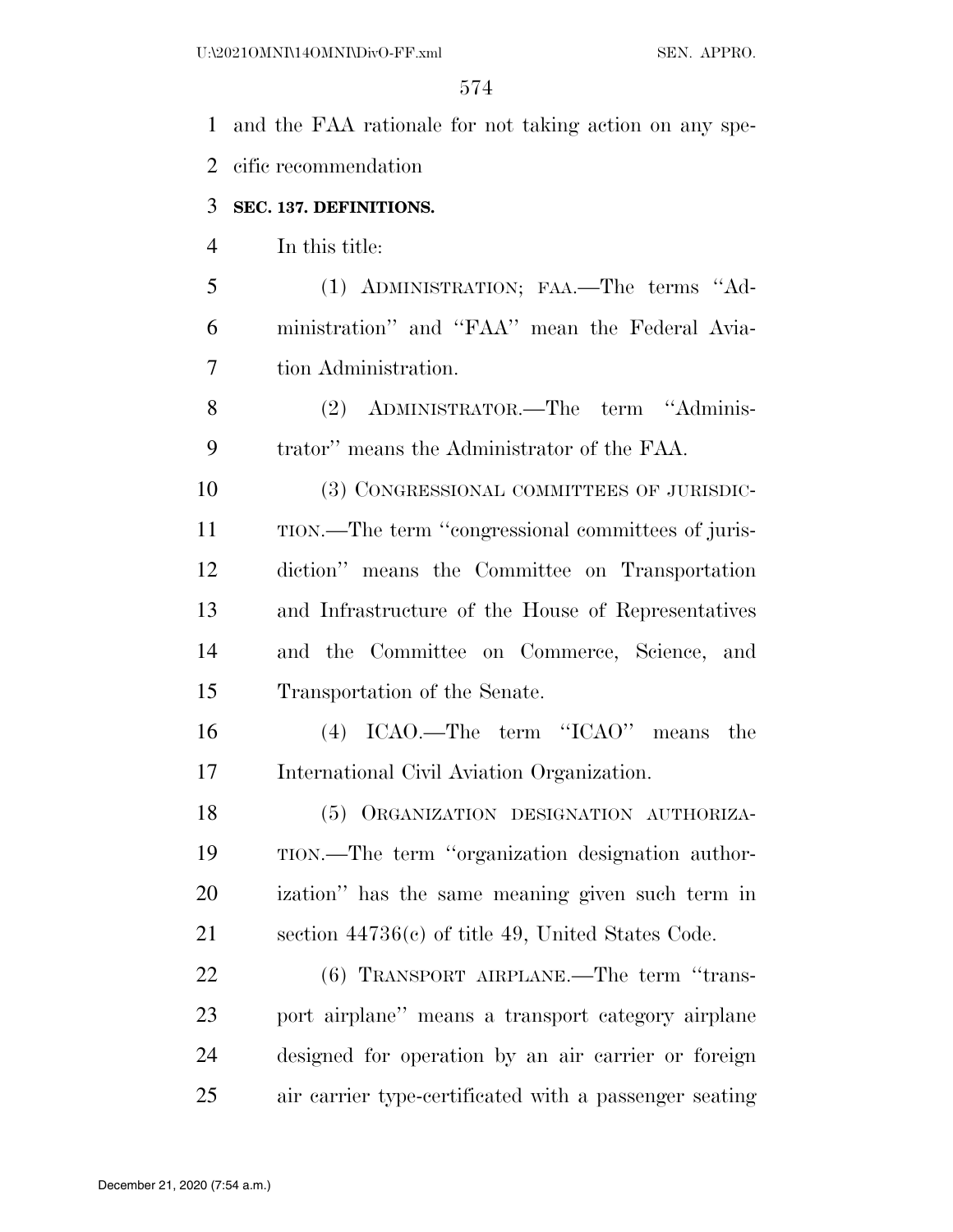and the FAA rationale for not taking action on any specific recommendation

**SEC. 137. DEFINITIONS.**

In this title:

(1) ADMINISTRATION; FAA.—The terms "Administration" and "FAA" mean the Federal Aviation Administration.

(2) ADMINISTRATOR.—The term "Administrator" means the Administrator of the FAA.

(3) CONGRESSIONAL COMMITTEES OF JURISDICTION.—The term "congressional committees of jurisdiction" means the Committee on Transportation and Infrastructure of the House of Representatives and the Committee on Commerce, Science, and Transportation of the Senate.

(4) ICAO.—The term "ICAO" means the International Civil Aviation Organization.

(5) ORGANIZATION DESIGNATION AUTHORIZATION.—The term "organization designation authorization" has the same meaning given such term in section 44736(c) of title 49, United States Code.

(6) TRANSPORT AIRPLANE.—The term "transport airplane" means a transport category airplane designed for operation by an air carrier or foreign air carrier type-certificated with a passenger seating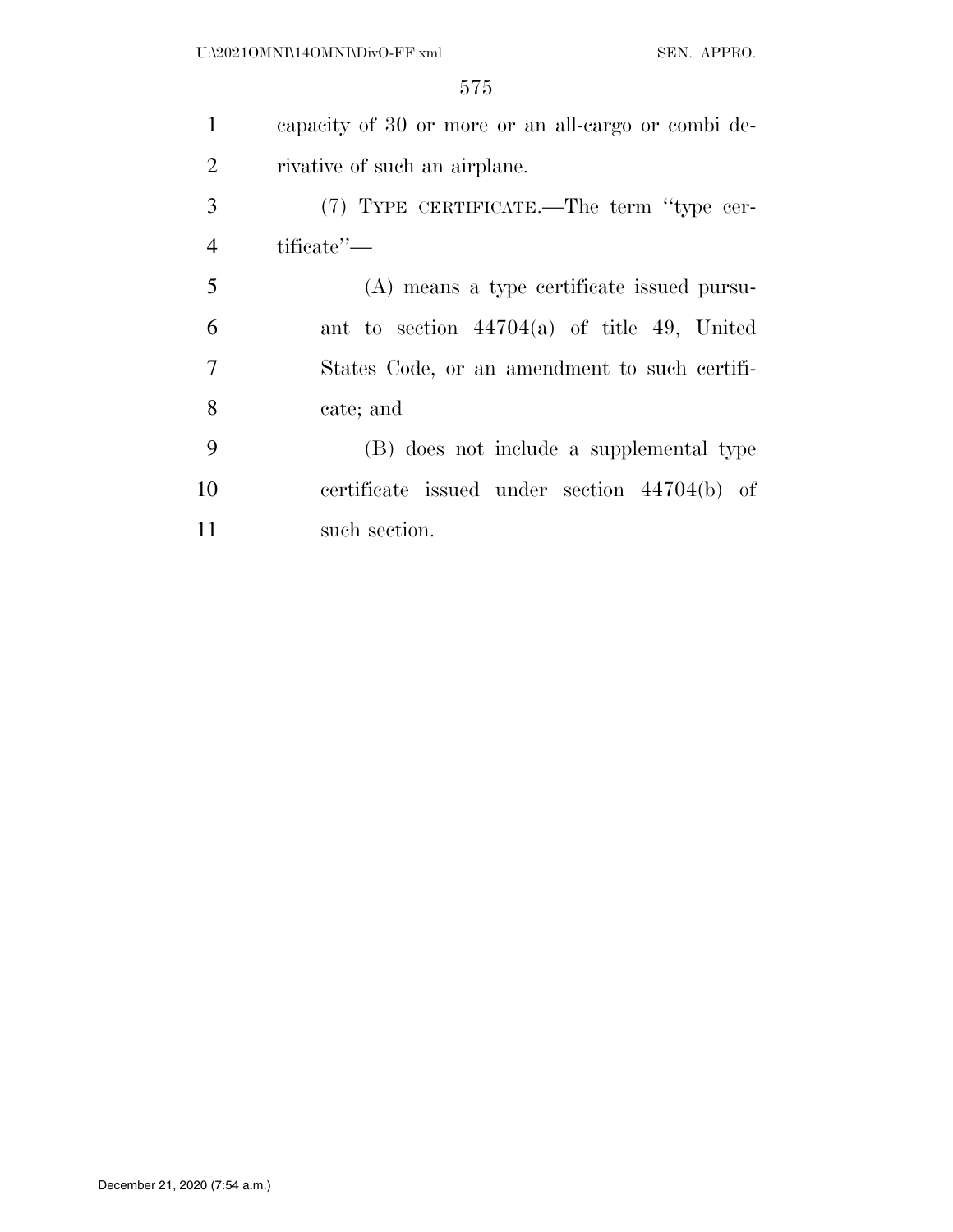capacity of 30 or more or an all-cargo or combi derivative of such an airplane.

(7) TYPE CERTIFICATE.—The term ''type certificate''—

(A) means a type certificate issued pursuant to section 44704(a) of title 49, United States Code, or an amendment to such certificate; and

(B) does not include a supplemental type certificate issued under section 44704(b) of such section.